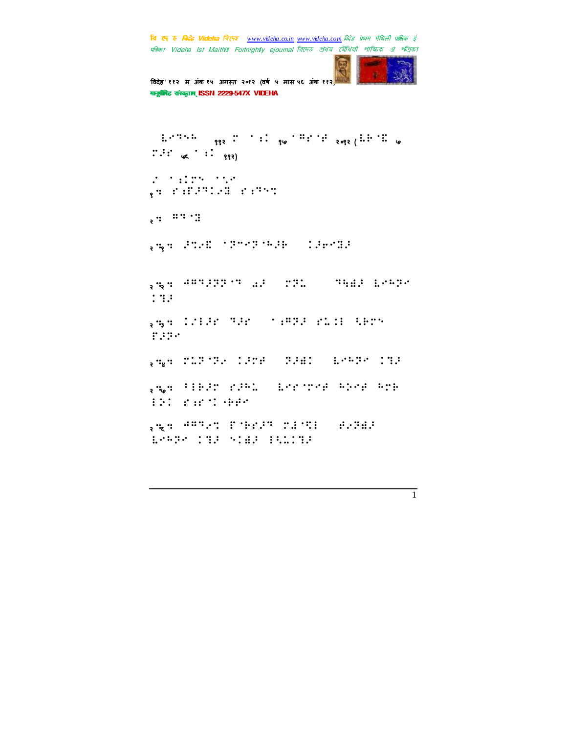⠧⠊⠙⠑⠓ ११२ ⠍ ⠁⠰⠅ १७ ⠁⠛⠎⠞ २०१२ (⠧�P⠙ ७ ⠍⠁⠎ ५८ ⠁⠰⠅ ११२)

⠎⠡ ⠁⠰⠅⠍⠑ ⠁⠡⠁
१⠲ ⠛⠜⠇⠁⠙⠡⠳ ⠛⠜⠙⠑⠙

२⠲ ⠿⠙⠈⠳

२⠲१⠲ ⠁⠙⠡⠫ ⠈⠝⠑⠙⠝⠈⠓⠁⠗ ⠨⠁⠗⠑⠻⠁

२⠲२⠲ ⠫⠿⠙⠁⠝⠝⠈⠙ ⠱⠁ ⠍⠝⠥ ⠙⠹⠫⠁ ⠧⠑⠓⠝⠑ ⠨⠹⠁

२⠲३⠲ ⠨⠌⠇⠁⠗ ⠙⠁⠗ ⠈⠜⠿⠝⠁ ⠗⠥⠨⠇ ⠣⠗⠍⠊ ⠛⠁⠝⠑

२⠲४⠲ ⠍⠥⠝⠈⠝⠡ ⠨⠁⠍⠫ ⠝⠁⠫⠨ ⠧⠑⠓⠝⠑ ⠨⠹⠁

२⠲५⠲ ⠖⠇⠗⠁⠍ ⠗⠁⠓⠥ ⠧⠑⠗⠈⠍⠑⠫ ⠓⠕⠑⠫ ⠓⠍⠗ ⠇⠕⠨ ⠗⠜⠗⠈⠨⠗⠫⠑

२⠲६⠲ ⠫⠿⠙⠑⠉ ⠛⠈⠗⠗⠁⠙ ⠍⠼⠈⠯⠇ ⠫⠡⠝⠫⠁ ⠧⠑⠓⠝⠑ ⠨⠹⠁ ⠊⠨⠫⠁ ⠇⠣⠥⠨⠹⠁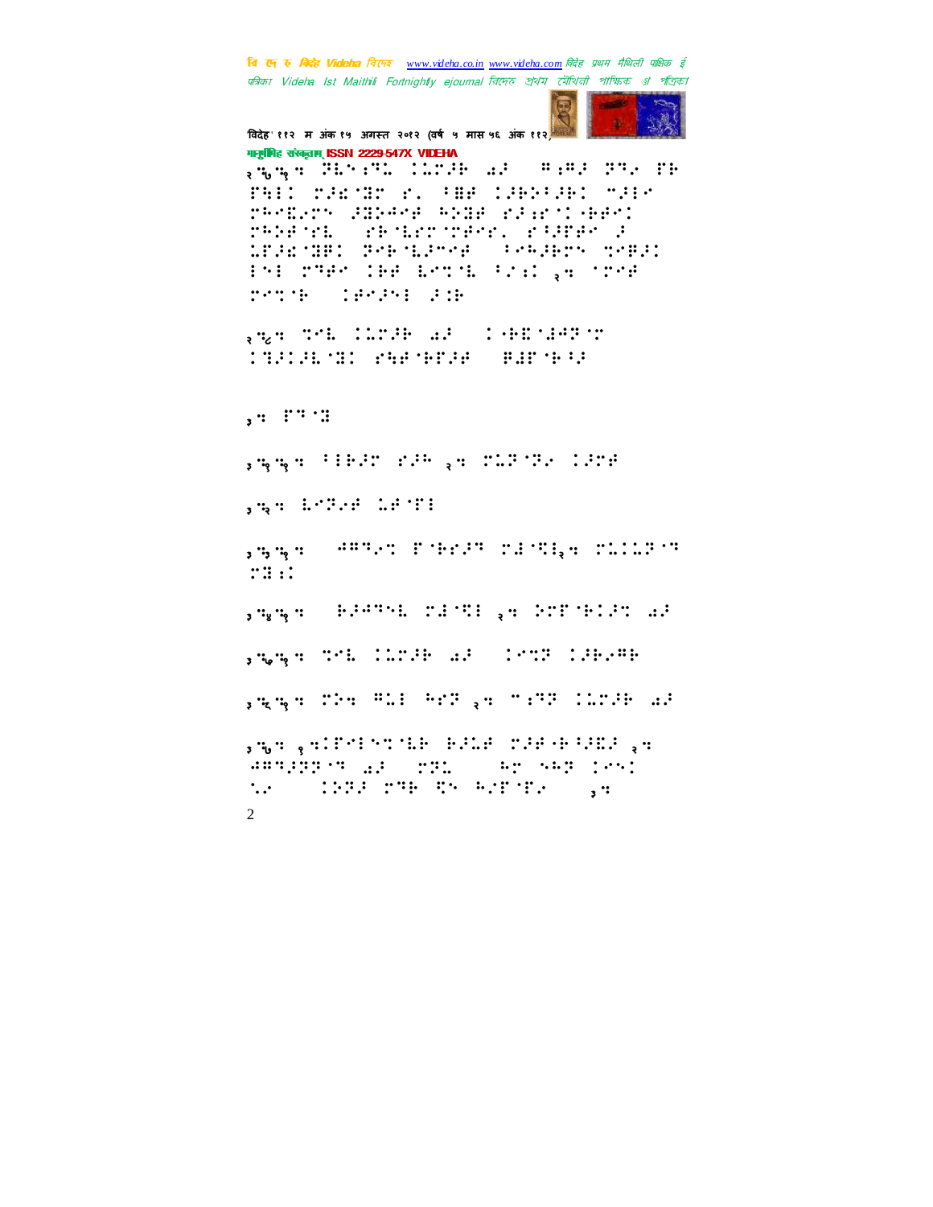२.७.१ ⠝⠇⠑⠆⠙⠥ ⠉⠥⠍⠗⠓ �always...

२.७.१ ...

२.८ ...

३ ...

३.१.१ ... २ ...

३.२ ...

३.३.१ ... २ ...

३.४.१ ... २ ...

३.५.१ ...

३.६.१ ... २ ...

३.७ १ ... २ ... ३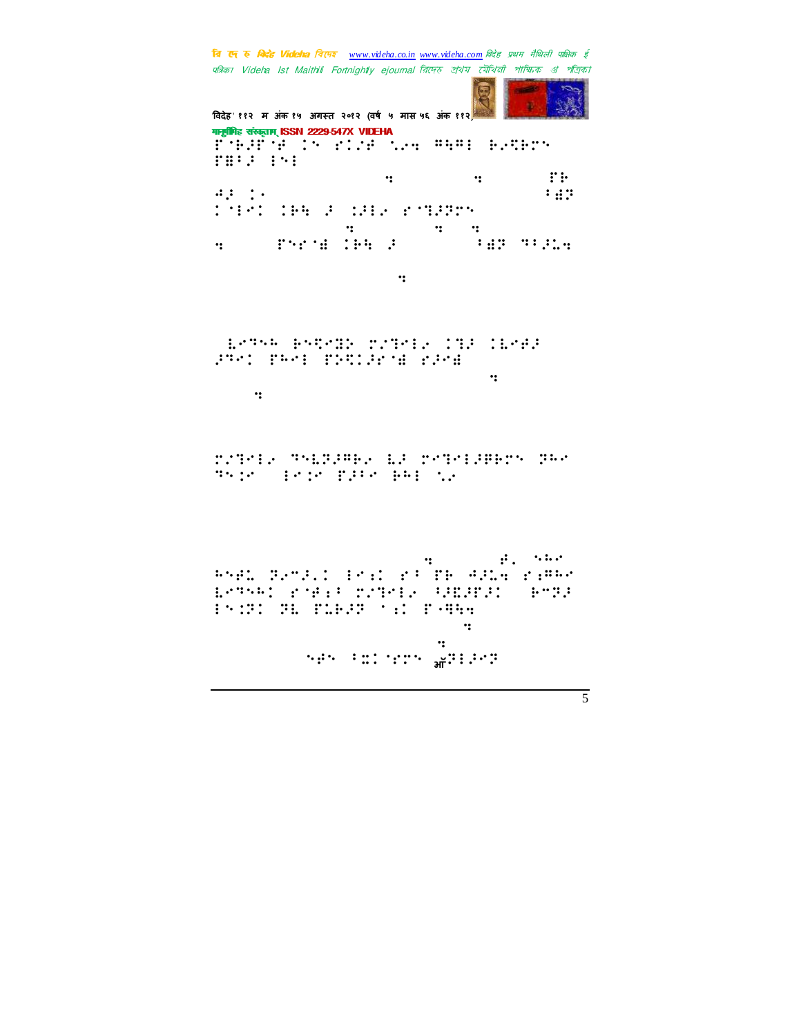मानुषीमिह संस्कृताम् ISSN 2229-547X VIDEHA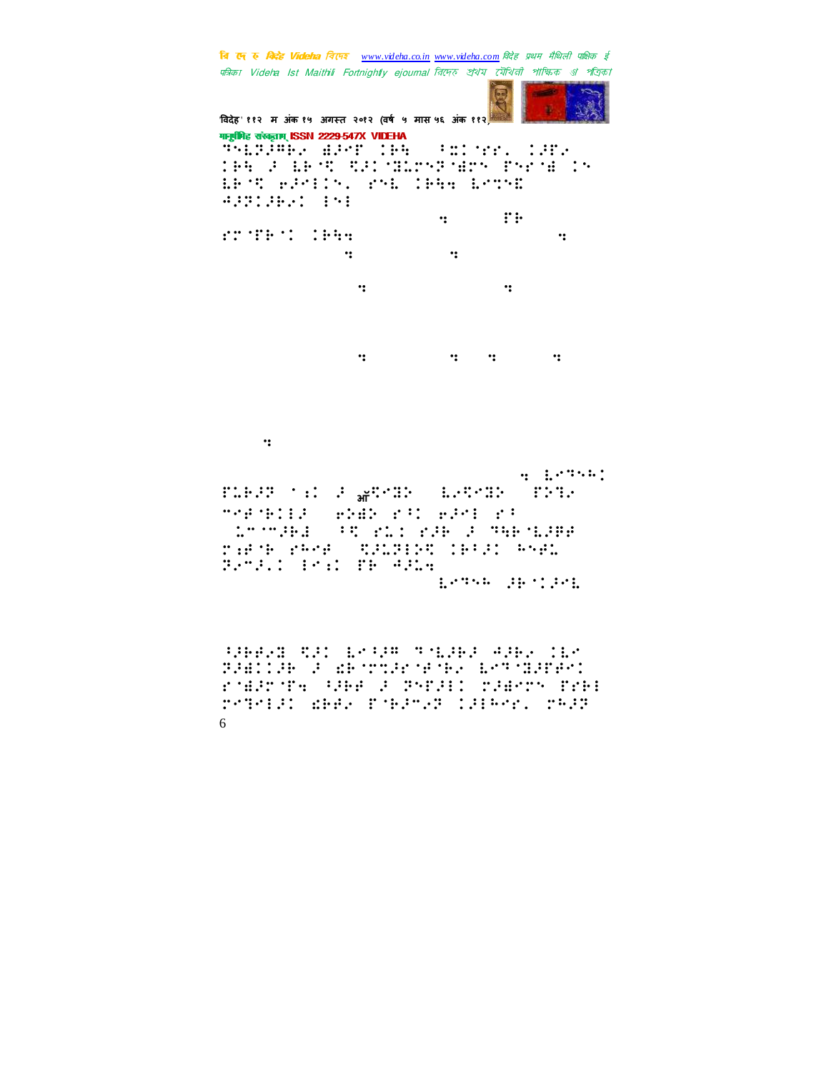"⠝⠱⠇⠽⠚⠻⠓⠂ ⠺⠚⠊⠋ ⠅⠓⠓ ⠀⠁⠭⠅⠊⠗⠂ ⠅⠚⠋⠂ ⠅⠓⠓ ⠚ ⠇⠓⠈⠩ ⠩⠚⠅⠈⠿⠇⠗⠝⠽⠈⠺⠗⠝ ⠏⠝⠗⠈⠺ ⠅⠝ ⠇⠓⠈⠩ ⠑⠚⠊⠇⠅⠝⠂ ⠗⠝⠇ ⠅⠓⠓⠲ ⠇⠊⠹⠝⠿ ⠲⠚⠝⠅⠚⠓⠂⠅ ⠃⠝⠇

⠲ ⠏⠓

⠎⠉⠈⠏⠓⠈⠅ ⠅⠓⠓⠲ ⠲

⠲ ⠲

⠲ ⠲

⠲ ⠲ ⠲ ⠲

⠲

⠲ ⠇⠊⠹⠝⠓⠅

⠏⠇⠓⠚⠝ ⠈⠡⠅ ⠚ ॲ⠩⠊⠿⠕ ⠀⠇⠂⠩⠊⠿⠕ ⠀⠏⠕⠹⠂ ⠉⠊⠋⠈⠓⠅⠇⠚ ⠀⠑⠕⠺⠕ ⠗⠁⠅ ⠑⠚⠊⠃ ⠗⠁ ⠀⠇⠉⠈⠉⠚⠓⠃ ⠀⠁⠩ ⠗⠇⠅ ⠗⠚⠓ ⠚ ⠹⠻⠓⠈⠇⠚⠋⠋ ⠗⠐⠋⠈⠓ ⠗⠓⠊⠋ ⠀⠩⠚⠇⠽⠃⠕⠩ ⠅⠓⠁⠚⠅ ⠓⠝⠋⠇ ⠽⠂⠉⠚⠂⠅ ⠃⠊⠡ ⠏⠓ ⠲⠚⠇⠲

⠇⠊⠹⠝⠓ ⠚⠓⠈⠅⠚⠊⠇

⠁⠚⠓⠋⠂⠿ ⠩⠚⠅ ⠇⠊⠁⠚⠻ ⠹⠈⠇⠚⠓⠚ ⠲⠚⠓⠂ ⠅⠇⠊ ⠽⠚⠺⠅⠅⠚⠓ ⠚ ⠫⠓⠈⠹⠚⠗⠈⠋⠈⠓⠂ ⠇⠊⠹⠈⠿⠚⠏⠋⠊⠅ ⠗⠈⠺⠚⠗⠈⠏⠲ ⠁⠚⠓⠋ ⠚ ⠽⠝⠏⠚⠃⠅ ⠗⠚⠺⠊⠗⠝ ⠏⠗⠓⠃ ⠗⠊⠹⠊⠃⠚⠅ ⠫⠓⠋⠂ ⠏⠈⠓⠚⠉⠂⠽ ⠅⠚⠃⠓⠊⠗⠂ ⠗⠓⠚⠽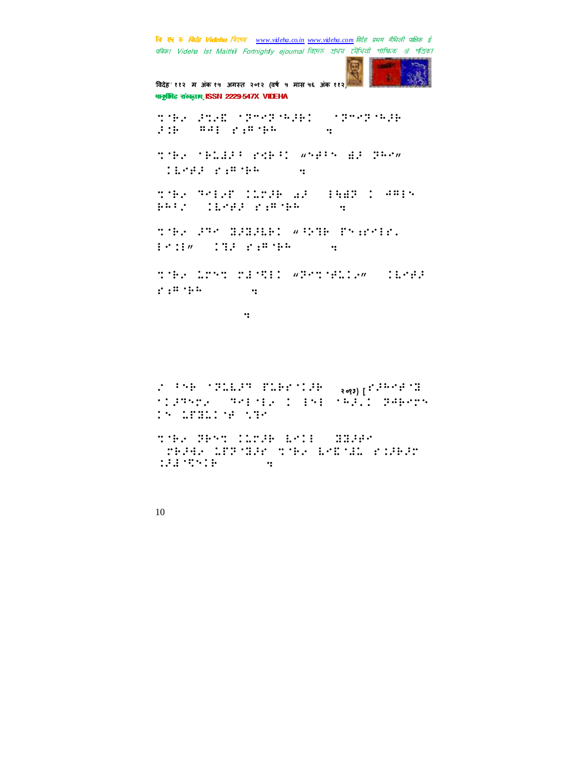⠉⠈⠗⠱⠀⠯⠉⠱⠮⠀⠈⠝⠉⠢⠝⠈⠓⠯⠗⠅⠀⠀⠀⠈⠝⠉⠢⠝⠈⠓⠯⠗⠀⠯⠅⠗⠀⠀⠀⠻⠫⠇⠀⠎⠆⠻⠈⠗⠓⠀⠀⠀⠀⠀⠀⠀⠀⠀⠀⠀⠒

⠉⠈⠗⠱⠀⠈⠗⠥⠿⠯⠃⠀⠎⠉⠗⠃⠅⠀⠦⠑⠋⠃⠑⠀⠿⠯⠀⠝⠓⠢⠴⠀⠀⠅⠧⠢⠋⠯⠀⠎⠆⠻⠈⠗⠓⠀⠀⠀⠀⠀⠀⠀⠀⠒

⠉⠈⠗⠱⠀⠝⠢⠇⠱⠋⠀⠅⠅⠍⠯⠗⠀⠺⠯⠀⠀⠀⠇⠓⠿⠝⠀⠅⠀⠚⠻⠇⠑⠀⠗⠓⠃⠌⠀⠀⠀⠅⠧⠢⠋⠯⠀⠎⠆⠻⠈⠗⠓⠀⠀⠀⠀⠀⠀⠀⠒

⠉⠈⠗⠱⠀⠯⠝⠢⠀⠹⠯⠹⠯⠧⠗⠅⠀⠦⠃⠕⠹⠗⠀⠏⠑⠆⠎⠢⠇⠎⠄⠀⠇⠢⠅⠇⠴⠀⠀⠀⠅⠹⠯⠀⠎⠆⠻⠈⠗⠓⠀⠀⠀⠀⠀⠀⠀⠒

⠉⠈⠗⠱⠀⠥⠍⠑⠉⠀⠍⠙⠈⠹⠇⠅⠀⠦⠝⠢⠉⠈⠋⠥⠅⠱⠴⠀⠀⠀⠅⠧⠢⠋⠯⠀⠎⠆⠻⠈⠗⠓⠀⠀⠀⠀⠀⠀⠀⠀⠀⠀⠒

⠒

⠌⠀⠃⠑⠗⠀⠈⠝⠥⠧⠯⠝⠀⠏⠥⠗⠎⠈⠅⠯⠗⠀⠀⠀२०१३) [⠎⠯⠓⠢⠋⠈⠹⠀⠈⠅⠯⠝⠑⠉⠱⠀⠀⠀⠝⠢⠇⠈⠇⠱⠀⠅⠀⠇⠑⠇⠀⠈⠓⠯⠄⠅⠀⠝⠚⠗⠢⠍⠑⠀⠅⠑⠀⠥⠋⠹⠥⠅⠈⠋⠀⠡⠹⠢

⠉⠈⠗⠱⠀⠝⠗⠑⠉⠀⠅⠅⠍⠯⠗⠀⠧⠢⠅⠇⠀⠀⠀⠹⠹⠯⠋⠢⠀⠀⠍⠗⠯⠚⠱⠀⠥⠏⠝⠈⠹⠯⠎⠀⠉⠈⠗⠱⠀⠧⠢⠮⠈⠿⠥⠀⠎⠅⠯⠗⠯⠍⠀⠅⠯⠿⠈⠎⠑⠅⠗⠀⠀⠀⠀⠀⠀⠀⠀⠒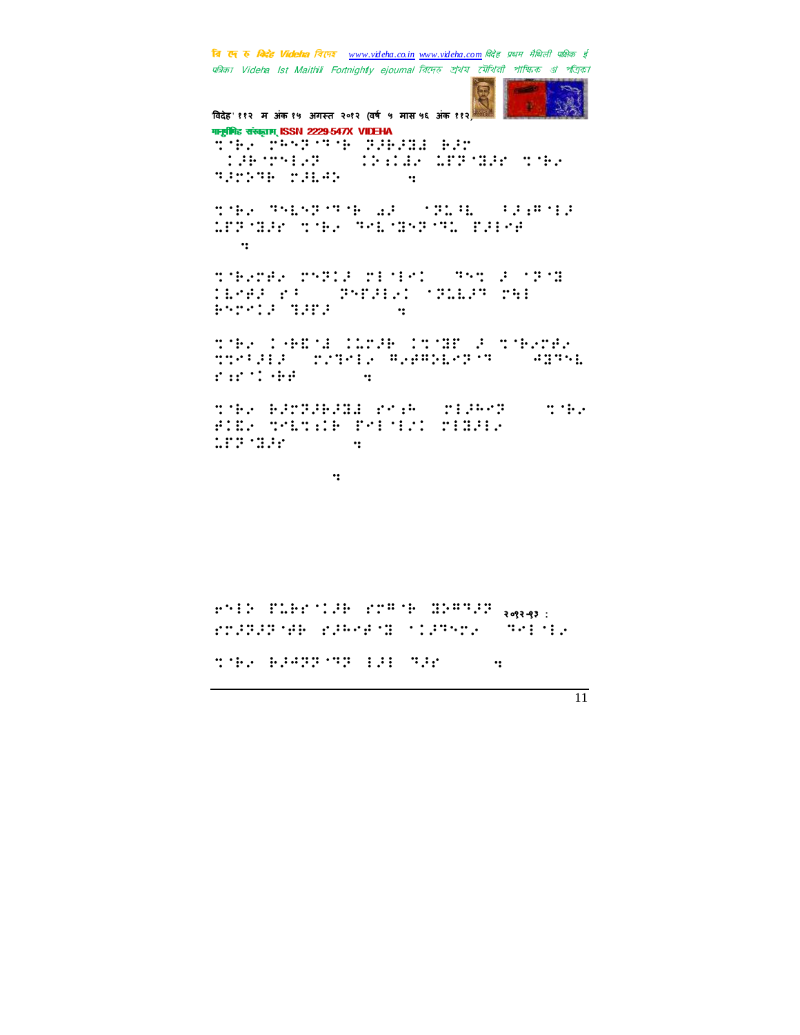२०१२-१३ :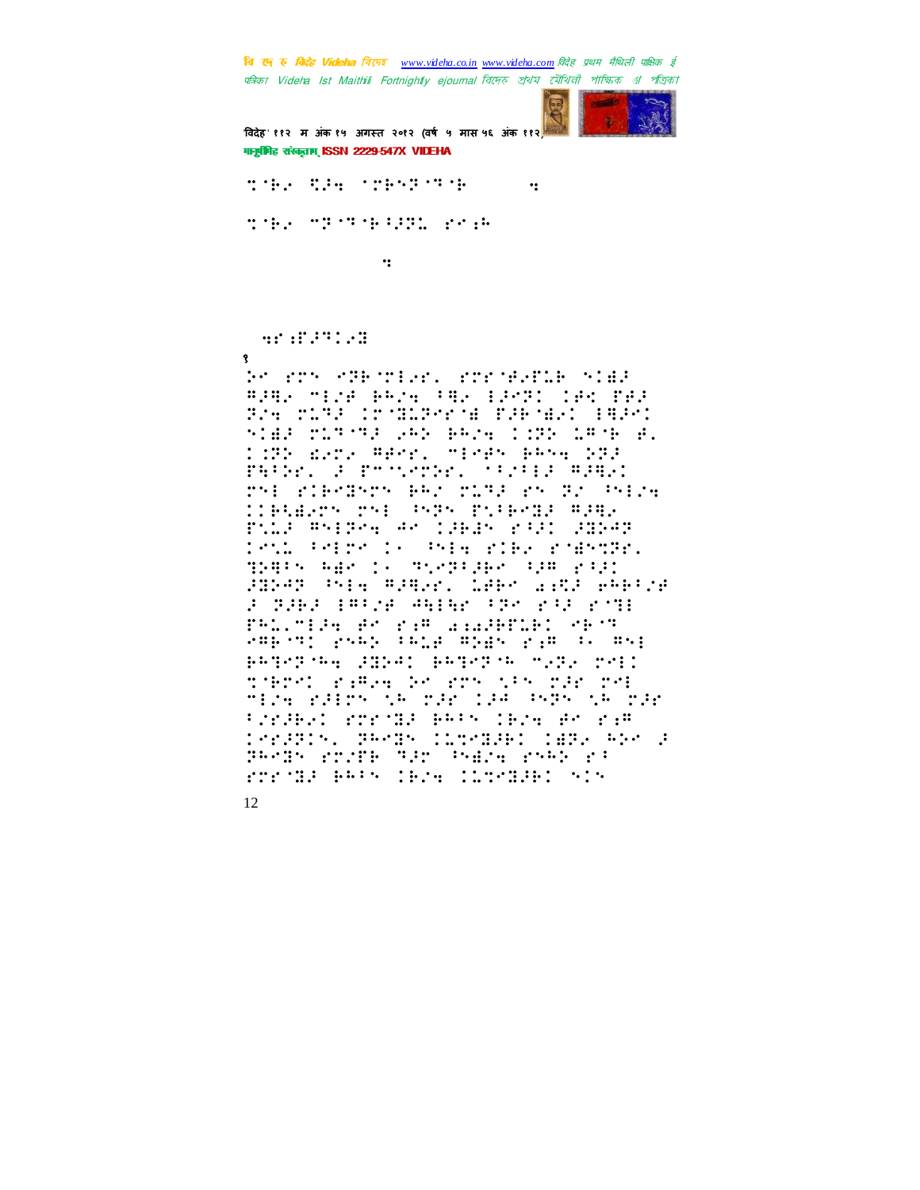१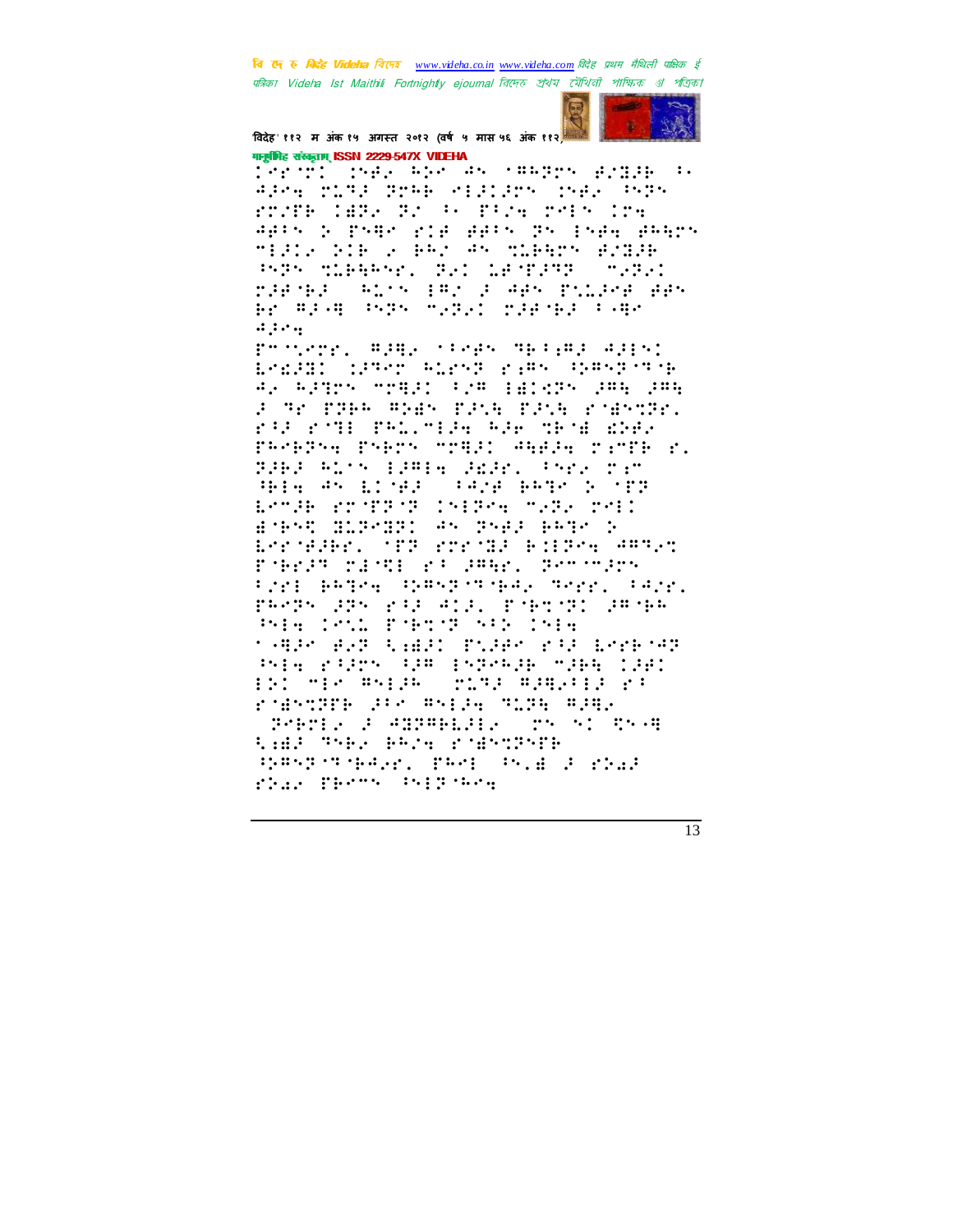विदेह' ११२ म अंक १५ अगस्त २०१२ (वर्ष ५ मास ५६ अंक ११२)

मानुषीमिह संस्कृताम् ISSN 2229-547X VIDEHA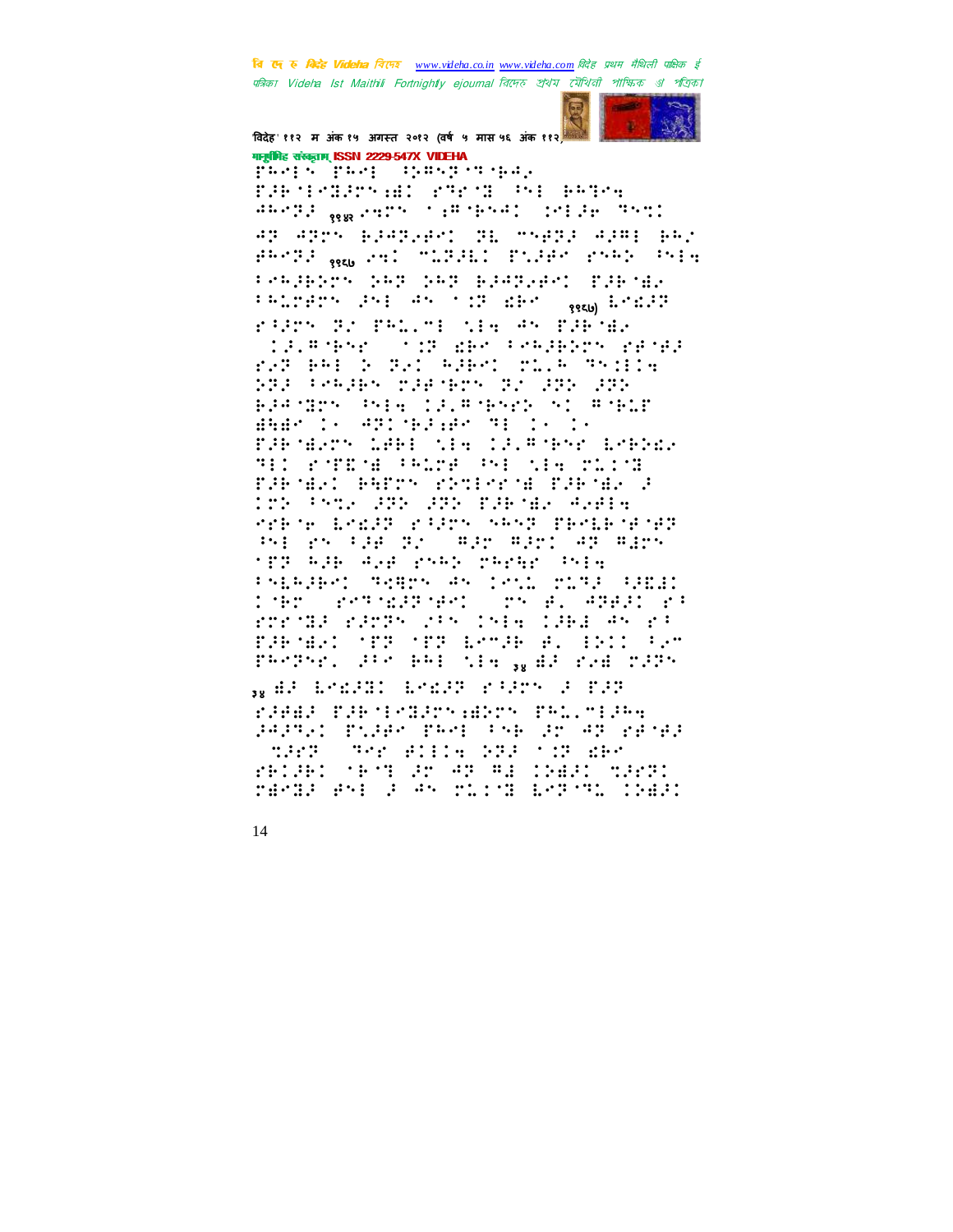ज्येष्ठ संस्कृत ISSN 2229-547X VIDEHA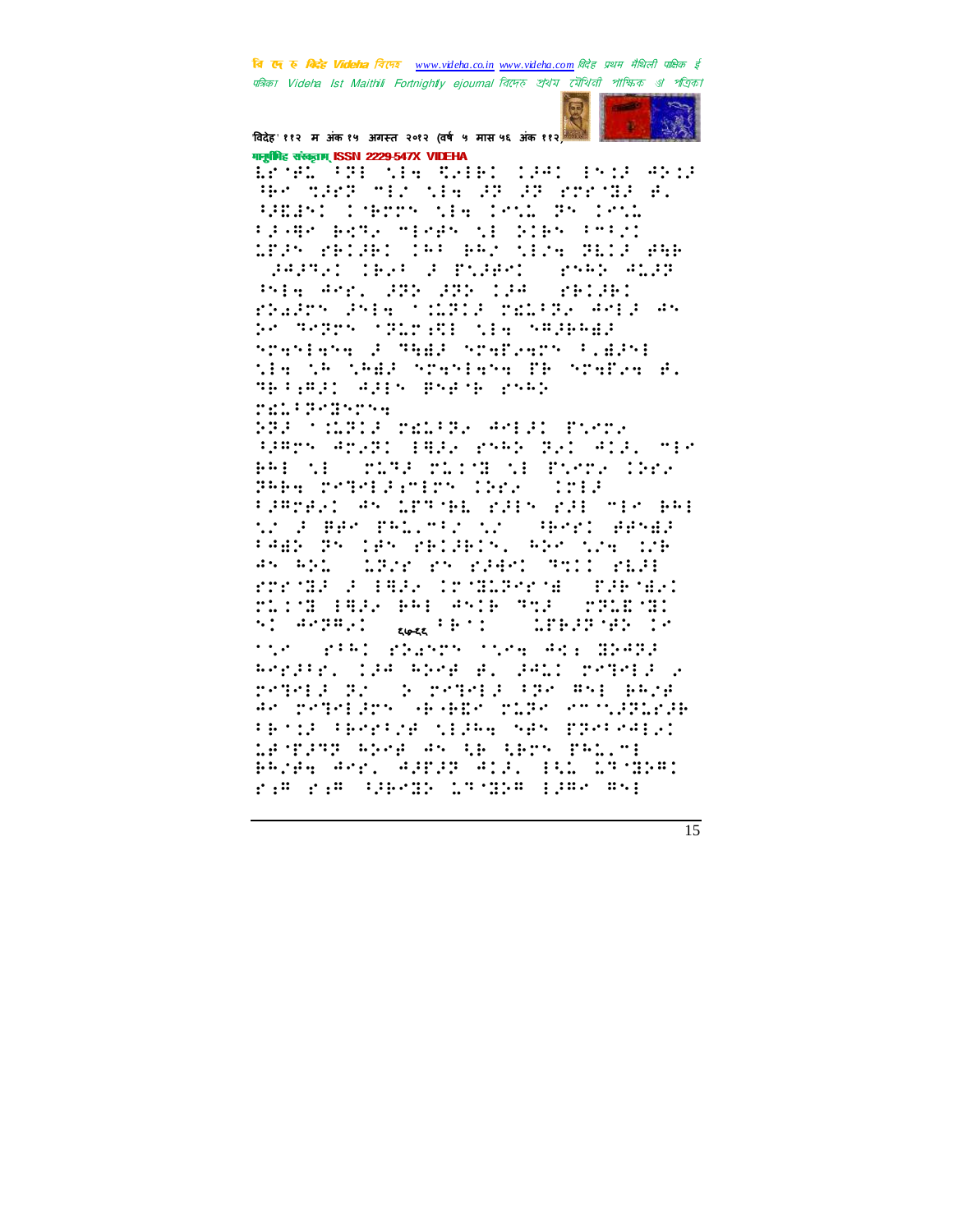मानुषीमिह संस्कृताम् ISSN 2229-547X VIDEHA

⠇⠗⠈⠋⠇⠀⠃⠝⠇⠀⠳⠇⠲⠀⠻⠒⠇⠗⠂⠀⠉⠜⠁⠂⠀⠇⠢⠊⠜⠀⠁⠕⠊⠜⠀⠓⠗⠀⠹⠜⠗⠝⠀⠍⠇⠌⠀⠳⠇⠲⠀⠜⠝⠀⠜⠝⠀⠗⠗⠗⠈⠙⠜⠀⠿⠄⠀⠓⠑⠇⠜⠢⠂⠀⠂⠈⠓⠗⠗⠢⠀⠳⠇⠲⠀⠉⠢⠳⠇⠀⠝⠢⠀⠉⠢⠳⠇⠀⠃⠜⠤⠓⠗⠀⠓⠉⠞⠆⠀⠍⠇⠗⠓⠢⠀⠳⠇⠀⠕⠊⠓⠢⠀⠃⠍⠃⠌⠂⠀⠇⠋⠜⠢⠀⠗⠓⠊⠜⠓⠂⠀⠉⠓⠃⠀⠓⠁⠌⠀⠳⠇⠌⠲⠀⠝⠇⠊⠜⠀⠿⠓⠓

(Braille-encoded text continues; content not legible as standard script.)

६७८६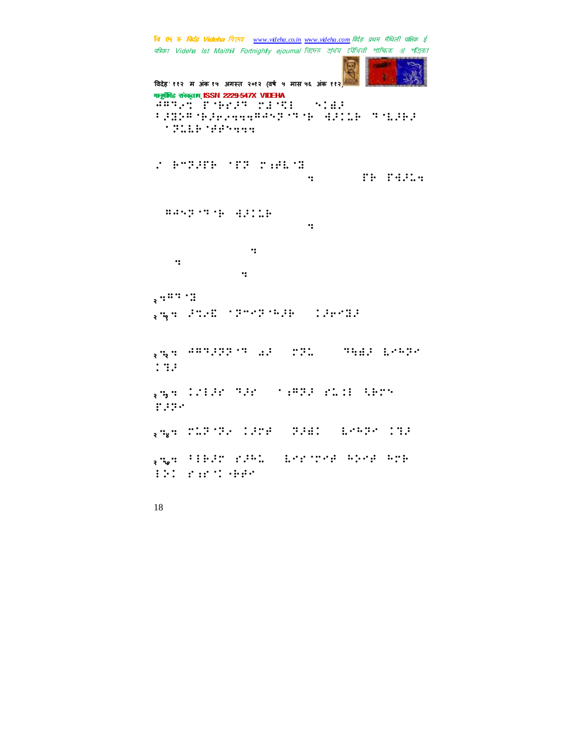⠖⠍⠙⠊⠜⠀⠠⠁⠗⠊⠙⠀⠗⠅⠈⠣⠀⠀⠑⠅⠻⠜
⠁⠜⠻⠵⠍⠁⠗⠜⠗⠊⠲⠲⠲⠍⠖⠑⠵⠈⠙⠁⠗⠀⠲⠜⠅⠇⠗⠀⠙⠈⠧⠜⠗⠜
⠀⠁⠵⠇⠧⠗⠈⠋⠋⠑⠲⠲⠲

⠠⠀⠗⠉⠵⠜⠟⠗⠀⠈⠟⠵⠀⠉⠡⠋⠧⠈⠻
⠲⠀⠀⠀⠀⠀⠀⠀⠀⠀⠟⠗⠀⠟⠲⠜⠇⠲

⠀⠀⠛⠖⠑⠵⠈⠙⠈⠗⠀⠲⠜⠅⠇⠗
⠲

⠲
⠲
⠲

२⠲⠍⠙⠈⠻

२⠲१⠲⠀⠜⠹⠢⠿⠀⠈⠵⠉⠑⠵⠈⠓⠜⠗⠀⠀⠅⠜⠗⠑⠻⠜

२⠲२⠲⠀⠖⠍⠙⠜⠵⠵⠈⠙⠀⠡⠜⠀⠀⠉⠵⠇⠀⠀⠀⠀⠙⠲⠫⠜⠀⠧⠑⠓⠵⠑
⠅⠹⠜

२⠲३⠲⠀⠅⠌⠇⠜⠗⠀⠙⠜⠗⠀⠀⠁⠡⠍⠵⠜⠀⠗⠇⠅⠇⠀⠳⠗⠉⠑
⠟⠜⠵⠑

२⠲४⠲⠀⠉⠇⠵⠈⠵⠢⠀⠅⠜⠉⠋⠀⠀⠵⠜⠫⠅⠀⠀⠧⠑⠓⠵⠑⠀⠅⠹⠜

२⠲७⠲⠀⠁⠇⠗⠜⠉⠀⠗⠜⠓⠇⠀⠀⠧⠑⠗⠈⠉⠑⠋⠀⠓⠕⠑⠋⠀⠓⠉⠗
⠇⠕⠅⠀⠗⠡⠗⠈⠅⠐⠗⠋⠑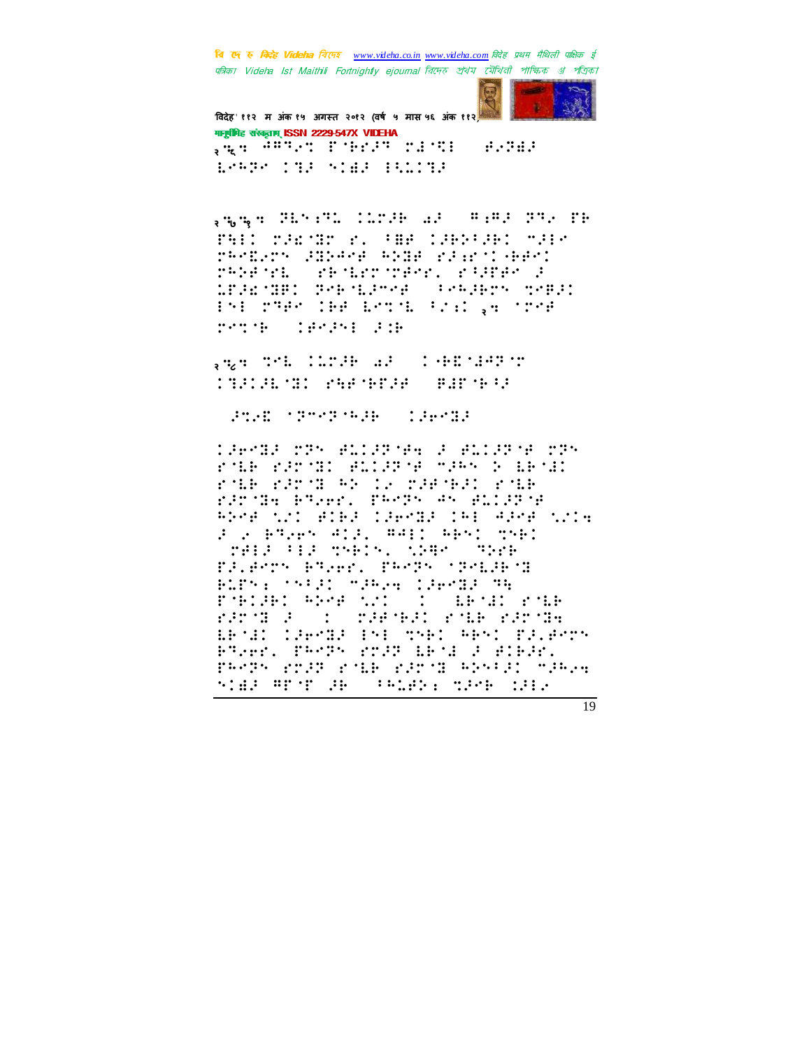२६:

२७.१:

२८: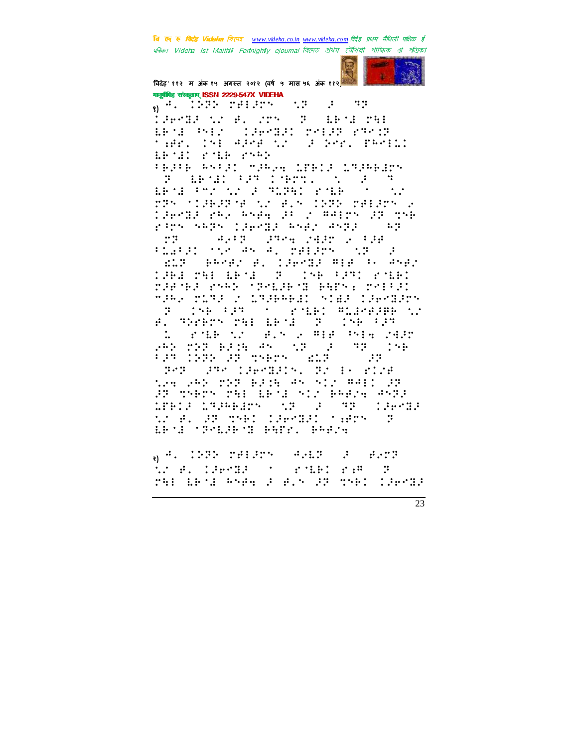१)

२)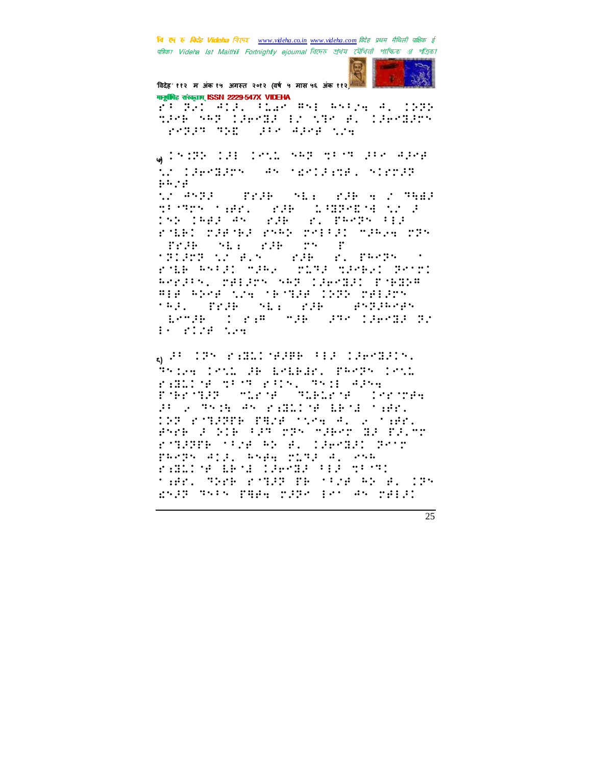७)

८)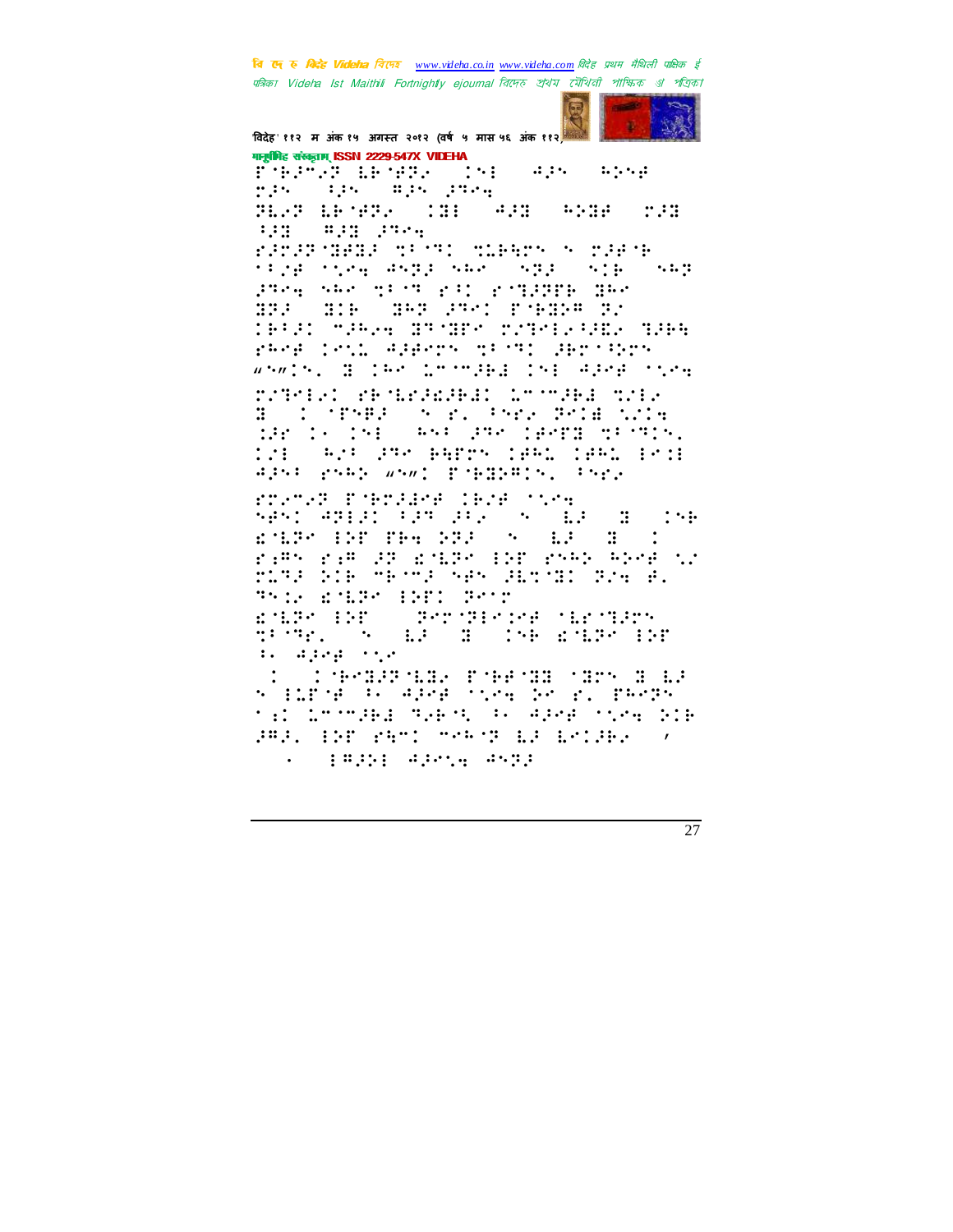मानुषीमिह संस्कृताम् ISSN 2229-547X VIDEHA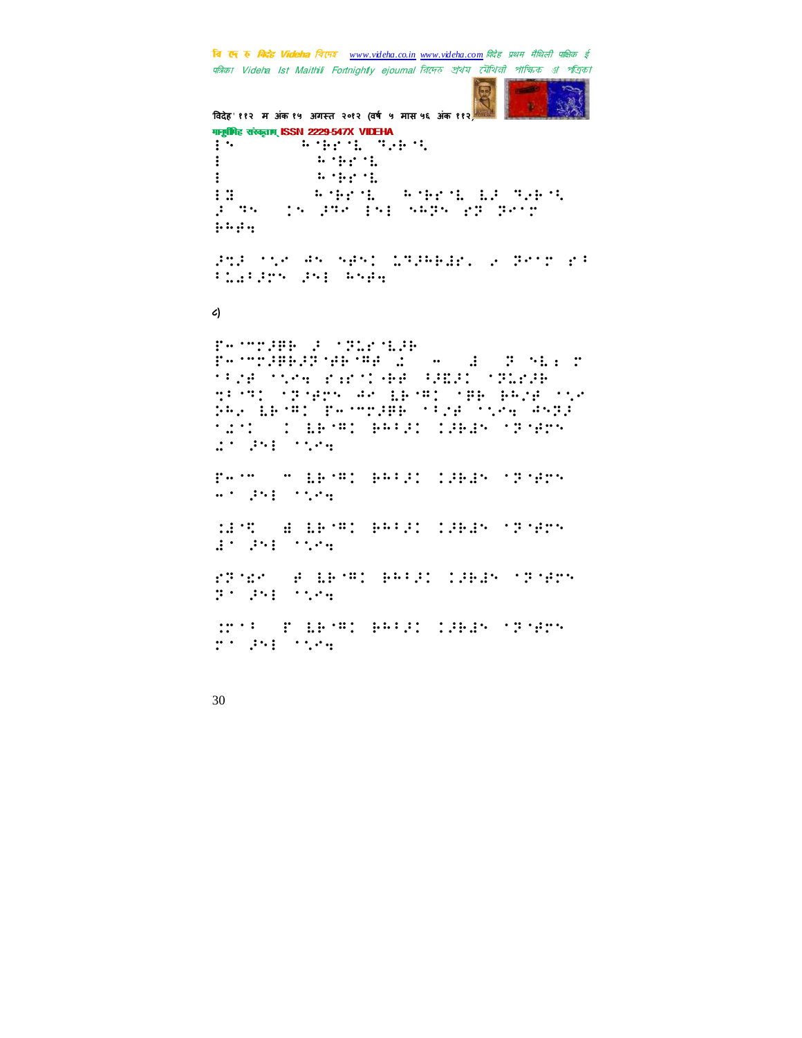⠇⠅ ⠓⠈⠗⠊⠈⠇ ⠹⠒⠗⠈⠣
⠇ ⠓⠈⠗⠊⠈⠇
⠇ ⠓⠈⠗⠊⠈⠇
⠇⠿ ⠓⠈⠗⠊⠈⠇ ⠓⠈⠗⠊⠈⠇ ⠇⠗ ⠹⠒⠗⠈⠣
⠗ ⠹⠅ ⠅ ⠗⠹⠊ ⠇⠅⠇ ⠅⠓⠝⠅ ⠊⠝ ⠝⠊⠈⠊
⠗⠓⠗⠹

⠗⠹⠗ ⠈⠒⠊ ⠙⠅ ⠅⠗⠅⠅ ⠇⠹⠗⠓⠗⠇⠗⠂ ⠂ ⠝⠊⠈⠊ ⠊⠁
⠁⠇⠇⠁⠗⠊⠅ ⠗⠅⠇ ⠓⠅⠗⠹

८)

⠊⠓⠈⠊⠗⠗⠗ ⠗ ⠈⠝⠇⠊⠈⠇⠗⠗
⠊⠓⠈⠊⠗⠗⠗⠝⠈⠗⠗⠈⠗⠗ ⠁ ⠓ ⠇ ⠝ ⠅⠇⠅ ⠊
⠈⠁⠊⠗ ⠈⠒⠊⠹ ⠊⠇⠊⠈⠁⠗⠗ ⠁⠗⠇⠗⠁ ⠈⠝⠇⠊⠗⠗
⠹⠁⠈⠹⠁ ⠈⠝⠈⠗⠊⠅ ⠙⠊ ⠇⠗⠈⠗⠁ ⠈⠗⠗ ⠗⠓⠊⠗ ⠈⠒⠊
⠗⠓⠂ ⠇⠗⠈⠗⠁ ⠊⠓⠈⠊⠗⠗⠗ ⠈⠁⠊⠗ ⠈⠒⠊⠹ ⠙⠅⠝⠗
⠈⠁⠈⠁ ⠁ ⠇⠗⠈⠗⠁ ⠗⠓⠁⠗⠁ ⠁⠗⠗⠇⠅ ⠈⠝⠈⠗⠊⠅
⠁⠁ ⠗⠅⠇ ⠈⠒⠊⠹

⠊⠓⠈⠉ ⠉ ⠇⠗⠈⠗⠁ ⠗⠓⠁⠗⠁ ⠁⠗⠗⠇⠅ ⠈⠝⠈⠗⠊⠅
⠓⠁ ⠗⠅⠇ ⠈⠒⠊⠹

⠁⠇⠈⠹ ⠇ ⠇⠗⠈⠗⠁ ⠗⠓⠁⠗⠁ ⠁⠗⠗⠇⠅ ⠈⠝⠈⠗⠊⠅
⠇⠁ ⠗⠅⠇ ⠈⠒⠊⠹

⠊⠝⠈⠇⠊ ⠗ ⠇⠗⠈⠗⠁ ⠗⠓⠁⠗⠁ ⠁⠗⠗⠇⠅ ⠈⠝⠈⠗⠊⠅
⠝⠁ ⠗⠅⠇ ⠈⠒⠊⠹

⠁⠊⠈⠁ ⠊ ⠇⠗⠈⠗⠁ ⠗⠓⠁⠗⠁ ⠁⠗⠗⠇⠅ ⠈⠝⠈⠗⠊⠅
⠊⠁ ⠗⠅⠇ ⠈⠒⠊⠹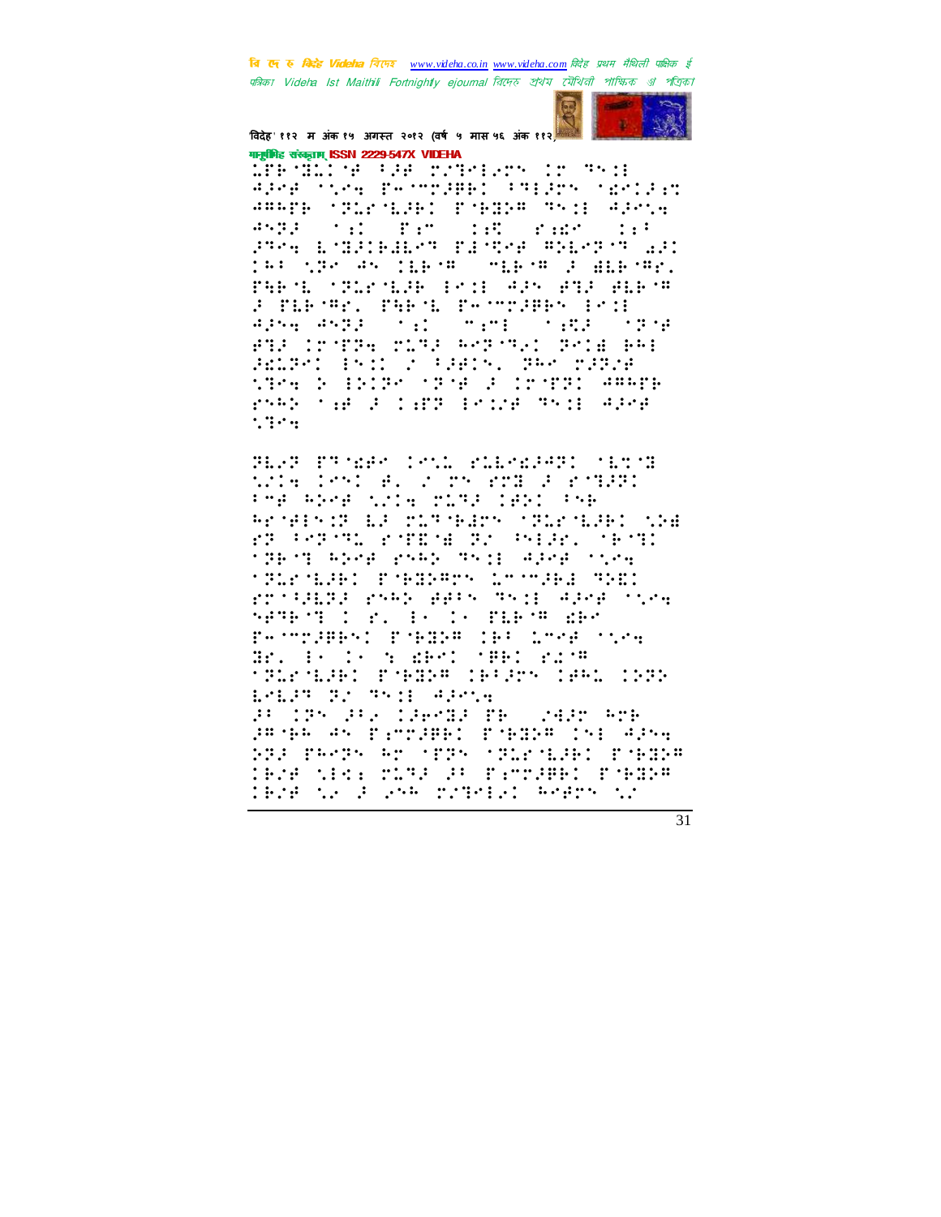मानुषीमिह संस्कृताम् ISSN 2229-547X VIDEHA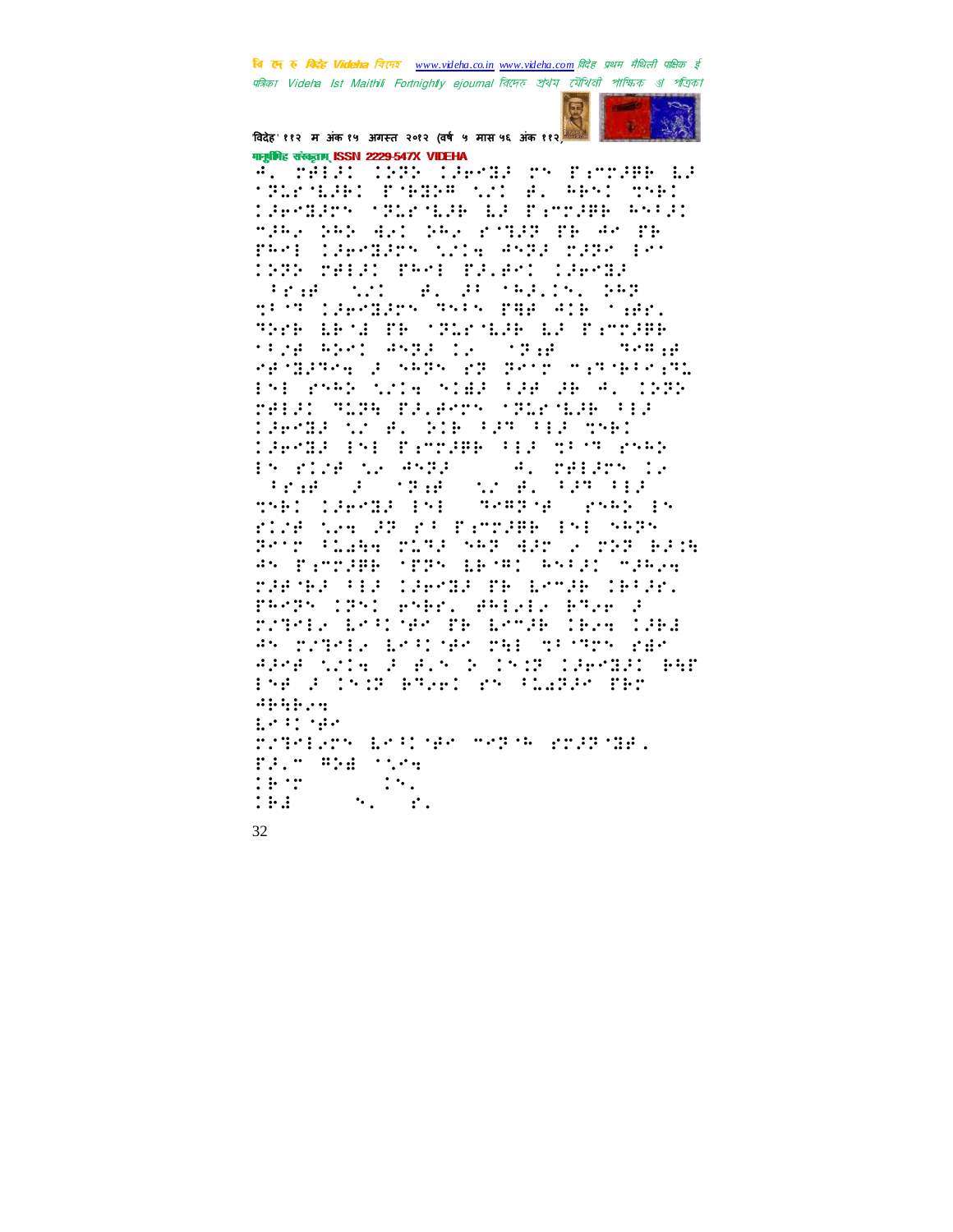मानुषीमिह संस्कृताम् ISSN 2229-547X VIDEHA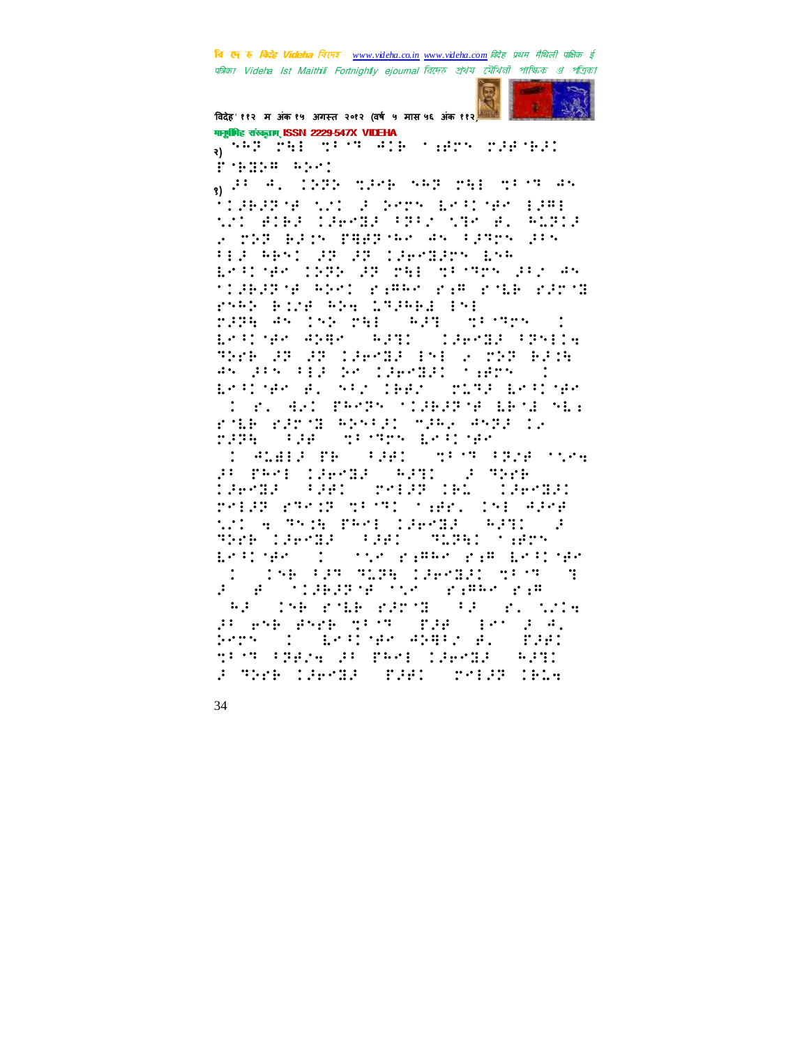२)

१)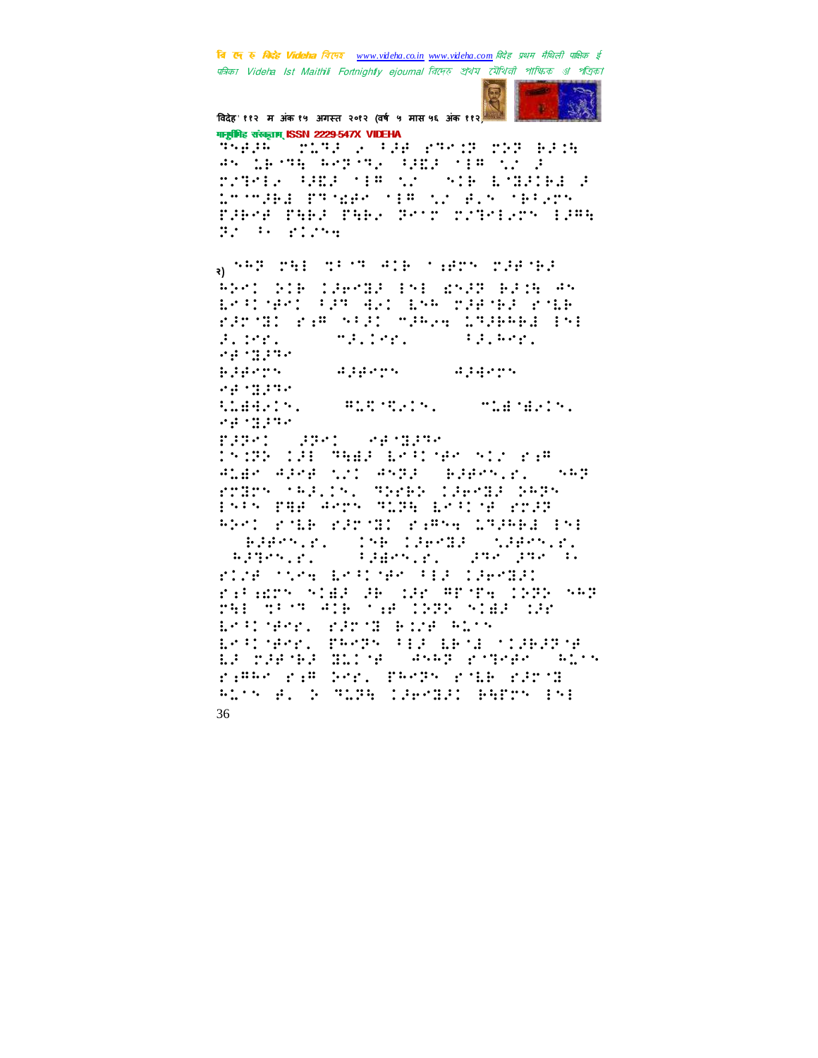२)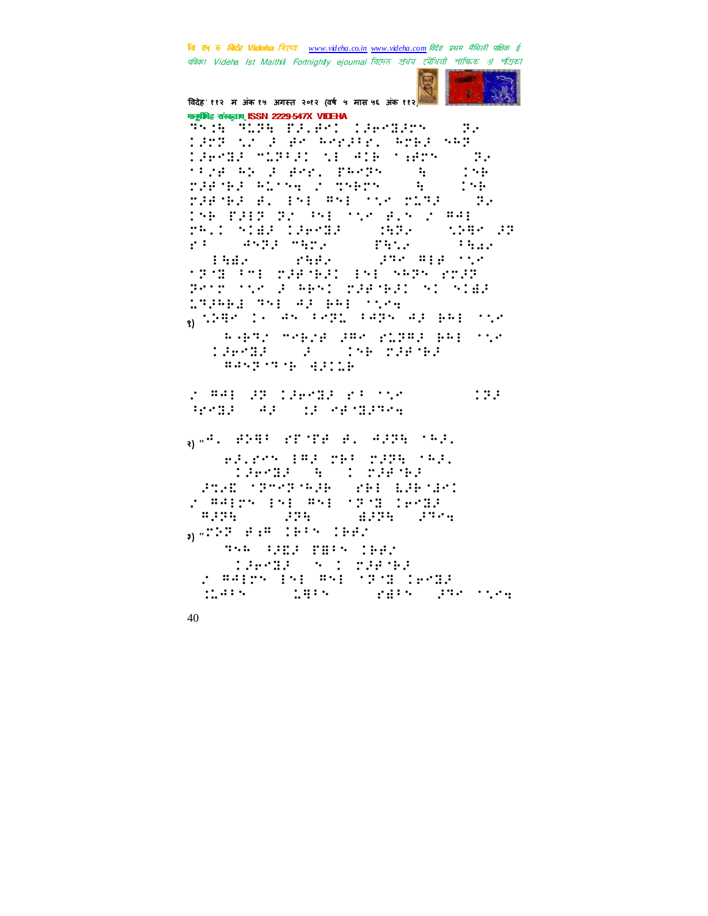मानुषीमिह संस्कृताम् ISSN 2229-547X VIDEHA

⠙⠑�capture

१)

२) "

३) "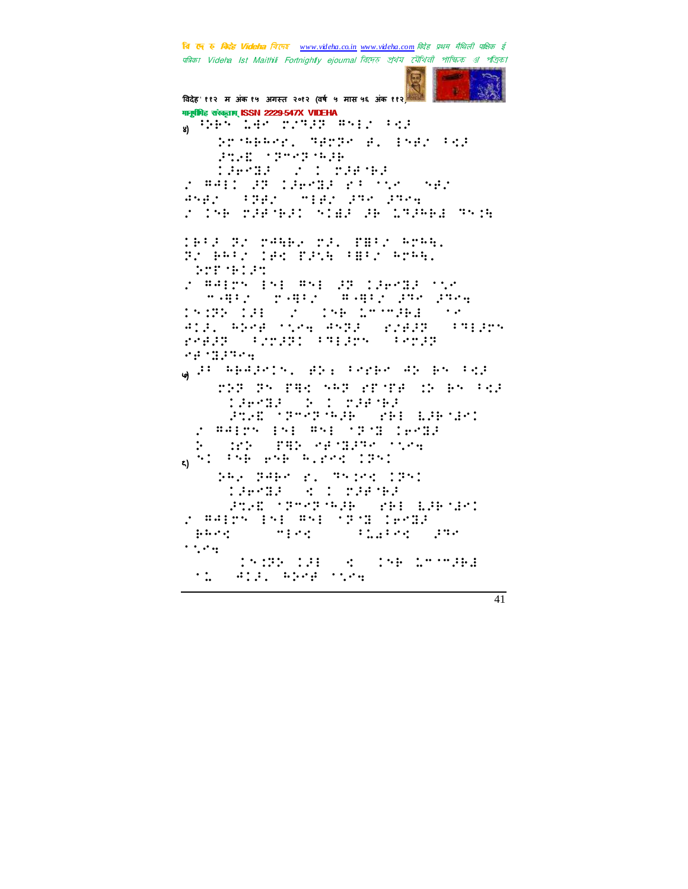४)

५)

६)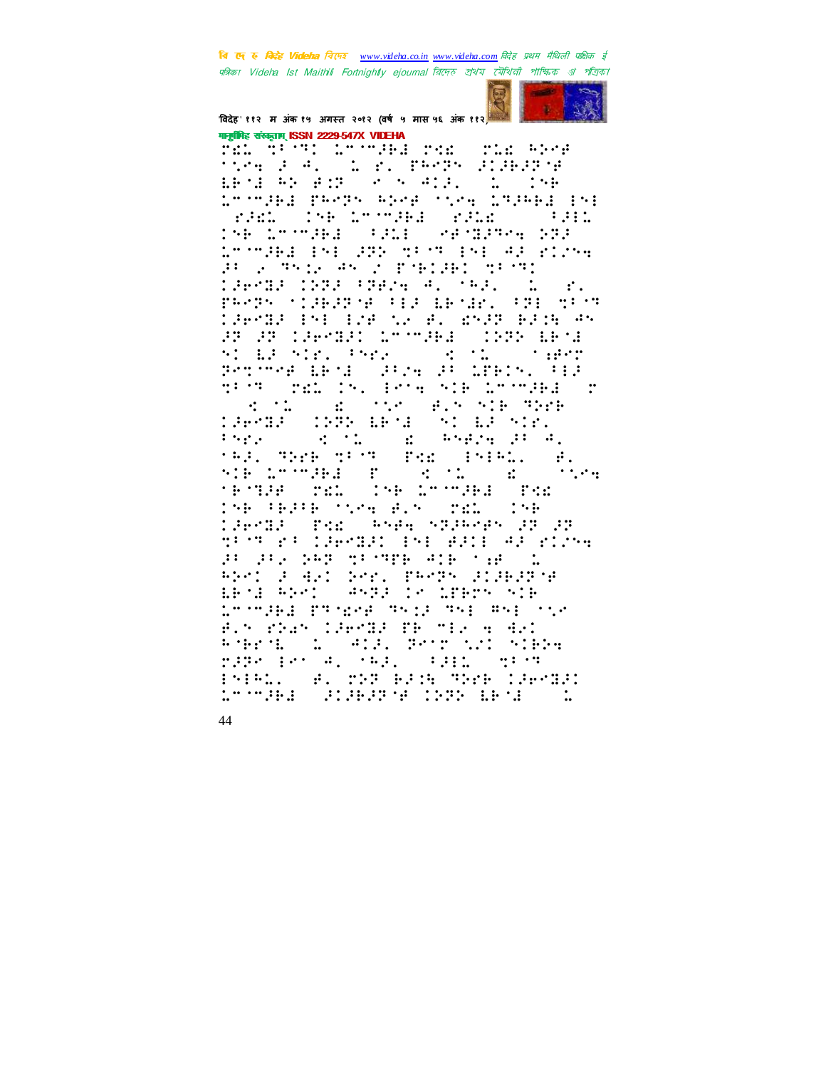मानुषीमिह संस्कृताम् ISSN 2229-547X VIDEHA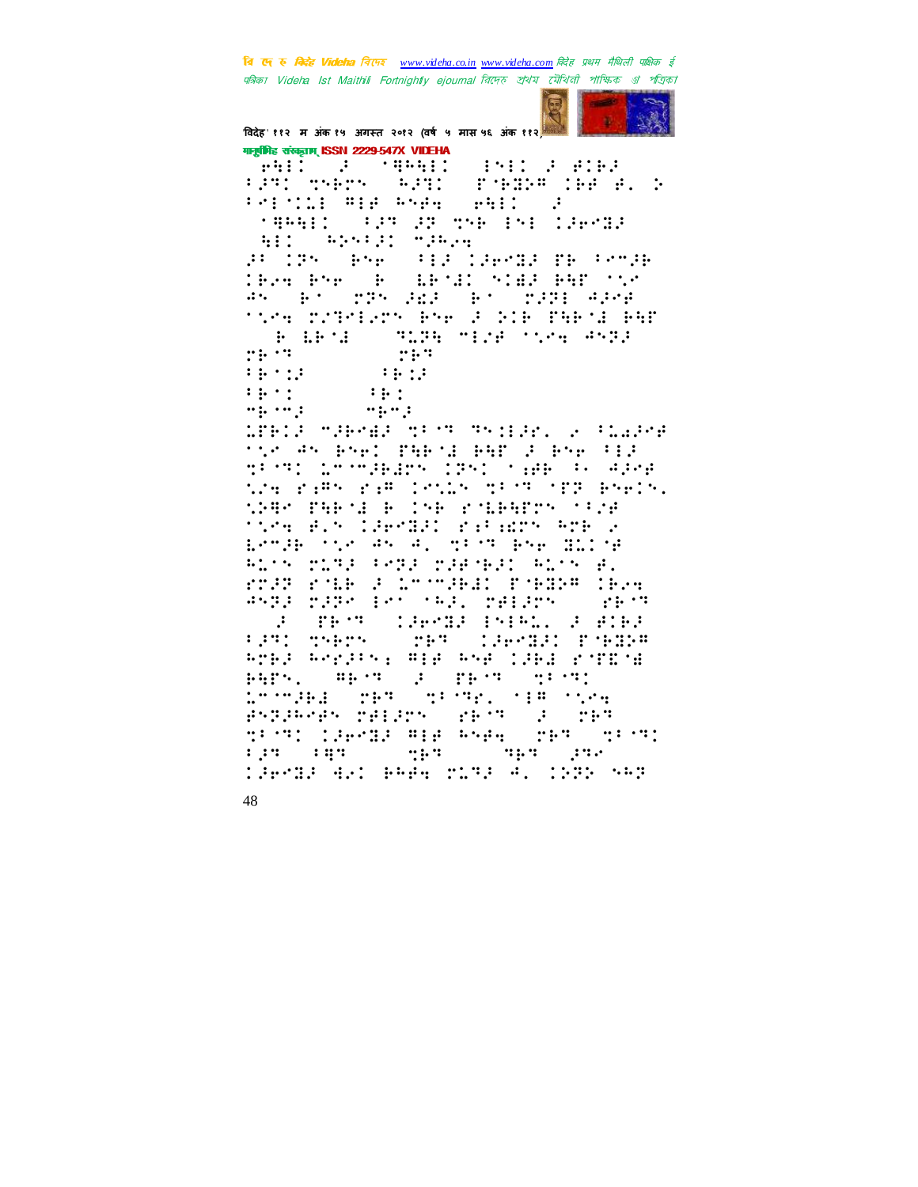विदेह' ११२ म अंक १५ अगस्त २०१२ (वर्ष ५ मास ५६ अंक ११२)

मानुषीमिह संस्कृताम् ISSN 2229-547X VIDEHA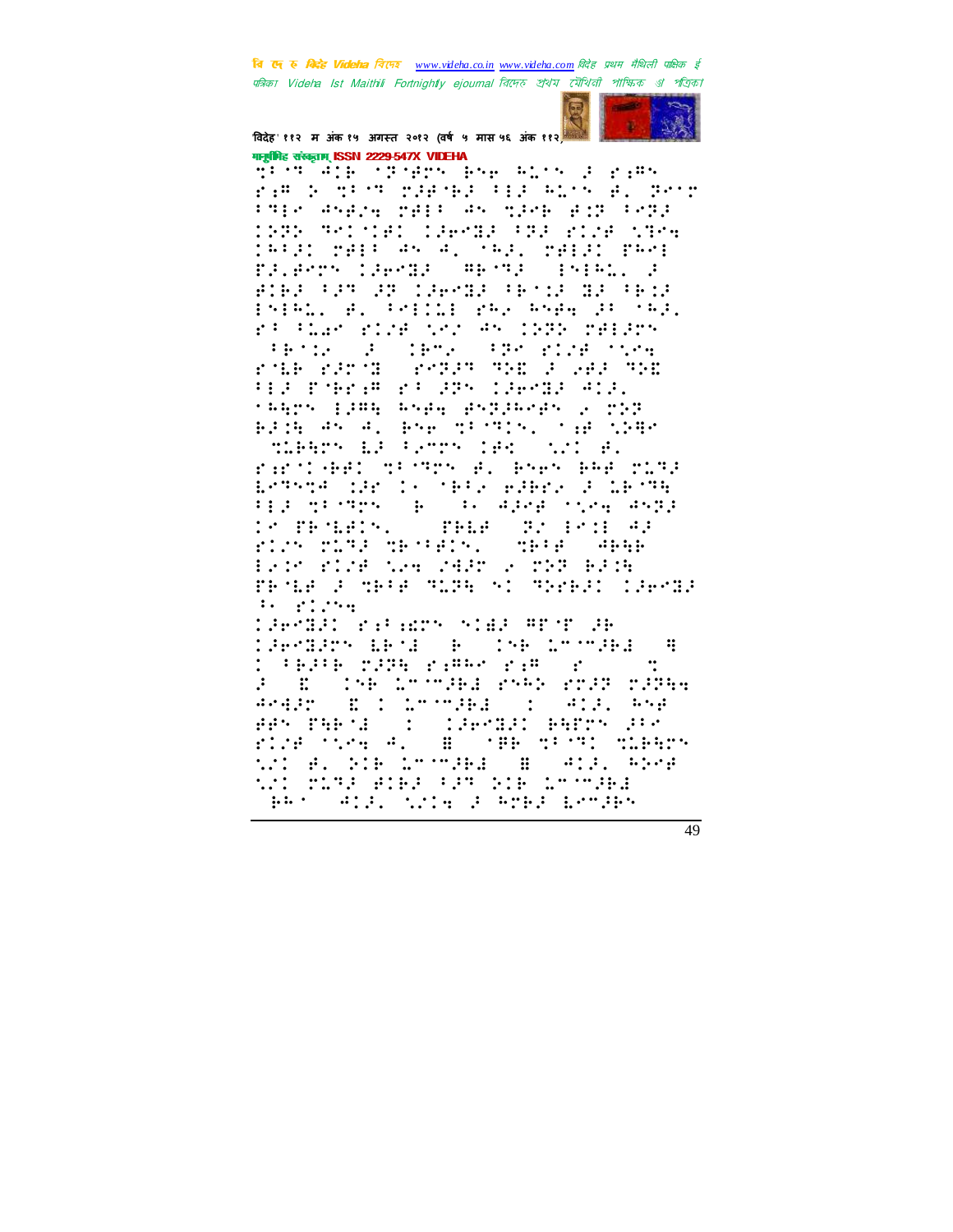विदेह' ११२ म अंक १५ अगस्त २०१२ (वर्ष ५ मास ५६ अंक ११२)

मानुषीमिह संस्कृताम् ISSN 2229-547X VIDEHA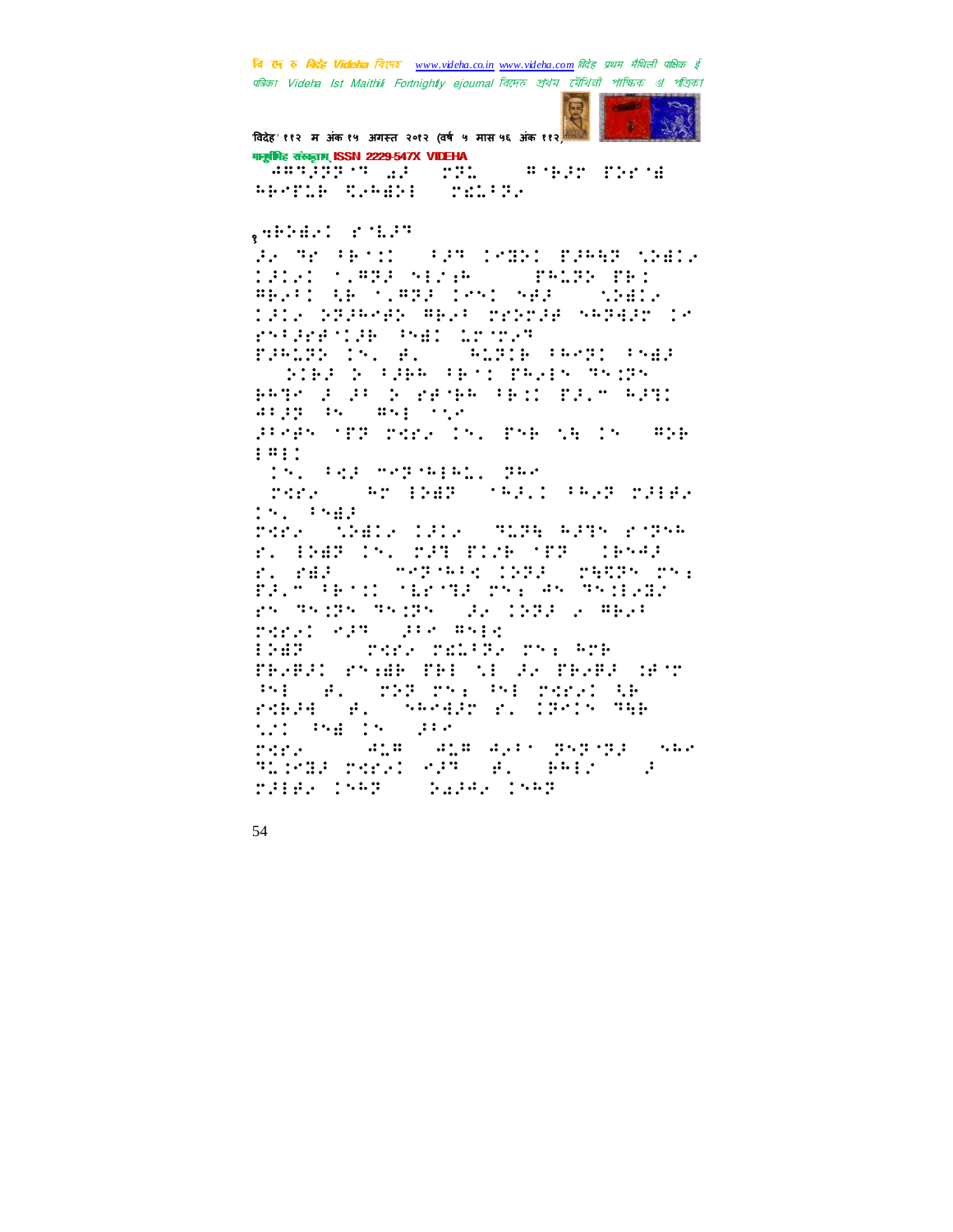मानुषीमिह संस्कृताम् ISSN 2229-547X VIDEHA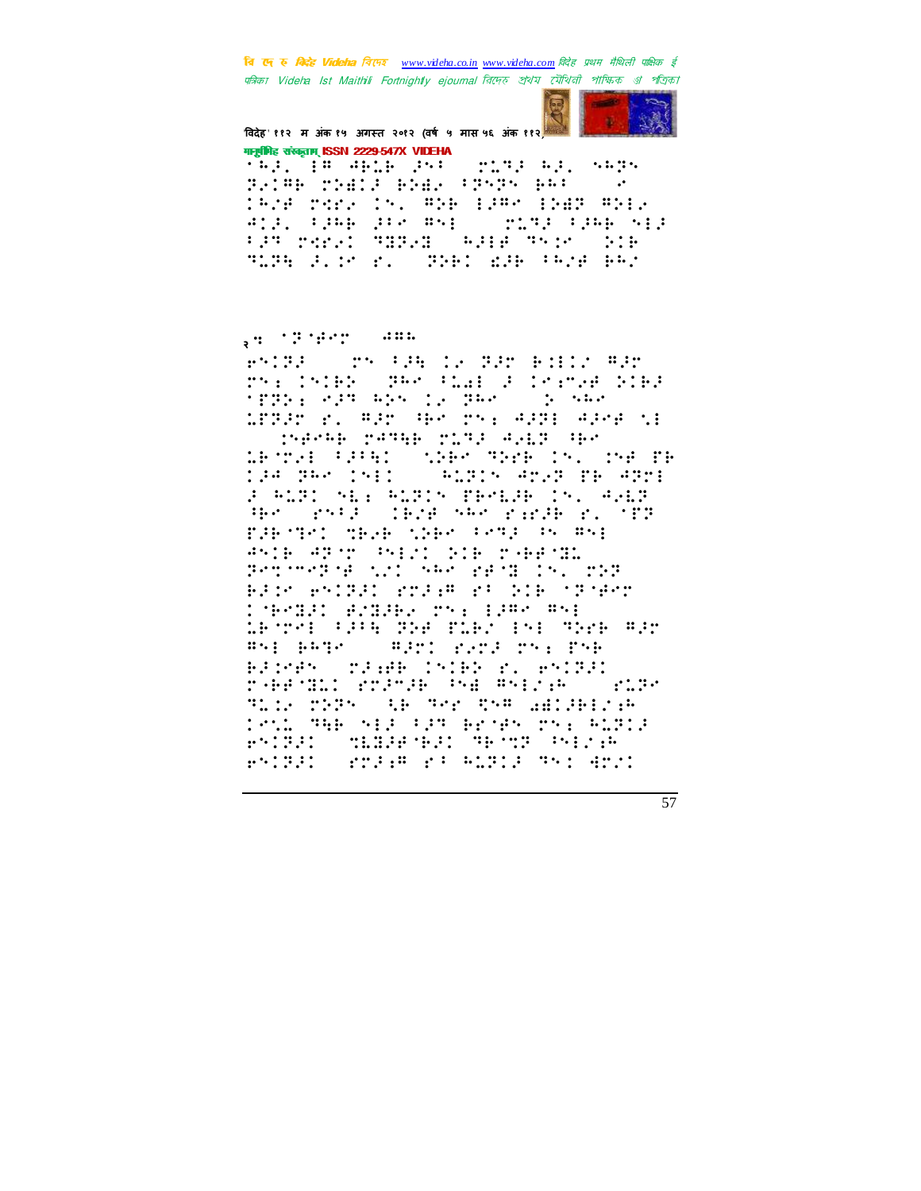विदेह' ११२ म अंक १५ अगस्त २०१२ (वर्ष ५ मास ५६ अंक ११२)

मानुषीमिह संस्कृताम् ISSN 2229-547X VIDEHA

२.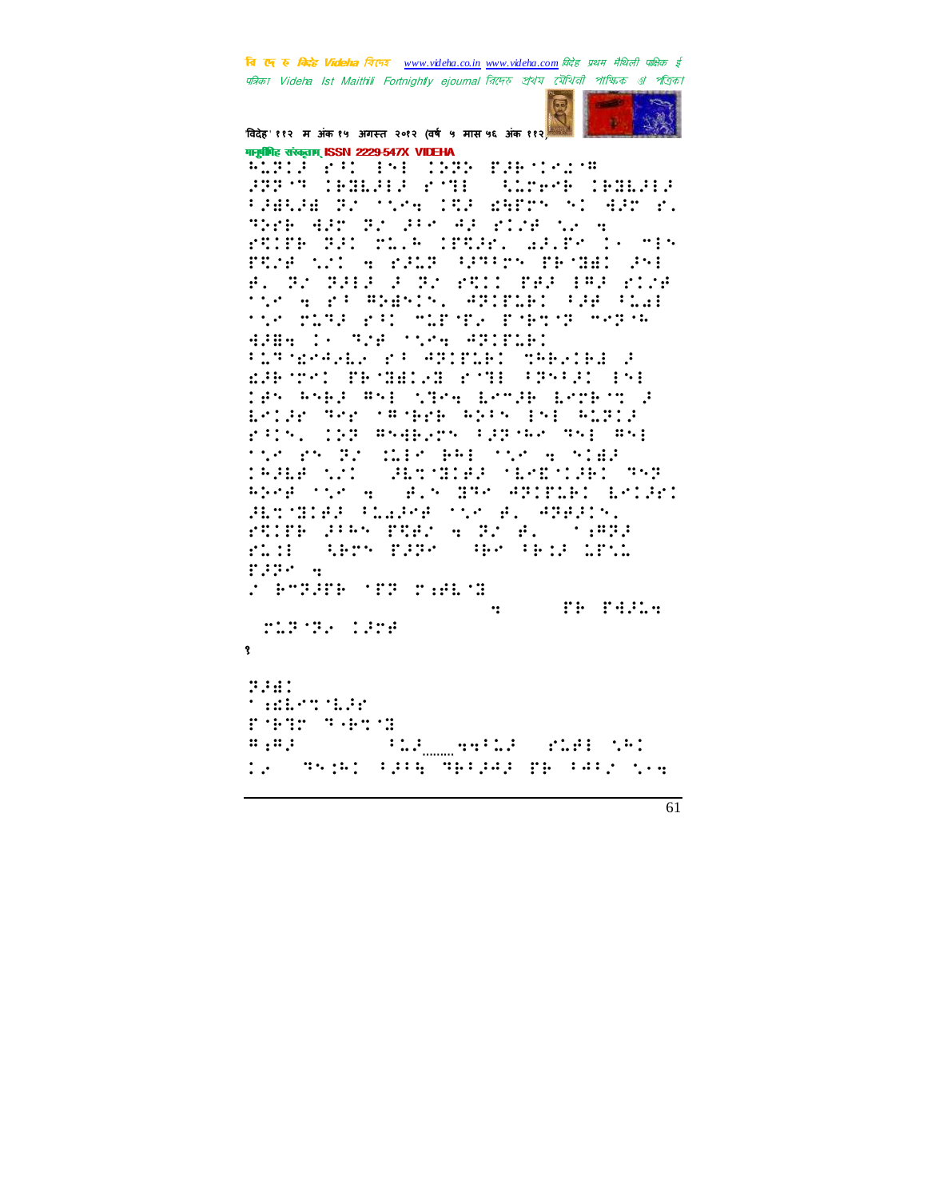१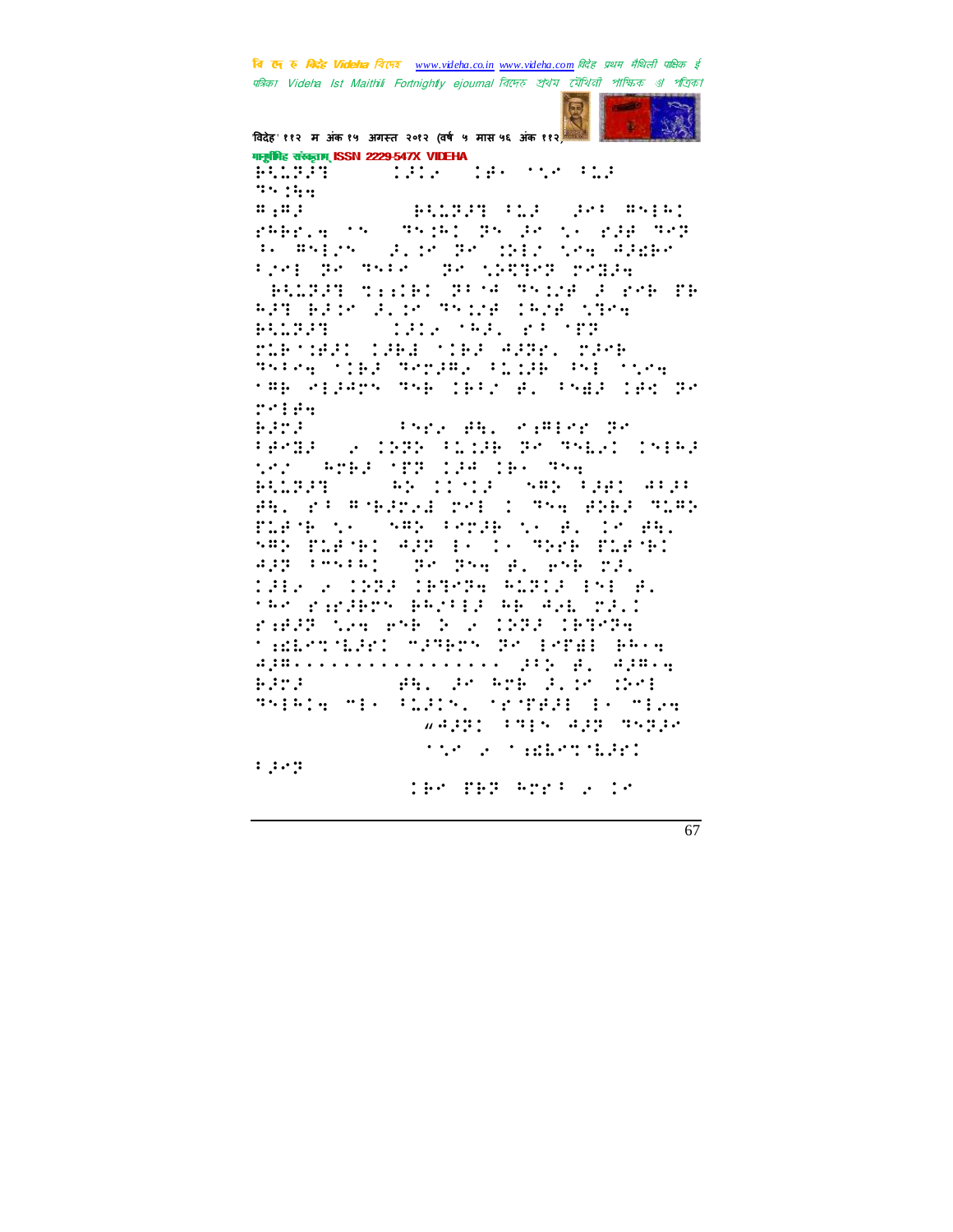मानुषीमिह संस्कृताम् ISSN 2229-547X VIDEHA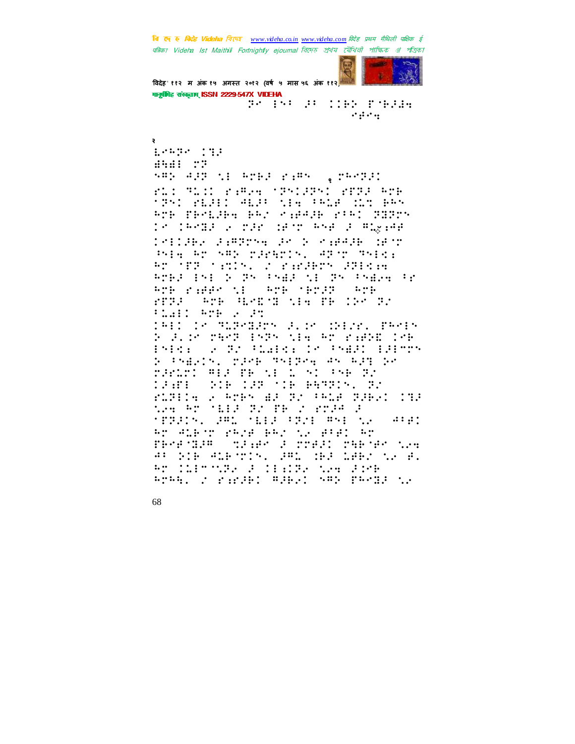२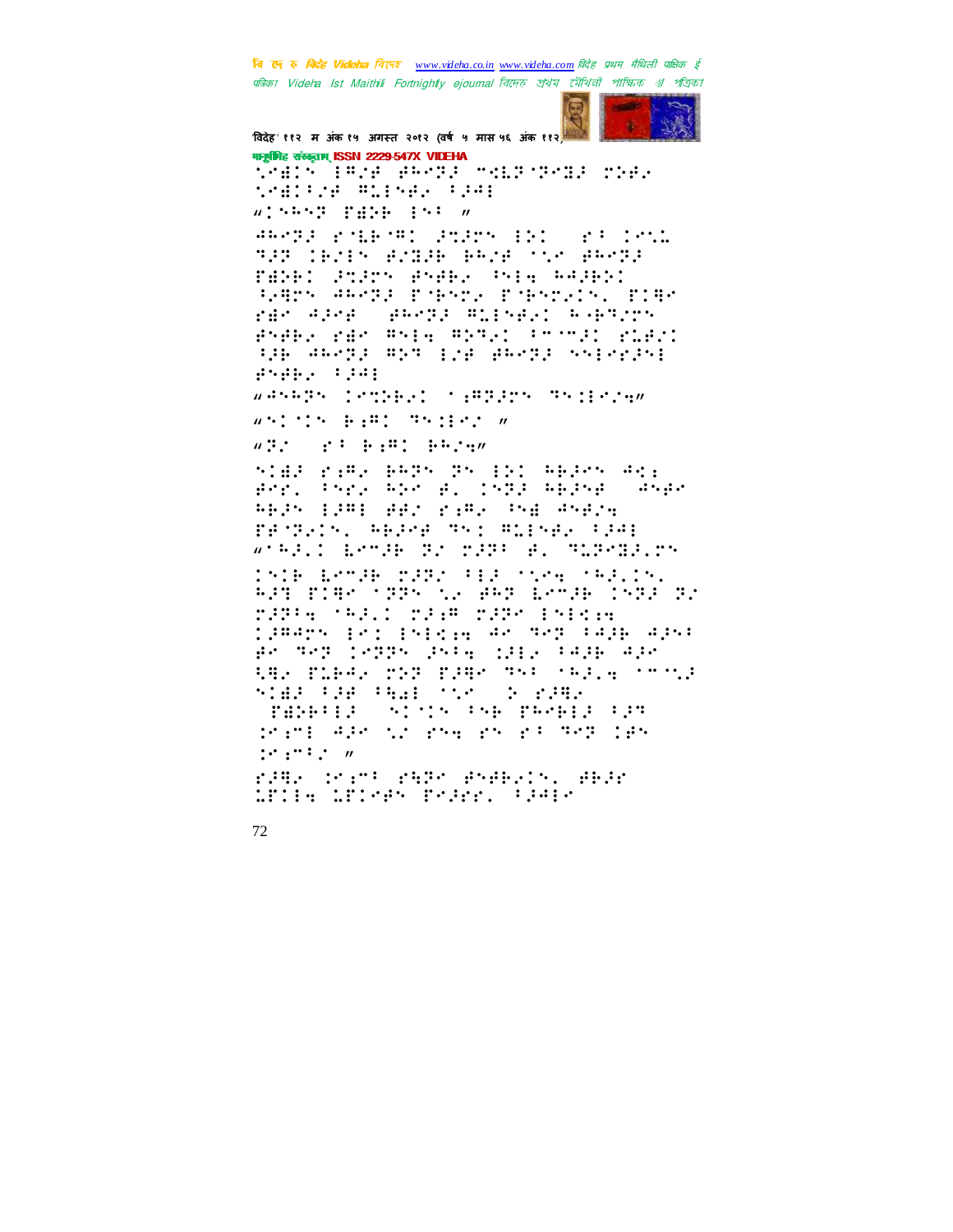विदेह' ११२ म अंक १५ अगस्त २०१२ (वर्ष ५ मास ५६ अंक ११२)

मानुषीमिह संस्कृताम् ISSN 2229-547X VIDEHA

⠪⠊⠈⠂⠸⠀⠺⠙⠔⠂⠀⠞⠼⠂⠤⠀⠪⠐⠤⠂⠤⠂⠀⠀
⠪⠊⠈⠂⠸⠀⠙⠂⠑⠐⠀⠛⠚⠂
⠦⠡⠝⠞⠀⠏⠁⠓⠀⠿⠀⠴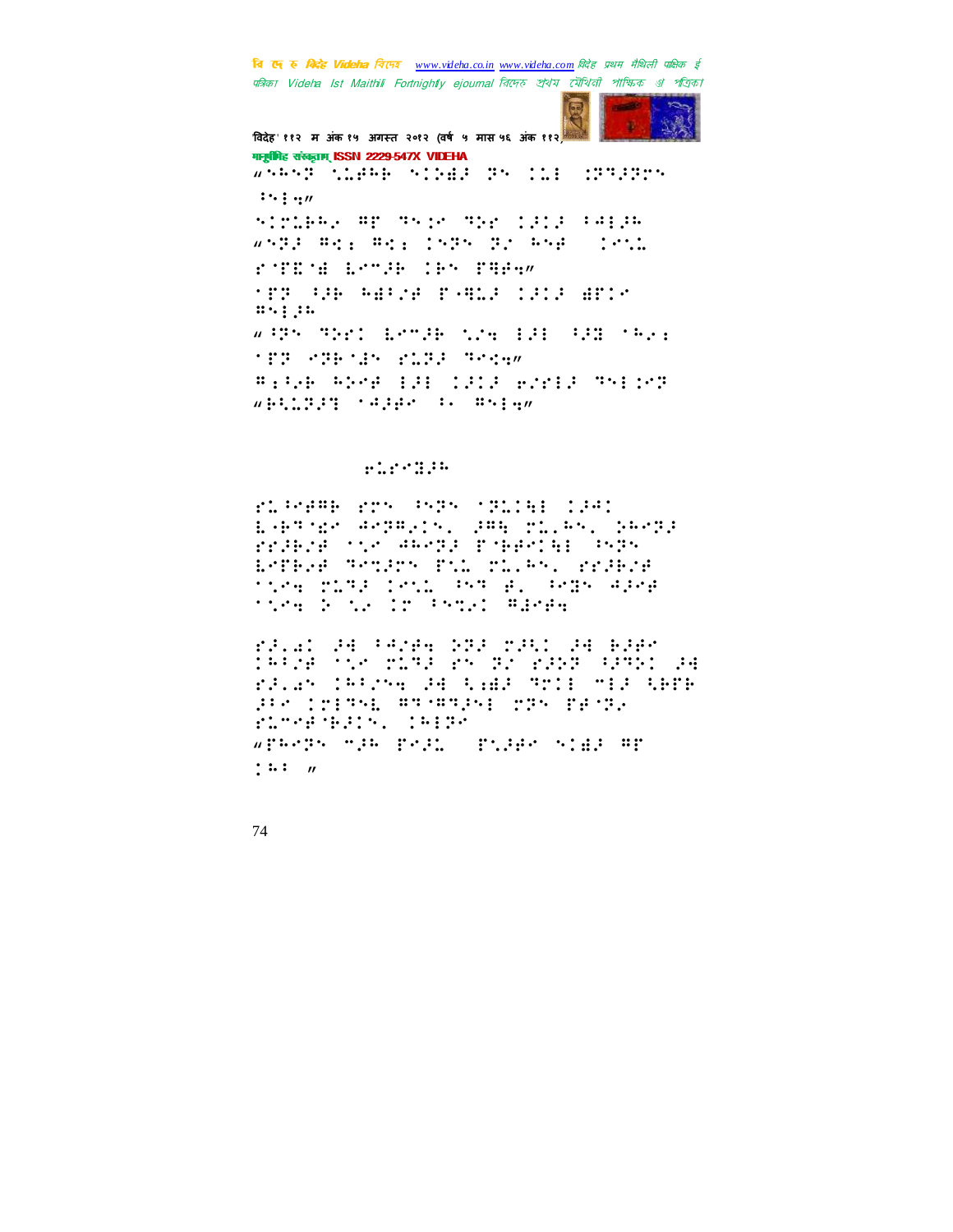"ꣳꣳꣳ ꣳꣳꣳꣳ ꣳꣳꣳꣳ ꣳꣳ ꣳꣳꣳ ꣳꣳꣳꣳꣳꣳ ꣳꣳꣳ"

ꣳꣳꣳꣳꣳ ꣳꣳ ꣳꣳꣳ ꣳꣳꣳ ꣳꣳꣳꣳ ꣳꣳꣳꣳ
"ꣳꣳꣳ ꣳꣳꣳ ꣳꣳꣳ ꣳꣳꣳꣳ ꣳꣳ ꣳꣳꣳ ꣳꣳꣳꣳ ꣳꣳꣳꣳ ꣳꣳꣳꣳꣳ ꣳꣳꣳ ꣳꣳꣳꣳ"

ꣳꣳꣳ ꣳꣳꣳ ꣳꣳꣳꣳꣳ ꣳꣳꣳꣳ ꣳꣳꣳꣳ ꣳꣳꣳꣳ ꣳꣳꣳꣳꣳ
"ꣳꣳꣳ ꣳꣳꣳꣳ ꣳꣳꣳꣳꣳ ꣳꣳꣳ ꣳꣳꣳ ꣳꣳꣳ ꣳꣳꣳꣳ ꣳꣳꣳ ꣳꣳꣳꣳꣳ ꣳꣳꣳꣳ ꣳꣳꣳꣳ"
ꣳꣳꣳꣳ ꣳꣳꣳꣳ ꣳꣳꣳ ꣳꣳꣳꣳ ꣳꣳꣳꣳꣳ ꣳꣳꣳꣳꣳ
"ꣳꣳꣳꣳꣳꣳ ꣳꣳꣳꣳꣳ ꣳꣳ ꣳꣳꣳꣳ"

ꣳꣳꣳꣳꣳꣳꣳ

ꣳꣳꣳꣳꣳꣳ ꣳꣳꣳ ꣳꣳꣳꣳ ꣳꣳꣳꣳꣳ ꣳꣳꣳꣳ ꣳꣳꣳꣳꣳꣳ ꣳꣳꣳꣳꣳꣳꣳ ꣳꣳꣳꣳ ꣳꣳꣳꣳꣳ ꣳꣳꣳꣳꣳ ꣳꣳꣳꣳꣳ ꣳꣳꣳ ꣳꣳꣳꣳꣳ ꣳꣳꣳꣳꣳꣳꣳ ꣳꣳꣳꣳ ꣳꣳꣳꣳꣳꣳ ꣳꣳꣳꣳꣳꣳ ꣳꣳꣳ ꣳꣳꣳꣳꣳ ꣳꣳꣳꣳꣳ ꣳꣳꣳꣳꣳꣳ ꣳꣳꣳꣳ ꣳꣳꣳꣳ ꣳꣳꣳꣳ ꣳꣳꣳ ꣳꣳ ꣳꣳꣳꣳ ꣳꣳꣳꣳ ꣳꣳꣳꣳ ꣳ ꣳꣳ ꣳꣳ ꣳꣳꣳꣳ ꣳꣳꣳꣳꣳ

ꣳꣳꣳꣳ ꣳꣳ ꣳꣳꣳꣳꣳ ꣳꣳꣳ ꣳꣳꣳꣳ ꣳꣳ ꣳꣳꣳꣳ ꣳꣳꣳꣳꣳ ꣳꣳꣳ ꣳꣳꣳꣳ ꣳꣳ ꣳꣳ ꣳꣳꣳꣳ ꣳꣳꣳꣳꣳ ꣳꣳ ꣳꣳꣳꣳ ꣳꣳꣳꣳꣳ ꣳꣳ ꣳꣳꣳꣳ ꣳꣳꣳꣳ ꣳꣳꣳ ꣳꣳꣳꣳ ꣳꣳꣳ ꣳꣳꣳꣳꣳ ꣳꣳꣳꣳꣳꣳꣳ ꣳꣳꣳ ꣳꣳꣳꣳ ꣳꣳꣳꣳꣳꣳꣳꣳ ꣳꣳꣳꣳ
"ꣳꣳꣳꣳ ꣳꣳꣳ ꣳꣳꣳꣳ ꣳꣳꣳꣳꣳ ꣳꣳꣳꣳ ꣳꣳ ꣳꣳꣳ"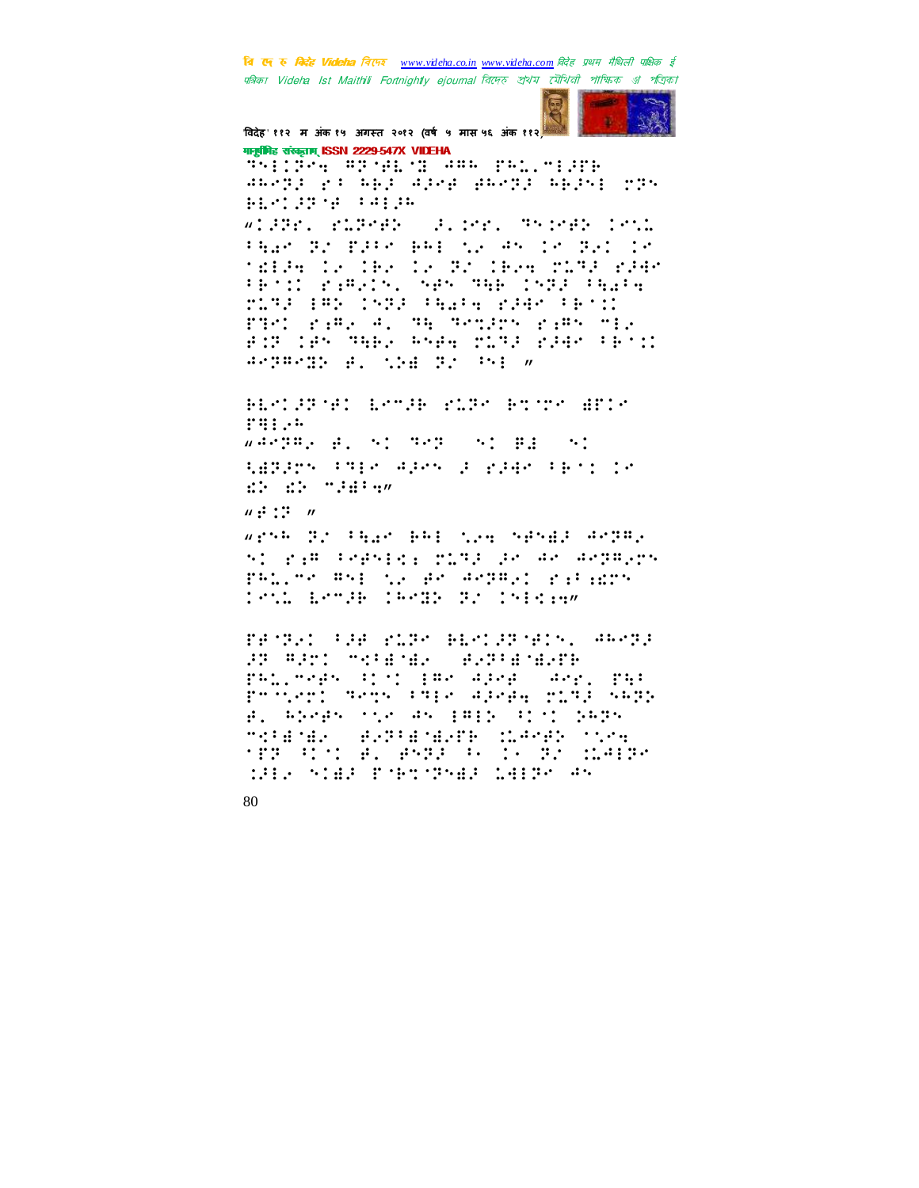⠠⠹⠑⠇⠇⠕⠪⠀⠻⠕⠐⠗⠑⠀⠻⠀⠻⠀⠻⠀

*(The body of this page is printed in Braille-like dot patterns that cannot be reliably transcribed as text.)*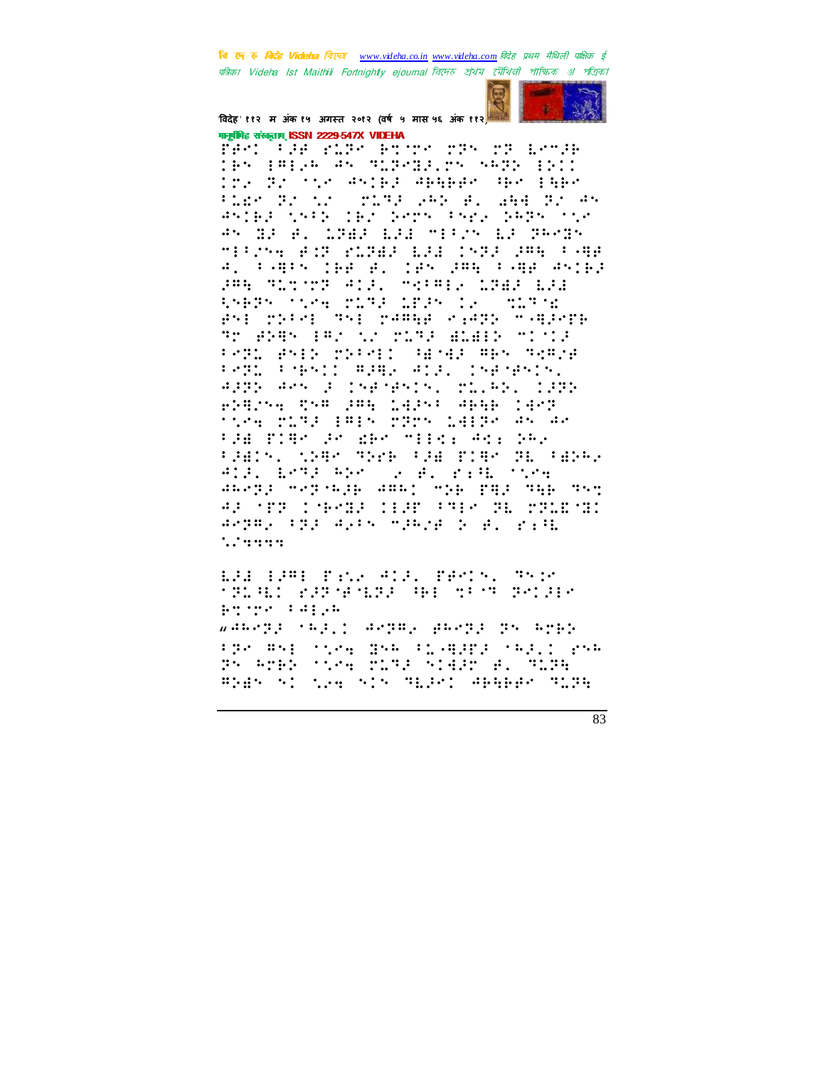बि दे रु विदेह Videha विदेह www.videha.co.in www.videha.com विदेह प्रथम मैथिली पाक्षिक ई पत्रिका Videha Ist Maithili Fortnightly ejournal विदेह प्रथम मैथिली पाक्षिक ई पत्रिका

'विदेह' ११२ म अंक १५ अगस्त २०१२ (वर्ष ५ मास ५६ अंक ११२)

मानुषीमिह संस्कृताम् ISSN 2229-547X VIDEHA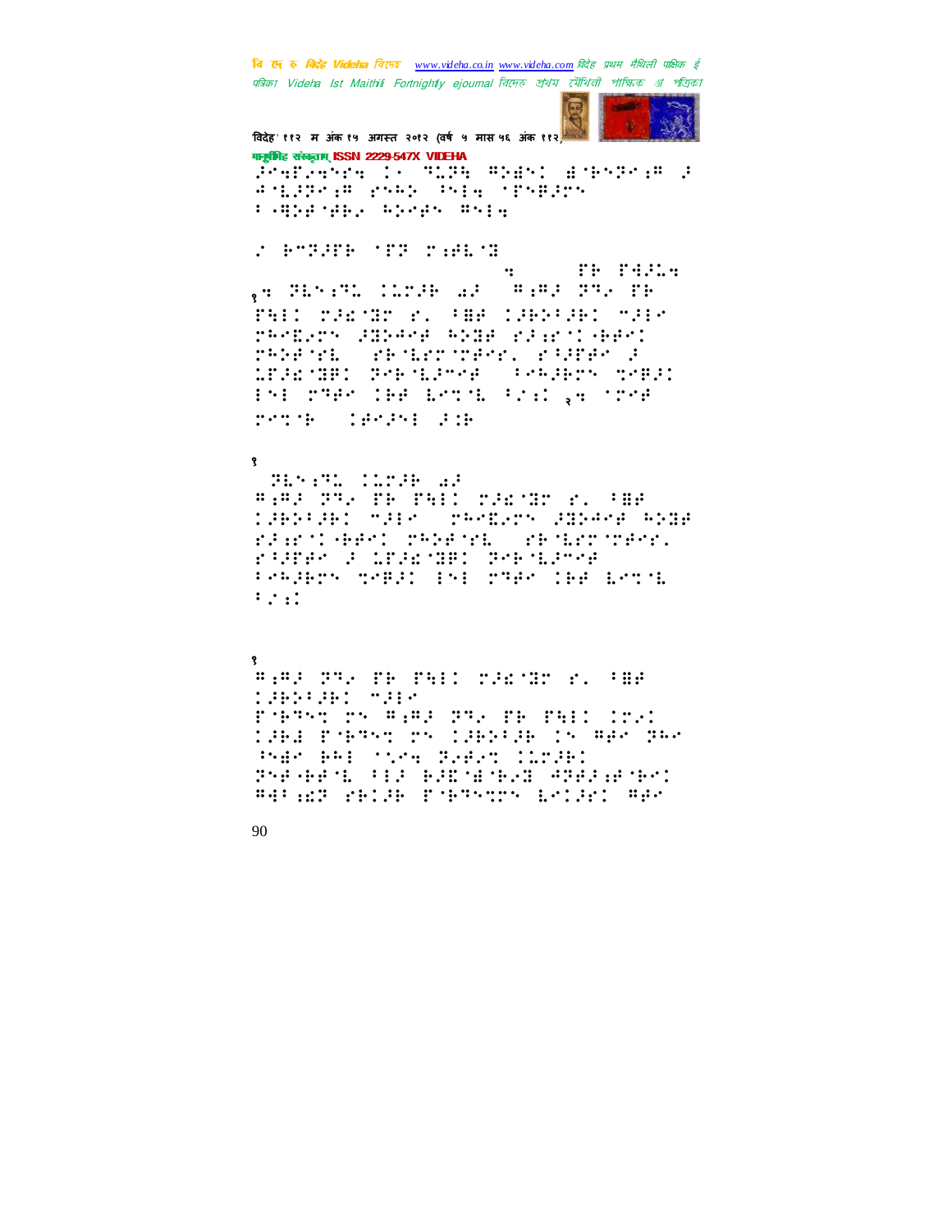⠼⠙⠋⠗⠢⠹⠗⠒⠀⠅⠂⠀⠹⠇⠝⠓⠀⠛⠕⠓⠎⠅⠀⠁⠨⠃⠎⠝⠗⠔⠛⠀⠼ ⠛⠼⠇⠝⠗⠔⠛⠀⠗⠎⠓⠕⠀⠎⠑⠔⠀⠋⠎⠃⠙⠗⠎ ⠃⠲⠛⠕⠋⠨⠋⠃⠆⠀⠓⠕⠊⠋⠎⠀⠛⠑⠔

⠴⠀⠃⠉⠝⠼⠋⠃⠀⠨⠋⠝⠀⠉⠔⠋⠇⠨⠹

⠒⠀⠀⠀⠀⠋⠃⠀⠋⠲⠼⠥⠒

१⠒⠀⠹⠇⠎⠔⠹⠥⠀⠅⠥⠉⠼⠃⠀⠡⠼⠀⠀⠛⠔⠛⠼⠀⠝⠹⠆⠀⠋⠃ ⠋⠳⠇⠅⠀⠉⠼⠣⠨⠹⠉⠀⠗⠲⠀⠂⠻⠋⠀⠅⠼⠃⠂⠼⠃⠅⠀⠉⠼⠊⠑ ⠗⠓⠑⠠⠇⠗⠎⠀⠼⠹⠕⠓⠑⠋⠀⠓⠕⠹⠋⠀⠗⠼⠔⠗⠨⠅⠐⠋⠋⠑⠅ ⠗⠓⠕⠋⠨⠗⠇⠀⠀⠗⠃⠨⠇⠗⠉⠨⠋⠑⠗⠲⠀⠗⠂⠼⠋⠋⠑⠀⠼ ⠥⠋⠼⠣⠨⠹⠃⠅⠀⠝⠑⠃⠨⠇⠼⠉⠑⠋⠀⠀⠂⠑⠓⠼⠃⠗⠎⠀⠹⠑⠛⠼⠅ ⠇⠎⠇⠀⠗⠹⠋⠑⠀⠅⠃⠋⠀⠇⠑⠹⠨⠇⠀⠂⠴⠔⠅⠀२⠒⠀⠨⠉⠑⠋ ⠗⠑⠹⠨⠃⠀⠀⠅⠋⠑⠼⠎⠇⠀⠼⠔⠃

१

⠀⠹⠇⠎⠔⠹⠥⠀⠅⠥⠉⠼⠃⠀⠡⠼ ⠛⠔⠛⠼⠀⠝⠹⠆⠀⠋⠃⠀⠋⠳⠇⠅⠀⠉⠼⠣⠨⠹⠉⠀⠗⠲⠀⠂⠻⠋ ⠅⠼⠃⠂⠼⠃⠅⠀⠉⠼⠊⠑⠀⠀⠗⠓⠑⠠⠇⠗⠎⠀⠼⠹⠕⠓⠑⠋⠀⠓⠕⠹⠋ ⠗⠼⠔⠗⠨⠅⠐⠋⠋⠑⠅⠀⠗⠓⠕⠋⠨⠗⠇⠀⠀⠗⠃⠨⠇⠗⠉⠨⠋⠑⠗⠲ ⠗⠂⠼⠋⠋⠑⠀⠼⠀⠥⠋⠼⠣⠨⠹⠃⠅⠀⠝⠑⠃⠨⠇⠼⠉⠑⠋ ⠂⠑⠓⠼⠃⠗⠎⠀⠹⠑⠛⠼⠅⠀⠇⠎⠇⠀⠗⠹⠋⠑⠀⠅⠃⠋⠀⠇⠑⠹⠨⠇ ⠂⠴⠔⠅

१

⠛⠔⠛⠼⠀⠝⠹⠆⠀⠋⠃⠀⠋⠳⠇⠅⠀⠉⠼⠣⠨⠹⠉⠀⠗⠲⠀⠂⠻⠋ ⠅⠼⠃⠂⠼⠃⠅⠀⠉⠼⠊⠑ ⠋⠐⠃⠹⠎⠹⠀⠗⠎⠀⠛⠔⠛⠼⠀⠝⠹⠆⠀⠋⠃⠀⠋⠳⠇⠅⠀⠅⠗⠆⠅ ⠅⠼⠃⠇⠀⠋⠐⠃⠹⠎⠹⠀⠗⠎⠀⠅⠼⠃⠂⠼⠃⠀⠅⠎⠀⠛⠋⠑⠀⠝⠓⠑ ⠹⠳⠑⠀⠃⠓⠇⠀⠈⠣⠑⠒⠀⠹⠆⠋⠆⠹⠀⠅⠥⠉⠼⠃⠅ ⠝⠑⠋⠐⠃⠋⠨⠇⠀⠂⠇⠼⠀⠃⠼⠣⠨⠹⠐⠃⠆⠹⠀⠙⠹⠋⠼⠔⠋⠐⠃⠑⠅ ⠛⠲⠂⠔⠣⠝⠀⠗⠃⠅⠼⠃⠀⠋⠐⠃⠹⠎⠹⠉⠎⠀⠇⠑⠅⠼⠑⠅⠀⠛⠋⠑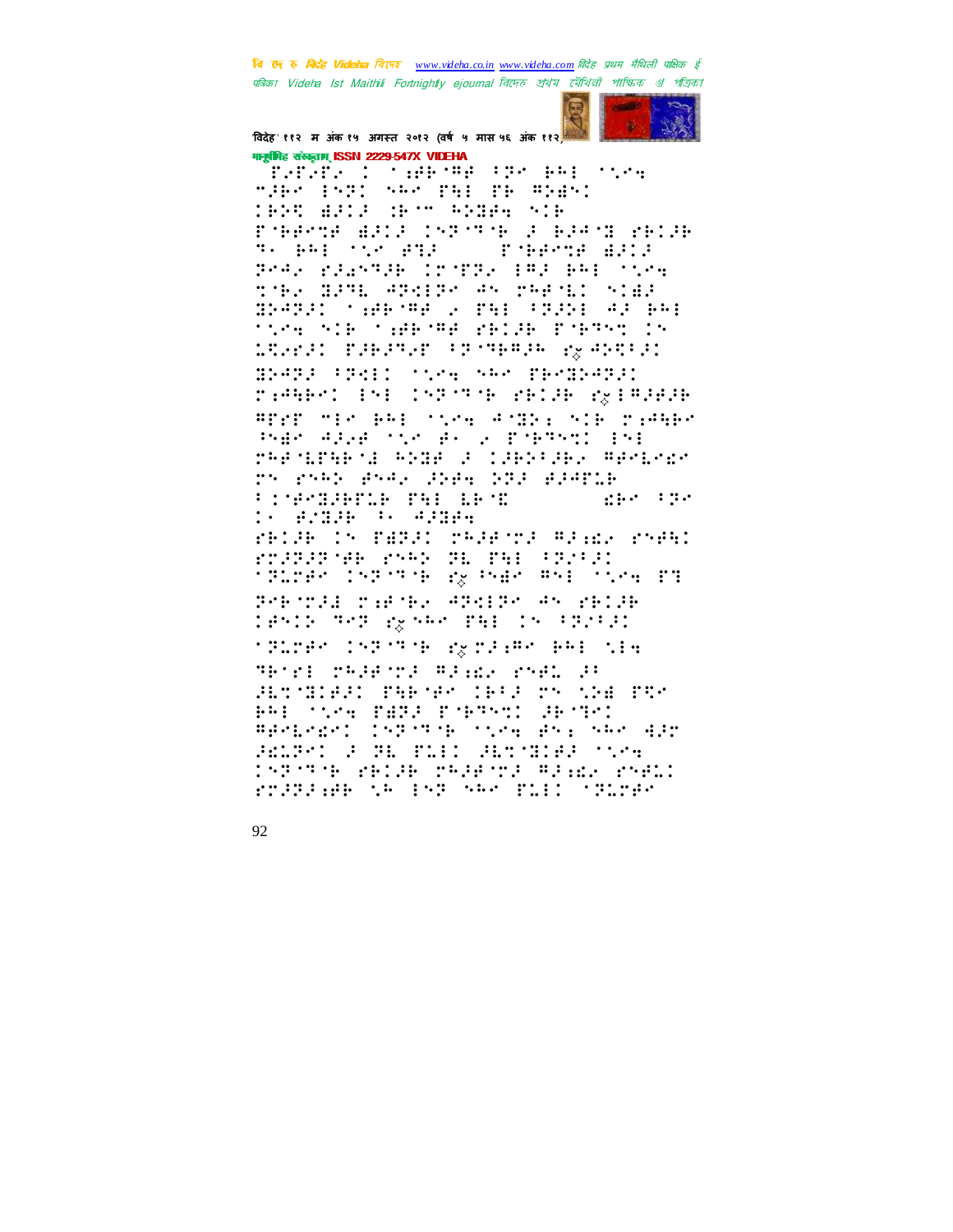विदेह' ११२ म अंक १५ अगस्त २०१२ (वर्ष ५ मास ५६ अंक ११२)

मानुषीमिह संस्कृताम् ISSN 2229-547X VIDEHA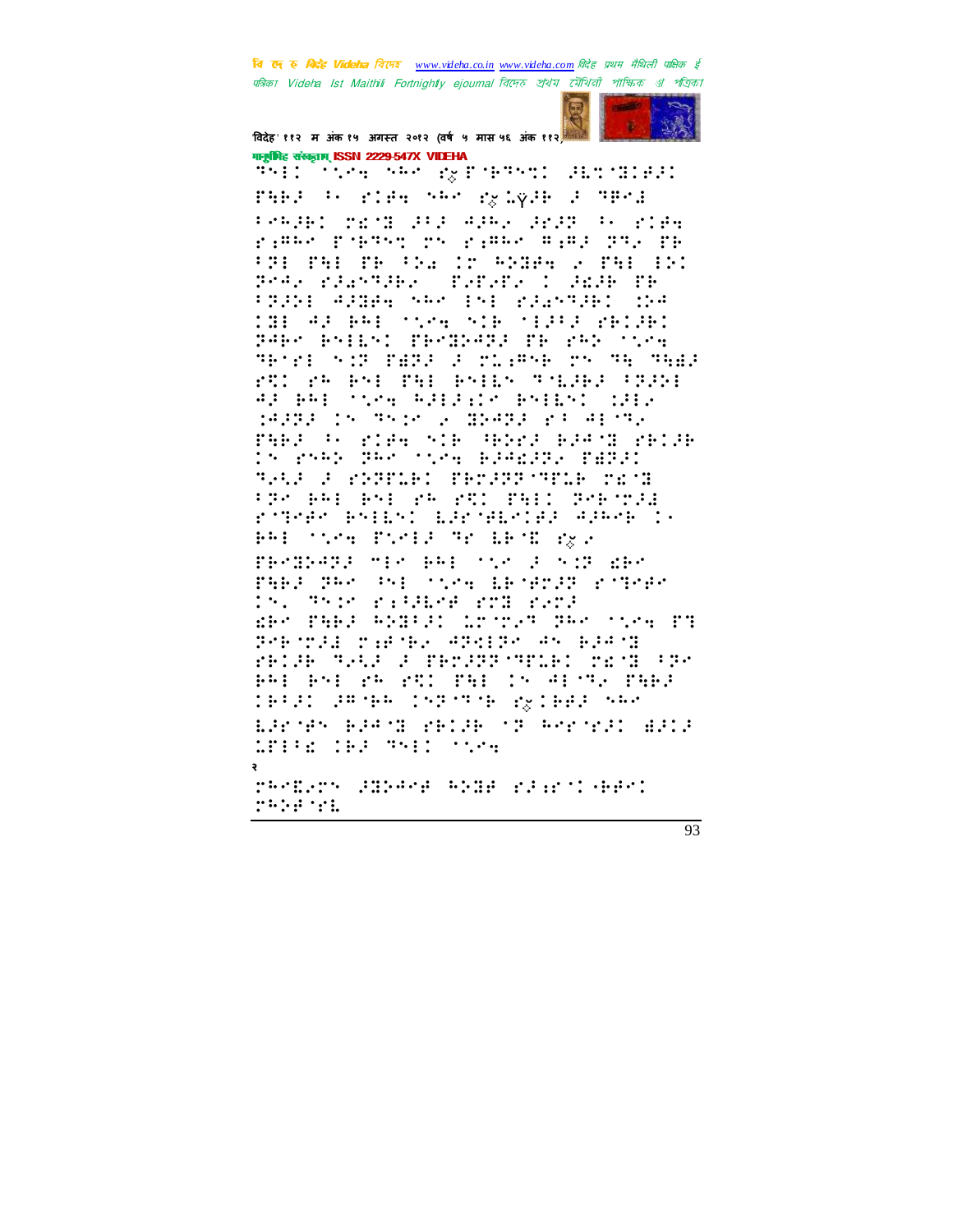"२"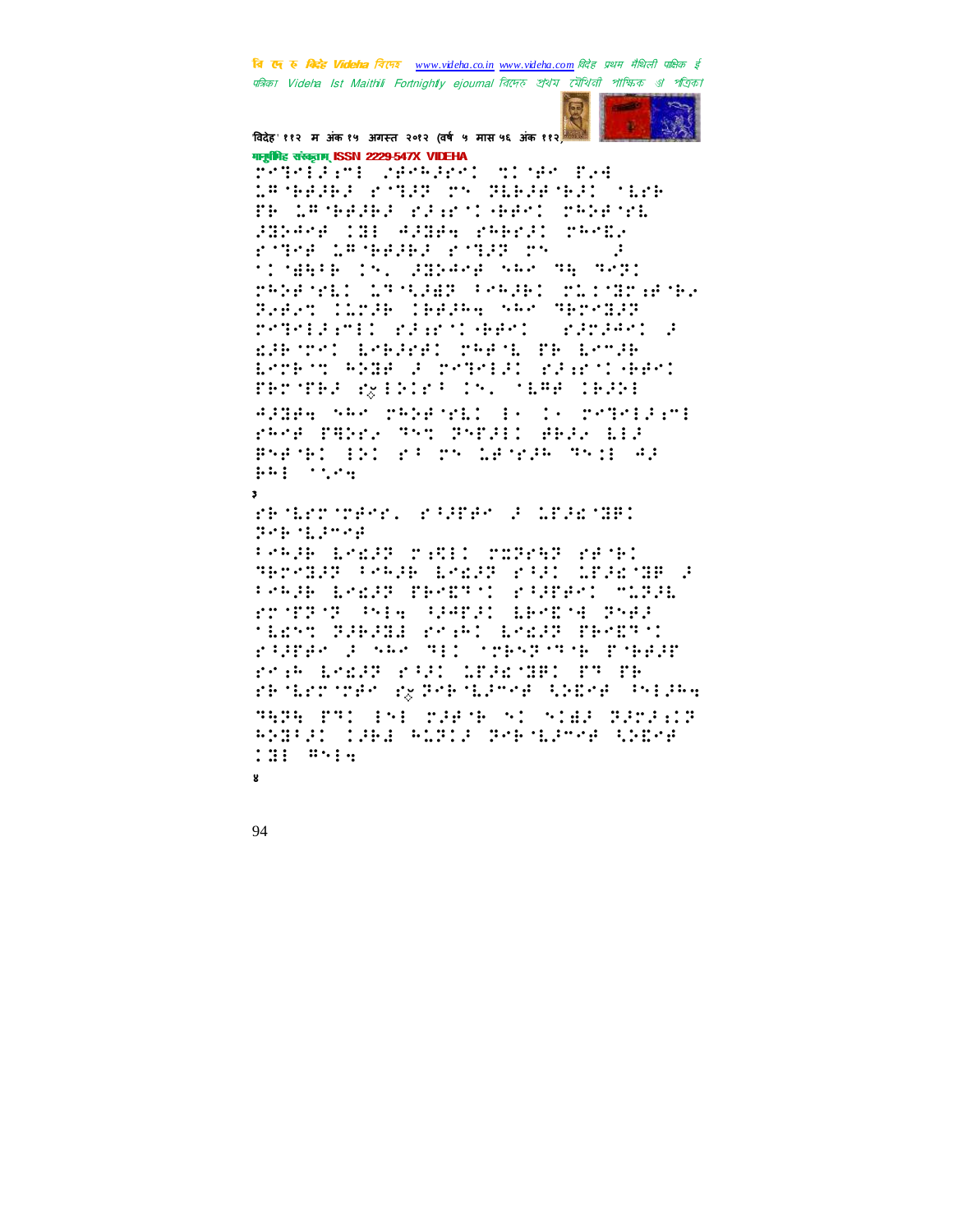३

४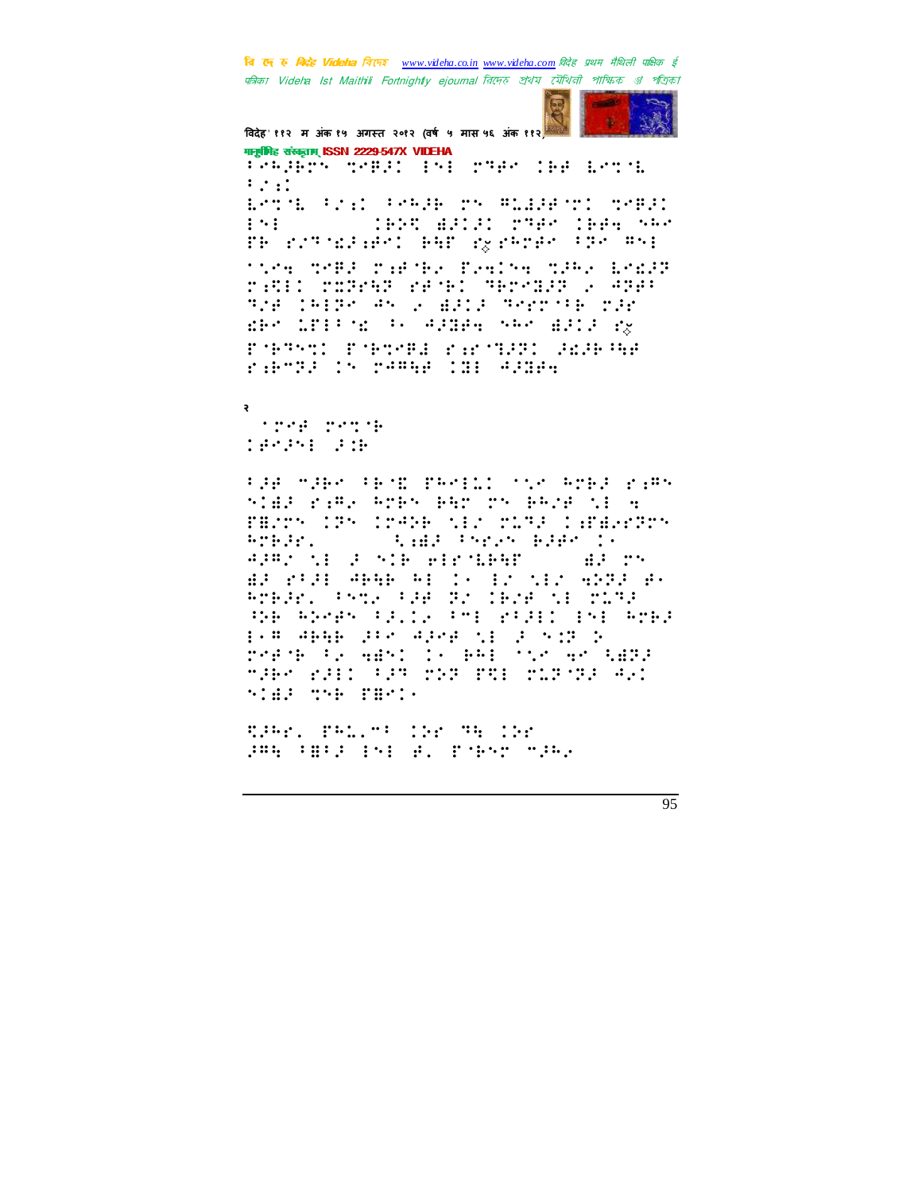⠀⠋⠉⠓⠚⠃⠉⠝⠀⠹⠉⠲⠚⠅⠀⠊⠝⠇⠀⠗⠹⠋⠉⠀⠅⠃⠋⠀⠇⠉⠹⠁⠇
⠀⠂⠌⠡⠅

⠇⠉⠹⠁⠇⠀⠂⠌⠡⠅⠀⠂⠉⠓⠚⠃⠀⠗⠝⠀⠻⠇⠩⠚⠋⠁⠗⠅⠀⠹⠉⠲⠚⠅
⠊⠝⠇⠀⠀⠀⠀⠀⠀⠀⠅⠃⠕⠻⠀⠩⠚⠅⠚⠅⠀⠗⠹⠋⠉⠀⠅⠃⠋⠪⠀⠝⠓⠉

२

⠀⠁⠗⠉⠋⠀⠗⠉⠹⠁⠃
⠅⠋⠉⠚⠝⠇⠀⠚⠡⠃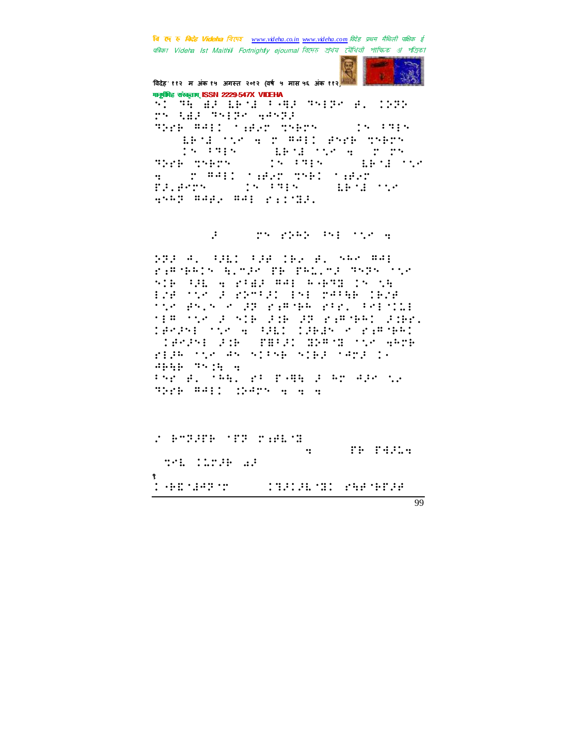मानुषीमिह संस्कृताम् ISSN 2229-547X VIDEHA

⠒⠅⠀⠹⠓⠀⠻⠜⠀⠇⠗⠨⠆⠀⠃⠔⠻⠜⠀⠹⠑⠇⠽⠊⠀⠚⠄⠀⠉�µ⠵⠕
⠗⠎⠀⠳⠻⠜⠀⠹⠑⠇⠽⠊⠀⠱⠺⠎⠵⠜

⠹⠵⠗⠃⠀⠿⠺⠇⠉⠀⠈⠦⠚⠄⠗⠀⠹⠑⠃⠗⠎⠀⠀⠀⠀⠀⠉⠎⠀⠁⠹⠇⠎
⠀⠀⠀⠀⠇⠃⠨⠆⠀⠈⠡⠊⠀⠒⠀⠗⠀⠿⠺⠇⠉⠀⠚⠎⠗⠃⠀⠹⠑⠃⠗⠎
⠀⠀⠀⠀⠉⠎⠀⠁⠹⠇⠎⠀⠀⠀⠀⠇⠃⠨⠆⠀⠈⠡⠊⠀⠒⠀⠀⠗⠀⠗⠎
⠹⠵⠗⠃⠀⠹⠑⠃⠗⠎⠀⠀⠀⠀⠀⠉⠎⠀⠁⠹⠇⠎⠀⠀⠀⠀⠀⠇⠃⠨⠆⠀⠈⠡⠊
⠒⠀⠀⠀⠗⠀⠿⠺⠇⠉⠀⠈⠦⠚⠄⠗⠀⠹⠑⠃⠉⠀⠈⠦⠚⠄⠗
⠏⠜⠄⠚⠊⠗⠎⠀⠀⠀⠀⠀⠉⠎⠀⠁⠹⠇⠎⠀⠀⠀⠀⠀⠇⠃⠨⠆⠀⠈⠡⠊
⠒⠎⠓⠵⠀⠿⠺⠚⠄⠀⠿⠺⠇⠀⠗⠆⠉⠨⠆⠜⠄

⠜⠀⠀⠀⠀⠀⠗⠎⠀⠗⠵⠓⠕⠀⠘⠑⠇⠀⠈⠡⠊⠀⠒

⠵⠟⠜⠀⠺⠄⠀⠁⠜⠇⠉⠀⠁⠜⠋⠀⠉⠃⠄⠀⠚⠄⠀⠎⠓⠊⠀⠿⠺⠇
⠗⠆⠿⠨⠃⠓⠉⠎⠀⠓⠄⠔⠜⠊⠀⠏⠃⠀⠏⠓⠇⠄⠔⠜⠀⠹⠎⠵⠎⠀⠈⠡⠊
⠎⠉⠃⠀⠁⠜⠇⠀⠒⠀⠗⠁⠻⠜⠀⠿⠺⠇⠀⠓⠤⠃⠹⠻⠀⠉⠎⠀⠡⠓
⠇⠜⠋⠀⠈⠡⠊⠀⠜⠀⠗⠵⠔⠁⠜⠉⠀⠇⠎⠇⠀⠗⠺⠁⠓⠃⠀⠉⠃⠜⠋
⠈⠡⠊⠀⠚⠎⠄⠎⠀⠊⠀⠜⠟⠀⠗⠆⠿⠨⠃⠓⠀⠗⠁⠗⠄⠀⠁⠊⠇⠈⠉⠇⠇
⠈⠇⠿⠀⠈⠡⠊⠀⠜⠀⠎⠉⠃⠀⠜⠆⠃⠀⠜⠟⠀⠗⠆⠿⠨⠃⠓⠉⠀⠜⠆⠃⠗⠄
⠉⠃⠊⠜⠎⠇⠀⠈⠡⠊⠀⠒⠀⠁⠜⠇⠉⠀⠉⠜⠃⠻⠎⠀⠊⠀⠗⠆⠿⠨⠃⠓⠉
⠀⠉⠃⠊⠜⠎⠇⠀⠜⠆⠃⠀⠀⠏⠻⠁⠜⠉⠀⠻⠵⠿⠨⠻⠀⠈⠡⠊⠀⠱⠓⠗⠃
⠗⠇⠜⠓⠀⠈⠡⠊⠀⠺⠎⠀⠎⠉⠁⠎⠃⠀⠎⠉⠃⠜⠀⠈⠺⠗⠜⠀⠉⠄
⠺⠃⠓⠃⠀⠹⠎⠆⠓⠀⠒
⠁⠎⠗⠀⠚⠄⠀⠈⠓⠓⠄⠀⠗⠁⠀⠏⠤⠻⠓⠀⠜⠀⠓⠗⠀⠺⠜⠊⠀⠡⠊
⠹⠵⠗⠃⠀⠿⠺⠇⠉⠀⠆⠵⠺⠗⠎⠀⠒⠀⠒⠀⠒

⠠⠀⠃⠔⠹⠜⠏⠃⠀⠈⠏⠹⠀⠗⠆⠚⠇⠨⠻
⠀⠀⠀⠀⠀⠀⠀⠀⠀⠀⠀⠀⠀⠀⠀⠀⠀⠀⠀⠀⠀⠀⠀⠀⠒⠀⠀⠀⠀⠀⠏⠃⠀⠏⠹⠜⠇⠒
⠀⠹⠊⠇⠀⠉⠉⠇⠗⠜⠃⠀⠫⠜

१

⠉⠤⠃⠿⠨⠜⠺⠹⠨⠗⠀⠀⠀⠀⠀⠉⠹⠁⠉⠜⠇⠨⠻⠉⠀⠗⠓⠋⠨⠃⠏⠜⠋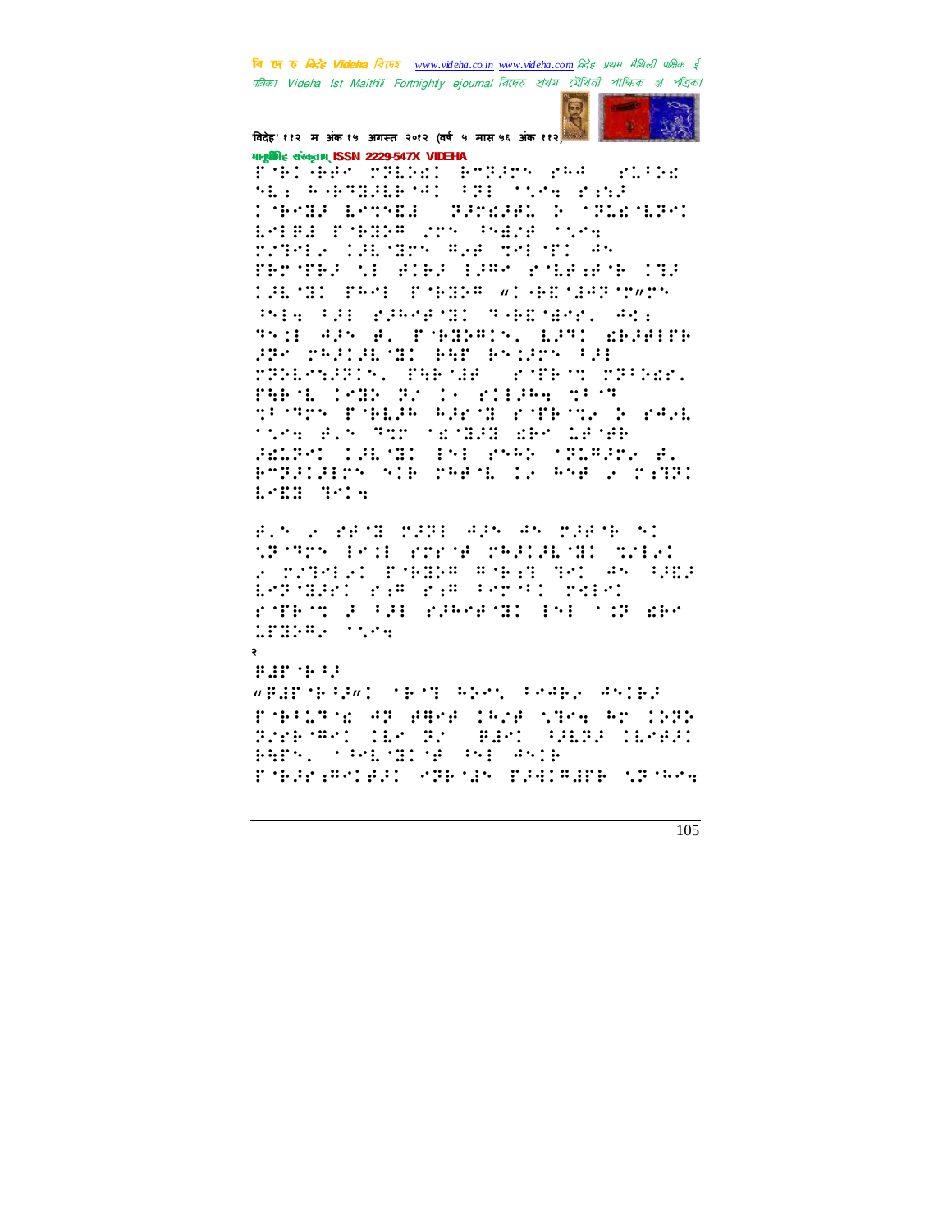२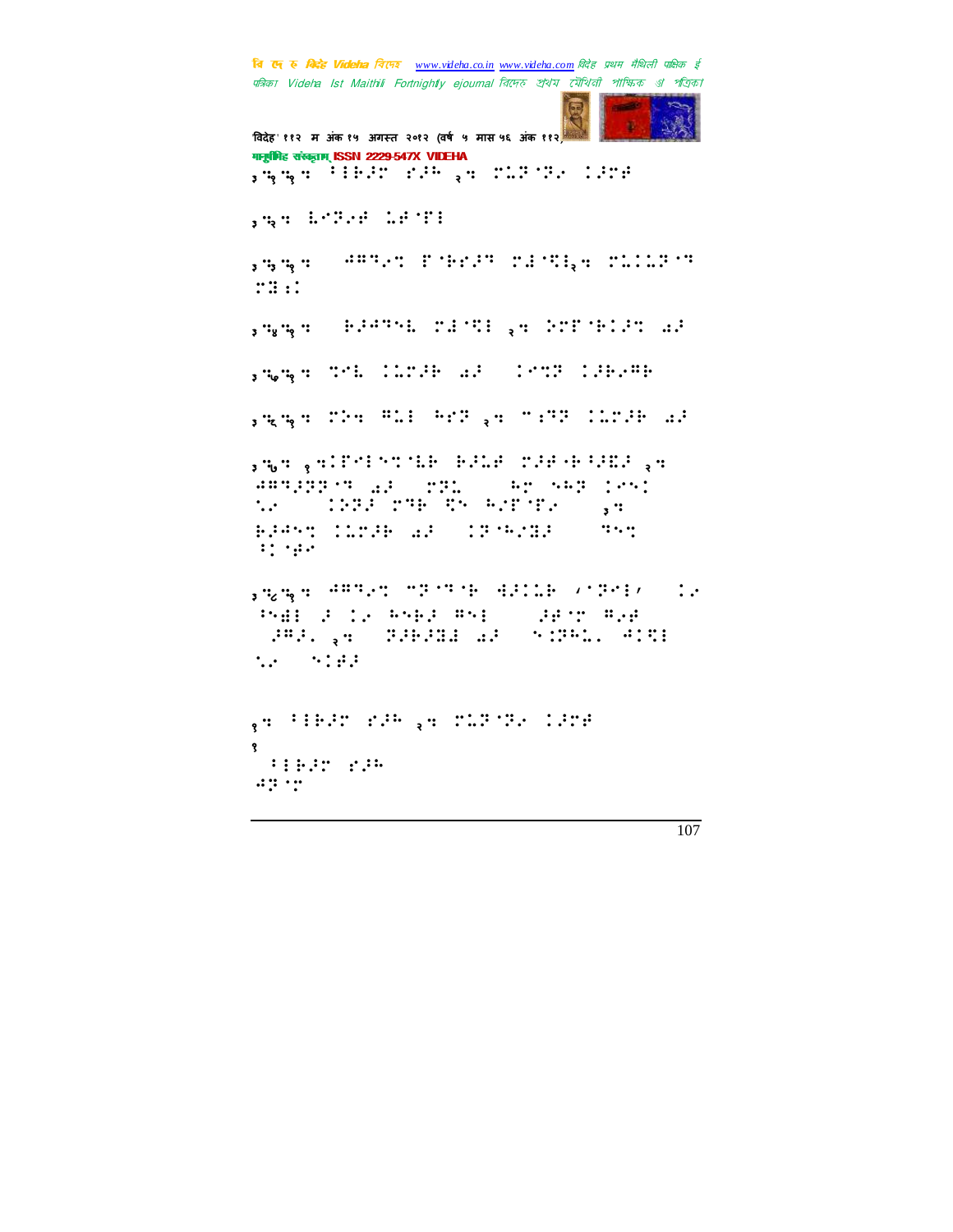३.१.१. ⠅⠇⠃⠜⠍ ⠎⠜⠓ २. ⠍⠥⠝⠑⠝ ⠉⠜⠍�植

३.२. ⠇⠊⠝⠊⠋ ⠥⠋⠑⠋⠇

३.३.१. ⠼⠛⠝⠊⠉ ⠋⠑⠃⠎⠜⠝ ⠍⠇⠑⠻२. ⠍⠥⠉⠥⠝⠑⠝ ⠍⠿⠱

३.४.१. ⠗⠜⠼⠝⠑⠇ ⠍⠇⠑⠻ २. ⠕⠍⠋⠑⠃⠉⠜⠉ ⠔⠜

३.५.१. ⠝⠊⠇ ⠉⠥⠍⠜⠓ ⠔⠜ ⠉⠊⠝⠝ ⠉⠜⠓⠊⠛⠓

३.६.१. ⠍⠕⠹ ⠛⠥⠇ ⠓⠎⠝ २. ⠉⠱⠝ ⠉⠥⠍⠜⠓ ⠔⠜

३.७. १.⠉⠋⠊⠇⠑⠉⠇⠓ ⠗⠜⠥⠋ ⠍⠜⠋⠃⠅⠜⠫⠜ २. ⠼⠛⠝⠜⠝⠝⠑⠝ ⠔⠜ ⠍⠝⠥ ⠓⠍ ⠎⠓⠝ ⠉⠑⠎⠉ ⠣⠊ ⠉⠕⠝⠜ ⠍⠝⠓ ⠻⠎ ⠓⠊⠋⠑⠋⠊ ३. ⠗⠜⠼⠎⠉ ⠉⠥⠍⠜⠓ ⠔⠜ ⠉⠝⠑⠓⠊⠿⠜ ⠝⠎⠉ ⠅⠉⠑⠜⠊

३.८.१. ⠼⠛⠝⠊⠉ ⠉⠝⠑⠝⠑⠓ ⠙⠜⠉⠥⠓ ⠌⠑⠝⠊⠇⠌ ⠉⠊ ⠅⠎⠻⠇ ⠜ ⠉⠊ ⠓⠎⠃⠜ ⠛⠎⠇ ⠜⠋⠑⠍ ⠛⠊⠋ ⠜⠛⠜⠂ २. ⠝⠜⠓⠜⠿⠇ ⠔⠜ ⠎⠉⠝⠓⠥⠂ ⠼⠉⠻⠇ ⠣⠊ ⠎⠉⠋⠜

१. ⠅⠇⠃⠜⠍ ⠎⠜⠓ २. ⠍⠥⠝⠑⠝ ⠉⠜⠍⠋

१

⠅⠇⠃⠜⠍ ⠎⠜⠓

⠼⠝⠑⠍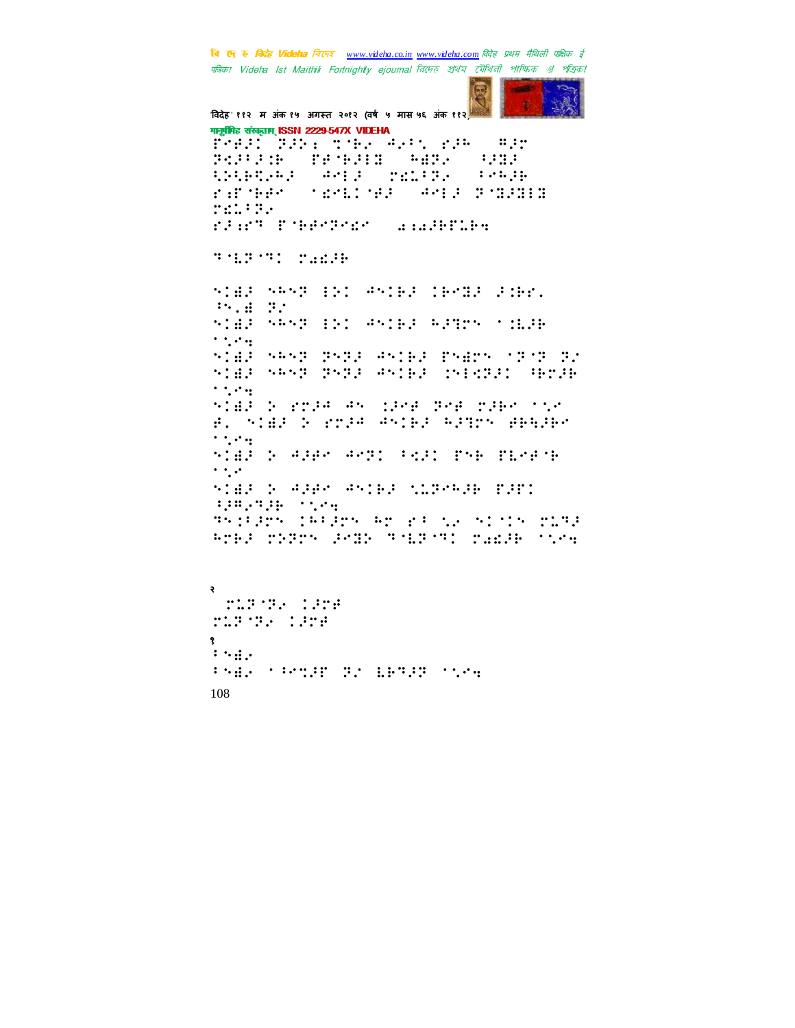२

१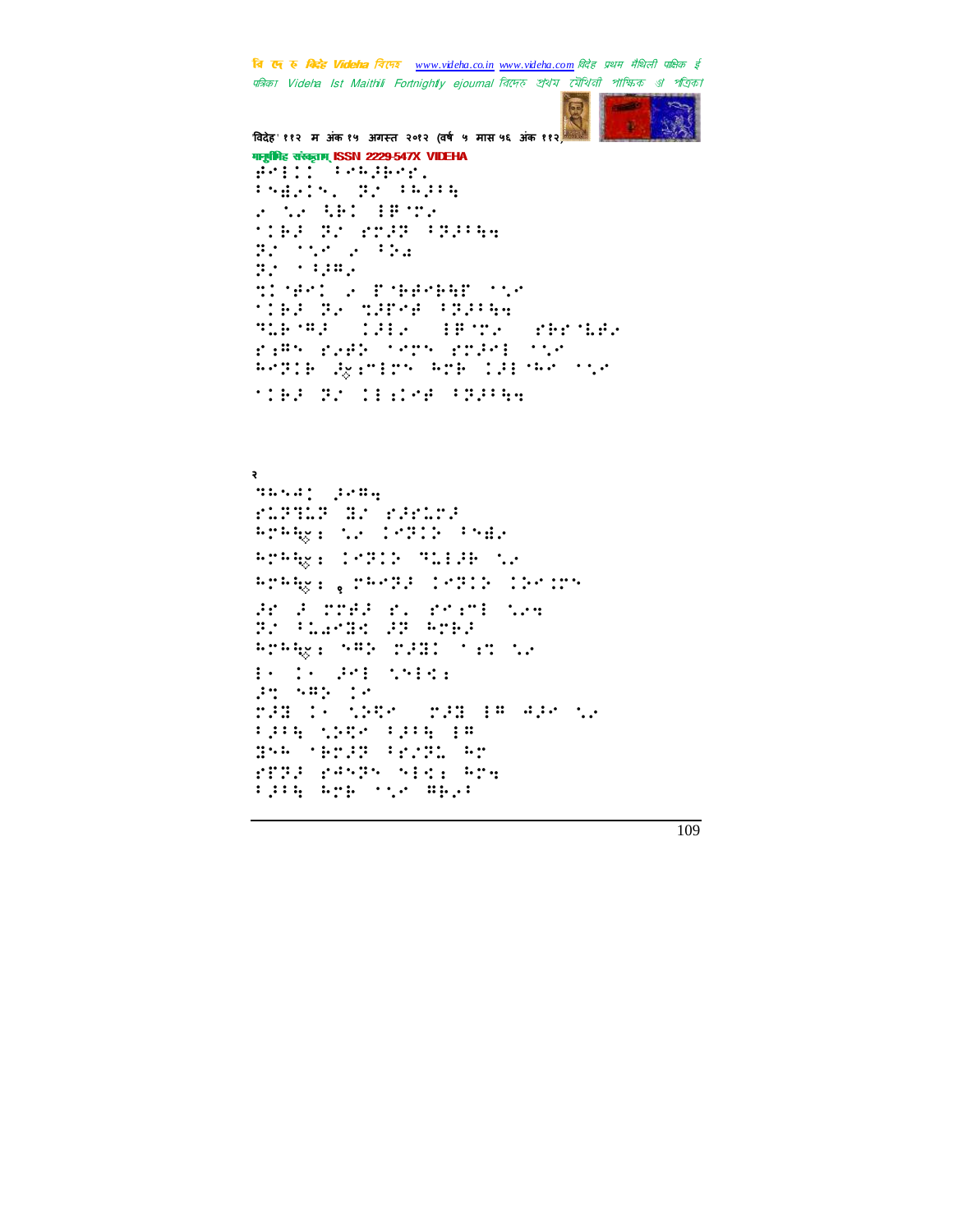२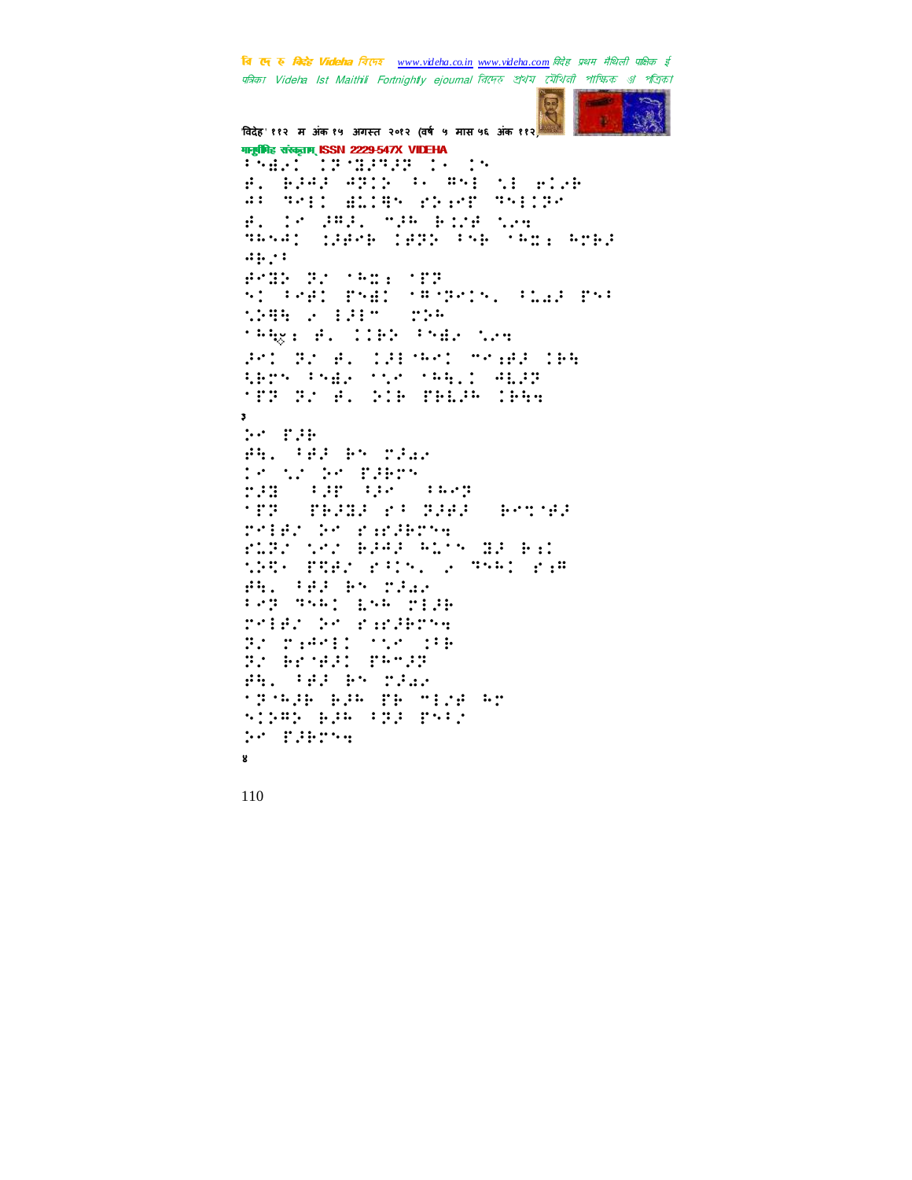३

४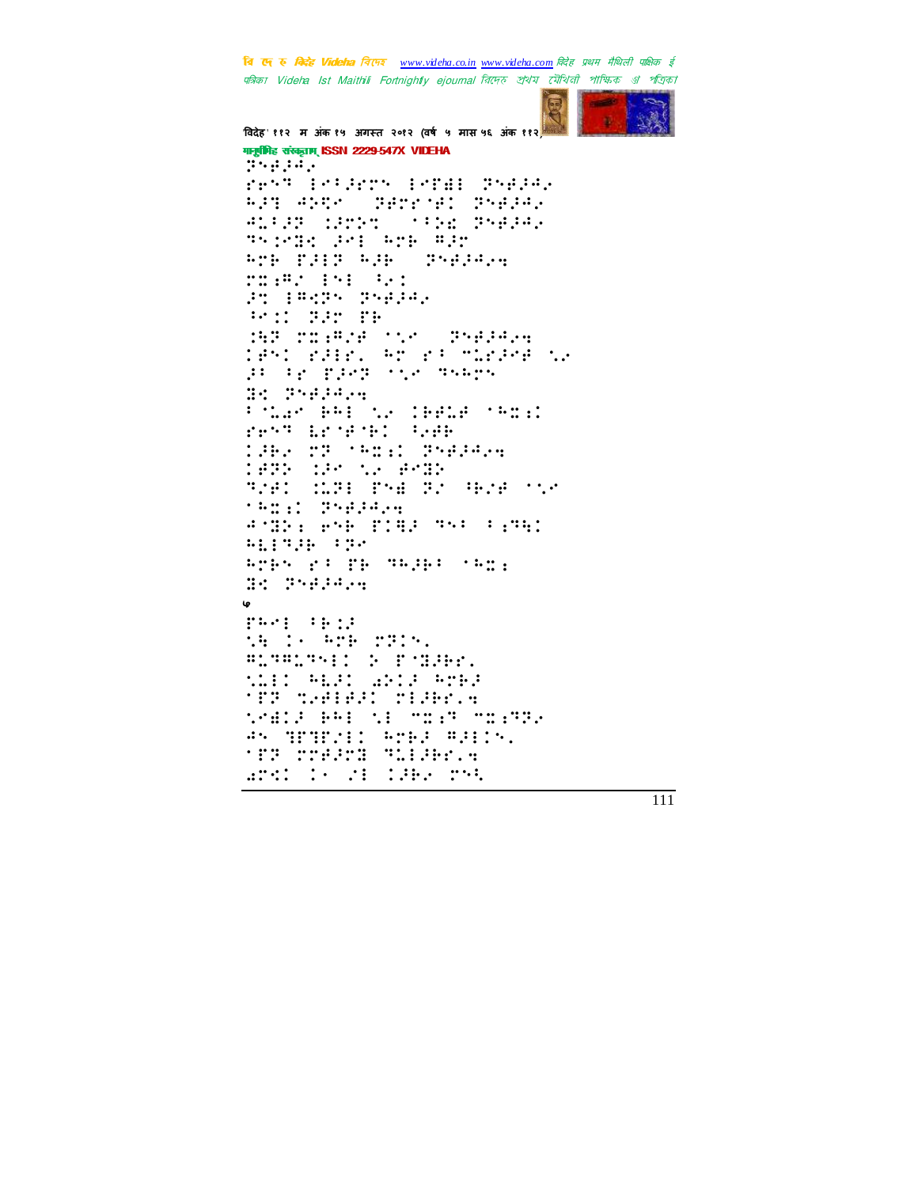५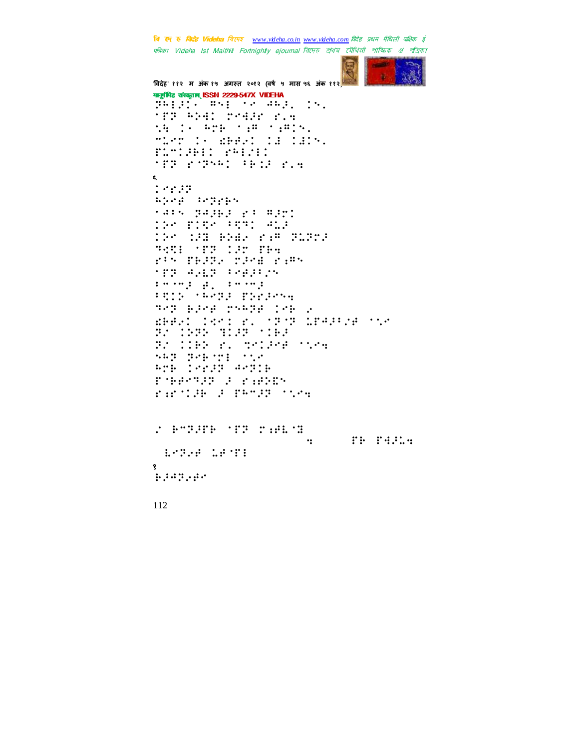६

१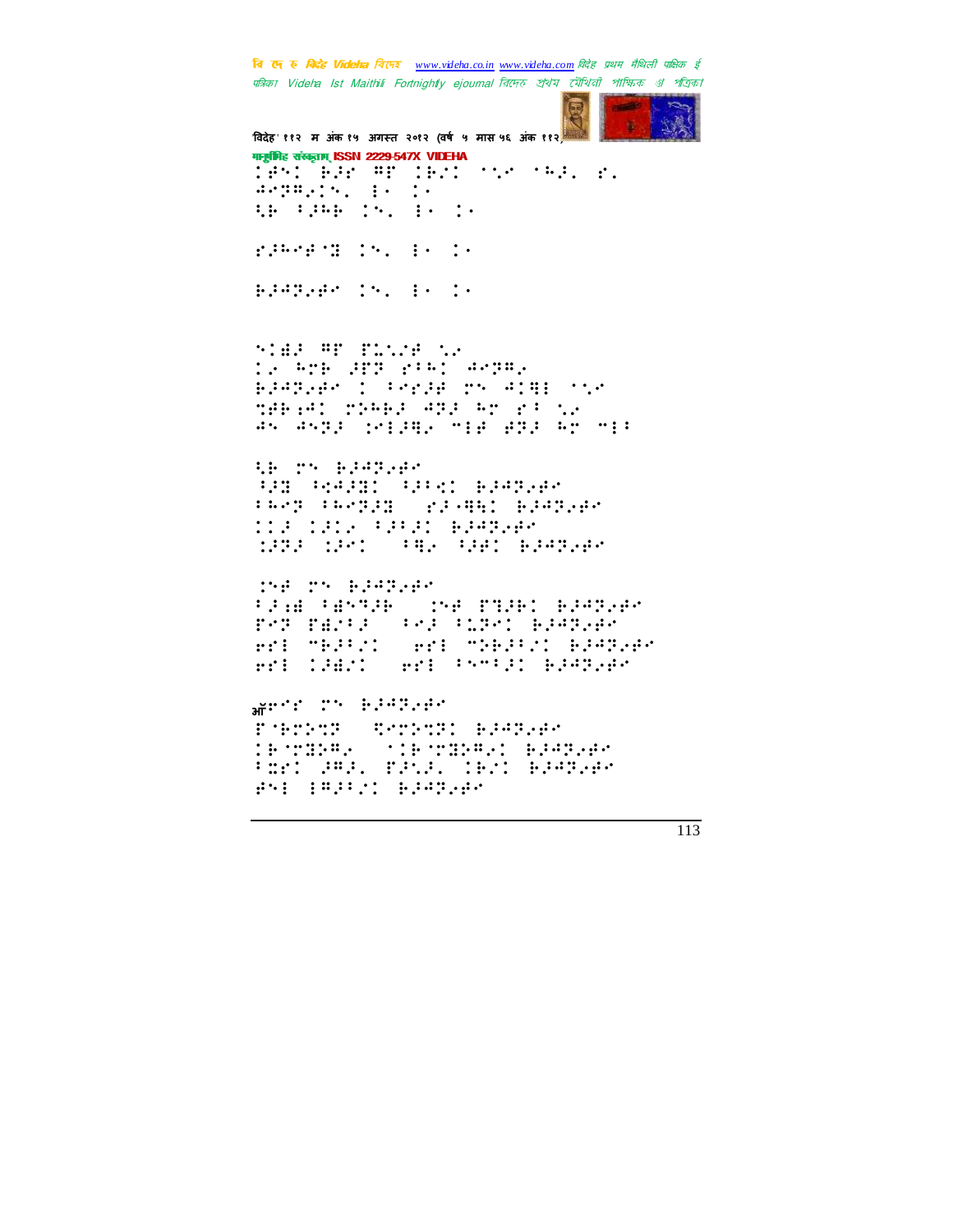मानुषीमिह संस्कृताम् ISSN 2229-547X VIDEHA

⠇⠞⠑⠁⠀⠗⠼⠫⠀⠍⠋⠀⠇⠗⠌⠁⠀⠁⠣⠉⠀⠁⠓⠼⠂⠀⠫⠂
⠙⠉⠝⠍⠂⠇⠑⠂⠀⠃⠂⠀⠇⠂
⠳⠗⠀⠃⠼⠓⠗⠀⠇⠑⠂⠀⠃⠂⠀⠇⠂

⠫⠼⠓⠉⠋⠈⠛⠀⠇⠑⠂⠀⠃⠂⠀⠇⠂

⠗⠼⠙⠝⠂⠋⠉⠀⠇⠑⠂⠀⠃⠂⠀⠇⠂

⠑⠇⠻⠼⠀⠍⠋⠀⠋⠡⠣⠌⠋⠀⠣⠉

⠇⠂⠀⠓⠉⠗⠀⠼⠋⠝⠀⠫⠃⠓⠁⠀⠙⠉⠝⠍⠂
⠗⠼⠙⠝⠂⠋⠉⠀⠁⠀⠃⠉⠫⠼⠋⠀⠏⠑⠀⠙⠁⠛⠃⠀⠁⠣⠉
⠝⠋⠗⠆⠙⠁⠀⠏⠑⠓⠗⠼⠀⠙⠝⠼⠀⠓⠉⠀⠫⠃⠀⠣⠂
⠙⠑⠀⠙⠑⠝⠼⠀⠇⠉⠃⠼⠛⠂⠀⠍⠃⠋⠀⠋⠝⠼⠀⠓⠉⠀⠍⠃⠃

⠳⠗⠀⠏⠑⠀⠗⠼⠙⠝⠂⠋⠉
⠳⠼⠛⠀⠳⠩⠙⠼⠛⠁⠀⠳⠼⠃⠩⠁⠀⠗⠼⠙⠝⠂⠋⠉
⠃⠓⠉⠝⠀⠃⠓⠉⠝⠼⠛⠀⠀⠫⠼⠂⠛⠳⠁⠀⠗⠼⠙⠝⠂⠋⠉
⠁⠁⠼⠀⠁⠼⠁⠂⠀⠳⠼⠃⠼⠁⠀⠗⠼⠙⠝⠂⠋⠉
⠡⠝⠼⠀⠡⠼⠑⠁⠀⠀⠃⠛⠂⠀⠳⠼⠋⠁⠀⠗⠼⠙⠝⠂⠋⠉

⠀⠇⠑⠋⠀⠏⠑⠀⠗⠼⠙⠝⠂⠋⠉
⠃⠼⠆⠻⠀⠃⠻⠑⠝⠼⠗⠀⠀⠇⠑⠋⠀⠋⠹⠼⠗⠁⠀⠗⠼⠙⠝⠂⠋⠉
⠋⠉⠝⠀⠋⠻⠌⠃⠼⠀⠀⠃⠉⠼⠀⠃⠡⠝⠑⠁⠀⠗⠼⠙⠝⠂⠋⠉
⠋⠉⠃⠀⠍⠗⠼⠃⠌⠁⠀⠀⠋⠉⠃⠀⠍⠝⠗⠼⠃⠌⠁⠀⠗⠼⠙⠝⠂⠋⠉
⠋⠉⠃⠀⠁⠼⠻⠌⠁⠀⠀⠋⠉⠃⠀⠃⠑⠍⠃⠼⠁⠀⠗⠼⠙⠝⠂⠋⠉

ऑ⠋⠉⠉⠀⠏⠑⠀⠗⠼⠙⠝⠂⠋⠉
⠋⠈⠗⠉⠗⠑⠝⠀⠀⠻⠉⠉⠗⠑⠝⠁⠀⠗⠼⠙⠝⠂⠋⠉
⠇⠗⠈⠉⠛⠗⠓⠂⠀⠀⠁⠇⠗⠈⠉⠛⠗⠓⠂⠁⠀⠗⠼⠙⠝⠂⠋⠉
⠃⠩⠉⠁⠀⠼⠍⠼⠂⠀⠋⠼⠣⠼⠂⠀⠇⠗⠌⠁⠀⠗⠼⠙⠝⠂⠋⠉
⠋⠑⠃⠀⠃⠍⠼⠃⠌⠁⠀⠗⠼⠙⠝⠂⠋⠉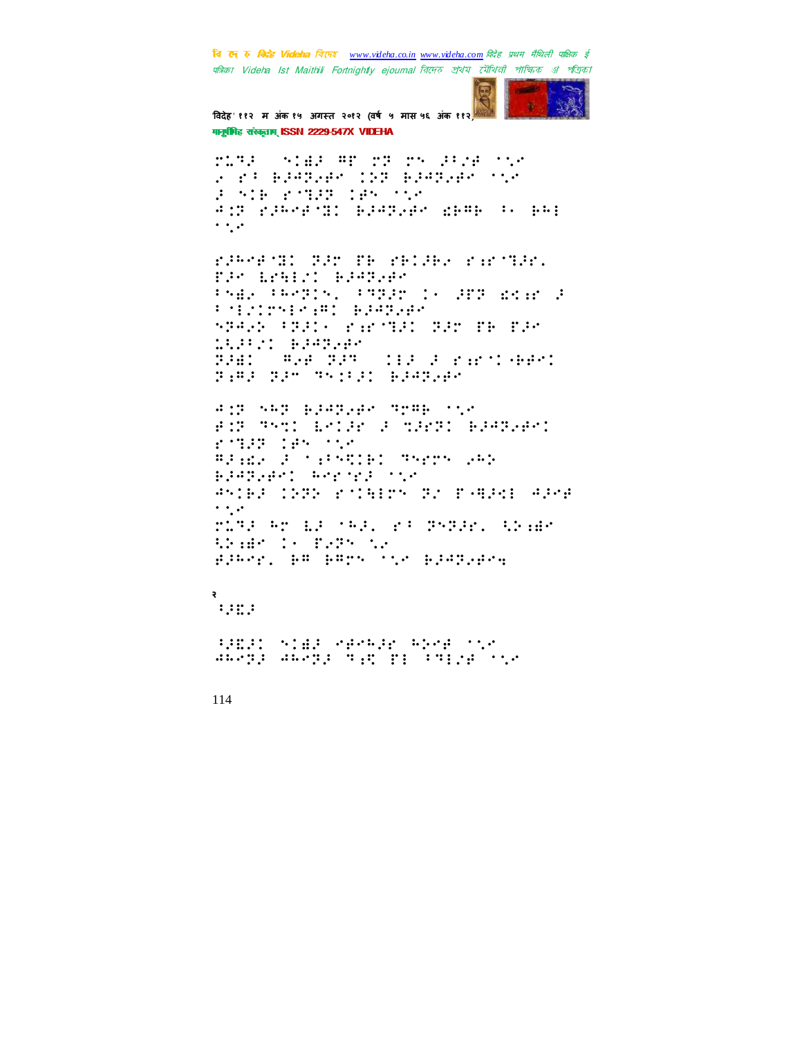⠍⠥⠙⠂ ⠀⠉⠁⠫⠂ ⠛⠋ ⠍⠝ ⠍⠅ ⠗⠈⠎⠾ ⠄⠣⠊
⠊ ⠗⠃ ⠗⠐⠏⠝⠐⠾⠊ ⠁⠕⠝ ⠗⠐⠏⠝⠐⠾⠊ ⠄⠣⠊
⠂ ⠅⠁⠗ ⠗⠈⠙⠂⠝ ⠁⠾⠅ ⠄⠣⠊
⠚⠕⠝ ⠗⠐⠓⠊⠾⠈⠙⠁ ⠗⠐⠏⠝⠐⠾⠊ ⠫⠗⠛⠗ ⠃⠂ ⠗⠓⠇
⠄⠣⠊

⠗⠐⠓⠊⠾⠈⠙⠁ ⠝⠂⠍ ⠋⠗ ⠎⠗⠁⠐⠗⠊ ⠗⠆⠗⠈⠙⠂⠗⠲
⠋⠂⠊ ⠇⠗⠓⠇⠌⠁ ⠗⠐⠏⠝⠐⠾⠊
⠃⠅⠫⠊ ⠃⠓⠊⠝⠁⠅⠲ ⠃⠙⠝⠂⠍ ⠁⠂ ⠐⠏⠝ ⠫⠩⠆⠗ ⠂
⠃⠈⠇⠌⠁⠍⠅⠇⠗⠆⠛⠁ ⠗⠐⠏⠝⠐⠾⠊
⠅⠝⠏⠂⠕ ⠃⠝⠂⠁⠂ ⠗⠆⠗⠈⠙⠂⠁ ⠝⠂⠍ ⠋⠗ ⠋⠂⠊
⠥⠣⠂⠃⠌⠁ ⠗⠐⠏⠝⠐⠾⠊
⠝⠂⠫⠁ ⠀⠛⠐⠾ ⠝⠂⠙ ⠀⠁⠇⠂ ⠂ ⠗⠆⠗⠈⠁⠐⠗⠾⠁
⠝⠆⠛⠂ ⠝⠂⠍ ⠙⠅⠁⠃⠂⠁ ⠗⠐⠏⠝⠐⠾⠊

⠚⠕⠝ ⠅⠓⠝ ⠗⠐⠏⠝⠐⠾⠊ ⠙⠍⠛⠗ ⠄⠣⠊
⠾⠕⠝ ⠙⠅⠉⠁ ⠇⠊⠁⠂⠗ ⠂ ⠉⠂⠗⠝⠁ ⠗⠐⠏⠝⠐⠾⠊⠁
⠗⠈⠙⠂⠝ ⠁⠾⠅ ⠄⠣⠊
⠛⠂⠆⠫⠊ ⠂ ⠈⠆⠃⠅⠉⠁⠗⠁ ⠙⠅⠗⠍⠅ ⠐⠓⠕
⠗⠐⠏⠝⠐⠾⠊⠁ ⠓⠊⠗⠈⠗⠂ ⠄⠣⠊
⠚⠅⠁⠗⠂ ⠁⠕⠝⠕ ⠗⠈⠁⠓⠇⠍⠅ ⠝⠌ ⠋⠐⠛⠂⠹⠇ ⠚⠂⠊⠾
⠄⠣⠊
⠍⠥⠙⠂ ⠓⠍ ⠇⠂ ⠈⠓⠂⠲ ⠗⠃ ⠝⠅⠝⠂⠗⠲ ⠹⠕⠆⠫⠊
⠹⠕⠆⠫⠊ ⠁⠂ ⠋⠊⠝⠅ ⠣⠊
⠾⠂⠓⠊⠗⠲ ⠗⠛ ⠗⠛⠍⠅ ⠄⠣⠊ ⠗⠐⠏⠝⠐⠾⠊⠔

२
⠫⠂⠩⠂

⠫⠂⠩⠂⠁ ⠅⠁⠫⠂ ⠊⠾⠊⠓⠂⠗ ⠓⠕⠊⠾ ⠄⠣⠊
⠚⠓⠊⠝⠂ ⠚⠓⠊⠝⠂ ⠙⠆⠩ ⠋⠇ ⠃⠙⠇⠌⠾ ⠄⠣⠊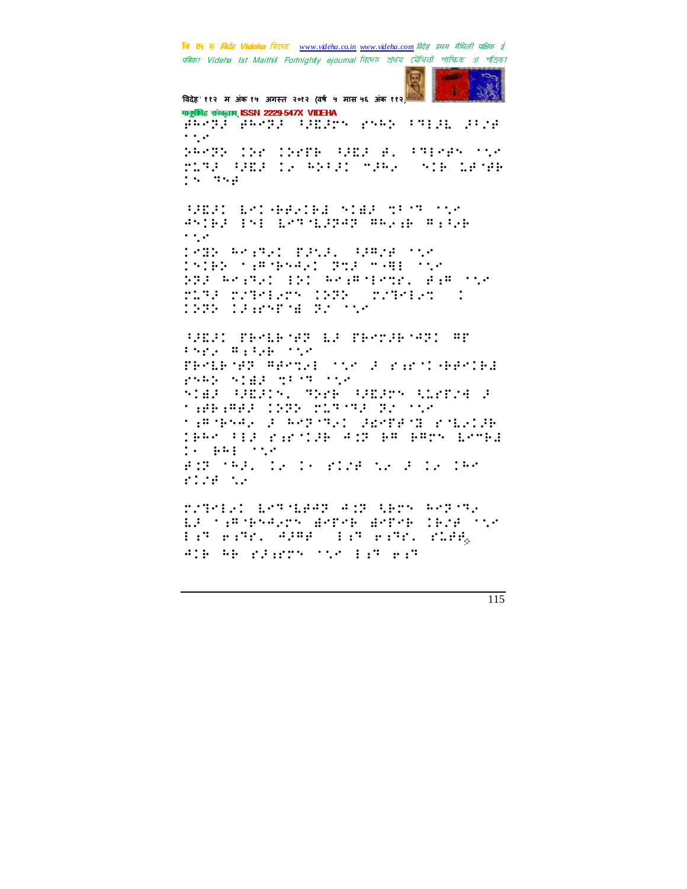मानुषीमिह संस्कृताम् ISSN 2229-547X VIDEHA

⠾⠓⠢⠝⠗⠀⠾⠓⠢⠝⠗⠀⠪⠾⠉⠗⠢⠀⠎⠢⠓⠵⠀⠹⠹⠇⠗⠇⠀⠗⠷⠌⠾⠀⠄⠂⠢

⠵⠓⠢⠝⠵⠀⠉⠵⠢⠀⠉⠵⠋⠋⠃⠀⠪⠾⠉⠗⠀⠾⠂⠀⠹⠹⠇⠢⠾⠢⠀⠄⠂⠢⠀⠍⠧⠹⠗⠀⠪⠾⠉⠗⠀⠉⠂⠀⠓⠵⠷⠗⠉⠀⠉⠗⠓⠂⠀⠀⠎⠉⠃⠀⠧⠾⠌⠾⠃⠀⠉⠢⠀⠹⠢⠾

⠪⠾⠉⠗⠉⠀⠇⠢⠉⠤⠃⠾⠂⠉⠃⠾⠀⠎⠉⠾⠗⠀⠹⠷⠌⠹⠀⠄⠂⠢⠀⠾⠎⠉⠃⠗⠀⠇⠢⠇⠀⠇⠢⠹⠌⠇⠗⠝⠗⠹⠀⠾⠓⠂⠱⠃⠀⠾⠱⠪⠂⠃⠀⠄⠂⠢

⠉⠢⠾⠵⠀⠓⠢⠱⠹⠂⠉⠀⠋⠗⠧⠗⠂⠀⠪⠗⠾⠌⠾⠀⠄⠂⠢⠀⠉⠎⠉⠃⠵⠀⠄⠱⠾⠌⠃⠢⠓⠂⠉⠀⠝⠹⠗⠀⠉⠤⠾⠇⠀⠄⠂⠢⠀⠵⠝⠗⠀⠓⠢⠱⠹⠂⠉⠀⠇⠵⠉⠀⠓⠢⠱⠾⠌⠇⠢⠹⠗⠂⠀⠾⠱⠾⠀⠄⠂⠢⠀⠍⠧⠹⠗⠀⠍⠌⠹⠢⠇⠂⠍⠢⠀⠉⠝⠝⠵⠀⠀⠍⠌⠹⠢⠇⠂⠹⠀⠀⠉⠀⠉⠝⠝⠵⠀⠉⠗⠱⠍⠢⠋⠌⠾⠀⠝⠂⠀⠄⠂⠢

⠪⠾⠉⠗⠉⠀⠋⠃⠢⠧⠃⠌⠾⠝⠀⠧⠗⠀⠋⠃⠢⠍⠗⠃⠌⠓⠝⠉⠀⠾⠋⠀⠹⠢⠍⠂⠀⠾⠱⠪⠂⠃⠀⠄⠂⠢⠀⠋⠃⠢⠧⠃⠌⠾⠝⠀⠾⠾⠢⠹⠂⠇⠀⠄⠂⠢⠀⠗⠀⠍⠱⠍⠢⠉⠤⠃⠾⠢⠉⠃⠾⠀⠎⠢⠓⠵⠀⠎⠉⠾⠗⠀⠹⠷⠌⠹⠀⠄⠂⠢⠀⠎⠉⠾⠗⠀⠪⠾⠉⠗⠉⠢⠂⠀⠹⠵⠋⠃⠀⠪⠾⠉⠗⠢⠀⠪⠧⠍⠋⠌⠾⠀⠗⠀⠄⠱⠾⠃⠱⠾⠾⠗⠀⠉⠝⠝⠵⠀⠍⠧⠹⠌⠹⠗⠀⠝⠂⠀⠄⠂⠢⠀⠄⠱⠾⠌⠃⠢⠓⠂⠀⠗⠀⠓⠢⠝⠌⠹⠂⠉⠀⠗⠾⠢⠋⠾⠌⠝⠀⠍⠌⠧⠂⠉⠗⠃⠀⠉⠃⠓⠢⠀⠹⠇⠗⠀⠍⠱⠍⠢⠉⠗⠃⠀⠓⠉⠝⠀⠃⠾⠀⠃⠾⠍⠢⠀⠇⠢⠍⠃⠾⠀⠉⠄⠀⠃⠓⠇⠀⠄⠂⠢⠀⠾⠉⠝⠀⠌⠓⠗⠂⠀⠉⠂⠀⠉⠄⠀⠍⠉⠌⠾⠀⠂⠢⠀⠗⠀⠉⠂⠀⠉⠃⠢⠀⠍⠉⠌⠾⠀⠂⠢

⠍⠌⠹⠢⠇⠂⠉⠀⠇⠢⠹⠌⠇⠾⠾⠝⠀⠹⠉⠝⠀⠹⠃⠍⠢⠀⠓⠢⠝⠌⠹⠂⠀⠧⠗⠀⠄⠱⠾⠌⠃⠢⠓⠂⠍⠢⠀⠾⠍⠋⠃⠀⠾⠍⠋⠃⠀⠉⠃⠗⠌⠾⠀⠄⠂⠢⠀⠇⠱⠹⠀⠗⠱⠹⠍⠂⠀⠹⠗⠾⠾⠀⠀⠇⠱⠹⠀⠗⠱⠹⠍⠂⠀⠍⠧⠾⠾⠀⠹⠉⠃⠀⠓⠃⠀⠍⠗⠱⠍⠍⠢⠀⠄⠂⠢⠀⠇⠱⠹⠀⠗⠱⠹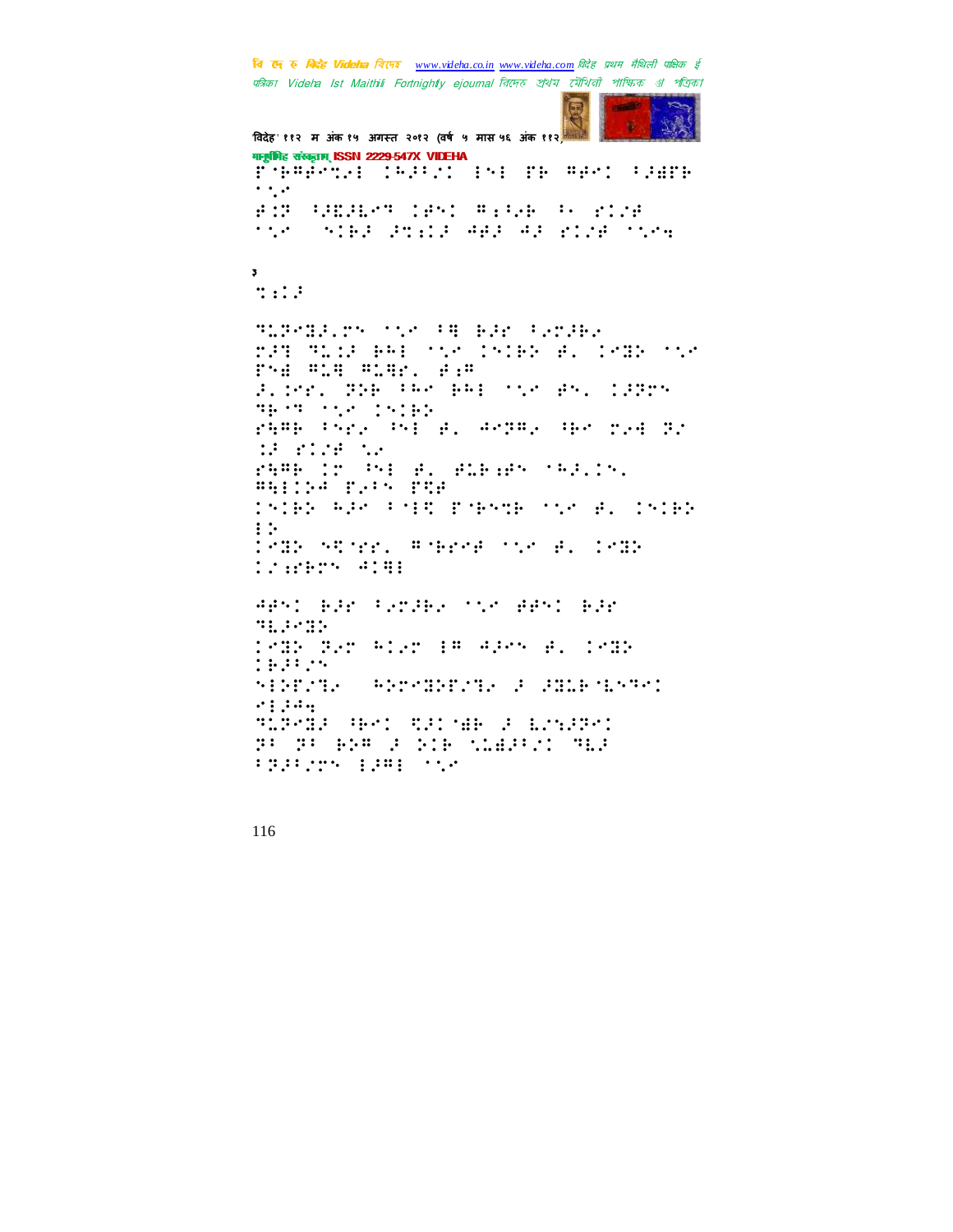मानुषीमिह संस्कृताम् ISSN 2229-547X VIDEHA

⠋⠊⠃⠛⠋⠉⠍⠢⠑ ⠅⠓⠜⠋⠌⠅ ⠑⠝⠑ ⠋⠗ ⠛⠚⠉⠅ ⠋⠚⠛⠋⠗ ⠁⠒⠁

⠚⠅⠝ ⠋⠚⠇⠓⠇⠉⠝ ⠅⠚⠉⠅ ⠛⠒⠋⠢⠗ ⠋⠂ ⠗⠅⠌⠚ ⠁⠒⠁ ⠒⠅⠃⠚ ⠚⠍⠒⠅⠚ ⠙⠚⠚ ⠙⠚ ⠗⠅⠌⠚ ⠁⠒⠁⠲

३

⠍⠒⠅⠚

⠝⠇⠝⠉⠙⠚⠂⠗⠝ ⠁⠒⠁ ⠋⠛ ⠃⠚⠗ ⠋⠢⠗⠚⠃⠢ ⠗⠚⠝ ⠝⠇⠅⠚ ⠃⠓⠑ ⠁⠒⠁ ⠅⠝⠅⠃⠕ ⠚⠂ ⠅⠉⠙⠕ ⠁⠒⠁ ⠋⠉⠫ ⠛⠇⠛ ⠛⠇⠛⠗⠂ ⠚⠒⠛ ⠚⠂⠅⠉⠗⠂ ⠝⠕⠃ ⠋⠓⠉ ⠃⠓⠑ ⠁⠒⠁ ⠚⠝⠂ ⠅⠚⠝⠗⠝ ⠝⠃⠉⠝ ⠁⠒⠁ ⠅⠝⠅⠃⠕ ⠗⠓⠛⠃ ⠋⠝⠗⠢ ⠓⠑ ⠚⠂ ⠙⠉⠝⠛⠢ ⠓⠃⠉ ⠗⠢⠚ ⠝⠌ ⠅⠚ ⠗⠅⠌⠚ ⠁⠒ ⠗⠓⠛⠃ ⠅⠗ ⠓⠑ ⠚⠂ ⠚⠇⠃⠒⠚⠝ ⠉⠓⠚⠂⠅⠝⠂ ⠛⠓⠑⠅⠕⠙ ⠋⠢⠋⠝ ⠋⠻⠚ ⠅⠝⠅⠃⠕ ⠓⠚⠗ ⠋⠉⠑⠻ ⠋⠉⠃⠝⠍⠃ ⠁⠒⠁ ⠚⠂ ⠅⠝⠅⠃⠕ ⠑⠕ ⠅⠉⠙⠕ ⠝⠻⠉⠗⠗⠂ ⠛⠉⠃⠗⠉⠚ ⠁⠒⠁ ⠚⠂ ⠅⠉⠙⠕ ⠅⠌⠗⠃⠗⠝ ⠙⠅⠓⠑

⠙⠚⠝⠅ ⠃⠚⠗ ⠋⠢⠗⠚⠃⠢ ⠁⠒⠁ ⠚⠚⠝⠅ ⠃⠚⠗ ⠝⠇⠚⠉⠙⠕ ⠅⠉⠙⠕ ⠝⠢⠗ ⠓⠅⠢⠗ ⠑⠛ ⠙⠚⠉⠝ ⠚⠂ ⠅⠉⠙⠕ ⠅⠃⠚⠋⠌⠝ ⠝⠑⠕⠋⠌⠝⠢ ⠓⠕⠗⠙⠕⠋⠌⠝⠢ ⠚ ⠚⠙⠇⠃⠉⠇⠝⠝⠅ ⠉⠑⠚⠙⠲ ⠝⠇⠝⠉⠙⠚ ⠋⠓⠉⠅ ⠻⠚⠅⠉⠱⠃ ⠚ ⠇⠌⠒⠚⠝⠉⠅ ⠝⠋ ⠝⠋ ⠃⠕⠛ ⠚ ⠕⠅⠃ ⠁⠇⠱⠚⠋⠌⠅ ⠝⠇⠚ ⠋⠝⠚⠋⠌⠗⠝ ⠑⠚⠛⠑ ⠁⠒⠁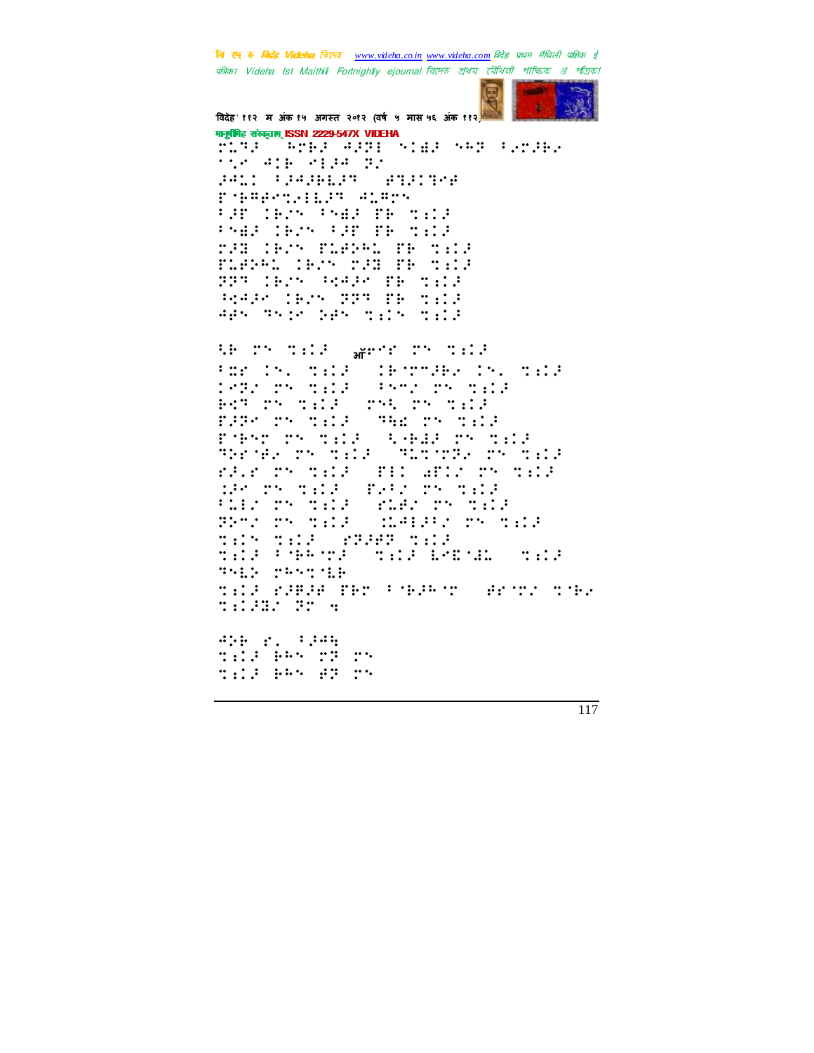मानुषीमिह संस्कृताम् ISSN 2229-547X VIDEHA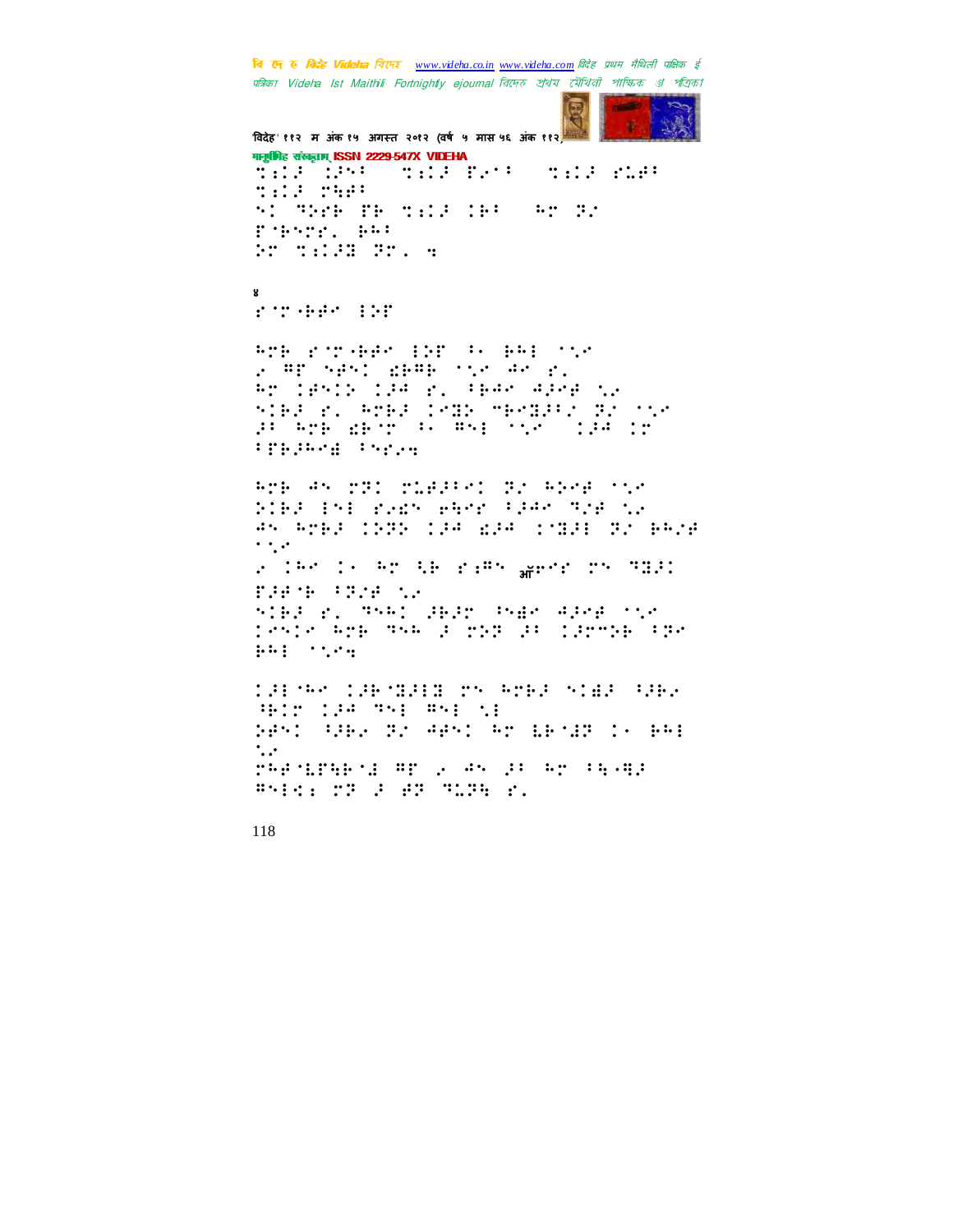⠝⠅⠉⠇⠎⠀⠅⠇⠉⠁⠀⠀⠝⠅⠉⠇⠎⠀⠋⠂⠉⠁⠀⠀⠝⠅⠉⠇⠎⠀⠗⠥⠋⠁
⠝⠅⠉⠇⠎⠀⠗⠓⠋⠁
⠑⠉⠀⠞⠕⠗⠃⠀⠋⠃⠀⠝⠅⠉⠇⠎⠀⠉⠃⠁⠀⠀⠓⠗⠀⠝⠆
⠋⠈⠃⠝⠗⠗⠄⠀⠃⠓⠁
⠕⠗⠀⠝⠅⠉⠇⠎⠀⠝⠗⠄⠀⠲

४

⠗⠈⠗⠐⠃⠋⠉⠀⠊⠕⠋

⠓⠗⠃⠀⠗⠈⠗⠐⠃⠋⠉⠀⠊⠕⠋⠀⠁⠂⠀⠃⠓⠇⠀⠁⠡⠉
⠆⠀⠛⠋⠀⠑⠋⠑⠉⠀⠫⠃⠛⠃⠀⠁⠡⠉⠀⠙⠉⠀⠗⠄
⠓⠗⠀⠊⠋⠑⠊⠕⠀⠊⠇⠙⠀⠗⠄⠀⠁⠃⠙⠉⠀⠙⠇⠉⠋⠀⠡⠆
⠑⠊⠃⠇⠀⠗⠄⠀⠓⠗⠃⠇⠀⠊⠈⠝⠕⠀⠍⠃⠈⠝⠇⠁⠆⠀⠝⠆⠀⠁⠡⠉
⠇⠁⠀⠓⠗⠃⠀⠫⠃⠈⠗⠀⠁⠂⠀⠛⠑⠇⠀⠁⠡⠉⠀⠀⠊⠇⠙⠀⠊⠗
⠁⠋⠃⠇⠓⠉⠫⠀⠁⠑⠗⠆⠲

⠓⠗⠃⠀⠙⠑⠀⠗⠝⠊⠀⠗⠥⠋⠇⠁⠉⠊⠀⠝⠆⠀⠓⠕⠉⠋⠀⠁⠡⠉
⠕⠊⠃⠇⠀⠊⠑⠇⠀⠗⠆⠫⠑⠀⠋⠓⠉⠗⠀⠁⠇⠙⠉⠀⠝⠆⠋⠀⠡⠆
⠙⠑⠀⠓⠗⠃⠇⠀⠊⠕⠝⠕⠀⠊⠇⠙⠀⠫⠇⠙⠀⠊⠈⠝⠇⠇⠀⠝⠆⠀⠃⠓⠆⠋
⠁⠡⠉
⠆⠀⠊⠓⠉⠀⠊⠂⠀⠓⠗⠀⠳⠃⠀⠗⠅⠛⠑⠀ऑ⠋⠉⠗⠀⠗⠑⠀⠝⠈⠝⠇⠊
⠋⠇⠋⠈⠃⠀⠁⠝⠆⠋⠀⠡⠆
⠑⠊⠃⠇⠀⠗⠄⠀⠝⠑⠓⠊⠀⠇⠃⠇⠗⠀⠁⠑⠫⠉⠀⠙⠇⠉⠋⠀⠁⠡⠉
⠊⠉⠑⠊⠉⠀⠓⠗⠃⠀⠝⠑⠓⠀⠇⠀⠗⠕⠝⠀⠇⠁⠀⠊⠇⠗⠍⠕⠃⠀⠁⠝⠉
⠃⠓⠇⠀⠁⠡⠉⠲

⠊⠇⠇⠈⠓⠉⠀⠊⠇⠃⠈⠝⠇⠇⠝⠀⠗⠑⠀⠓⠗⠃⠇⠀⠑⠊⠫⠇⠀⠳⠇⠃⠆
⠳⠃⠊⠗⠀⠊⠇⠙⠀⠝⠑⠇⠀⠛⠑⠇⠀⠡⠇
⠕⠋⠑⠊⠀⠳⠇⠃⠆⠀⠝⠆⠀⠙⠋⠑⠊⠀⠓⠗⠀⠧⠃⠈⠇⠝⠀⠊⠂⠀⠃⠓⠇
⠡⠆
⠗⠓⠋⠈⠧⠋⠓⠃⠈⠇⠀⠛⠋⠀⠆⠀⠙⠑⠀⠇⠁⠀⠓⠗⠀⠁⠓⠐⠛⠇
⠛⠑⠇⠅⠲⠀⠗⠝⠀⠇⠀⠫⠝⠀⠝⠥⠝⠓⠀⠗⠄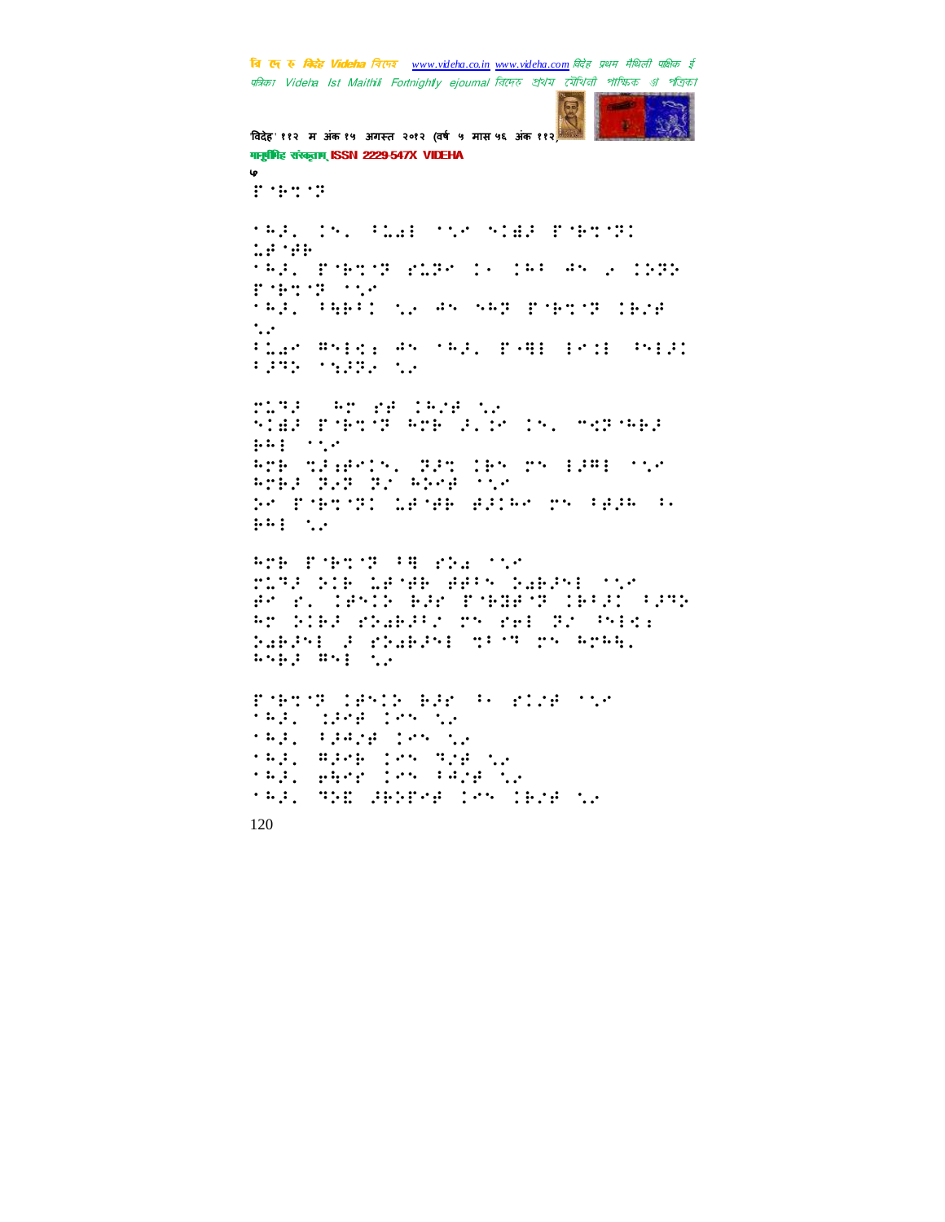७

ʼ'ɧʮʼʧ

'ʻʬ, ɨʼ, ʼɕʵɭ ʼʼʼ ʼɨʬʬ ʼ'ɧʮʼʧɨ

ɕʼʼɧ

'ʻʬ, ʼ'ɧʮ'ʧ ʼɕʧʼ ɨ' ɨʻʼ ɥʼ ʼ ɨɨʧʼ

ʼ'ɧʮ'ʧ ʼʼʼ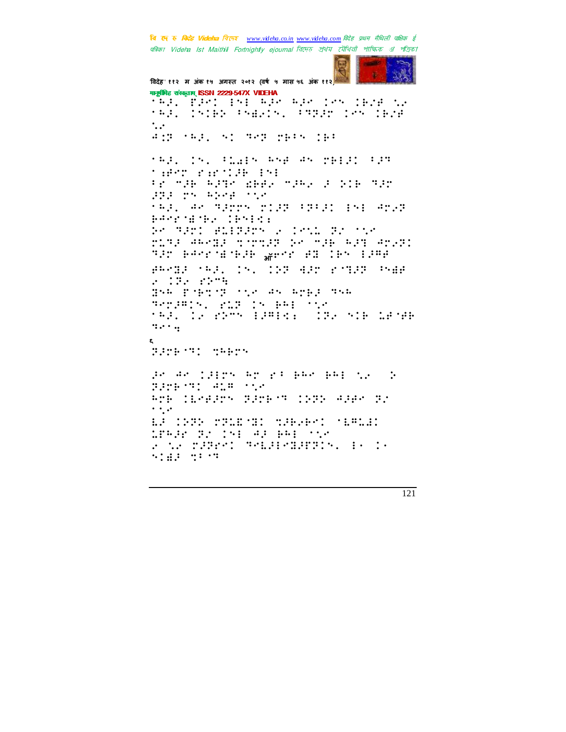६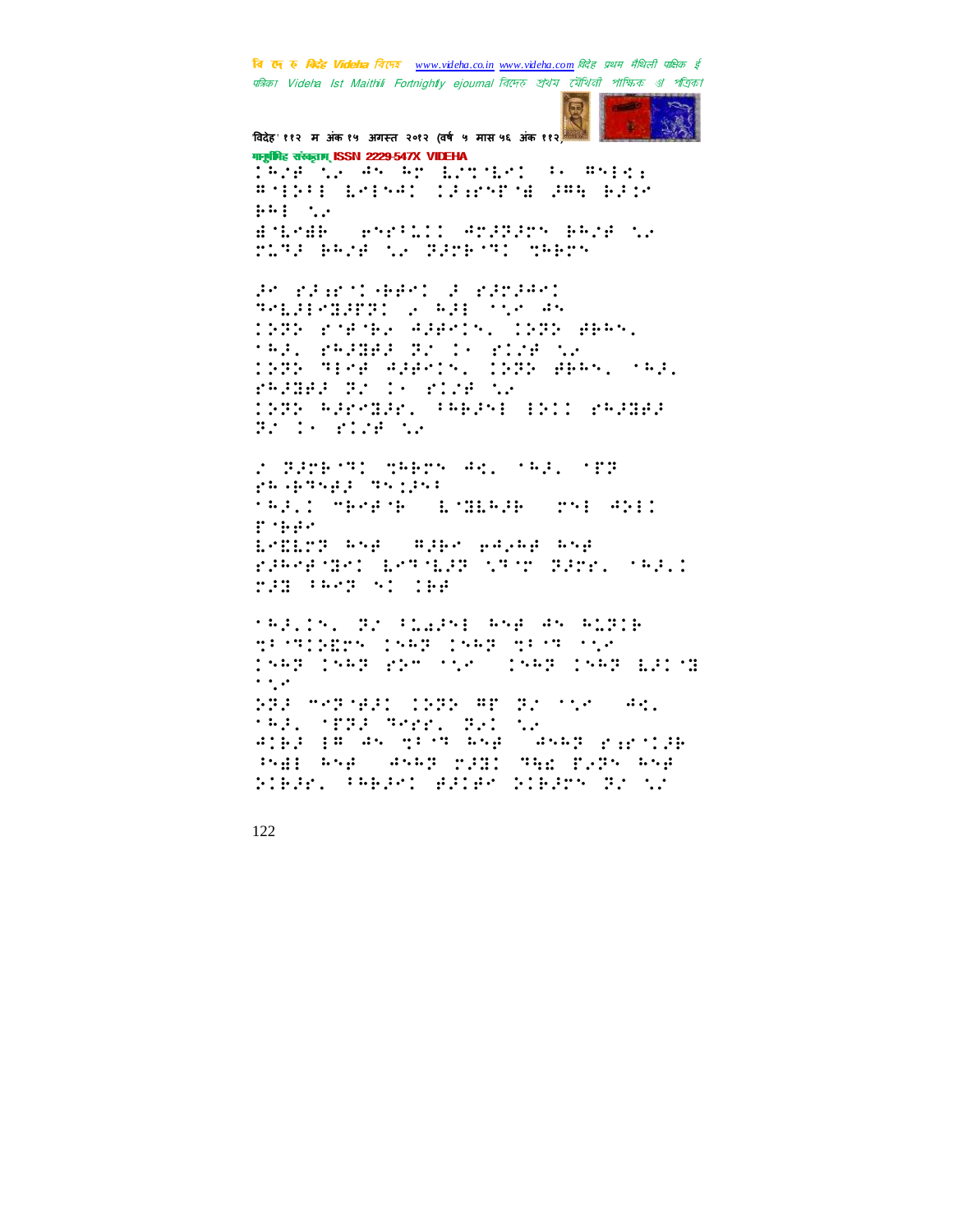मानुषीमिह संस्कृताम् ISSN 2229-547X VIDEHA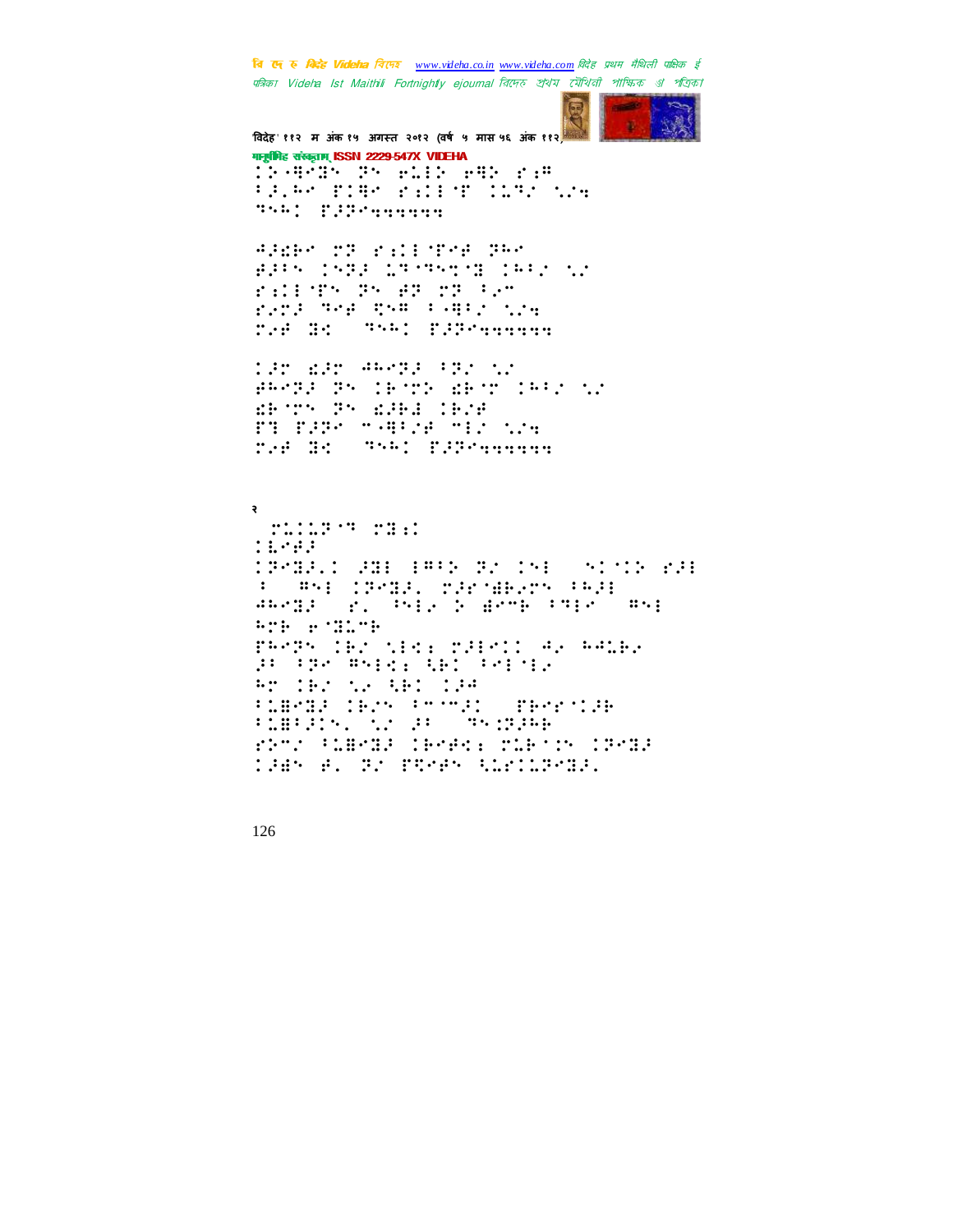२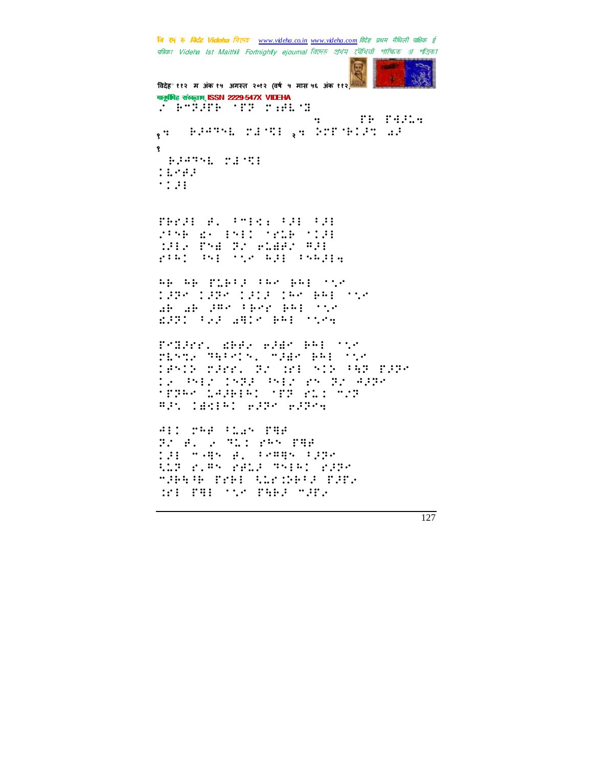⠐⠀⠗⠉⠽⠼⠋⠗⠀⠈⠋⠽⠀⠗⠒⠚⠇⠈⠝

⠒⠀⠀⠀⠀⠀⠀⠋⠗⠀⠋⠹⠼⠇⠒

१⠒ ⠗⠼⠚⠹⠎⠇⠀⠗⠙⠈⠹⠇ २⠒ ⠕⠍⠋⠈⠗⠊⠼⠹⠀⠙⠼

१

⠗⠼⠚⠹⠎⠇⠀⠗⠙⠈⠹⠇
⠊⠇⠊⠚⠼
⠈⠊⠼⠇

⠋⠗⠗⠼⠇⠀⠚⠂⠀⠈⠉⠇⠣⠆⠀⠈⠼⠇⠀⠈⠼⠇
⠔⠈⠎⠗⠀⠜⠂⠀⠇⠎⠇⠊⠀⠈⠗⠥⠗⠀⠈⠊⠼⠇
⠨⠼⠇⠢⠀⠋⠎⠙⠀⠽⠔⠀⠑⠇⠙⠚⠔⠀⠛⠼⠇
⠗⠈⠓⠊⠀⠘⠎⠇⠀⠈⠌⠢⠀⠓⠼⠇⠀⠈⠎⠓⠼⠇⠒

⠓⠗⠀⠓⠗⠀⠋⠥⠗⠈⠼⠀⠈⠓⠢⠀⠗⠓⠇⠀⠈⠌⠢
⠊⠼⠽⠢⠀⠊⠼⠽⠢⠀⠊⠼⠊⠼⠀⠊⠓⠢⠀⠗⠓⠇⠀⠈⠌⠢
⠙⠗⠀⠙⠗⠀⠼⠛⠢⠀⠈⠗⠢⠗⠀⠗⠓⠇⠀⠈⠌⠢
⠜⠼⠽⠊⠀⠈⠌⠼⠀⠙⠹⠇⠢⠀⠗⠓⠇⠀⠈⠌⠢⠒

⠋⠢⠹⠼⠗⠗⠂⠀⠜⠗⠚⠢⠀⠑⠼⠙⠢⠀⠗⠓⠇⠀⠈⠌⠢
⠗⠇⠎⠍⠢⠀⠹⠓⠈⠢⠊⠎⠂⠀⠉⠼⠙⠢⠀⠗⠓⠇⠀⠈⠌⠢
⠊⠚⠎⠊⠕⠀⠍⠼⠗⠗⠂⠀⠽⠔⠀⠕⠗⠇⠀⠎⠊⠕⠀⠈⠓⠓⠽⠀⠋⠼⠽⠢
⠊⠢⠀⠘⠎⠇⠔⠀⠊⠎⠽⠼⠀⠘⠎⠇⠔⠀⠗⠎⠀⠽⠔⠀⠓⠼⠽⠢
⠈⠋⠽⠓⠢⠀⠇⠓⠼⠗⠇⠓⠊⠀⠈⠋⠽⠀⠗⠥⠊⠀⠉⠔⠽
⠛⠼⠂⠀⠊⠙⠣⠇⠓⠊⠀⠑⠼⠽⠢⠀⠑⠼⠽⠢⠒

⠓⠇⠊⠀⠍⠓⠚⠀⠈⠥⠙⠎⠀⠋⠹⠚
⠽⠔⠀⠚⠂⠀⠢⠀⠹⠥⠊⠀⠗⠓⠎⠀⠋⠹⠚
⠊⠼⠇⠀⠉⠤⠹⠎⠀⠚⠂⠀⠈⠢⠛⠹⠎⠀⠈⠼⠽⠢
⠹⠥⠽⠀⠗⠂⠛⠎⠀⠗⠚⠥⠼⠀⠹⠎⠇⠓⠊⠀⠗⠼⠽⠢
⠉⠼⠗⠓⠈⠗⠀⠋⠗⠗⠇⠀⠹⠥⠗⠕⠗⠈⠼⠀⠋⠼⠋⠢
⠕⠗⠇⠀⠋⠹⠇⠀⠈⠌⠢⠀⠋⠹⠗⠼⠀⠉⠼⠋⠢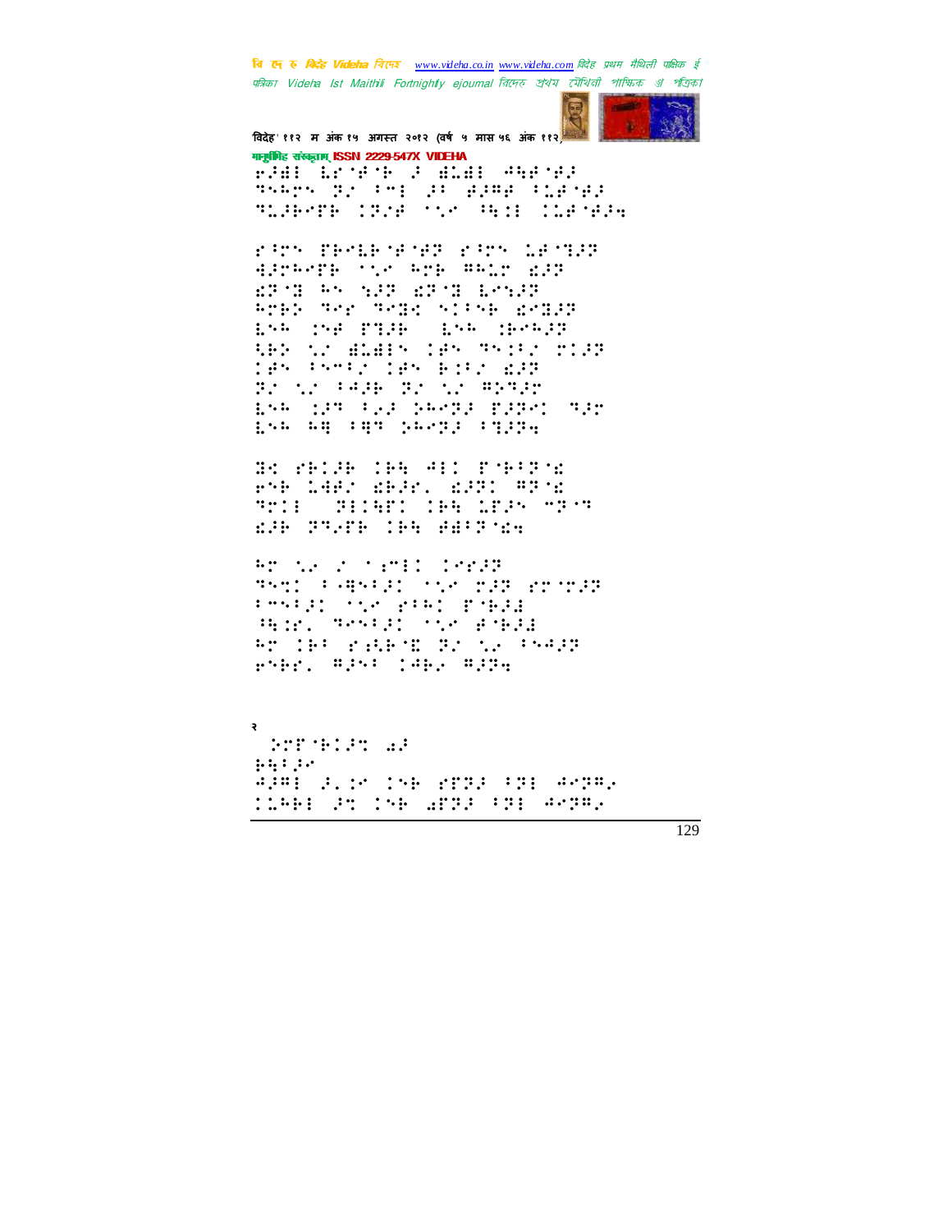२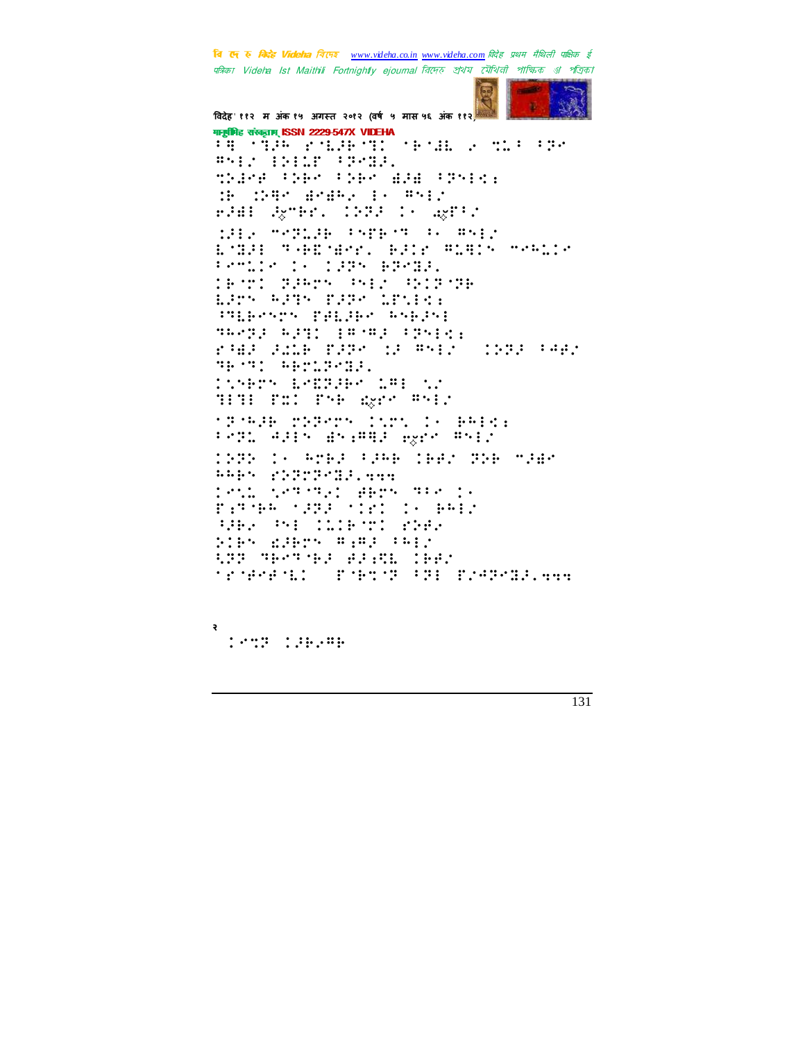२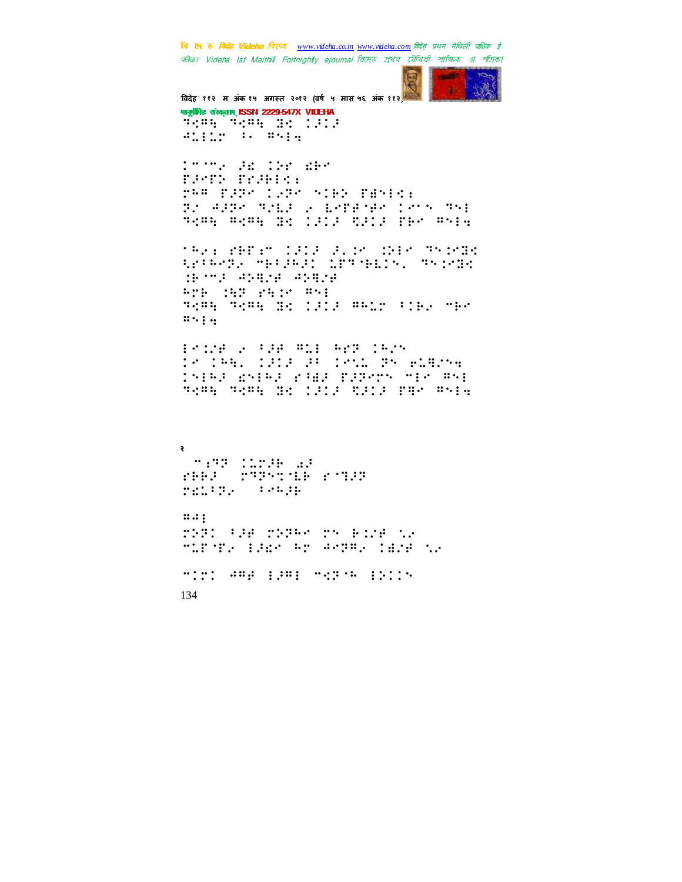२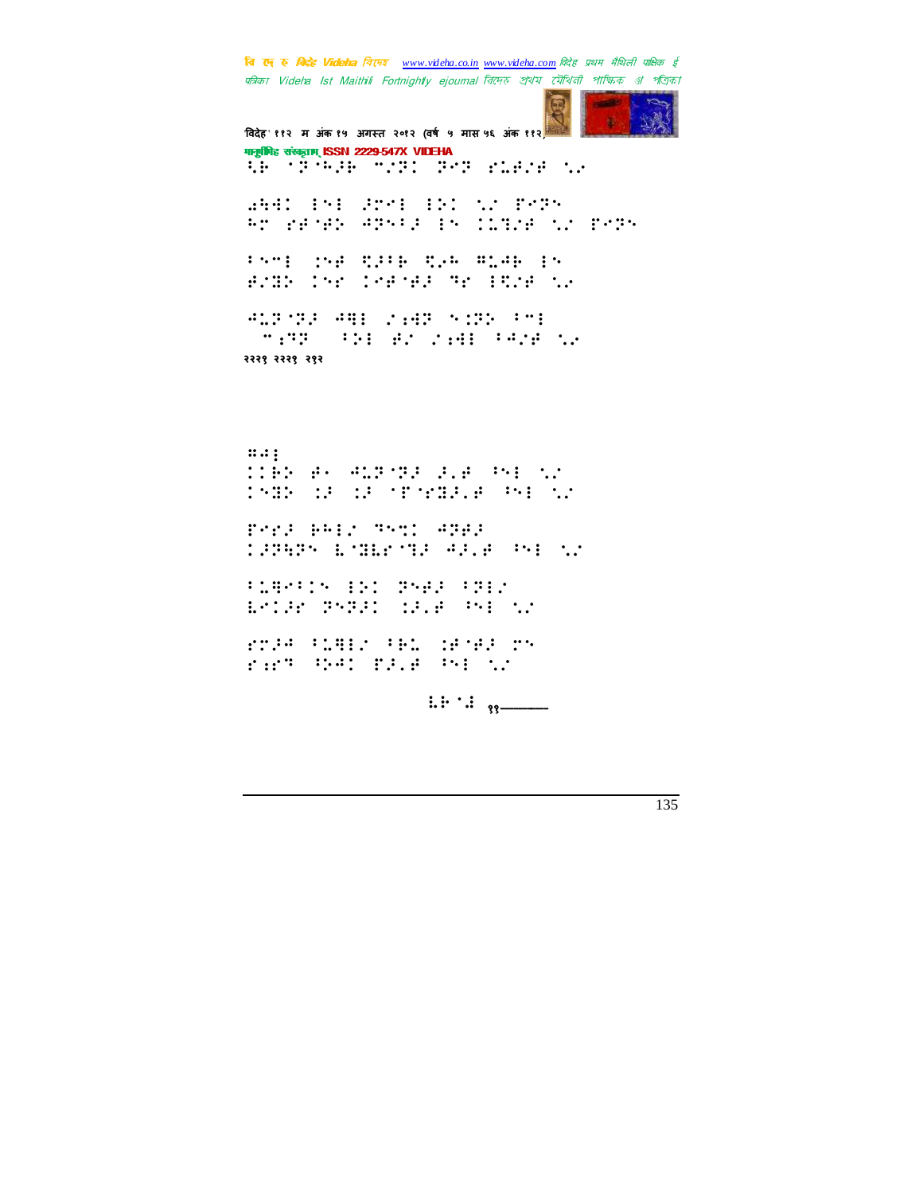⠹⠗ ⠊⠏⠓�J⠗ ⠉⠌⠝⠎ ⠝⠉⠝ ⠗⠥⠋⠌⠋ ⠳⠢

⠻⠓⠙⠎ ⠇⠑⠇ ⠚⠝⠉⠇ ⠇⠕⠎ ⠳⠌ ⠏⠉⠝⠑
⠓⠉ ⠗⠋⠊⠗⠕ ⠙⠝⠑⠃⠚ ⠇⠑ ⠎⠥⠹⠌⠋ ⠳⠌ ⠏⠉⠝⠑

⠃⠑⠉⠇ ⠎⠑⠋ ⠿⠚⠃⠗ ⠿⠢⠓ ⠛⠥⠙⠗ ⠇⠑
⠋⠌⠻⠕ ⠎⠑⠗ ⠎⠉⠋⠊⠋⠚ ⠝⠗ ⠇⠿⠌⠋ ⠳⠢

⠙⠥⠝⠊⠝⠚ ⠙⠻⠇ ⠌⠱⠙⠝ ⠑⠎⠝⠕ ⠃⠉⠇
⠀⠉⠱⠝⠝⠀ ⠃⠕⠇ ⠋⠌ ⠌⠱⠙⠇ ⠃⠙⠌⠋ ⠳⠢

२२२१ २२२१ २१२

⠛⠙⠇
⠎⠎⠗⠕ ⠋⠂ ⠙⠥⠝⠊⠝⠚ ⠚⠨⠋ ⠓⠑⠇ ⠳⠌
⠎⠑⠻⠕ ⠎⠚ ⠎⠚ ⠊⠏⠊⠗⠻⠚⠨⠋ ⠓⠑⠇ ⠳⠌

⠏⠉⠗⠚ ⠗⠓⠇⠌ ⠝⠑⠭⠎ ⠙⠝⠋⠚
⠎⠚⠝⠻⠝⠑ ⠧⠊⠻⠣⠗⠊⠹⠚ ⠙⠚⠨⠋ ⠓⠑⠇ ⠳⠌

⠃⠥⠛⠉⠃⠎⠑ ⠇⠕⠎ ⠝⠑⠋⠚ ⠃⠝⠇⠌
⠧⠉⠎⠚⠗ ⠝⠑⠝⠚⠎ ⠎⠚⠨⠋ ⠓⠑⠇ ⠳⠌

⠗⠝⠚⠙ ⠃⠥⠛⠇⠌ ⠃⠗⠥ ⠎⠋⠊⠋⠚ ⠗⠑
⠗⠱⠗⠛ ⠓⠕⠙⠎ ⠏⠚⠨⠋ ⠓⠑⠇ ⠳⠌

⠧⠗⠊⠚ ११———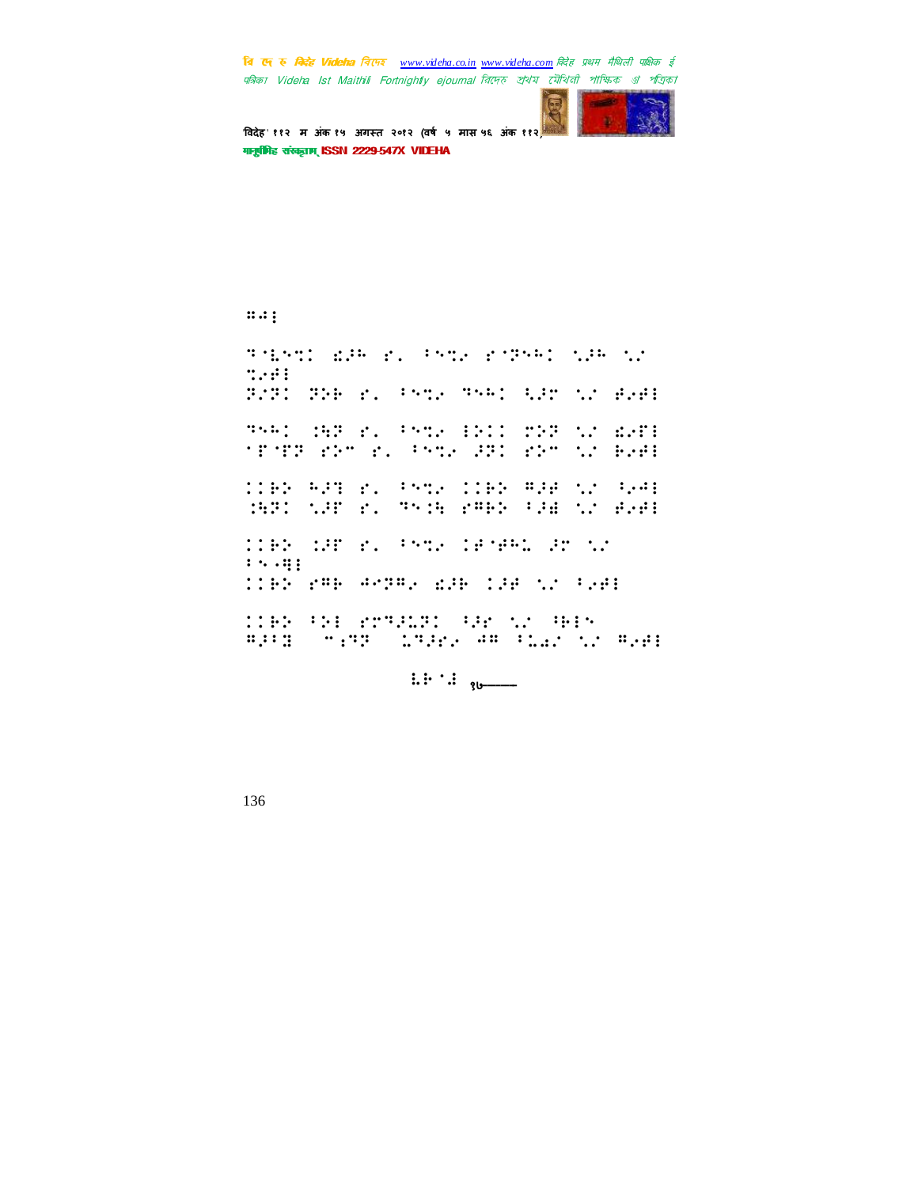⠶⠼⠇

⠙⠈⠧⠑⠉⠅ ⠎⠔⠓ ⠎⠄ ⠇⠑⠉⠔ ⠎⠈⠝⠑⠓⠅ ⠣⠔⠓ ⠣⠔ ⠉⠔⠋⠇
⠝⠔⠝⠅ ⠝⠕⠗ ⠎⠄ ⠇⠑⠉⠔ ⠙⠑⠓⠅ ⠱⠔⠗ ⠣⠔ ⠙⠔⠋⠇

⠙⠑⠓⠅ ⠹⠻⠝ ⠎⠄ ⠇⠑⠉⠔ ⠇⠕⠅⠅ ⠍⠕⠝ ⠣⠔ ⠎⠔⠋⠇
⠈⠋⠈⠋⠝ ⠎⠕⠉ ⠎⠄ ⠇⠑⠉⠔ ⠔⠝⠅ ⠎⠕⠉ ⠣⠔ ⠗⠔⠋⠇

⠅⠅⠗⠕ ⠓⠔⠹ ⠎⠄ ⠇⠑⠉⠔ ⠅⠅⠗⠕ ⠿⠔⠋ ⠣⠔ ⠇⠔⠩⠇
⠹⠻⠝⠅ ⠣⠔⠋ ⠎⠄ ⠙⠑⠹ ⠎⠿⠗⠕ ⠇⠔⠿ ⠣⠔ ⠙⠔⠋⠇

⠅⠅⠗⠕ ⠹⠔⠋ ⠎⠄ ⠇⠑⠉⠔ ⠅⠋⠈⠋⠓⠄ ⠔⠗ ⠣⠔
⠇⠑⠔⠿⠇
⠅⠅⠗⠕ ⠎⠿⠗ ⠩⠑⠝⠿⠔ ⠎⠔⠗ ⠅⠔⠋ ⠣⠔ ⠇⠔⠋⠇

⠅⠅⠗⠕ ⠇⠕⠇ ⠎⠍⠙⠔⠄⠝⠅ ⠇⠔⠗ ⠣⠔ ⠇⠗⠇⠑
⠿⠔⠇⠿ ⠉⠔⠙⠝ ⠄⠙⠔⠗⠔ ⠩⠿ ⠇⠄⠎⠔ ⠣⠔ ⠿⠔⠋⠇

⠧⠗⠈⠇ १७——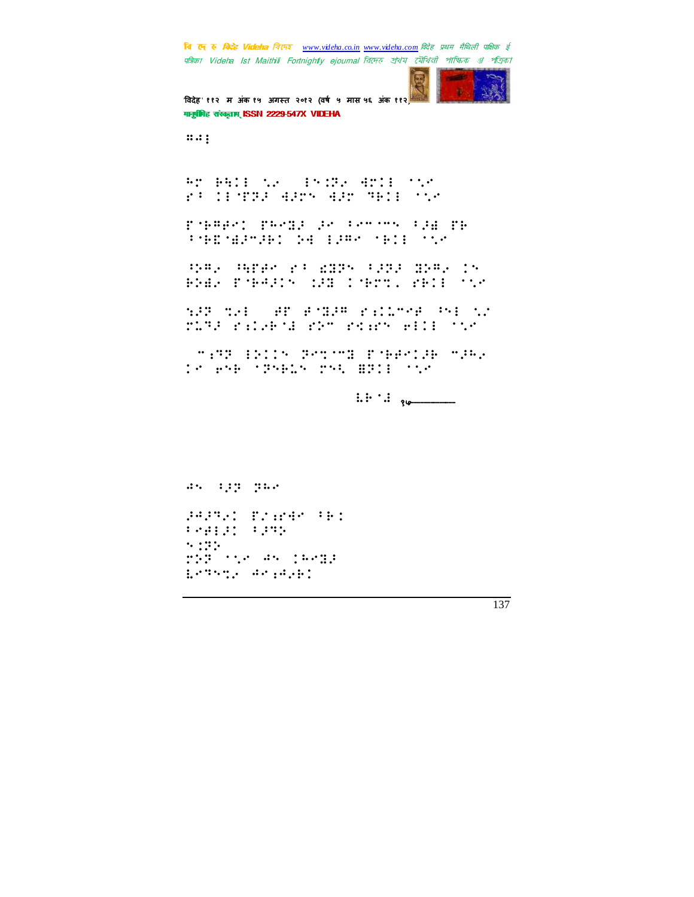⠛⠙⠇

⠓⠍ ⠗⠓⠅⠇ ⠣⠔ ⠇⠝⠨⠝⠔ ⠹⠍⠅⠇ ⠈⠣⠔
⠗⠁ ⠅⠇⠈⠟⠝⠼ ⠹⠼⠗⠝ ⠹⠼⠍ ⠞⠓⠅⠇ ⠈⠣⠔

⠏⠈⠗⠛⠿⠢⠅ ⠏⠓⠢⠙⠼ ⠼⠢ ⠁⠢⠉⠈⠉⠝ ⠁⠼⠻ ⠏⠗
⠁⠈⠗⠫⠈⠻⠼⠉⠼⠗⠅ ⠕⠹ ⠇⠼⠛⠢ ⠈⠗⠅⠇ ⠈⠣⠔

⠒⠕⠛⠔ ⠒⠓⠟⠿⠢ ⠗⠁ ⠫⠙⠝⠝ ⠁⠼⠝⠼ ⠙⠕⠛⠔ ⠅⠝
⠗⠕⠻⠔ ⠏⠈⠗⠙⠼⠅⠝ ⠒⠼⠙ ⠅⠈⠗⠍⠞⠄ ⠗⠗⠅⠇ ⠈⠣⠔

⠣⠼⠝ ⠞⠔⠇ ⠿⠟ ⠿⠈⠙⠼⠛ ⠗⠒⠅⠥⠉⠢⠿ ⠓⠢⠇ ⠣⠔
⠗⠥⠹⠼ ⠗⠒⠅⠔⠗⠈⠻ ⠗⠕⠉ ⠗⠢⠒⠗⠝ ⠿⠇⠅⠇ ⠈⠣⠔

⠉⠒⠝⠝ ⠇⠕⠅⠅⠝ ⠝⠢⠞⠈⠉⠙ ⠏⠈⠗⠿⠢⠅⠼⠗ ⠉⠼⠓⠔
⠅⠢ ⠿⠝⠗ ⠈⠝⠝⠗⠥⠝ ⠗⠝⠣ ⠙⠝⠅⠇ ⠈⠣⠔

⠇⠗⠈⠙ १७———

⠙⠝ ⠒⠼⠝ ⠝⠓⠔

⠼⠙⠼⠹⠔⠅ ⠏⠔⠒⠗⠹⠢ ⠁⠗⠅
⠁⠢⠿⠇⠼⠅ ⠁⠼⠹⠕
⠝⠅⠝⠕
⠗⠕⠝ ⠈⠣⠔ ⠙⠝ ⠅⠓⠢⠙⠼
⠇⠢⠹⠝⠞⠔ ⠙⠢⠒⠙⠔⠗⠅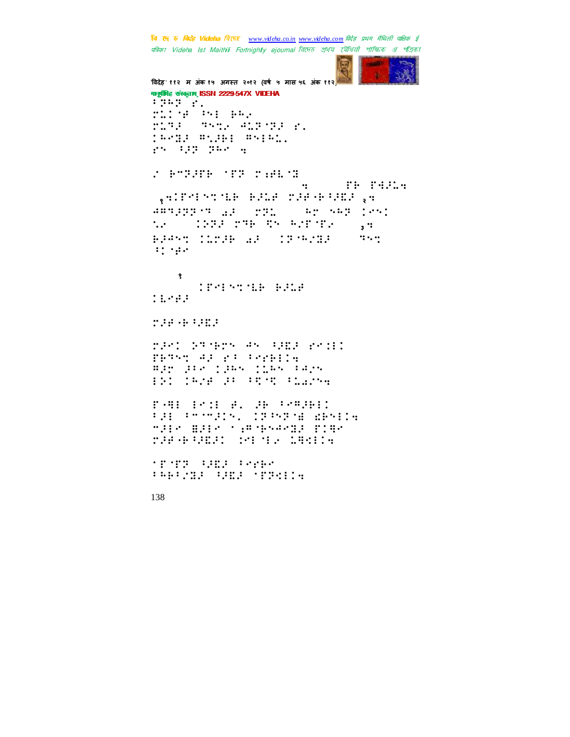विदेह' ११२ म अंक १५ अगस्त २०१२ (वर्ष ५ मास ५६ अंक ११२)

मानुषीमिह संस्कृताम् ISSN 2229-547X VIDEHA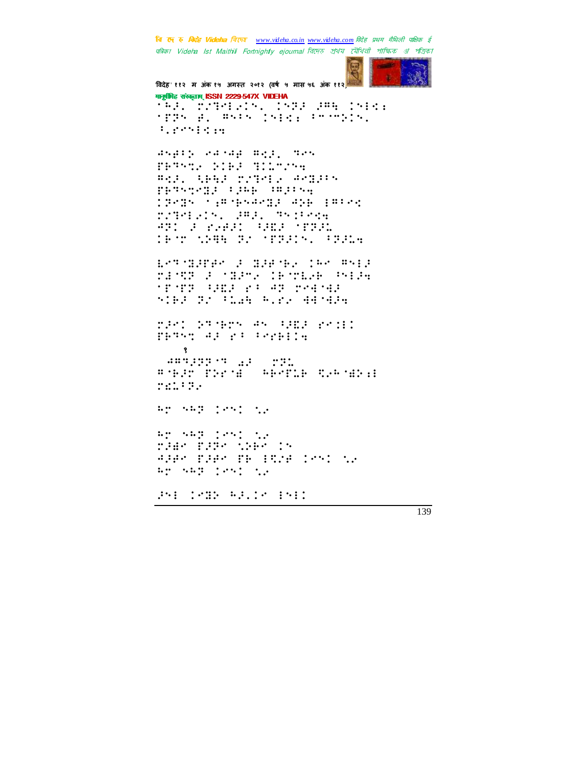'विदेह' ११२ म अंक १५ अगस्त २०१२ (वर्ष ५ मास ५६ अंक ११२)

मानुषीमिह संस्कृताम् ISSN 2229-547X VIDEHA

⠁⠓⠛⠂⠀⠗⠌⠹⠑⠇⠢⠉⠔⠂⠀⠉⠝⠗⠚⠀⠚⠻⠓⠀⠉⠝⠑⠩⠂
⠁⠏⠗⠝⠀⠞⠂⠀⠻⠝⠃⠝⠀⠉⠝⠑⠩⠂⠀⠃⠉⠉⠝⠕⠉⠔⠂
⠃⠂⠗⠑⠝⠑⠩⠂⠒

⠙⠝⠛⠃⠕⠀⠢⠙⠈⠙⠛⠀⠻⠩⠚⠂⠀⠹⠑⠝
⠏⠓⠹⠝⠹⠢⠀⠕⠉⠓⠚⠀⠹⠉⠉⠉⠌⠝⠒
⠻⠩⠚⠂⠀⠡⠓⠳⠚⠀⠗⠌⠹⠑⠇⠢⠀⠙⠑⠹⠚⠃⠝
⠏⠓⠹⠝⠹⠑⠹⠚⠀⠃⠚⠓⠃⠀⠃⠻⠚⠃⠝⠒
⠉⠹⠑⠹⠝⠀⠁⠂⠻⠈⠓⠝⠙⠑⠹⠚⠀⠙⠕⠓⠀⠇⠻⠃⠑⠩
⠗⠌⠹⠑⠇⠢⠉⠔⠂⠀⠚⠻⠚⠂⠀⠹⠝⠉⠃⠑⠩⠒
⠙⠹⠉⠀⠚⠀⠗⠢⠛⠚⠉⠀⠃⠚⠫⠚⠀⠁⠏⠹⠚⠉
⠉⠓⠉⠀⠡⠕⠻⠓⠀⠹⠌⠀⠁⠏⠹⠚⠉⠔⠂⠀⠃⠹⠚⠉⠒

⠇⠑⠹⠈⠹⠚⠋⠋⠑⠀⠚⠀⠹⠚⠋⠈⠓⠢⠀⠉⠓⠑⠀⠻⠝⠇⠚
⠗⠜⠈⠹⠹⠀⠚⠀⠁⠹⠚⠉⠢⠀⠉⠓⠈⠉⠇⠢⠓⠀⠃⠝⠇⠚⠒
⠁⠏⠈⠏⠹⠀⠃⠚⠫⠚⠀⠗⠃⠀⠙⠹⠀⠗⠑⠙⠈⠙⠚
⠝⠉⠓⠚⠀⠹⠌⠀⠃⠉⠉⠙⠓⠀⠓⠂⠗⠢⠀⠙⠙⠈⠙⠚⠒

⠗⠚⠑⠉⠀⠕⠹⠈⠓⠉⠝⠀⠙⠝⠀⠃⠚⠫⠚⠀⠗⠑⠒⠇⠉
⠏⠓⠹⠝⠹⠀⠙⠚⠀⠗⠃⠀⠃⠑⠗⠓⠇⠉⠒

१

⠙⠻⠹⠚⠹⠹⠈⠹⠀⠡⠚⠀⠀⠗⠹⠉
⠻⠈⠓⠚⠉⠀⠏⠕⠗⠈⠱⠀⠀⠓⠓⠑⠋⠉⠓⠀⠹⠢⠓⠈⠱⠕⠒⠇
⠗⠩⠉⠃⠹⠢

⠓⠉⠀⠝⠓⠹⠀⠉⠑⠝⠉⠀⠡⠢

⠓⠉⠀⠝⠓⠹⠀⠉⠑⠝⠉⠀⠡⠢
⠗⠚⠱⠑⠀⠏⠚⠹⠑⠀⠡⠕⠓⠑⠀⠉⠝
⠙⠚⠱⠑⠀⠏⠚⠱⠑⠀⠏⠓⠀⠇⠹⠌⠱⠀⠉⠑⠝⠉⠀⠡⠢
⠓⠉⠀⠝⠓⠹⠀⠉⠑⠝⠉⠀⠡⠢

⠚⠝⠇⠀⠉⠑⠹⠕⠀⠓⠚⠂⠉⠑⠀⠇⠝⠇⠉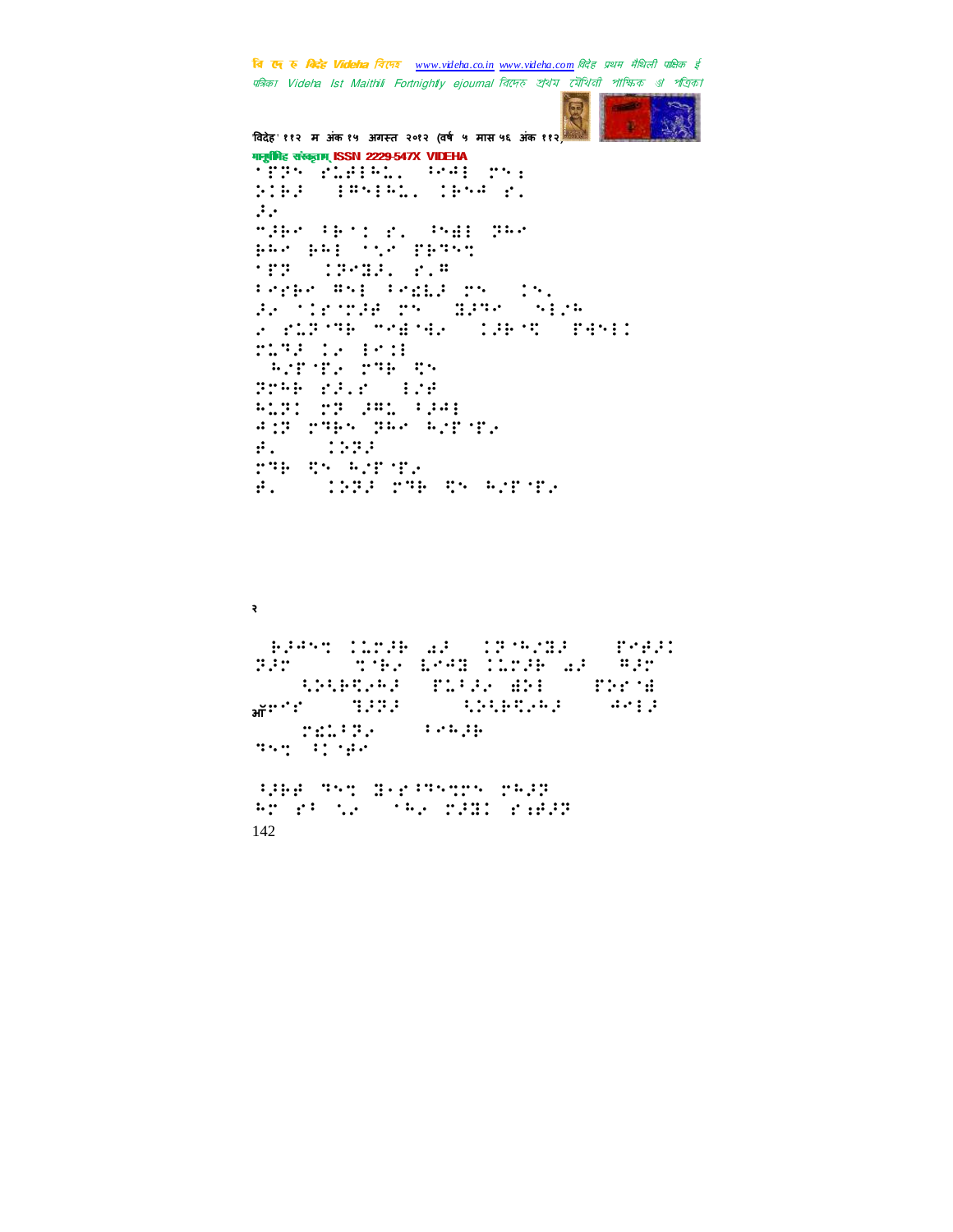⠨⠋⠝⠅ ⠗⠥⠞⠇⠓⠥⠄ ⠃⠢⠚⠇ ⠍⠑⠆ ⠵⠖⠗⠚ ⠆⠛⠑⠇⠓⠥⠄ ⠖⠗⠑⠚ ⠎⠄ ⠜⠂

⠉⠚⠗⠢ ⠃⠗⠈⠒ ⠎⠄ ⠘⠑⠫⠇ ⠝⠓⠢ ⠗⠓⠢ ⠗⠓⠇ ⠈⠌⠢ ⠋⠗⠹⠑⠩ ⠨⠋⠝ ⠨⠖⠝⠢⠻⠂⠄ ⠎⠄⠛ ⠃⠢⠗⠗⠢ ⠛⠑⠇ ⠃⠢⠩⠣⠚ ⠍⠑ ⠨⠑⠄ ⠚⠂ ⠈⠊⠗⠈⠍⠚⠋ ⠍⠑ ⠻⠚⠹⠢ ⠑⠇⠌⠓ ⠂ ⠎⠥⠝⠈⠹⠗ ⠉⠢⠫⠈⠙⠂ ⠨⠚⠗⠈⠩ ⠋⠙⠑⠇⠨ ⠍⠥⠹⠚ ⠨⠂ ⠇⠢⠨⠇ ⠓⠌⠋⠈⠋⠂ ⠍⠹⠗ ⠩⠑ ⠝⠍⠓⠗ ⠎⠚⠄⠎ ⠇⠌⠋ ⠓⠥⠝⠨ ⠍⠝ ⠚⠛⠥ ⠃⠚⠙⠇ ⠙⠨⠝ ⠍⠹⠗⠑ ⠝⠓⠢ ⠓⠌⠋⠈⠋⠂ ⠋⠄ ⠨⠕⠝⠚ ⠍⠹⠗ ⠩⠑ ⠓⠌⠋⠈⠋⠂ ⠋⠄ ⠨⠕⠝⠚ ⠍⠹⠗ ⠩⠑ ⠓⠌⠋⠈⠋⠂

२

⠗⠚⠙⠑⠩ ⠨⠥⠍⠚⠗ ⠩⠚ ⠨⠝⠈⠓⠌⠻⠚ ⠋⠢⠋⠚⠨ ⠝⠚⠗ ⠩⠈⠗⠂ ⠧⠢⠻ ⠨⠥⠍⠚⠗ ⠩⠚ ⠫⠚⠗ ⠩⠕⠩⠗⠹⠌⠓⠚ ⠋⠥⠃⠚⠂ ⠫⠕⠇ ⠋⠕⠗⠈⠫ ऑ⠢⠗ ⠹⠚⠝⠚ ⠩⠕⠩⠗⠹⠌⠓⠚ ⠙⠢⠇⠚ ⠍⠫⠥⠃⠝⠂ ⠃⠢⠓⠚⠗ ⠹⠑⠩ ⠃⠨⠈⠋⠢

⠩⠚⠗⠋ ⠹⠑⠩ ⠻⠂⠗⠃⠹⠑⠩⠍⠑ ⠍⠓⠚⠝ ⠓⠍ ⠗⠃ ⠩⠂ ⠈⠓⠂ ⠍⠚⠻⠨ ⠗⠱⠋⠚⠝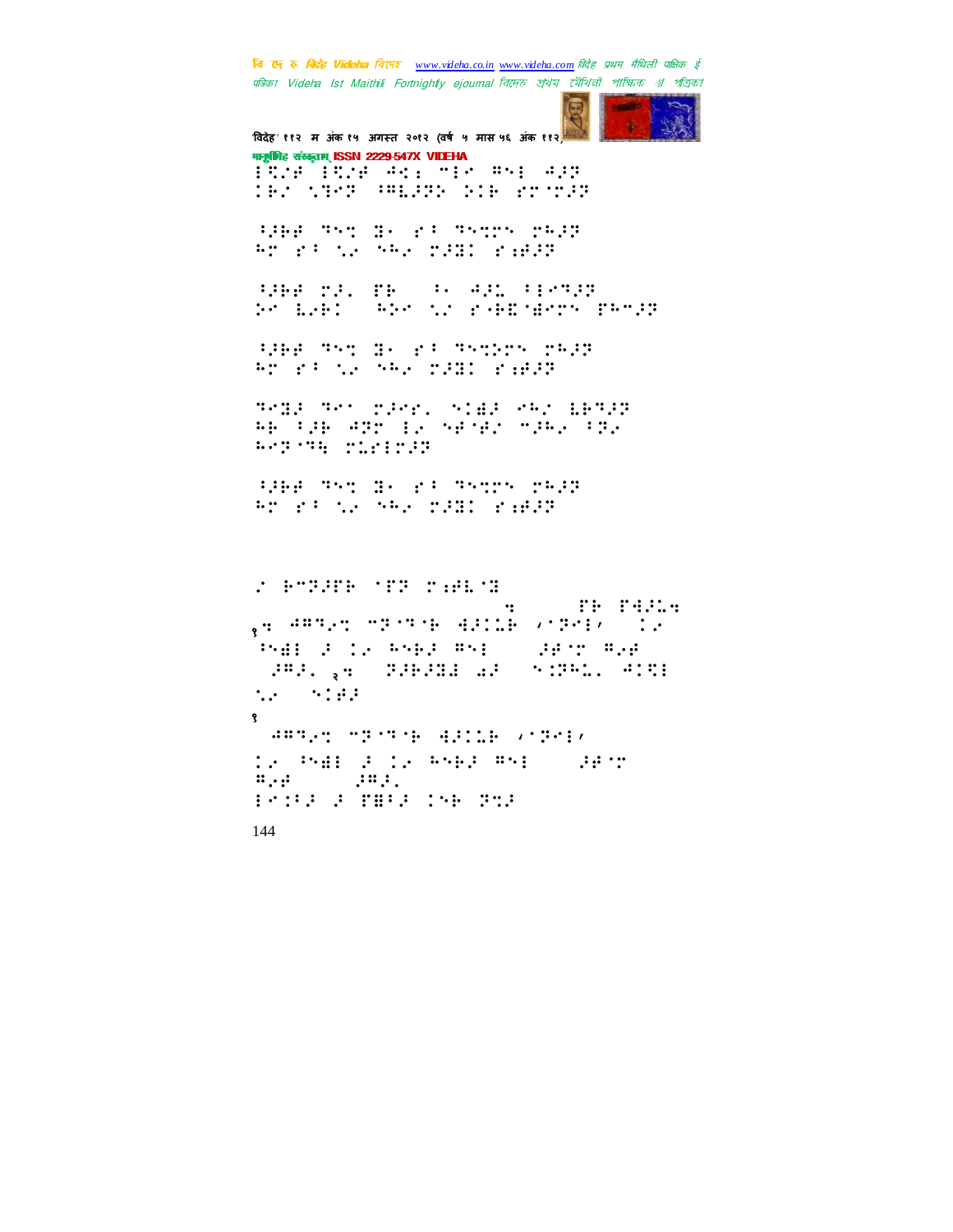⠇⠧⠋⠀⠇⠧⠋⠀⠙⠉⠆⠀⠉⠇⠉⠀⠛⠉⠇⠀⠙⠚⠞
⠅⠗⠅⠀⠉⠃⠉⠞⠀⠛⠣⠚⠞⠉⠀⠅⠅⠀⠗⠉⠉⠚⠞

⠓⠚⠗⠋⠀⠃⠉⠉⠀⠓⠀⠗⠁⠀⠃⠉⠉⠉⠉⠀⠉⠓⠚⠞
⠓⠉⠀⠗⠁⠀⠉⠆⠀⠉⠓⠆⠀⠉⠚⠓⠅⠀⠗⠋⠚⠞

⠓⠚⠗⠋⠀⠉⠚⠂⠀⠋⠗⠀⠁⠀⠙⠚⠉⠀⠁⠇⠉⠃⠚⠞
⠅⠉⠀⠣⠆⠗⠅⠀⠓⠅⠉⠀⠉⠅⠀⠗⠗⠓⠉⠋⠉⠉⠀⠋⠓⠉⠚⠞

⠓⠚⠗⠋⠀⠃⠉⠉⠀⠓⠀⠗⠁⠀⠃⠉⠉⠅⠉⠉⠀⠉⠓⠚⠞
⠓⠉⠀⠗⠁⠀⠉⠆⠀⠉⠓⠆⠀⠉⠚⠓⠅⠀⠗⠋⠚⠞

⠃⠉⠓⠚⠀⠃⠉⠉⠀⠉⠚⠉⠂⠀⠉⠅⠋⠚⠀⠉⠓⠅⠀⠣⠗⠃⠚⠞
⠓⠗⠀⠁⠚⠗⠀⠙⠚⠞⠀⠇⠆⠀⠉⠋⠉⠋⠅⠀⠉⠚⠓⠆⠀⠁⠞⠆
⠓⠉⠞⠉⠃⠹⠀⠉⠣⠆⠇⠉⠚⠞

⠓⠚⠗⠋⠀⠃⠉⠉⠀⠓⠀⠗⠁⠀⠃⠉⠉⠉⠉⠀⠉⠓⠚⠞
⠓⠉⠀⠗⠁⠀⠉⠆⠀⠉⠓⠆⠀⠉⠚⠓⠅⠀⠗⠋⠚⠞

⠅⠀⠗⠉⠞⠚⠋⠗⠀⠉⠋⠞⠀⠗⠋⠣⠉⠓
⠹⠀⠀⠀⠀⠋⠗⠀⠋⠹⠚⠣⠹
१⠹⠀⠙⠛⠃⠆⠉⠀⠉⠞⠉⠃⠉⠗⠀⠹⠚⠅⠣⠗⠀⠌⠉⠞⠉⠇⠌⠀⠀⠅⠆
⠁⠉⠋⠇⠀⠚⠀⠅⠆⠀⠓⠉⠗⠚⠀⠛⠉⠇⠀⠀⠀⠚⠋⠉⠉⠀⠛⠆⠋
⠀⠚⠛⠚⠂⠀२⠹⠀⠀⠞⠚⠗⠚⠓⠋⠀⠣⠚⠀⠀⠉⠅⠞⠓⠣⠂⠀⠙⠅⠧⠇
⠉⠆⠀⠀⠉⠅⠋⠚
१
⠀⠙⠛⠃⠆⠉⠀⠉⠞⠉⠃⠉⠗⠀⠹⠚⠅⠣⠗⠀⠌⠉⠞⠉⠇⠌
⠅⠆⠀⠁⠉⠋⠇⠀⠚⠀⠅⠆⠀⠓⠉⠗⠚⠀⠛⠉⠇⠀⠀⠀⠚⠋⠉⠉
⠛⠆⠋⠀⠀⠀⠀⠚⠛⠚⠂
⠇⠉⠅⠁⠚⠀⠚⠀⠋⠛⠁⠚⠀⠅⠉⠗⠀⠞⠉⠚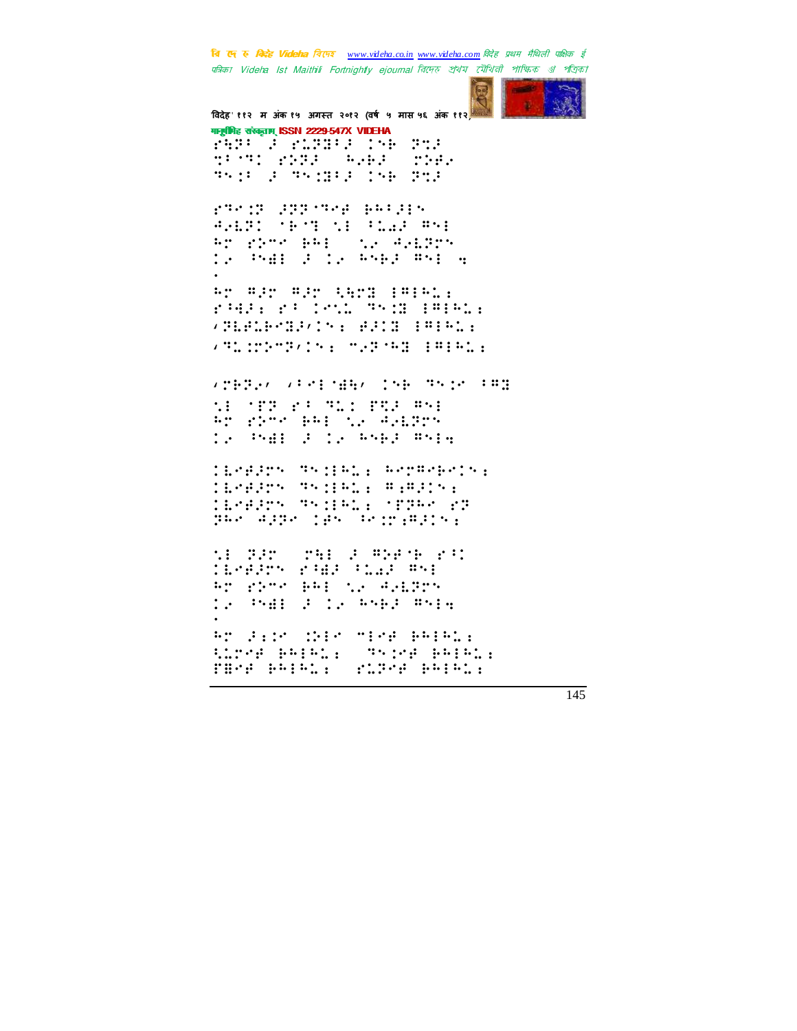मानुषीमिह संस्कृताम् ISSN 2229-547X VIDEHA

⠗⠩⠝⠁⠀⠨⠀⠗⠥⠝⠻⠁⠨⠀⠅⠎⠗⠀⠝⠹⠨
⠹⠁⠙⠹⠅⠀⠗⠵⠝⠨⠀⠀⠓⠢⠗⠨⠀⠀⠍⠵⠗⠢
⠹⠎⠅⠁⠀⠨⠀⠹⠎⠅⠻⠁⠨⠀⠅⠎⠗⠀⠝⠹⠨

⠗⠹⠑⠅⠝⠀⠨⠝⠝⠙⠹⠑⠗⠀⠗⠓⠁⠨⠃⠎
⠙⠢⠇⠝⠅⠀⠈⠗⠑⠹⠀⠎⠃⠀⠁⠇⠩⠨⠀⠻⠎⠃
⠓⠍⠀⠗⠵⠍⠑⠀⠗⠓⠃⠀⠀⠎⠢⠀⠙⠢⠇⠝⠍⠎
⠅⠢⠀⠁⠎⠻⠃⠀⠨⠀⠅⠢⠀⠓⠎⠗⠨⠀⠻⠎⠃⠀⠹
⠄

⠓⠍⠀⠻⠨⠍⠀⠻⠨⠍⠀⠱⠓⠍⠻⠀⠃⠻⠃⠓⠇⠆
⠗⠁⠙⠨⠆⠀⠗⠁⠀⠅⠑⠎⠇⠀⠹⠎⠅⠻⠀⠃⠻⠃⠓⠇⠆
⠠⠝⠇⠗⠇⠗⠑⠻⠨⠠⠅⠎⠆⠀⠗⠨⠅⠻⠀⠃⠻⠃⠓⠇⠆
⠠⠹⠇⠅⠍⠵⠑⠝⠠⠅⠎⠆⠀⠑⠢⠝⠈⠓⠻⠀⠃⠻⠃⠓⠇⠆

⠠⠍⠗⠝⠢⠠⠀⠠⠁⠑⠃⠈⠻⠱⠠⠀⠅⠎⠗⠀⠹⠎⠅⠑⠀⠁⠻⠻
⠎⠃⠀⠈⠋⠝⠀⠗⠁⠀⠹⠇⠅⠀⠋⠹⠨⠀⠻⠎⠃
⠓⠍⠀⠗⠵⠍⠑⠀⠗⠓⠃⠀⠎⠢⠀⠙⠢⠇⠝⠍⠎
⠅⠢⠀⠁⠎⠻⠃⠀⠨⠀⠅⠢⠀⠓⠎⠗⠨⠀⠻⠎⠃⠹

⠅⠇⠑⠗⠨⠍⠎⠀⠹⠎⠅⠃⠓⠇⠆⠀⠓⠑⠍⠻⠑⠗⠑⠅⠎⠆
⠅⠇⠑⠗⠨⠍⠎⠀⠹⠎⠅⠃⠓⠇⠆⠀⠻⠆⠻⠨⠅⠎⠆
⠅⠇⠑⠗⠨⠍⠎⠀⠹⠎⠅⠃⠓⠇⠆⠀⠈⠋⠝⠓⠑⠀⠗⠝
⠝⠓⠑⠀⠙⠨⠝⠑⠀⠅⠗⠎⠀⠁⠑⠅⠍⠆⠻⠨⠅⠎⠆

⠎⠃⠀⠝⠨⠍⠀⠀⠍⠩⠃⠀⠨⠀⠻⠵⠗⠈⠗⠀⠗⠁⠅
⠅⠇⠑⠗⠨⠍⠎⠀⠗⠁⠻⠨⠀⠁⠇⠩⠨⠀⠻⠎⠃
⠓⠍⠀⠗⠵⠍⠑⠀⠗⠓⠃⠀⠎⠢⠀⠙⠢⠇⠝⠍⠎
⠅⠢⠀⠁⠎⠻⠃⠀⠨⠀⠅⠢⠀⠓⠎⠗⠨⠀⠻⠎⠃⠹
⠄

⠓⠍⠀⠨⠆⠅⠑⠀⠅⠕⠃⠑⠀⠑⠃⠑⠗⠀⠗⠓⠃⠓⠇⠆
⠱⠇⠍⠑⠗⠀⠗⠓⠃⠓⠇⠆⠀⠀⠹⠎⠅⠑⠗⠀⠗⠓⠃⠓⠇⠆
⠋⠻⠑⠗⠀⠗⠓⠃⠓⠇⠆⠀⠀⠗⠇⠝⠑⠗⠀⠗⠓⠃⠓⠇⠆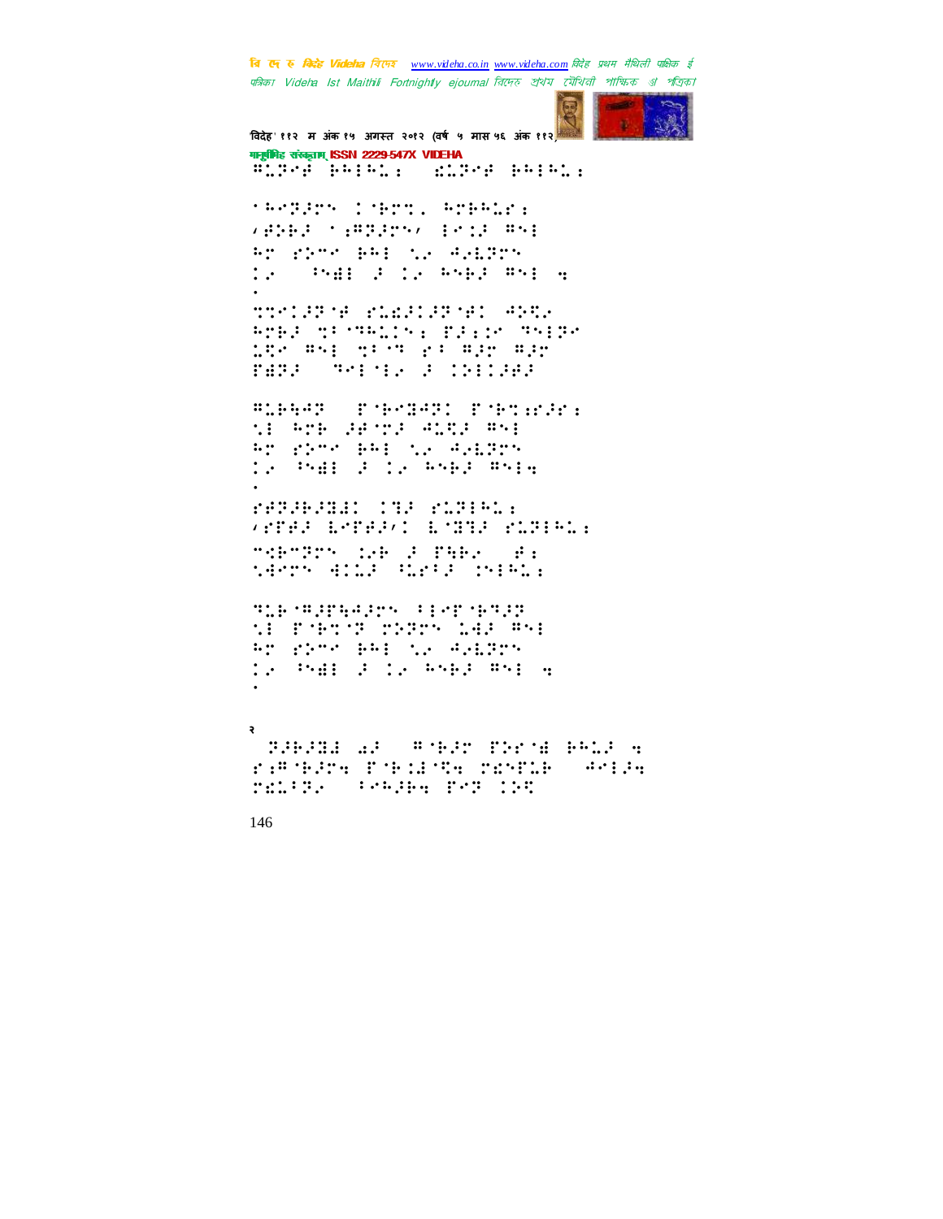⠻⠥⠝⠊⠾ ⠼⠓⠃⠁⠇⠾ ⠶⠥⠝⠊⠾ ⠼⠓⠃⠁⠇⠾

⠂⠓⠑⠝⠚⠗⠝ ⠃⠈⠓⠗⠉⠄ ⠓⠗⠓⠓⠥⠗⠾ ⠠⠯⠕⠓⠚ ⠂⠾⠻⠝⠚⠗⠝⠠ ⠃⠑⠩⠚ ⠻⠝⠃ ⠓⠗ ⠗⠕⠍⠑ ⠓⠓⠃ ⠩⠊ ⠲⠊⠡⠝⠗⠝ ⠃⠊ ⠀⠘⠝⠱⠃ ⠚ ⠃⠊ ⠓⠝⠓⠚ ⠻⠝⠃ ⠹ ⠄

⠹⠹⠑⠃⠝⠗⠈⠯ ⠗⠥⠮⠚⠃⠚⠗⠈⠯⠃ ⠲⠕⠹⠊ ⠓⠗⠓⠚ ⠹⠂⠈⠹⠓⠥⠃⠝⠾ ⠏⠚⠾⠩⠑ ⠹⠝⠃⠝⠑ ⠥⠹⠑ ⠻⠝⠃ ⠹⠂⠈⠹ ⠗⠂ ⠻⠚⠗ ⠻⠚⠗ ⠏⠱⠝⠚ ⠀⠹⠑⠃⠈⠃⠊ ⠚ ⠃⠕⠃⠃⠚⠯⠚

⠻⠥⠓⠦⠲⠝ ⠀⠏⠈⠓⠑⠝⠲⠝⠃ ⠏⠈⠓⠹⠾⠗⠚⠗⠾ ⠩⠃ ⠓⠗⠓ ⠚⠯⠈⠹⠚ ⠲⠥⠹⠚ ⠻⠝⠃ ⠓⠗ ⠗⠕⠍⠑ ⠓⠓⠃ ⠩⠊ ⠲⠊⠡⠝⠗⠝ ⠃⠊ ⠘⠝⠱⠃ ⠚ ⠃⠊ ⠓⠝⠓⠚ ⠻⠝⠃⠹ ⠄

⠗⠯⠝⠚⠓⠚⠝⠱⠃ ⠃⠹⠚ ⠗⠥⠝⠃⠓⠥⠾ ⠠⠗⠯⠚ ⠡⠑⠯⠚⠠⠃ ⠡⠈⠹⠹⠚ ⠗⠥⠝⠃⠓⠥⠾

⠍⠱⠓⠍⠝⠗⠝ ⠃⠊⠓ ⠚ ⠏⠦⠓⠊ ⠀⠯⠾ ⠩⠲⠑⠗⠝ ⠲⠃⠥⠚ ⠳⠥⠗⠂⠚ ⠃⠝⠃⠓⠥⠾

⠹⠥⠓⠈⠻⠚⠏⠦⠲⠚⠗⠝ ⠂⠃⠑⠏⠈⠓⠹⠚⠹ ⠩⠃ ⠏⠈⠓⠹⠈⠹ ⠗⠕⠝⠗⠝ ⠥⠲⠚ ⠻⠝⠃ ⠓⠗ ⠗⠕⠍⠑ ⠓⠓⠃ ⠩⠊ ⠲⠊⠡⠝⠗⠝ ⠃⠊ ⠘⠝⠱⠃ ⠚ ⠃⠊ ⠓⠝⠓⠚ ⠻⠝⠃ ⠹ ⠄

२

⠀⠝⠚⠓⠚⠹⠱ ⠪⠚ ⠀⠻⠈⠓⠚⠗ ⠏⠕⠗⠈⠱ ⠓⠓⠥⠚ ⠹ ⠗⠾⠻⠈⠓⠚⠗⠹ ⠏⠈⠓⠃⠱⠈⠹⠹ ⠗⠮⠝⠏⠥⠓ ⠀⠲⠑⠃⠚⠹ ⠗⠮⠥⠂⠝⠊ ⠀⠂⠑⠓⠚⠓⠹ ⠏⠑⠝ ⠃⠕⠹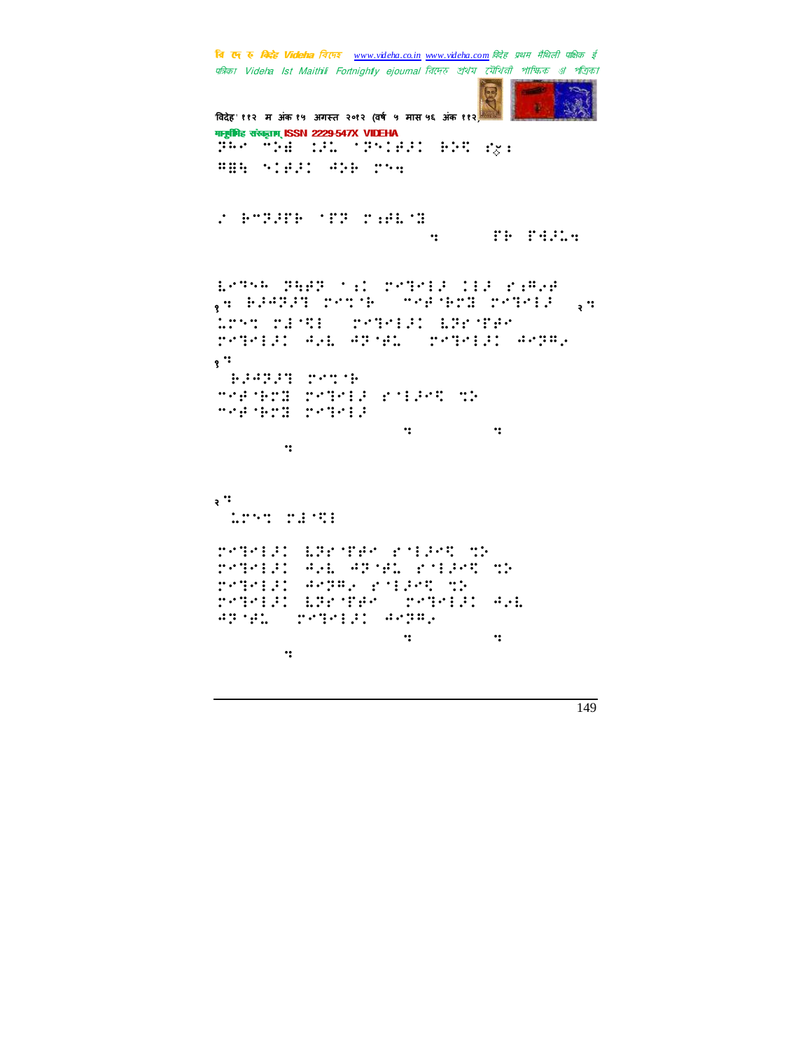⠨⠓⠉ ⠉⠕⠾ ⠅⠼⠇ ⠁⠝⠅⠊⠰⠼ ⠓⠕⠻ ⠎⠭⠅
⠓⠻⠓ ⠎⠅⠰⠼ ⠱⠕⠓ ⠗⠑⠲

⠠ ⠓⠉⠝⠼⠟⠓ ⠁⠟⠝ ⠗⠡⠰⠇⠁⠹

⠲ ⠟⠓ ⠟⠹⠼⠇⠲

⠇⠑⠞⠑⠓ ⠝⠓⠰⠝ ⠁⠡⠅ ⠗⠑⠞⠑⠇⠼ ⠅⠇⠼ ⠎⠡⠻⠜⠰
१⠲ ⠓⠼⠱⠝⠼⠞ ⠗⠑⠭⠁⠓ ⠉⠑⠰⠁⠓⠗⠹ ⠗⠑⠞⠑⠇⠼ २⠲
⠡⠗⠑⠭ ⠗⠹⠁⠻⠇ ⠗⠑⠞⠑⠇⠼⠅ ⠇⠝⠎⠁⠟⠰⠑
⠗⠑⠞⠑⠇⠼⠅ ⠱⠜⠇ ⠱⠝⠁⠰⠡ ⠗⠑⠞⠑⠇⠼⠅ ⠱⠑⠝⠻⠜

१⠲

⠓⠼⠱⠝⠼⠞ ⠗⠑⠭⠁⠓
⠉⠑⠰⠁⠓⠗⠹ ⠗⠑⠞⠑⠇⠼ ⠎⠁⠇⠼⠑⠻ ⠹⠕
⠉⠑⠰⠁⠓⠗⠹ ⠗⠑⠞⠑⠇⠼

⠲ ⠲

⠲

२⠲

⠡⠗⠑⠭ ⠗⠹⠁⠻⠇

⠗⠑⠞⠑⠇⠼⠅ ⠇⠝⠎⠁⠟⠰⠑ ⠎⠁⠇⠼⠑⠻ ⠹⠕
⠗⠑⠞⠑⠇⠼⠅ ⠱⠜⠇ ⠱⠝⠁⠰⠡ ⠎⠁⠇⠼⠑⠻ ⠹⠕
⠗⠑⠞⠑⠇⠼⠅ ⠱⠑⠝⠻⠜ ⠎⠁⠇⠼⠑⠻ ⠹⠕
⠗⠑⠞⠑⠇⠼⠅ ⠇⠝⠎⠁⠟⠰⠑ ⠗⠑⠞⠑⠇⠼⠅ ⠱⠜⠇
⠱⠝⠁⠰⠡ ⠗⠑⠞⠑⠇⠼⠅ ⠱⠑⠝⠻⠜

⠲ ⠲

⠲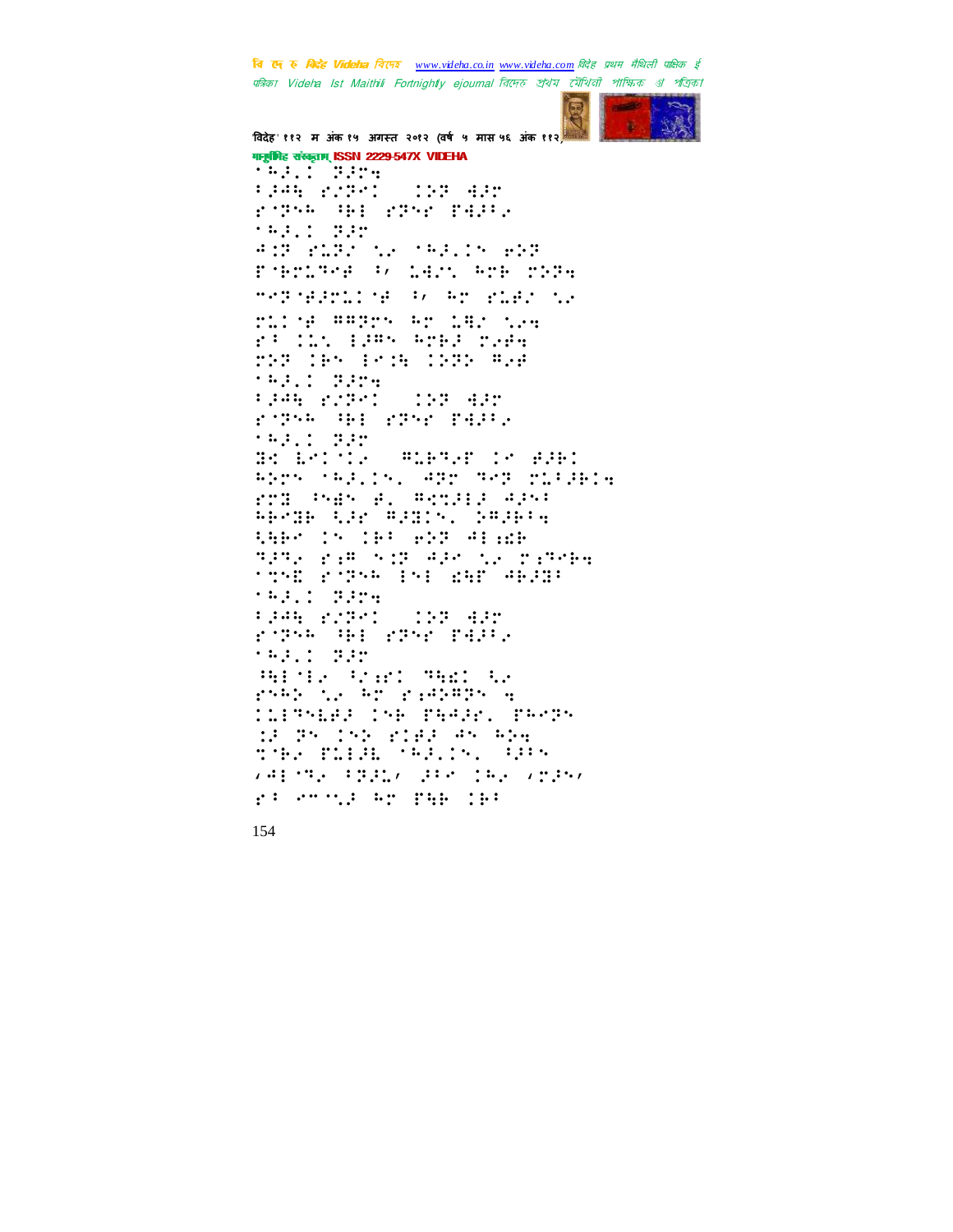मानुषीमिह संस्कृताम् ISSN 2229-547X VIDEHA

⠁⠓⠜⠂⠉⠀⠝⠜⠗⠲
⠃⠜⠱⠹⠀⠗⠎⠝⠊⠉⠀⠀⠉⠕⠝⠀⠙⠜⠗
⠗⠁⠝⠢⠓⠀⠫⠇⠀⠗⠝⠢⠗⠀⠏⠹⠜⠃⠂
⠁⠓⠜⠂⠉⠀⠝⠜⠗
⠙⠱⠀⠗⠥⠝⠜⠀⠣⠂⠀⠁⠓⠜⠂⠉⠢⠀⠑⠕⠝
⠏⠁⠃⠗⠥⠝⠑⠋⠀⠃⠌⠀⠥⠙⠜⠡⠀⠓⠗⠃⠀⠗⠕⠝⠲
⠉⠑⠝⠁⠙⠜⠗⠥⠇⠁⠋⠀⠃⠌⠀⠓⠗⠀⠗⠥⠋⠜⠀⠣⠂
⠗⠥⠇⠁⠋⠀⠍⠍⠝⠗⠢⠀⠓⠗⠀⠥⠹⠜⠀⠣⠢⠲
⠗⠃⠀⠉⠥⠡⠀⠇⠜⠍⠢⠀⠓⠗⠃⠜⠀⠗⠢⠋⠲
⠗⠕⠝⠀⠉⠃⠢⠀⠇⠑⠉⠱⠀⠉⠕⠝⠕⠀⠍⠢⠋
⠁⠓⠜⠂⠉⠀⠝⠜⠗⠲
⠃⠜⠱⠹⠀⠗⠎⠝⠊⠉⠀⠀⠉⠕⠝⠀⠙⠜⠗
⠗⠁⠝⠢⠓⠀⠫⠇⠀⠗⠝⠢⠗⠀⠏⠹⠜⠃⠂
⠁⠓⠜⠂⠉⠀⠝⠜⠗
⠝⠅⠀⠇⠑⠉⠁⠇⠂⠀⠀⠍⠥⠃⠝⠂⠏⠀⠉⠢⠀⠋⠜⠃⠉
⠓⠕⠗⠢⠀⠁⠓⠜⠂⠉⠢⠂⠀⠙⠝⠗⠀⠝⠑⠝⠀⠗⠥⠃⠜⠃⠉⠲
⠗⠗⠝⠀⠢⠫⠢⠀⠋⠂⠀⠍⠉⠝⠜⠇⠜⠀⠙⠜⠢⠃
⠓⠃⠑⠝⠃⠀⠹⠜⠗⠀⠍⠜⠝⠉⠢⠂⠀⠕⠍⠜⠃⠃⠲
⠹⠓⠃⠑⠀⠉⠢⠀⠉⠃⠃⠀⠑⠕⠝⠀⠙⠇⠪⠫
⠝⠜⠝⠂⠀⠗⠪⠍⠀⠝⠉⠱⠀⠙⠜⠑⠀⠣⠂⠀⠗⠪⠝⠑⠃⠲
⠁⠉⠝⠑⠀⠗⠁⠝⠢⠓⠀⠇⠢⠇⠀⠫⠹⠏⠀⠙⠃⠜⠝⠃
⠁⠓⠜⠂⠉⠀⠝⠜⠗⠲
⠃⠜⠱⠹⠀⠗⠎⠝⠊⠉⠀⠀⠉⠕⠝⠀⠙⠜⠗
⠗⠁⠝⠢⠓⠀⠫⠇⠀⠗⠝⠢⠗⠀⠏⠹⠜⠃⠂
⠁⠓⠜⠂⠉⠀⠝⠜⠗
⠓⠇⠁⠇⠂⠀⠓⠌⠪⠉⠀⠝⠓⠫⠉⠀⠹⠂
⠗⠢⠓⠕⠀⠣⠂⠀⠓⠗⠀⠗⠪⠙⠕⠍⠝⠢⠀⠲
⠉⠇⠇⠝⠢⠇⠋⠜⠀⠉⠢⠃⠀⠏⠓⠙⠜⠗⠂⠀⠏⠓⠑⠝⠢
⠱⠜⠀⠝⠢⠀⠉⠕⠕⠀⠗⠉⠋⠜⠀⠙⠢⠀⠓⠕⠲
⠉⠃⠂⠀⠏⠥⠇⠜⠇⠀⠁⠓⠜⠂⠉⠢⠂⠀⠃⠜⠃⠢
⠌⠙⠇⠁⠝⠂⠀⠃⠝⠜⠥⠌⠀⠜⠃⠑⠀⠉⠓⠂⠀⠌⠗⠜⠢⠌
⠗⠃⠀⠑⠍⠁⠥⠜⠀⠓⠗⠀⠏⠹⠃⠀⠉⠃⠃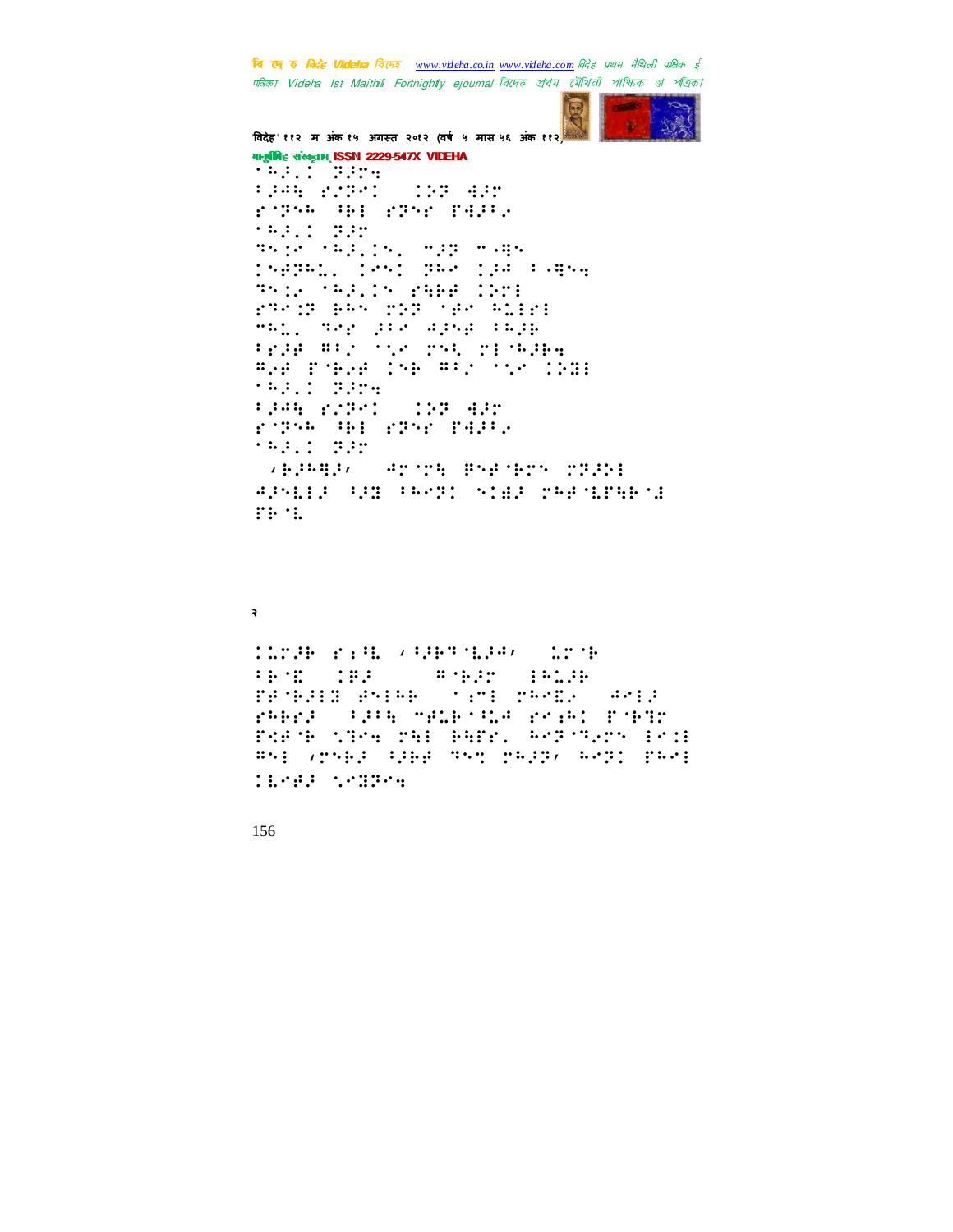२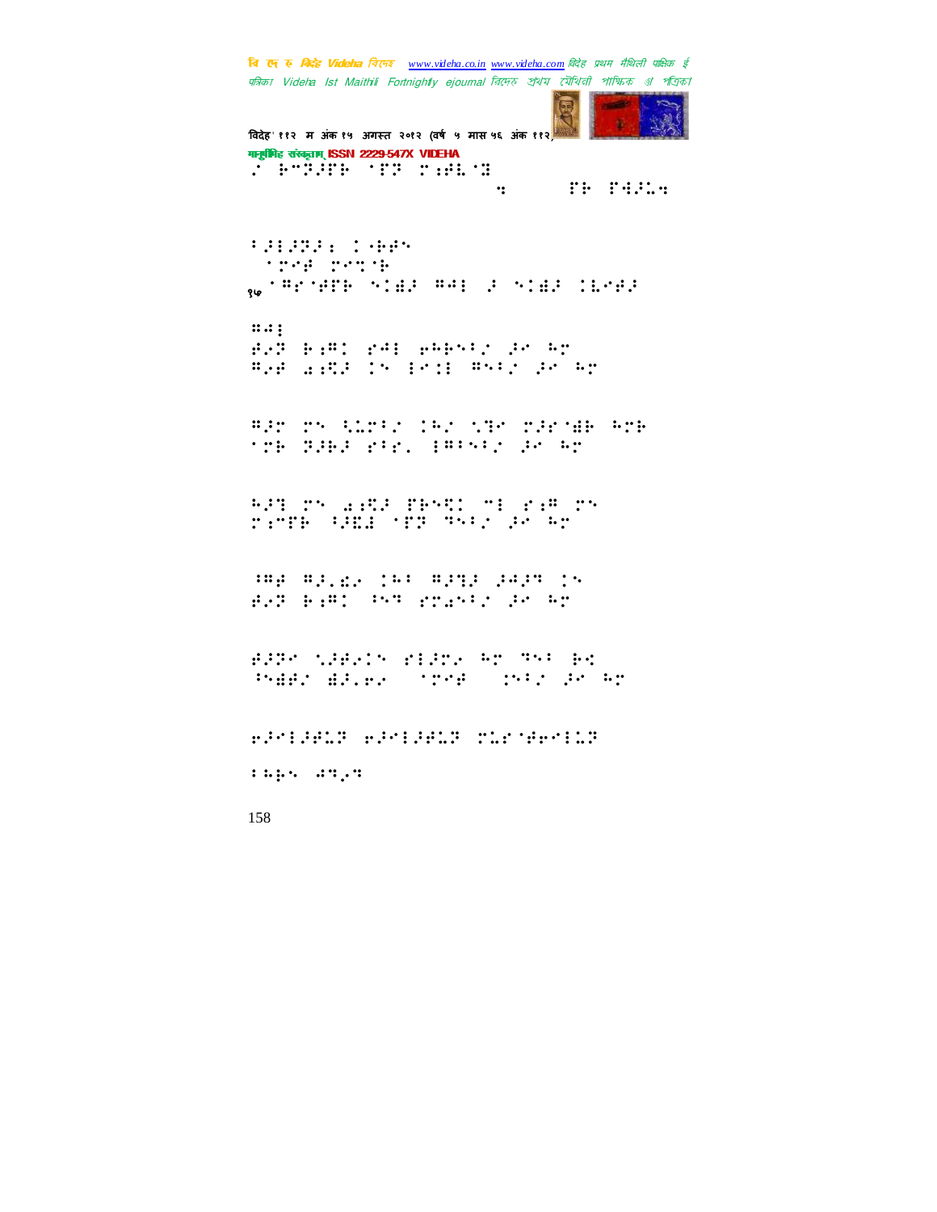⠱⠀⠗⠉⠝⠈⠟⠗⠀⠂⠟⠝⠀⠎⠒⠿⠣⠈⠝

⠒⠀⠀⠀⠀⠀⠀⠟⠗⠀⠟⠳⠈⠧⠒

⠃⠈⠇⠈⠝⠈⠆⠀⠉⠐⠗⠋⠑
⠀⠂⠎⠑⠋⠀⠎⠑⠉⠐⠗
१७⠂⠛⠎⠂⠋⠟⠗⠀⠑⠉⠫⠈⠀⠛⠙⠇⠀⠈⠀⠑⠉⠫⠈⠀⠉⠧⠑⠋⠈

⠛⠙⠇

⠋⠨⠝⠀⠗⠆⠛⠉⠀⠎⠙⠇⠀⠢⠓⠗⠑⠃⠨⠀⠈⠑⠀⠓⠎
⠛⠨⠋⠀⠡⠆⠩⠈⠀⠉⠑⠀⠇⠑⠉⠇⠀⠛⠑⠃⠨⠀⠈⠑⠀⠓⠎

⠛⠈⠎⠀⠎⠑⠀⠹⠥⠎⠃⠨⠀⠉⠓⠨⠀⠣⠝⠑⠀⠎⠈⠎⠂⠫⠗⠀⠓⠎⠗
⠂⠎⠗⠀⠝⠈⠗⠨⠀⠎⠃⠎⠄⠀⠇⠛⠃⠑⠃⠨⠀⠈⠑⠀⠓⠎

⠓⠨⠝⠀⠎⠑⠀⠡⠆⠩⠈⠀⠟⠗⠑⠩⠉⠀⠉⠇⠀⠎⠆⠛⠀⠎⠑
⠎⠆⠉⠟⠗⠀⠹⠈⠻⠈⠀⠂⠟⠝⠀⠝⠑⠃⠨⠀⠈⠑⠀⠓⠎

⠘⠛⠋⠀⠛⠈⠄⠬⠨⠀⠉⠓⠃⠀⠛⠈⠝⠇⠈⠀⠈⠙⠈⠝⠀⠉⠑
⠋⠨⠝⠀⠗⠆⠛⠉⠀⠘⠑⠝⠀⠎⠎⠡⠑⠃⠨⠀⠈⠑⠀⠓⠎

⠋⠈⠝⠑⠀⠣⠈⠋⠨⠉⠑⠀⠎⠇⠈⠎⠨⠀⠓⠎⠀⠝⠑⠃⠀⠗⠩
⠘⠑⠫⠋⠨⠀⠫⠈⠄⠢⠨⠀⠀⠂⠎⠑⠋⠀⠀⠉⠑⠃⠨⠀⠈⠑⠀⠓⠎

⠢⠈⠑⠇⠈⠋⠥⠝⠀⠢⠈⠑⠇⠈⠋⠥⠝⠀⠎⠥⠎⠂⠋⠢⠑⠇⠥⠝

⠃⠓⠗⠑⠀⠙⠝⠨⠝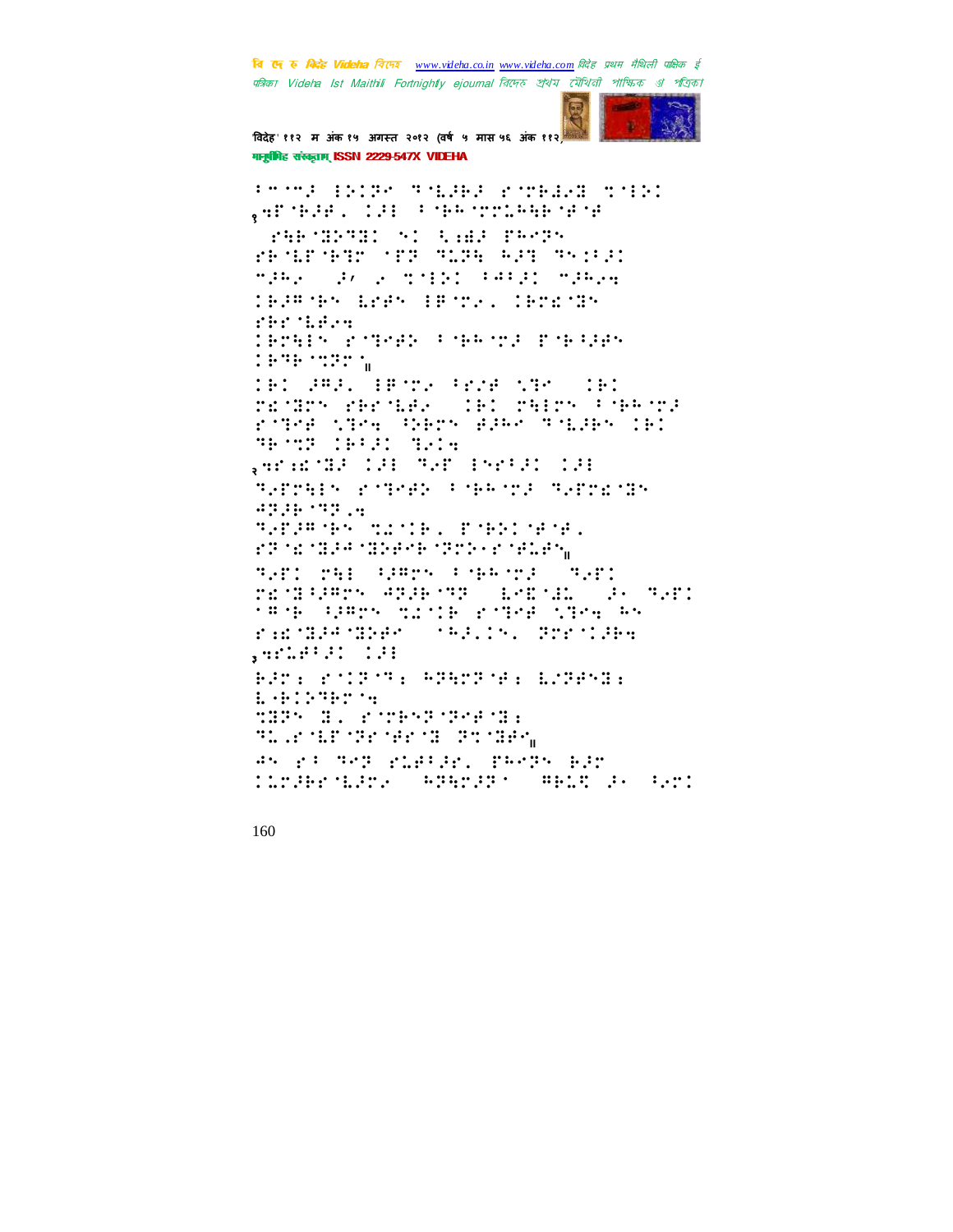⠃⠉⠒⠎⠀⠇⠕⠊⠗⠉⠀⠝⠨⠇⠚⠃⠚⠀⠗⠒⠗⠃⠾⠕⠛⠀⠹⠨⠇⠕⠅
१⠐⠗⠨⠃⠚⠋⠂⠀⠅⠚⠇⠀⠃⠨⠃⠁⠒⠥⠗⠥⠓⠓⠃⠨⠋⠨⠋

⠀⠗⠓⠃⠨⠙⠕⠝⠙⠅⠀⠎⠅⠀⠓⠪⠾⠚⠀⠏⠁⠉⠝⠎
⠗⠃⠨⠇⠋⠨⠃⠝⠗⠀⠨⠋⠝⠀⠝⠥⠝⠓⠀⠓⠚⠛⠀⠝⠎⠅⠃⠚⠅
⠉⠚⠁⠢⠀⠀⠚⠴⠀⠢⠀⠹⠨⠇⠕⠅⠀⠃⠙⠃⠚⠅⠀⠉⠚⠁⠢⠲
⠅⠃⠚⠍⠨⠃⠎⠀⠇⠗⠋⠎⠀⠇⠋⠨⠗⠢⠂⠀⠅⠃⠗⠪⠨⠙⠎
⠗⠃⠗⠨⠇⠋⠢⠲
⠅⠃⠗⠓⠇⠎⠀⠗⠨⠝⠑⠋⠕⠀⠃⠨⠃⠁⠨⠗⠚⠀⠏⠨⠃⠃⠚⠋⠎
⠅⠃⠝⠃⠨⠹⠝⠗⠨॥

⠅⠃⠅⠀⠚⠍⠚⠂⠀⠇⠋⠨⠗⠢⠀⠃⠗⠢⠋⠀⠹⠝⠉⠀⠀⠅⠃⠅
⠗⠪⠨⠙⠗⠎⠀⠗⠃⠗⠨⠇⠋⠢⠀⠀⠅⠃⠅⠀⠗⠓⠇⠗⠎⠀⠃⠨⠃⠁⠨⠗⠚
⠗⠨⠝⠑⠋⠀⠹⠝⠉⠲⠀⠓⠃⠗⠝⠎⠀⠋⠚⠁⠉⠀⠝⠨⠇⠚⠃⠎⠀⠅⠃⠅
⠝⠃⠨⠹⠝⠀⠅⠃⠃⠚⠅⠀⠝⠢⠅⠲
२⠐⠗⠪⠨⠙⠚⠀⠅⠚⠇⠀⠝⠢⠋⠀⠇⠎⠗⠃⠚⠅⠀⠅⠚⠇
⠝⠢⠋⠗⠓⠇⠎⠀⠗⠨⠝⠑⠋⠕⠀⠃⠨⠃⠁⠨⠗⠚⠀⠝⠢⠋⠗⠪⠨⠙⠎
⠙⠝⠚⠃⠨⠹⠝⠂⠲
⠝⠢⠋⠚⠍⠨⠃⠎⠀⠹⠪⠨⠅⠃⠂⠀⠏⠨⠃⠕⠅⠨⠋⠨⠋⠂
⠗⠝⠨⠪⠙⠚⠁⠨⠙⠕⠋⠁⠃⠨⠝⠗⠕⠐⠗⠨⠋⠇⠚⠎॥

⠝⠢⠋⠅⠀⠗⠓⠇⠀⠓⠚⠍⠗⠎⠀⠃⠨⠃⠁⠨⠗⠚⠀⠀⠝⠢⠋⠅
⠗⠪⠨⠙⠓⠚⠍⠗⠎⠀⠙⠝⠚⠃⠨⠹⠝⠀⠀⠇⠢⠑⠨⠙⠇⠀⠀⠚⠐⠀⠝⠢⠋⠅
⠁⠍⠨⠃⠀⠓⠚⠍⠗⠎⠀⠹⠪⠨⠅⠃⠀⠗⠨⠝⠑⠋⠀⠹⠝⠉⠲⠀⠁⠎
⠗⠪⠨⠙⠚⠁⠨⠙⠕⠋⠁⠀⠀⠨⠁⠚⠂⠅⠎⠂⠀⠝⠗⠗⠨⠅⠚⠃⠲
३⠐⠗⠇⠋⠃⠚⠅⠀⠅⠚⠇

⠃⠚⠗⠪⠀⠗⠨⠅⠝⠨⠝⠪⠀⠁⠝⠓⠗⠝⠨⠋⠪⠀⠇⠌⠝⠋⠎⠙⠪
⠇⠨⠃⠅⠕⠝⠃⠗⠨⠲
⠹⠙⠝⠎⠀⠙⠂⠀⠗⠨⠗⠃⠎⠝⠨⠝⠑⠋⠨⠙⠪
⠝⠇⠂⠗⠨⠇⠋⠨⠝⠗⠨⠋⠗⠨⠙⠀⠝⠹⠨⠙⠋⠎॥

⠙⠎⠀⠗⠃⠀⠝⠑⠝⠀⠗⠇⠋⠃⠚⠗⠂⠀⠏⠁⠉⠝⠎⠀⠃⠚⠗
⠅⠇⠗⠚⠃⠗⠨⠇⠚⠗⠢⠀⠀⠁⠝⠓⠗⠚⠝⠐⠀⠀⠍⠃⠇⠝⠀⠚⠐⠀⠓⠢⠗⠅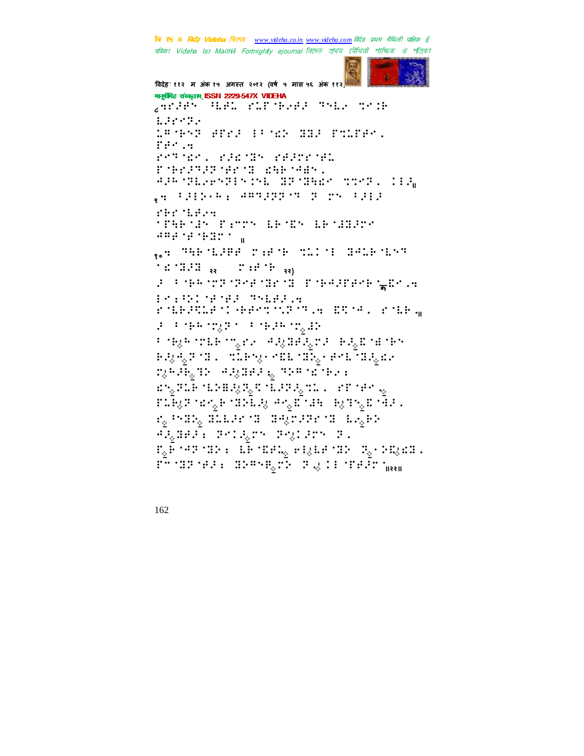¿ ⠉⠈⠝⠅⠐⠝⠿ ⠻⠡⠯⠇ ⠗⠇⠏⠈⠃⠴⠿⠼ ⠹⠓⠇⠴ ⠹⠒⠨⠃

⠇⠼⠗⠒⠝⠴

⠇⠻⠈⠃⠎⠝ ⠿⠏⠗⠴ ⠆⠁⠈⠩⠕ ⠻⠻⠼ ⠏⠹⠇⠏⠿⠒⠄

⠏⠿⠒⠄⠹

⠗⠒⠝⠈⠩⠒⠄ ⠗⠼⠩⠈⠻⠒ ⠗⠿⠼⠗⠈⠿⠇

⠏⠈⠃⠗⠼⠹⠼⠝⠈⠿⠗⠈⠻ ⠩⠓⠃⠈⠒⠻⠒⠄

⠒⠼⠓⠈⠻⠇⠴⠗⠎⠝⠆⠎⠨⠎⠇ ⠻⠝⠈⠻⠓⠩⠒ ⠹⠹⠒⠝⠄ ⠅⠅⠼॥

९⠹ ⠁⠼⠆⠕⠂⠓⠆ ⠒⠻⠹⠼⠝⠝⠈⠹ ⠝ ⠉⠎ ⠁⠼⠆⠼

⠗⠓⠗⠈⠇⠿⠴⠹

⠈⠏⠹⠃⠈⠩⠎ ⠏⠆⠍⠉⠎ ⠇⠃⠈⠫⠎ ⠇⠃⠈⠙⠻⠼⠉⠒

⠒⠻⠿⠈⠿⠈⠃⠻⠉⠁ ॥

१०⠹ ⠹⠓⠃⠈⠇⠻⠿ ⠉⠆⠿⠈⠃ ⠹⠇⠅⠈⠆ ⠻⠒⠇⠃⠈⠇⠎⠹

⠈⠩⠈⠻⠼⠻ २२ ⠉⠆⠿⠈⠃ २२)

⠼ ⠁⠈⠃⠓⠈⠉⠝⠈⠝⠿⠈⠻⠗⠈⠻ ⠏⠈⠃⠒⠼⠏⠿⠗⠃⠈ऋ⠫⠒⠄⠹

⠆⠗⠆⠹⠕⠅⠈⠿⠈⠿⠼ ⠹⠓⠇⠿⠼⠄⠹

⠗⠈⠇⠃⠼⠩⠇⠿⠁⠅⠃⠿⠒⠹⠈⠇⠝⠈⠹⠄⠹ ⠫⠩⠈⠒⠄ ⠗⠈⠇⠃⠹॥

⠼ ⠁⠈⠃⠓⠈⠉⠝⠁ ⠁⠈⠃⠼⠓⠈⠉⠙⠕

⠁⠈⠃⠓⠈⠉⠇⠃⠈⠉⠗⠴ ⠒⠼⠻⠿⠼⠉⠼ ⠃⠼⠫⠈⠩⠈⠃⠎ ⠃⠼⠒⠝⠈⠻⠄ ⠹⠇⠃⠎⠁⠗⠫⠇⠈⠻⠕⠁⠿⠒⠇⠈⠻⠼⠩⠴ ⠉⠓⠼⠃⠹⠕ ⠒⠼⠻⠿⠼ ⠹⠕⠻⠈⠩⠈⠃⠴⠆ ⠩⠒⠝⠇⠃⠈⠇⠕⠻⠼⠝⠩⠈⠇⠼⠝⠼⠹⠇⠄ ⠗⠏⠈⠿⠒ ⠏⠇⠃⠝⠈⠩⠒⠃⠈⠻⠕⠇⠼ ⠒⠒⠫⠈⠙⠓ ⠃⠹⠒⠫⠈⠒⠼⠄ ⠗⠁⠒⠻⠕ ⠻⠇⠇⠼⠗⠈⠻ ⠻⠒⠉⠼⠝⠗⠈⠻ ⠇⠴⠃⠕ ⠒⠼⠻⠿⠼⠆ ⠝⠒⠅⠼⠉⠎ ⠝⠒⠅⠼⠉⠎ ⠝⠄ ⠏⠃⠈⠒⠝⠈⠻⠕⠆ ⠇⠃⠈⠫⠿⠇ ⠗⠆⠇⠿⠈⠻⠕ ⠝⠁⠕⠫⠩⠻⠄ ⠏⠒⠈⠻⠝⠈⠿⠼⠆ ⠻⠕⠒⠎⠃⠉⠕ ⠝⠅⠅⠈⠏⠿⠼⠉⠁॥२२॥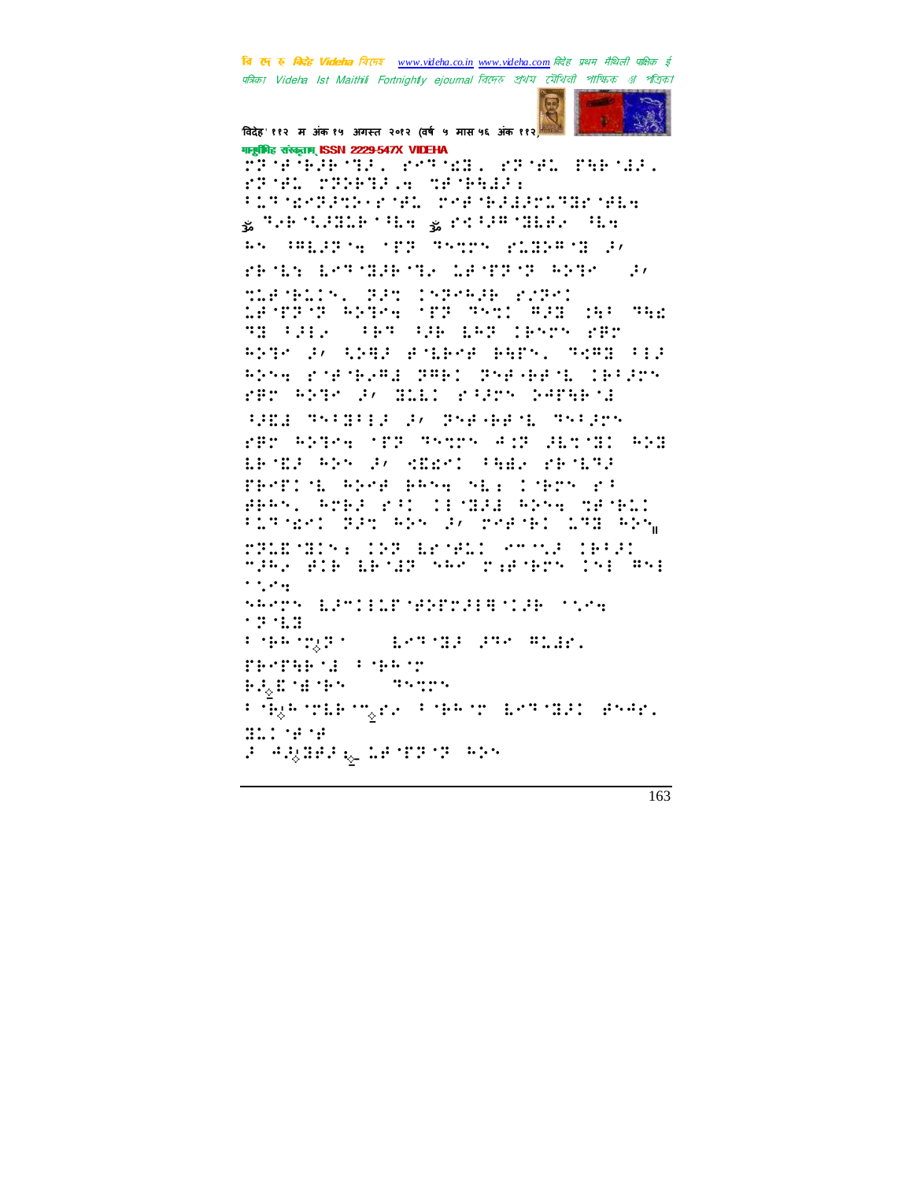मानुषीमिह संस्कृताम् ISSN 2229-547X VIDEHA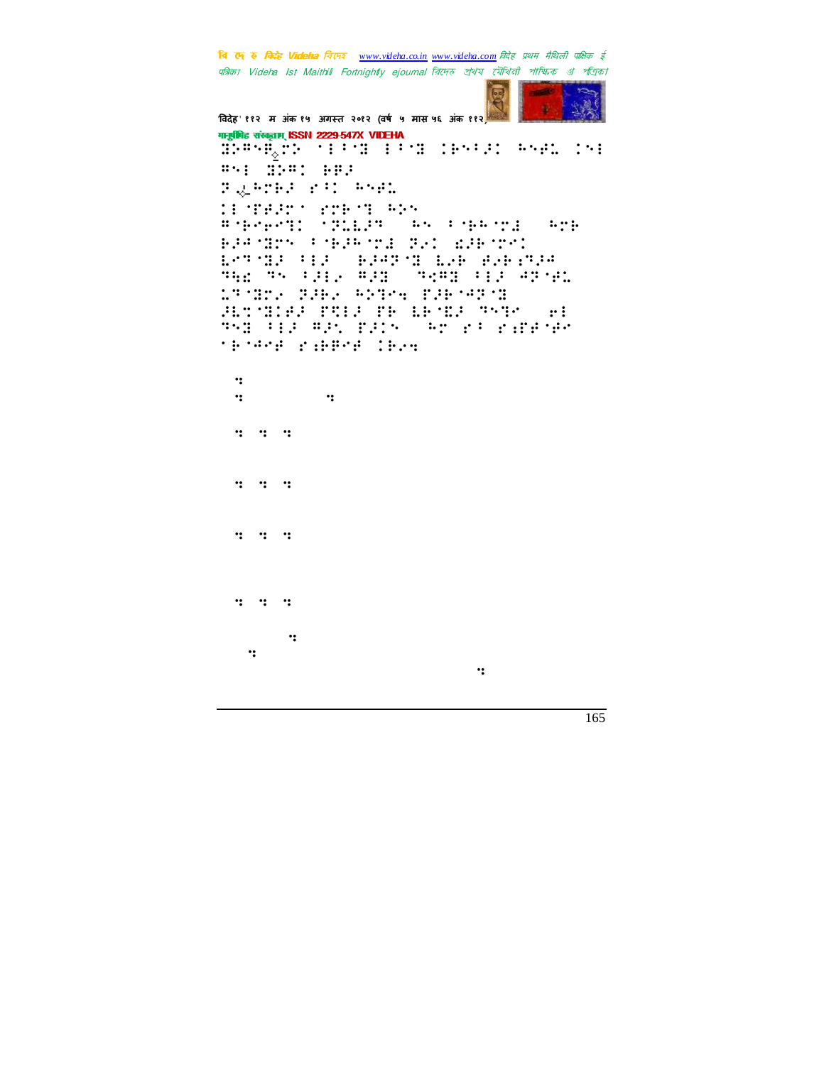मानुषीमिह संस्कृताम् ISSN 2229-547X VIDEHA

⠝⠕⠛⠑⠞⠢⠏⠕ ⠁⠇⠁⠝ ⠇⠁⠝ ⠅⠗⠑⠁⠞⠅ ⠓⠑⠗⠎ ⠅⠑⠇ ⠛⠑⠇ ⠝⠕⠛⠅ ⠗⠗⠞

⠝⠜⠓⠏⠗⠃⠞ ⠎⠁⠅ ⠓⠑⠗⠎

⠅⠇⠁⠋⠗⠞⠏⠁ ⠎⠏⠗⠁⠇ ⠓⠕⠑

⠛⠁⠗⠑⠛⠑⠙⠅ ⠁⠝⠥⠇⠞⠙ ⠓⠑ ⠁⠗⠓⠁⠏⠊ ⠓⠏⠗ ⠗⠞⠚⠁⠝⠏⠑ ⠁⠗⠞⠓⠁⠏⠊ ⠝⠜⠅ ⠩⠞⠗⠁⠏⠅ ⠇⠑⠙⠁⠝⠞ ⠁⠇⠞ ⠗⠞⠚⠝⠁⠝ ⠇⠜⠗ ⠋⠜⠗⠣⠙⠞⠚ ⠙⠓⠣ ⠙⠑ ⠁⠞⠇⠜ ⠛⠞⠝ ⠙⠑⠛⠝ ⠁⠇⠞ ⠚⠝⠁⠑⠥ ⠥⠙⠁⠝⠏⠜ ⠝⠞⠗⠜ ⠓⠕⠙⠪ ⠏⠞⠗⠁⠚⠝⠁⠝ ⠞⠇⠙⠁⠝⠇⠋⠞ ⠏⠹⠇⠞ ⠏⠗ ⠇⠗⠁⠩⠞ ⠙⠑⠙⠑ ⠑⠇ ⠙⠑⠝ ⠁⠇⠞ ⠛⠞⠥ ⠏⠞⠅⠑ ⠓⠏ ⠎⠁ ⠎⠣⠋⠋⠁⠋⠑ ⠁⠗⠁⠚⠑⠋ ⠎⠣⠗⠛⠑⠋ ⠅⠗⠜⠪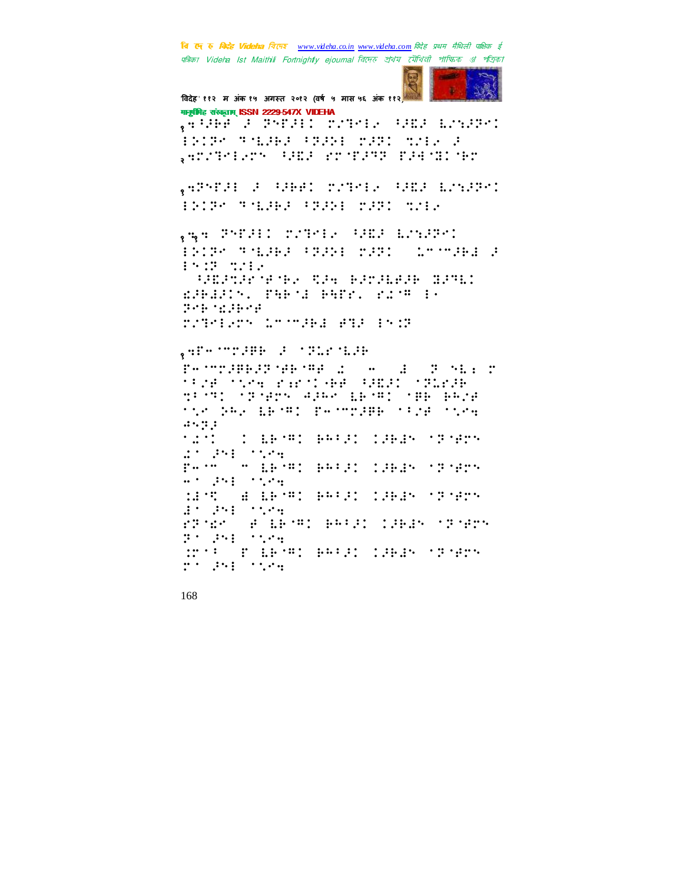१.१.
२.
१.
१.१.
१.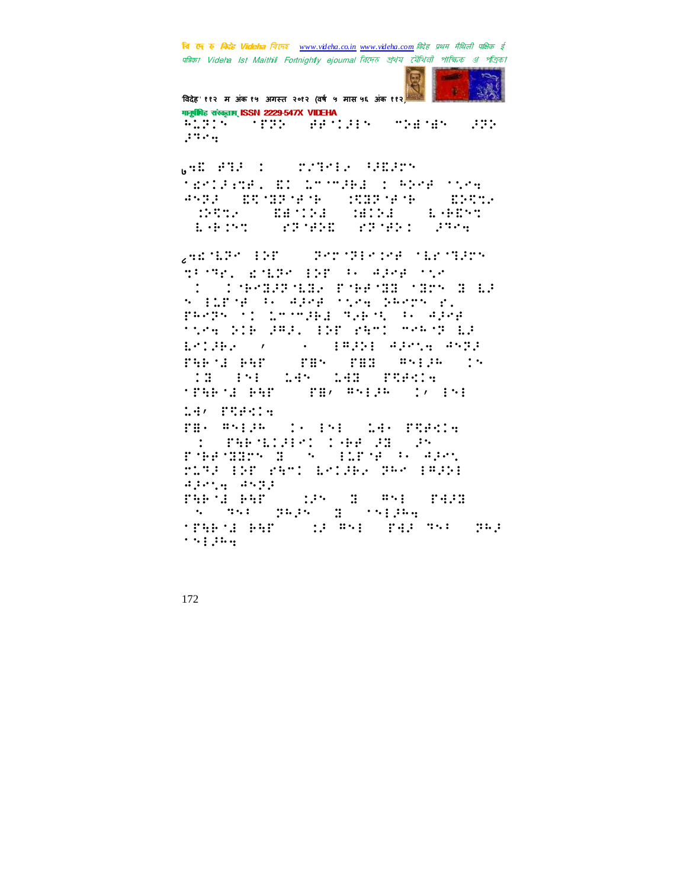विदेह' ११२ म अंक १५ अगस्त २०१२ (वर्ष ५ मास ५६ अंक ११२)

मानुषीमिह संस्कृताम् ISSN 2229-547X VIDEHA

⠓⠥⠝⠊⠡⠀⠈⠏⠝⠕⠀⠗⠗⠁⠊⠚⠊⠡⠀⠍⠕⠾⠈⠾⠡⠀⠚⠝⠕
⠚⠹⠉⠲

⠖⠲⠽⠀⠗⠹⠚⠀⠁⠀⠀⠍⠊⠹⠉⠇⠐⠀⠓⠚⠽⠚⠗⠡
⠈⠾⠉⠁⠚⠊⠍⠗⠂⠀⠽⠁⠀⠥⠉⠉⠚⠃⠾⠀⠁⠀⠓⠕⠉⠗⠀⠁⠡⠉⠲
⠙⠝⠝⠚⠀⠀⠽⠹⠈⠝⠝⠈⠗⠈⠃⠀⠀⠁⠹⠝⠝⠈⠗⠈⠃⠀⠀⠀⠽⠕⠹⠥⠐
⠀⠁⠕⠹⠥⠐⠀⠀⠀⠽⠾⠈⠁⠊⠾⠀⠀⠾⠁⠊⠕⠾⠀⠀⠀⠇⠤⠃⠽⠡⠹
⠀⠇⠤⠃⠁⠡⠹⠀⠀⠀⠗⠝⠈⠗⠕⠽⠀⠀⠗⠝⠈⠗⠕⠁⠀⠀⠚⠹⠉⠲

⠦⠲⠽⠈⠇⠝⠉⠀⠃⠕⠏⠀⠀⠀⠝⠉⠍⠈⠝⠃⠉⠁⠉⠗⠀⠈⠇⠗⠈⠹⠚⠍⠡
⠹⠃⠈⠹⠗⠂⠀⠾⠈⠇⠝⠉⠀⠃⠕⠏⠀⠒⠐⠀⠙⠚⠉⠗⠀⠁⠡⠐
⠀⠁⠀⠀⠁⠈⠃⠉⠹⠚⠝⠈⠇⠹⠐⠀⠏⠈⠃⠗⠈⠹⠹⠀⠈⠹⠗⠡⠀⠹⠀⠇⠚
⠑⠀⠃⠥⠏⠈⠗⠀⠒⠐⠀⠙⠚⠉⠗⠀⠁⠡⠉⠲⠀⠕⠓⠉⠝⠡⠀⠗⠂
⠏⠓⠉⠝⠡⠀⠁⠁⠀⠥⠉⠉⠚⠃⠾⠀⠹⠐⠃⠁⠑⠀⠒⠐⠀⠙⠚⠉⠗
⠁⠡⠉⠲⠀⠕⠁⠃⠀⠚⠍⠚⠂⠀⠃⠕⠏⠀⠗⠹⠉⠁⠀⠉⠉⠓⠈⠝⠀⠇⠚
⠇⠉⠁⠚⠃⠐⠀⠀⠄⠀⠀⠀⠄⠀⠀⠃⠍⠚⠕⠃⠀⠙⠚⠉⠡⠲⠀⠙⠑⠝⠚
⠏⠹⠃⠈⠾⠀⠃⠹⠏⠀⠀⠀⠏⠹⠡⠀⠀⠏⠹⠹⠀⠀⠍⠑⠃⠚⠓⠀⠀⠁⠡
⠀⠁⠹⠀⠀⠃⠑⠃⠀⠀⠥⠙⠡⠀⠀⠥⠙⠹⠀⠀⠏⠹⠗⠉⠁⠲
⠈⠏⠹⠃⠈⠾⠀⠃⠹⠏⠀⠀⠀⠏⠹⠄⠀⠍⠑⠃⠚⠓⠀⠀⠁⠄⠀⠃⠑⠃
⠥⠙⠄⠀⠏⠹⠗⠉⠁⠲
⠏⠹⠐⠀⠍⠑⠃⠚⠓⠀⠀⠁⠐⠀⠃⠑⠃⠀⠀⠥⠙⠐⠀⠏⠹⠗⠉⠁⠲
⠀⠁⠀⠀⠏⠹⠃⠈⠇⠁⠚⠃⠉⠁⠀⠁⠤⠗⠗⠀⠚⠹⠀⠀⠚⠡
⠏⠈⠗⠗⠈⠹⠹⠗⠡⠀⠹⠀⠀⠑⠀⠀⠃⠥⠏⠈⠗⠀⠒⠐⠀⠙⠚⠉⠡
⠍⠥⠹⠚⠀⠃⠕⠏⠀⠗⠹⠉⠁⠀⠇⠉⠁⠚⠃⠐⠀⠝⠓⠉⠀⠃⠍⠚⠕⠃
⠙⠚⠉⠡⠲⠀⠙⠑⠝⠚
⠏⠹⠃⠈⠾⠀⠃⠹⠏⠀⠀⠀⠁⠚⠡⠀⠀⠹⠀⠀⠍⠑⠃⠀⠀⠏⠙⠚⠹
⠀⠑⠀⠀⠹⠑⠃⠀⠀⠝⠓⠚⠡⠀⠀⠹⠀⠀⠈⠑⠃⠚⠓⠲
⠈⠏⠹⠃⠈⠾⠀⠃⠹⠏⠀⠀⠀⠁⠚⠀⠍⠑⠃⠀⠀⠏⠙⠚⠀⠹⠑⠃⠀⠀⠝⠓⠚
⠈⠑⠃⠚⠓⠲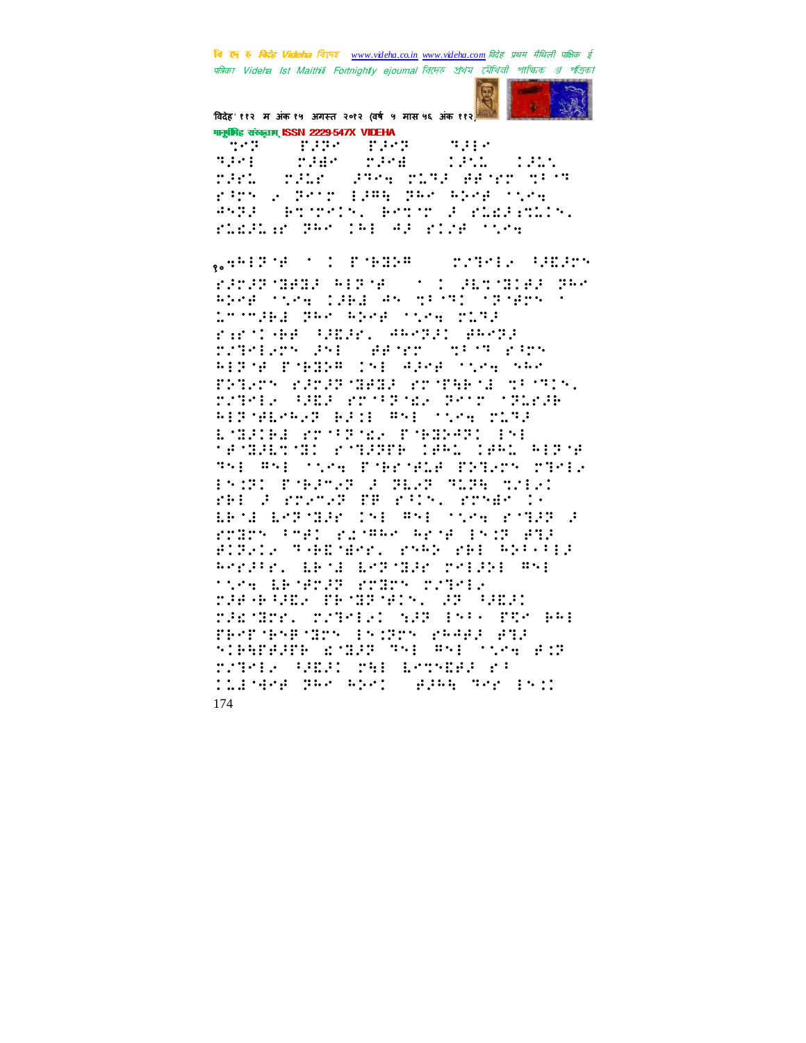मानुषीमिह संस्कृताम् ISSN 2229-547X VIDEHA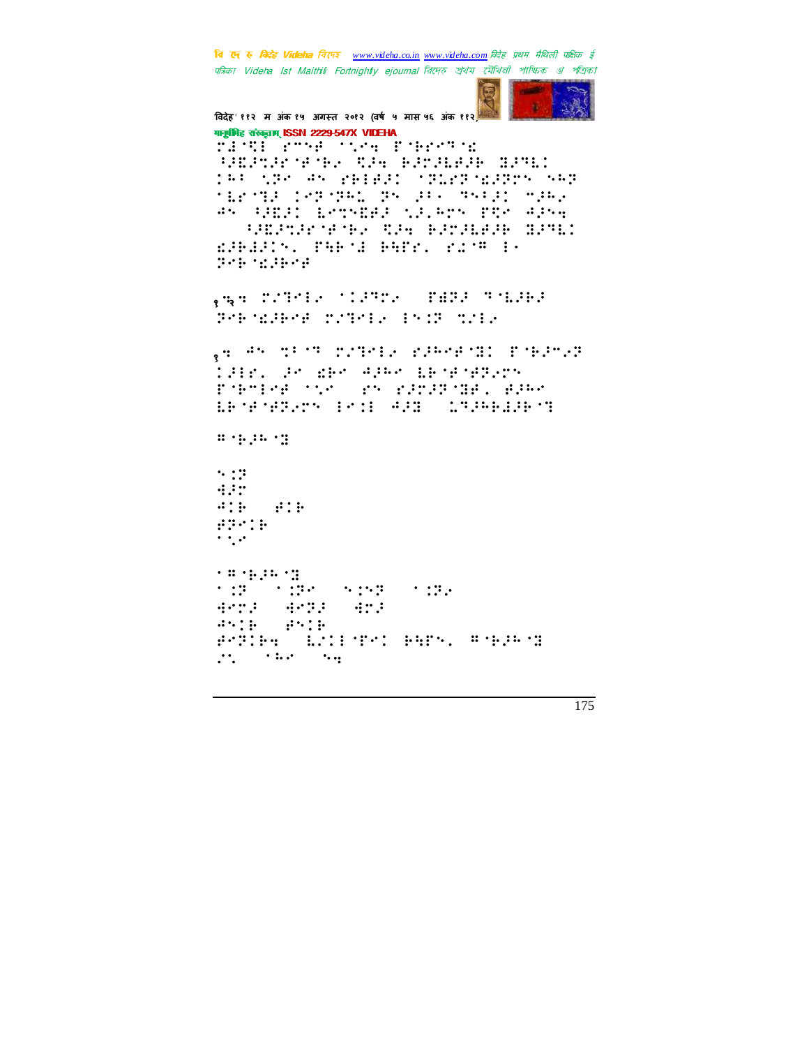ऽ२.१ ⠍⠁⠹⠊⠇⠊ ⠁⠇⠙⠓⠁⠗ ⠏⠁⠞⠓⠁ ⠝⠊⠗⠁⠝⠎⠁ ⠀ ⠏⠗⠁⠝⠁ ⠙⠊⠇⠁⠗⠀

⠀

⠀

⠀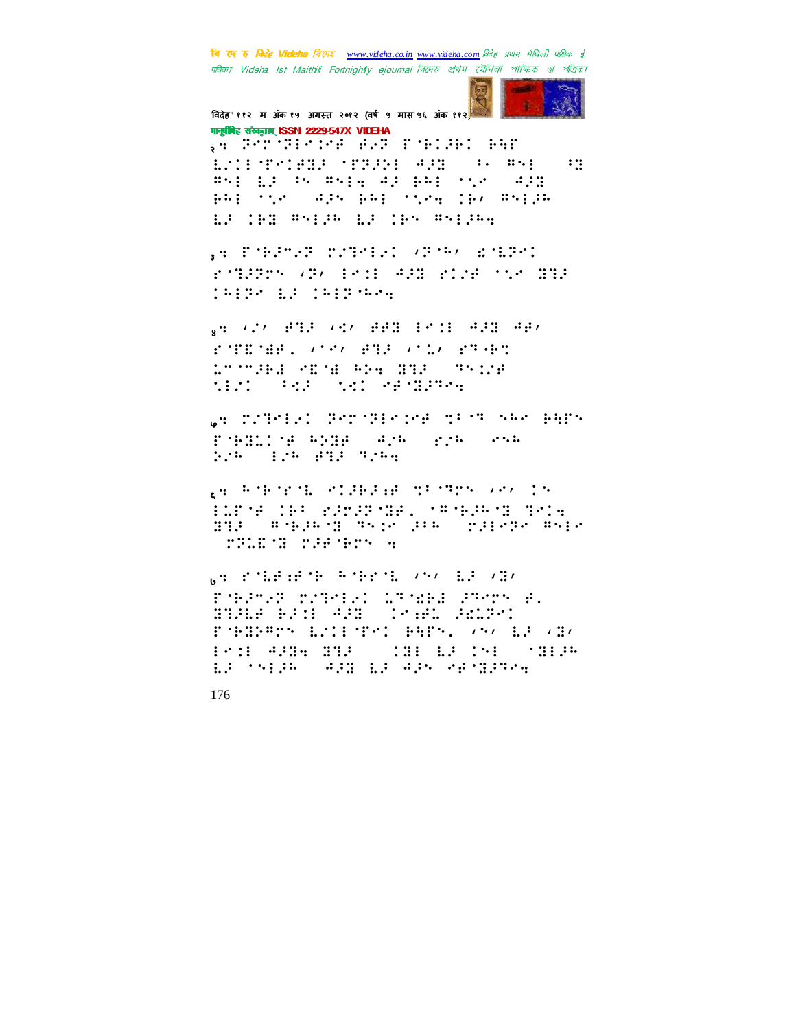२.

३.

४.

५.

६.

७.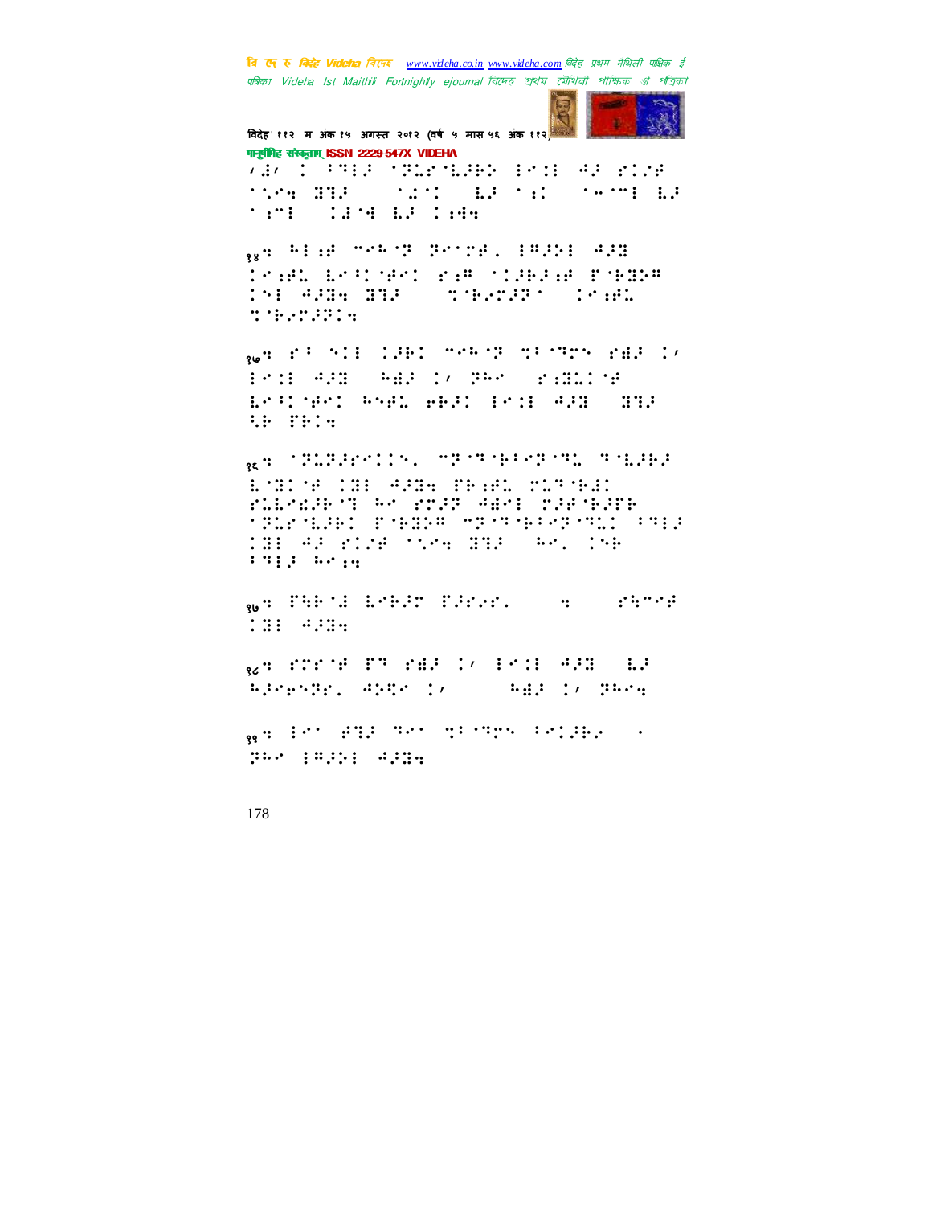⠠⠖⠂ ⠅ �との ⠧⠭⠺⠗ ⠤⠎⠒

१४: ...

१५: ...

१६: ...

१७: ...

१८: ...

१९: ...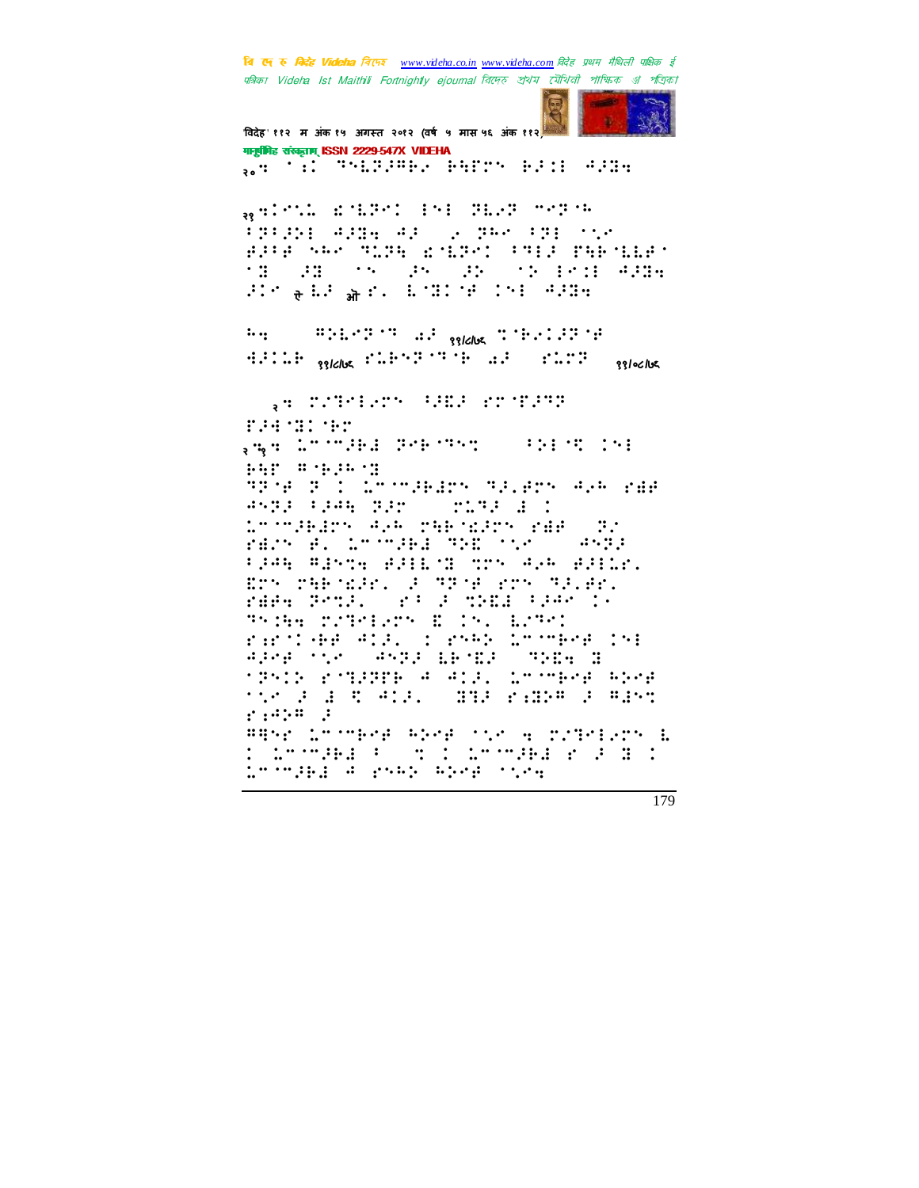२०: ' :: '''''''''' ''''' '''' ''''

२१: ''''' '''''' ''' '''' ''''''
''''' '''' '' '' ''' ''' '''
'''' ''' '''' '''''' '''' '''''''
'' '' '' '' '' '' '''' ''''
''' ऐ '' ओ '' '''' ''' ''''

'' '''''' '' ११/८/७ ''''''''
''''' ११/८/७ '''''''' '' '''' ११/०८/७

२: '''''''' '''' '''''
''''''

२.१: ''''''' '''''' ''''' '''
''' ''''''
'' ' ' ''''''''' '''''' ''' ''''
'''' '''' ''' ''''' ' '
''''''''' ''' ''''''''' '''' ''
'''' ''' '''''''' '''' '' ''''
'''' ''''' '''''' '''' ''' ''''''
''' '''''''' ' '''' ''' '''''
'''' ''''' '' ' '''' '''' ''
''''' '''''''' ' '''' ''''
''''''' '''' ' '''' ''''''' '''
'''' '' '''' '''' '''' '
''''' ''''''' ' '''' ''''''' ''''
'' ' ' ' '''' '''' '''''' ' ''''
''''' '
'''' ''''''' '''' '' ' ''''''' '
' ''''''' ' ' ' ''''''' ' ' ' '
''''''' ' '''' '''' ''''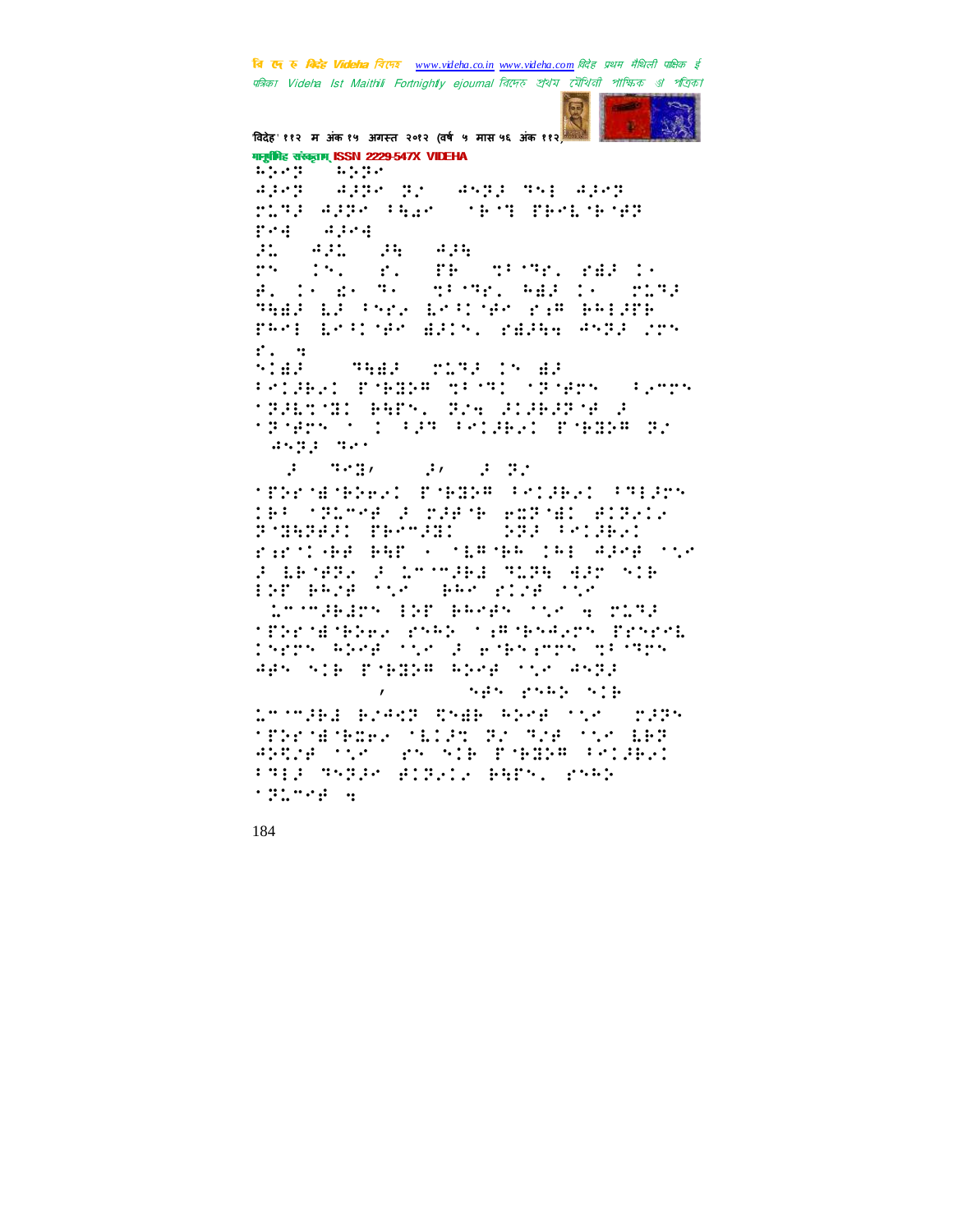मानुषीमिह संस्कृताम् ISSN 2229-547X VIDEHA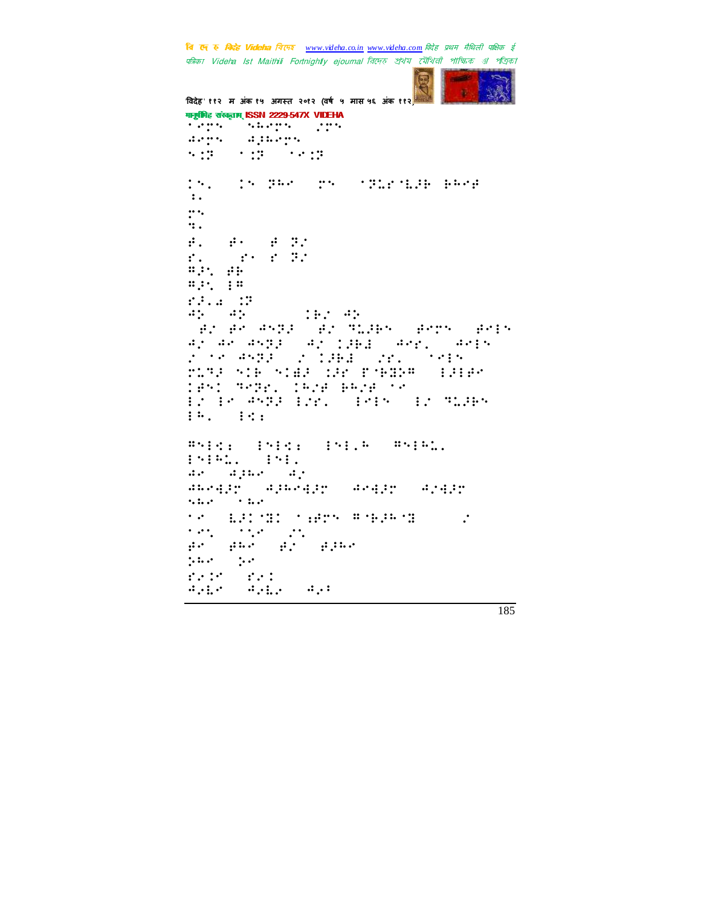मानुषीमिह संस्कृताम् ISSN 2229-547X VIDEHA

⠁⠊⠗⠎⠀⠀⠎⠓⠊⠗⠎⠀⠀⠥⠗⠎
⠙⠊⠗⠎⠀⠀⠙⠼⠓⠊⠗⠎
⠎⠼⠗⠀⠀⠁⠼⠗⠀⠀⠁⠊⠼⠗

⠹⠎⠄⠀⠀⠹⠎⠀⠽⠓⠊⠀⠀⠗⠎⠀⠀⠁⠽⠥⠊⠈⠥⠼⠗⠀⠗⠓⠊⠫
⠼⠄
⠗⠎
⠝⠄
⠋⠄⠀⠀⠋⠁⠀⠀⠋⠀⠽⠔
⠋⠄⠀⠀⠀⠋⠁⠀⠋⠀⠽⠔
⠭⠼⠎⠀⠋⠗
⠭⠼⠎⠀⠼⠭
⠋⠼⠄⠙⠀⠹⠽
⠙⠕⠀⠀⠙⠕⠀⠀⠀⠀⠀⠀⠹⠗⠔⠀⠙⠕
⠀⠋⠔⠀⠋⠊⠀⠙⠎⠽⠼⠀⠀⠋⠔⠀⠽⠥⠼⠗⠎⠀⠀⠋⠊⠗⠎⠀⠀⠋⠊⠼⠎
⠙⠔⠀⠙⠊⠀⠙⠎⠽⠼⠀⠀⠙⠔⠀⠹⠼⠗⠙⠀⠀⠙⠊⠋⠄⠀⠀⠙⠊⠼⠎
⠔⠀⠁⠊⠀⠙⠎⠽⠼⠀⠀⠔⠀⠹⠼⠗⠙⠀⠀⠔⠋⠄⠀⠀⠁⠊⠼⠎
⠗⠥⠽⠼⠀⠎⠹⠗⠀⠎⠹⠫⠼⠀⠹⠼⠊⠀⠋⠈⠗⠽⠕⠭⠀⠀⠼⠼⠼⠋⠊
⠹⠋⠎⠹⠀⠽⠊⠽⠋⠄⠀⠹⠓⠔⠫⠀⠗⠓⠔⠫⠀⠁⠊
⠼⠔⠀⠼⠊⠀⠙⠎⠽⠼⠀⠼⠔⠋⠄⠀⠀⠼⠊⠼⠎⠀⠀⠼⠔⠀⠽⠥⠼⠗⠎
⠼⠓⠄⠀⠀⠼⠱⠆

⠭⠎⠼⠱⠆⠀⠀⠼⠎⠼⠱⠆⠀⠀⠼⠎⠼⠄⠓⠀⠀⠭⠎⠼⠓⠥⠄
⠼⠎⠼⠓⠥⠄⠀⠀⠼⠎⠼⠄
⠙⠊⠀⠀⠙⠼⠓⠊⠀⠀⠙⠔
⠙⠓⠊⠙⠼⠗⠀⠀⠙⠼⠓⠊⠙⠼⠗⠀⠀⠙⠊⠙⠼⠗⠀⠀⠙⠔⠙⠼⠗
⠎⠓⠊⠀⠀⠁⠓⠊
⠁⠊⠀⠀⠥⠼⠹⠈⠽⠹⠀⠀⠁⠆⠋⠗⠎⠀⠭⠈⠗⠼⠓⠈⠽⠀⠀⠀⠀⠀⠀⠔
⠁⠊⠎⠀⠀⠁⠁⠊⠀⠀⠔⠎
⠋⠊⠀⠀⠋⠓⠊⠀⠀⠋⠔⠀⠀⠋⠼⠓⠊
⠕⠓⠊⠀⠀⠕⠊
⠋⠊⠹⠊⠀⠀⠋⠊⠹
⠙⠔⠥⠊⠀⠀⠙⠔⠥⠄⠀⠀⠙⠔⠼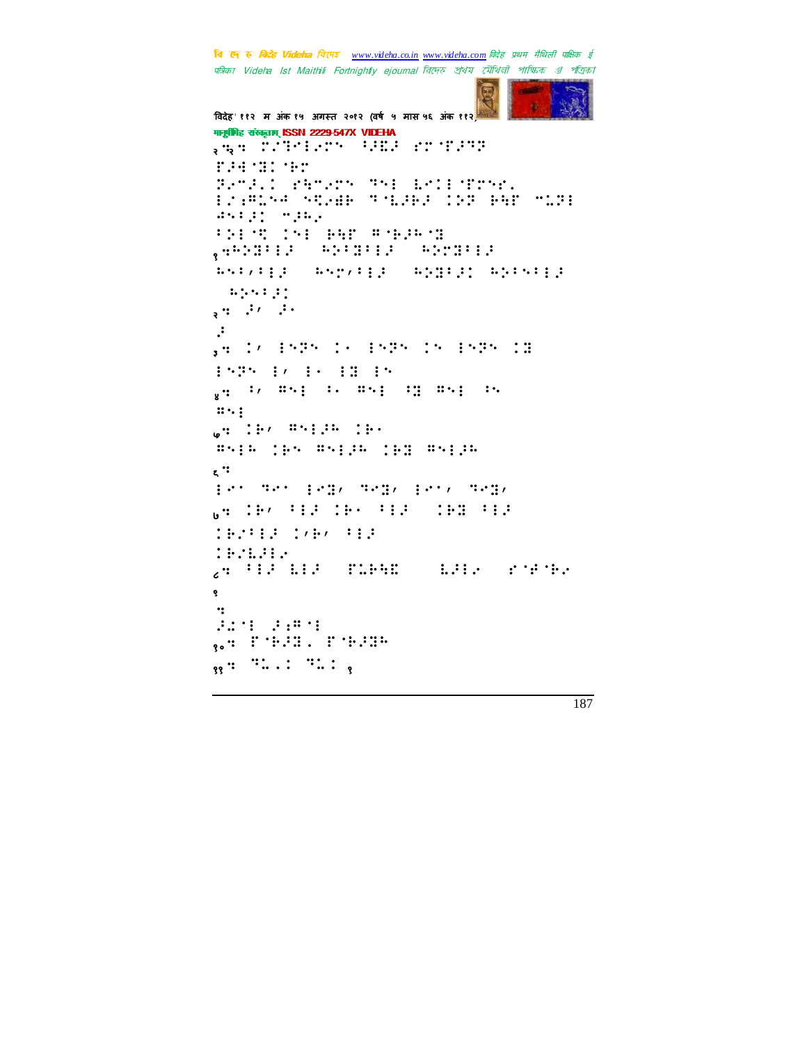मानुषीमिह संस्कृताम् ISSN 2229-547X VIDEHA

२२: ⠍⠎⠙⠑⠇⠢⠍⠉ ⠃⠚⠫⠚ ⠎⠍⠈⠋⠚⠙⠝

⠋⠚⠺⠈⠝⠅⠈⠗⠍

⠝⠢⠉⠚⠂⠅ ⠎⠓⠉⠢⠍⠉ ⠙⠉⠇ ⠇⠢⠅⠇⠈⠋⠍⠉⠎⠂

⠇⠎⠆⠻⠡⠉⠺ ⠉⠟⠢⠷⠗ ⠙⠈⠇⠚⠗⠚ ⠅⠕⠝ ⠗⠓⠋ ⠉⠡⠝⠇

⠺⠉⠃⠚⠅ ⠉⠚⠗⠢

⠃⠕⠇⠈⠟ ⠅⠉⠇ ⠗⠓⠋ ⠻⠈⠗⠚⠓⠈⠝

१⠹⠕⠝⠃⠇⠚ ⠓⠕⠃⠝⠃⠇⠚ ⠓⠕⠍⠝⠃⠇⠚

⠓⠉⠃⠌⠃⠇⠚ ⠓⠉⠍⠌⠃⠇⠚ ⠓⠕⠝⠃⠚⠅ ⠓⠕⠃⠉⠃⠇⠚

⠓⠕⠉⠃⠚⠅

२: ⠚⠌ ⠚⠂

⠆

३: ⠅⠌ ⠇⠉⠝⠉ ⠅⠂ ⠇⠉⠝⠉ ⠅⠉ ⠇⠉⠝⠉ ⠅⠝

⠇⠉⠝⠉ ⠇⠌ ⠇⠂ ⠇⠝ ⠇⠉

४: ⠃⠌ ⠻⠉⠇ ⠃⠂ ⠻⠉⠇ ⠃⠝ ⠻⠉⠇ ⠃⠉

⠻⠉⠇

५: ⠅⠗⠌ ⠻⠉⠇⠚⠓ ⠅⠗⠂

⠻⠉⠇⠓ ⠅⠗⠉ ⠻⠉⠇⠚⠓ ⠅⠗⠝ ⠻⠉⠇⠚⠓

६:

⠇⠉⠂ ⠙⠉⠂ ⠇⠉⠝⠌ ⠙⠉⠝⠌ ⠇⠉⠂⠌ ⠙⠉⠝⠌

७: ⠅⠗⠌ ⠃⠇⠚ ⠅⠗⠂ ⠃⠇⠚ ⠅⠗⠝ ⠃⠇⠚

⠅⠗⠌⠃⠇⠚ ⠅⠌⠗⠌ ⠃⠇⠚

⠅⠗⠌⠇⠚⠃⠇⠢

८: ⠃⠇⠚ ⠇⠇⠚ ⠋⠡⠗⠓⠫ ⠇⠚⠇⠢ ⠎⠈⠛⠈⠗⠢

९

:

⠚⠡⠈⠇ ⠚⠆⠻⠈⠇

१०: ⠋⠈⠗⠚⠝⠂ ⠋⠈⠗⠚⠝⠓

११: ⠙⠡⠂⠅ ⠙⠡⠅ १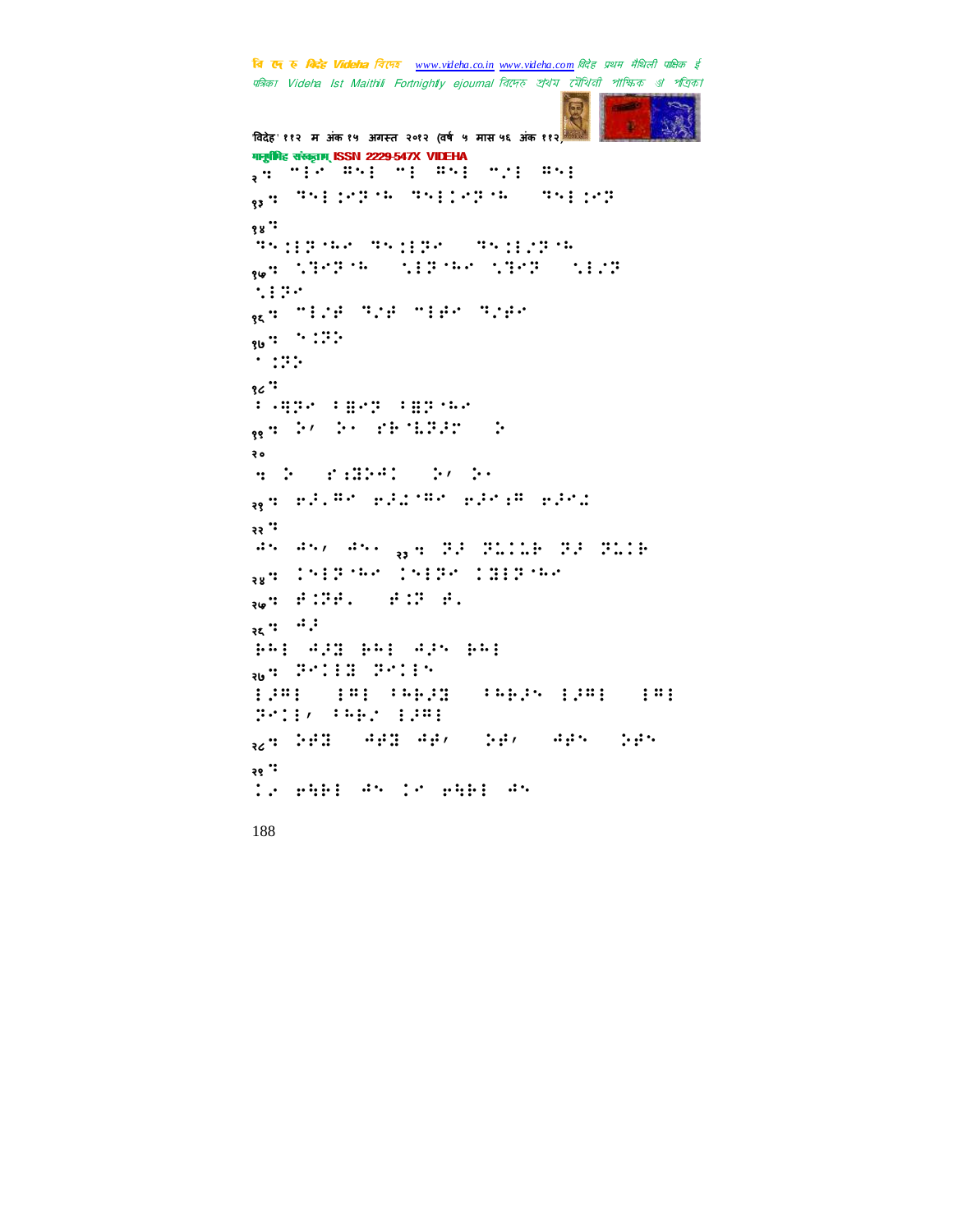२ः ""!\*" ""!" "! ""!" "\*! ""!

१३ः "!:"! "!:"! "!:"

१४ः

"!:"! "!:" "!:"!

१५ः \\"! \\"! \\"! \\"

\\"

१६ः "!\* "\* "!\* "\*

१७ः ":

":

१८ः

" "" "!"

१९ः "/ " "!"" "

२०

ः " ":" "/ "

२१ः "." "." ":" "."

२२ः

"" ""/ "" २३ः "" "" "" ""

२४ः :"! :" :"!

२५ः ":" ":" ".

२६ः ""

"! "" "! "" "!

२७ः ":" ":"

!"! !"! "" "" !"! !"!

":!/ "" !"!

२८ः "" "" ""/ ""/ "" ""

२९ः

:" "! "" :" "! ""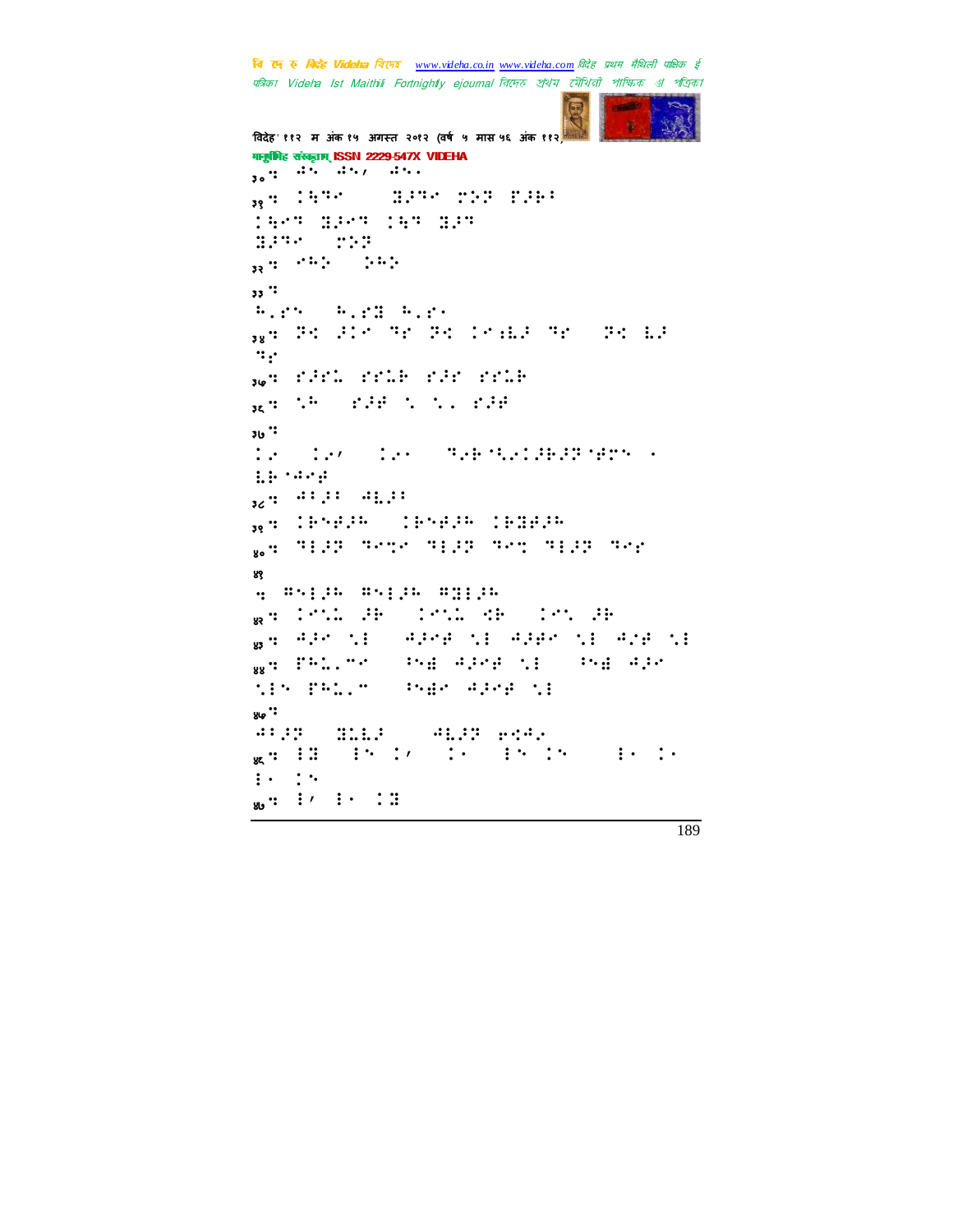३०: ⠜⠑ ⠜⠑⠂⠀⠜⠑⠄

३१: ⠅⠓⠉

३२: ⠊⠓⠕ ⠕⠓⠕

३३:

३४:

३५:

३६:

३७:

३८:

३९:

४०:

४१

४२:

४३:

४४:

४५:

४६:

४७: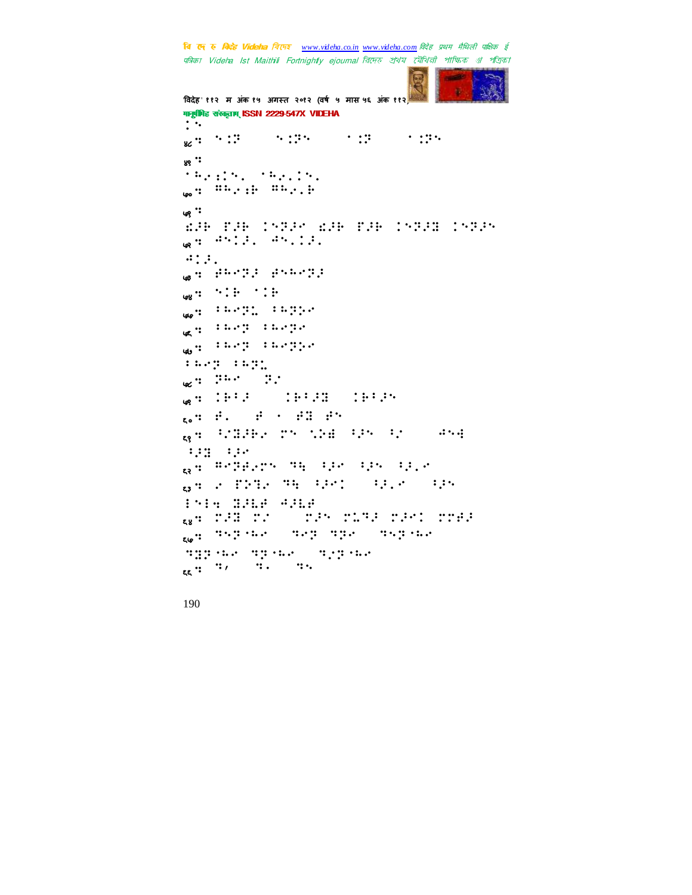⠅⠂
४८⠒ ⠑⠅⠝ ⠑⠅⠝⠑ ⠁⠅⠝ ⠁⠅⠝⠑

४९⠒

⠁⠓⠗⠇⠅⠑⠄ ⠁⠓⠗⠄⠅⠑⠄

५०⠒ ⠛⠓⠗⠇⠗ ⠛⠓⠗⠄⠗

५१⠒

⠫⠗⠗ ⠏⠗⠗ ⠅⠑⠝⠗⠊ ⠫⠗⠗ ⠏⠗⠗ ⠅⠑⠝⠗⠝ ⠅⠑⠝⠗⠑

५२⠒ ⠚⠑⠅⠗⠄ ⠚⠑⠄⠅⠗⠄

⠚⠅⠗⠄

५३⠒ ⠗⠓⠊⠝⠗ ⠗⠑⠓⠊⠝⠗

५४⠒ ⠑⠅⠗ ⠁⠅⠗

५५⠒ ⠅⠓⠊⠝⠥ ⠅⠓⠝⠕⠊

५६⠒ ⠅⠓⠊⠝ ⠅⠓⠊⠝⠊

५७⠒ ⠅⠓⠊⠝ ⠅⠓⠊⠝⠕⠊

⠅⠓⠊⠝ ⠅⠓⠝⠥

५८⠒ ⠝⠓⠊ ⠝⠗

५९⠒ ⠅⠗⠃⠗ ⠅⠗⠃⠗⠝ ⠅⠗⠃⠗⠑

६०⠒ ⠗⠄ ⠗ ⠁ ⠗⠝ ⠗⠑

६१⠒ ⠃⠗⠝⠗⠗⠊ ⠍⠑ ⠡⠕⠫ ⠃⠗⠑ ⠃⠗ ⠚⠑⠻

⠃⠗⠝ ⠃⠗⠊

६२⠒ ⠛⠊⠝⠗⠗⠍⠑ ⠝⠹ ⠃⠗⠊ ⠃⠗⠑ ⠃⠗⠄⠊

६३⠒ ⠊ ⠏⠕⠞⠊ ⠝⠹ ⠃⠗⠊⠅ ⠃⠗⠄⠊ ⠃⠗⠑

⠇⠑⠇⠹ ⠝⠗⠥⠗ ⠚⠗⠥⠗

६४⠒ ⠍⠗⠝ ⠍⠗ ⠍⠗⠑ ⠍⠥⠝⠗ ⠍⠗⠊⠅ ⠍⠍⠗⠗

६५⠒ ⠝⠑⠝⠁⠓⠊ ⠝⠊⠝ ⠝⠝⠊ ⠝⠑⠝⠁⠓⠊

⠝⠝⠝⠁⠓⠊ ⠝⠝⠁⠓⠊ ⠝⠗⠝⠁⠓⠊

६६⠒ ⠝⠌ ⠝⠄ ⠝⠑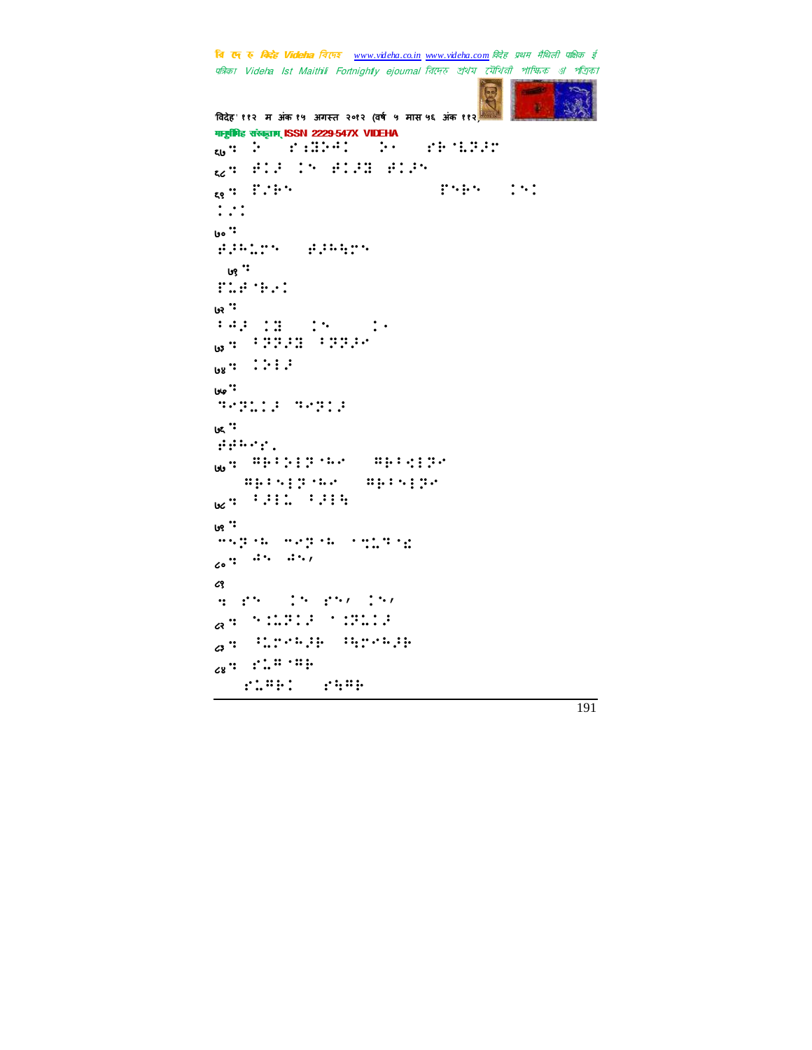६७ :

६८ :

६९ :

७० :

७१ :

७२ :

७३ :

७४ :

७५ :

७६ :

७७ :

७८ :

७९ :

८० :

८१ :

८२ :

८३ :

८४ :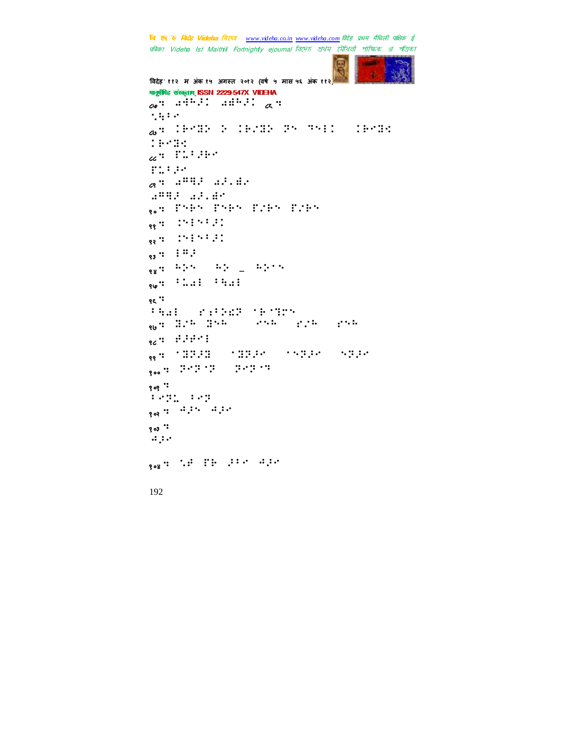७५: ⠔⠻⠓⠜⠅ ⠔⠻⠓⠜⠅ ८६:

⠑⠳⠆⠂

७७: ⠅⠗⠂⠭⠕ ⠕ ⠅⠗⠌⠭⠕ ⠝⠑ ⠙⠑⠇⠅ ⠅⠗⠂⠭⠊

⠅⠗⠂⠭⠊

८८: ⠏⠥⠆⠜⠗⠂

⠏⠥⠆⠜⠂

८९: ⠔⠛⠓⠜ ⠔⠜⠄⠻⠂

⠔⠛⠓⠜ ⠔⠜⠄⠻⠂

९०: ⠏⠑⠗⠑ ⠏⠑⠗⠑ ⠏⠌⠗⠑ ⠏⠌⠗⠑

९१: ⠅⠑⠇⠑⠆⠜⠅

९२: ⠅⠑⠇⠑⠆⠜⠅

९३: ⠇⠛⠜

९४: ⠓⠕⠑ ⠓⠕ _ ⠓⠕⠂⠑

९५: ⠆⠥⠔⠇ ⠆⠳⠔⠇

९६:

⠆⠳⠔⠇ ⠎⠇⠆⠕⠫⠝ ⠂⠗⠂⠝⠍⠑

९७: ⠭⠌⠓ ⠭⠑⠓ ⠎⠑⠓ ⠎⠌⠓ ⠎⠑⠓

९८: ⠋⠜⠋⠂⠇

९९: ⠂⠭⠝⠜⠭ ⠂⠭⠝⠜⠂ ⠂⠑⠝⠜⠂ ⠑⠝⠜⠂

१००: ⠝⠂⠝⠂⠝ ⠝⠂⠝⠂⠙

१०१:

⠆⠂⠝⠥ ⠆⠂⠝

१०२: ⠙⠜⠑ ⠙⠜⠂

१०३:

⠙⠜⠂

१०४: ⠑⠋ ⠏⠗ ⠜⠆⠂ ⠙⠜⠂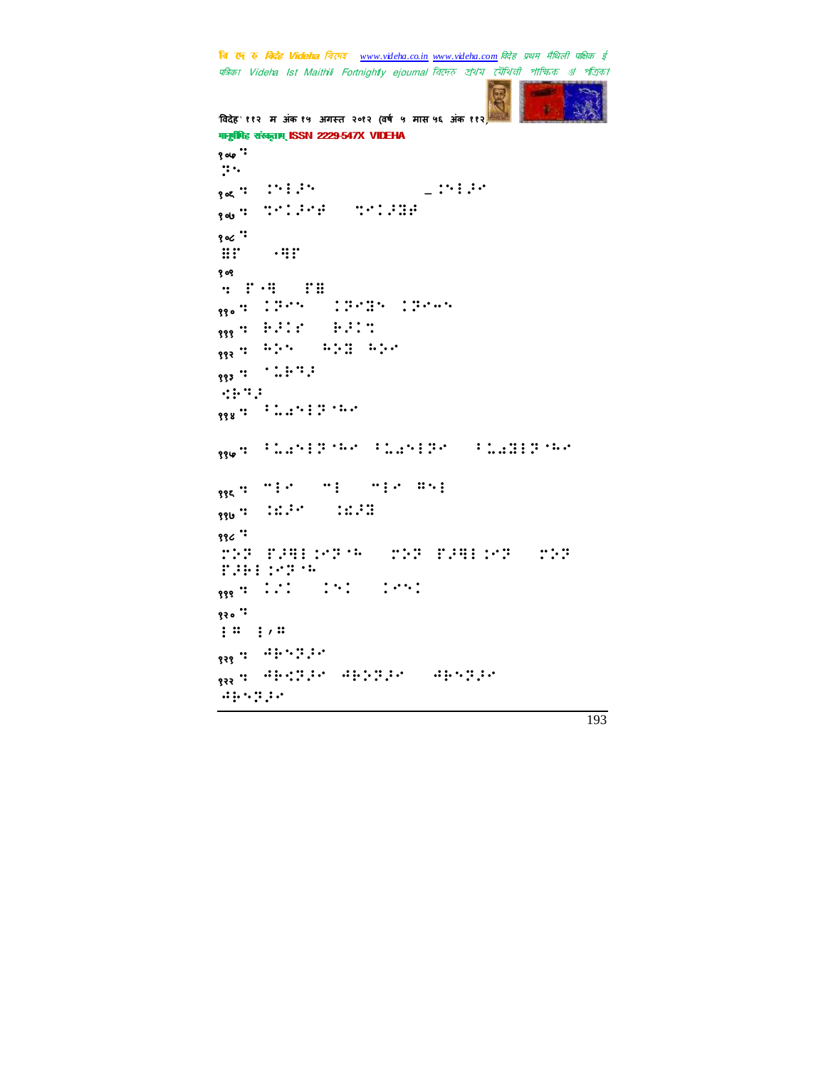१०५ ः

१०६ ः _

१०७ ः

१०८ ः

१०९

११० ः

१११ ः

११२ ः

११३ ः

११४ ः

११५ ः

११६ ः

११७ ः

११८ ः

११९ ः

१२० ः

१२१ ः

१२२ ः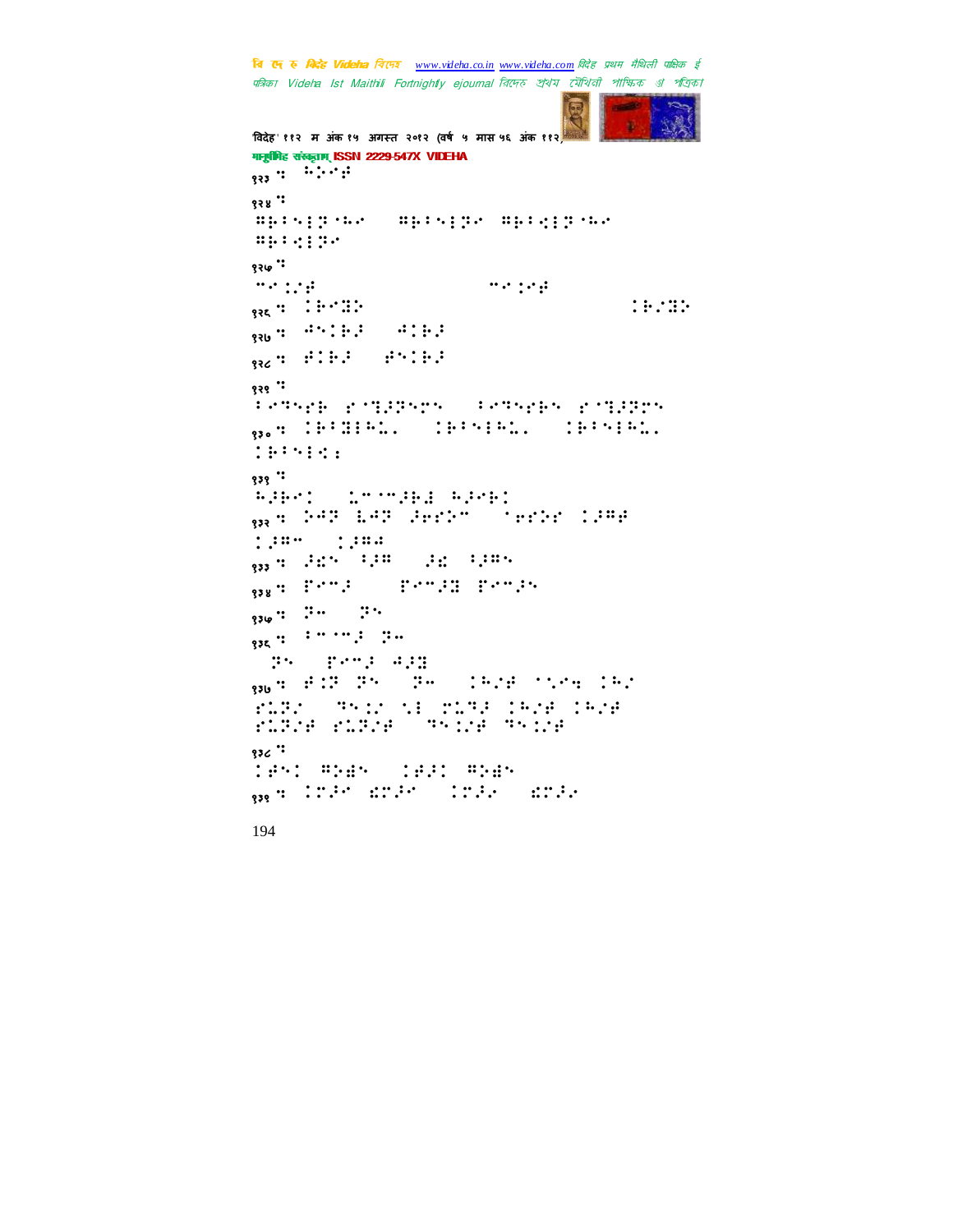१२३ ⠸⠀⠓⠵⠊⠡⠀

१२४ ⠸

⠛⠗⠅⠝⠯⠝⠈⠓⠊⠀⠀⠛⠗⠅⠝⠯⠝⠊⠀⠛⠗⠅⠪⠯⠝⠈⠓⠊⠀⠛⠗⠅⠪⠯⠝⠊

१२५ ⠸

⠉⠊⠨⠌⠡⠀⠀⠀⠀⠀⠀⠀⠀⠀⠀⠀⠉⠊⠨⠊⠡

१२६ ⠸⠀⠨⠗⠊⠿⠕⠀⠀⠀⠀⠀⠀⠀⠀⠀⠀⠀⠀⠀⠀⠀⠀⠨⠗⠌⠿⠕

१२७ ⠸⠀⠙⠝⠨⠗⠜⠀⠀⠙⠨⠗⠜

१२८ ⠸⠀⠡⠨⠗⠜⠀⠀⠡⠝⠨⠗⠜

१२९ ⠸

⠅⠊⠹⠝⠗⠗⠀⠗⠈⠹⠇⠜⠝⠊⠝⠀⠀⠅⠊⠹⠝⠗⠗⠝⠀⠗⠈⠹⠇⠜⠝⠊⠝

१३० ⠸⠀⠨⠗⠅⠿⠇⠓⠥⠄⠀⠀⠨⠗⠅⠝⠇⠓⠥⠄⠀⠀⠨⠗⠅⠝⠇⠓⠥⠄

⠨⠗⠅⠝⠇⠪⠆

१३१ ⠸

⠓⠜⠗⠊⠨⠀⠀⠥⠉⠈⠉⠜⠗⠌⠀⠓⠜⠊⠗⠨

१३२ ⠸⠀⠕⠙⠹⠀⠧⠙⠹⠀⠜⠊⠗⠕⠉⠀⠀⠈⠊⠗⠕⠗⠀⠨⠜⠛⠡

⠨⠜⠛⠉⠀⠀⠨⠜⠛⠌

१३३ ⠸⠀⠜⠣⠝⠀⠅⠜⠛⠀⠀⠜⠣⠀⠅⠜⠛⠝

१३४ ⠸⠀⠏⠊⠉⠜⠀⠀⠀⠏⠊⠉⠜⠿⠀⠏⠊⠉⠜⠝

१३५ ⠸⠀⠝⠤⠀⠀⠝⠝

१३६ ⠸⠀⠅⠉⠈⠉⠜⠀⠝⠤

⠀⠝⠝⠀⠀⠏⠊⠉⠜⠀⠙⠜⠿

१३७ ⠸⠀⠡⠨⠹⠀⠝⠝⠀⠀⠝⠤⠀⠀⠨⠓⠌⠡⠀⠈⠣⠊⠹⠀⠨⠓⠌

⠗⠥⠝⠌⠀⠀⠹⠝⠨⠌⠀⠣⠇⠀⠗⠥⠹⠜⠀⠨⠓⠌⠡⠀⠨⠓⠌⠡

⠗⠥⠝⠌⠡⠀⠗⠥⠝⠌⠡⠀⠀⠹⠝⠨⠌⠡⠀⠹⠝⠨⠌⠡

१३८ ⠸

⠨⠡⠝⠨⠀⠛⠕⠩⠝⠀⠀⠨⠡⠜⠨⠀⠛⠕⠩⠝

१३९ ⠸⠀⠨⠹⠜⠊⠀⠩⠹⠜⠊⠀⠀⠨⠹⠜⠌⠀⠀⠩⠹⠜⠌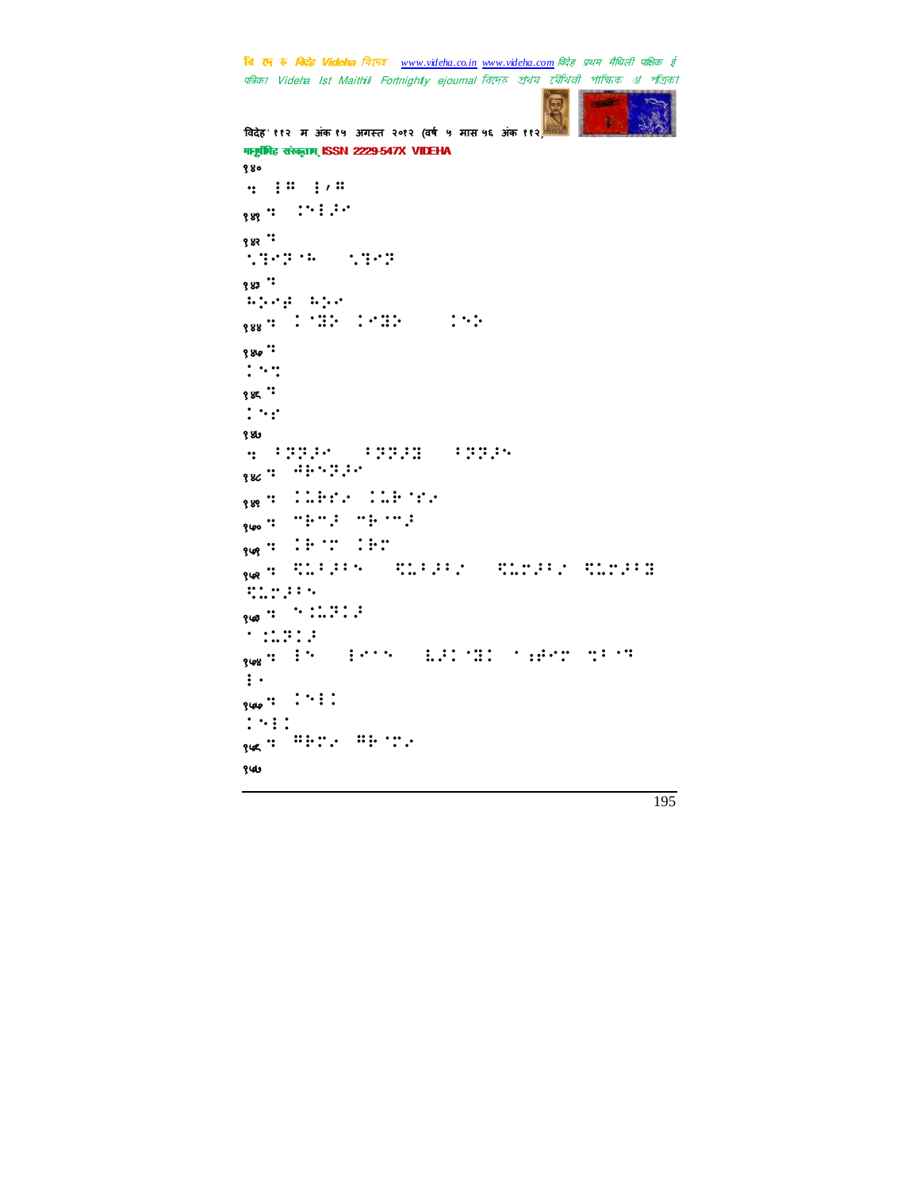१४०

१४१

१४२

१४३

१४४

१४५

१४६

१४७

१४८

१४९

१५०

१५१

१५२

१५३

१५४

१५५

१५६

१५७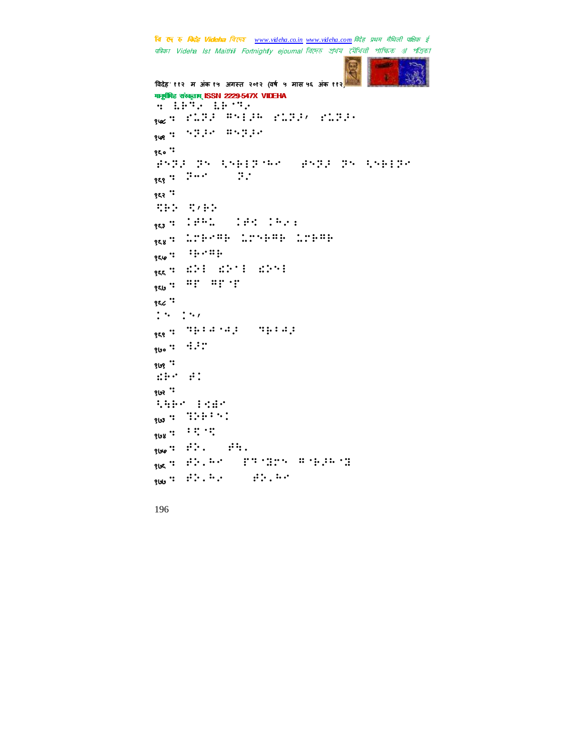मानुषीमिह संस्कृताम् ISSN 2229-547X VIDEHA

: ⠇⠗⠑⠾⠂ ⠇⠗⠑⠈⠾⠂

१५८ : ⠎⠥⠝⠜ ⠶⠑⠒⠜⠓ ⠎⠥⠝⠜⠠ ⠎⠥⠝⠜⠂

१५९ : ⠑⠝⠜⠂ ⠶⠑⠝⠜⠂

१६० :

⠶⠑⠝⠜ ⠝⠑ ⠩⠑⠗⠒⠝⠈⠓⠂ ⠶⠑⠝⠜ ⠝⠑ ⠩⠑⠗⠒⠝⠂

१६१ : ⠝⠒⠂ ⠝⠂

१६२ :

⠻⠗⠕ ⠻⠠⠗⠕

१६३ : ⠅⠶⠓⠇ ⠅⠶⠩ ⠅⠓⠂⠆

१६४ : ⠇⠥⠗⠂⠶⠗ ⠇⠥⠑⠗⠶⠗ ⠇⠥⠗⠶⠗

१६५ : ⠒⠗⠂⠶⠗

१६६ : ⠫⠕⠒ ⠫⠕⠈⠒ ⠫⠕⠑⠒

१६७ : ⠶⠏ ⠶⠏⠈⠏

१६८ :

⠅⠑ ⠅⠑⠠

१६९ : ⠹⠗⠆⠺⠈⠺⠜ ⠹⠗⠆⠺⠜

१७० : ⠺⠜⠏

१७१ :

⠫⠗⠂ ⠶⠅

१७२ :

⠩⠹⠗⠂ ⠒⠩⠾⠂

१७३ : ⠹⠕⠗⠆⠑⠅

१७४ : ⠆⠻⠈⠻

१७५ : ⠶⠕⠄ ⠶⠹⠄

१७६ : ⠶⠕⠄⠓⠂ ⠏⠹⠈⠻⠏⠑ ⠶⠈⠗⠜⠓⠈⠻

१७७ : ⠶⠕⠄⠓⠂ ⠶⠕⠄⠓⠂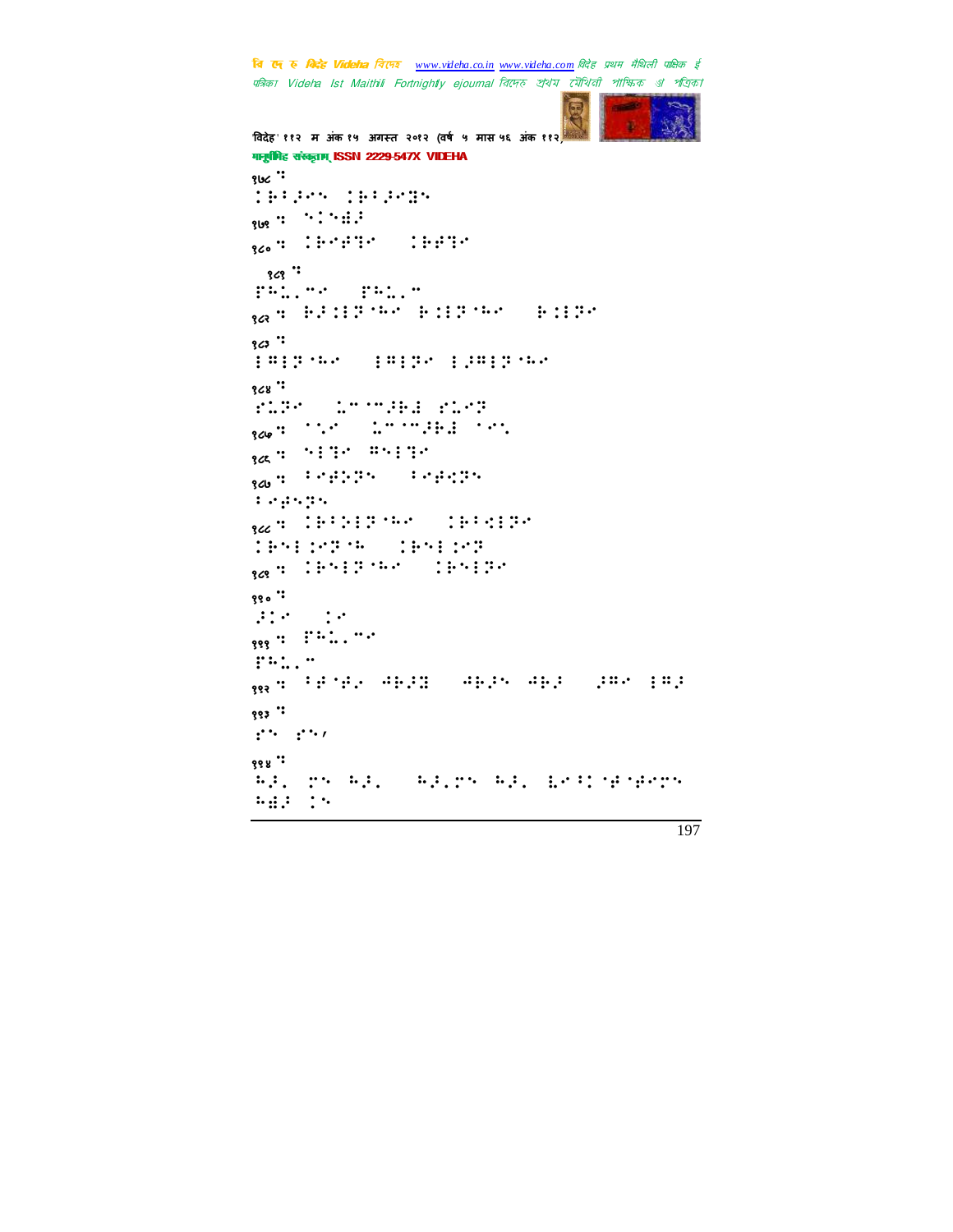१७८ ":

�Ÿ⠗⠁⠚⠑⠝ �Ÿ⠗⠁⠚⠑⠝

१७९ ": ⠝⠊⠝⠻⠚

१८० ": �Ÿ⠗⠑⠻⠑ �Ÿ⠗⠻⠑

१८१ ":

⠏⠓⠥⠄⠉⠑ ⠏⠓⠥⠄⠉

१८२ ": ⠗⠚⠒⠇⠏⠈⠓⠑ ⠗⠒⠇⠏⠈⠓⠑ ⠗⠒⠇⠏⠑

१८३ ":

⠇⠍⠇⠏⠈⠓⠑ ⠇⠍⠇⠏⠑ ⠇⠚⠍⠇⠏⠈⠓⠑

१८४ ":

⠎⠥⠏⠑ ⠥⠉⠈⠉⠚⠗⠇ ⠎⠥⠑⠏

१८५ ": ⠈⠂⠑ ⠥⠉⠈⠉⠚⠗⠇ ⠈⠑⠂

१८६ ": ⠝⠇⠻⠑ ⠍⠝⠇⠻⠑

१८७ ": ⠁⠑⠻⠕⠏⠝ ⠁⠑⠻⠒⠏⠝

⠁⠑⠻⠝⠏⠝

१८८ ": ⠟⠗⠁⠕⠇⠏⠈⠓⠑ ⠟⠗⠁⠒⠇⠏⠑

⠟⠗⠝⠇⠒⠑⠏⠈⠓ ⠟⠗⠝⠇⠒⠑⠏

१८९ ": ⠟⠗⠝⠇⠏⠈⠓⠑ ⠟⠗⠝⠇⠏⠑

१९० ":

⠚⠒⠑ ⠒⠑

१९१ ": ⠏⠓⠥⠄⠉⠑

⠏⠓⠥⠄⠉

१९२ ": ⠁⠻⠈⠻⠂ ⠙⠗⠚⠿ ⠙⠗⠚⠝ ⠙⠗⠚ ⠚⠍⠑ ⠇⠍⠚

१९३ ":

⠎⠝ ⠎⠝⠂

१९४ ":

⠓⠚⠄ ⠏⠝ ⠓⠚⠄ ⠓⠚⠄⠏⠝ ⠓⠚⠄ ⠣⠑⠁⠒⠈⠻⠈⠻⠑⠏⠝

⠓⠻⠚ ⠒⠝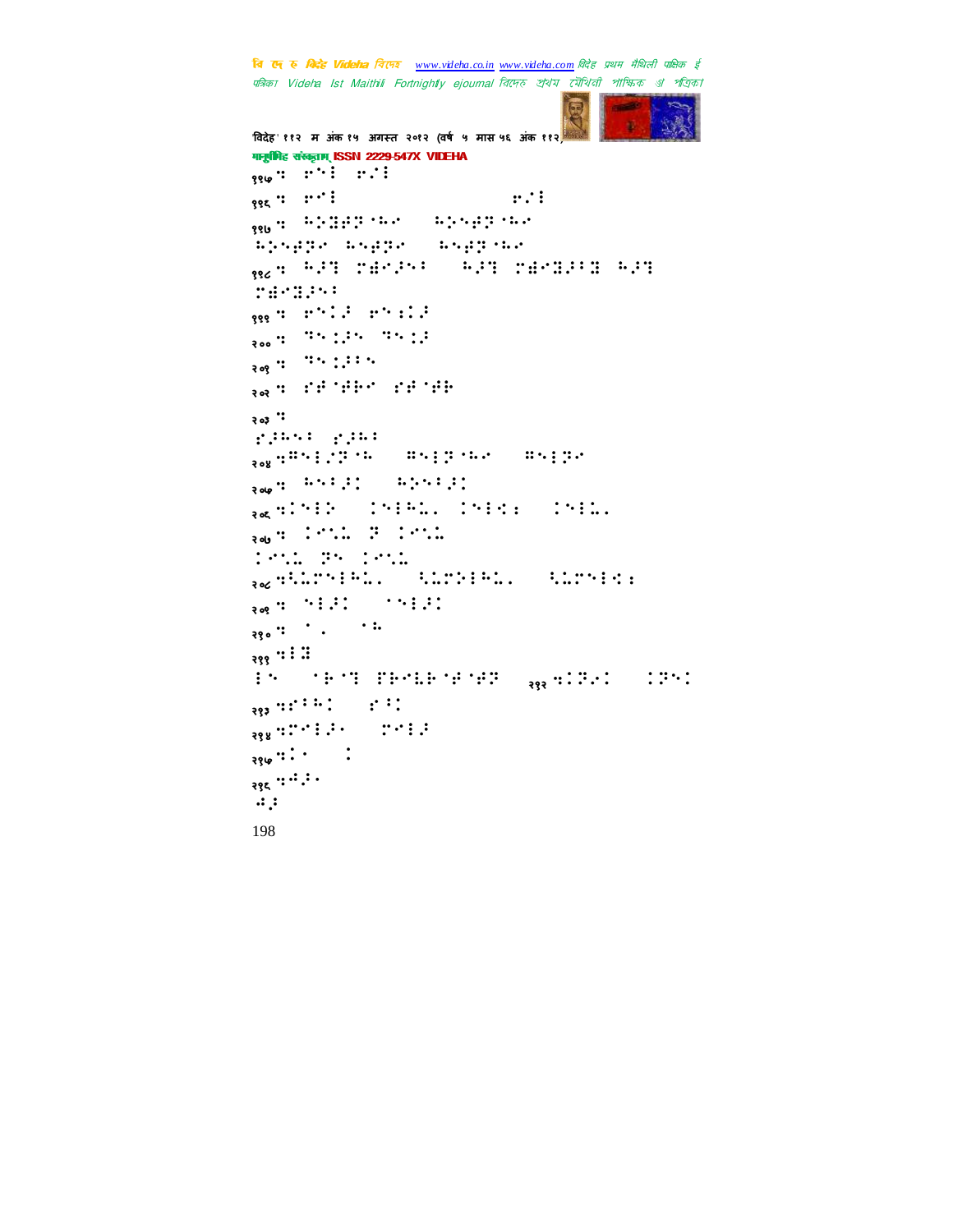१९५ ⠅⠀⠗⠉⠇⠀⠗⠠⠇

१९६ ⠅⠀⠗⠉⠇⠀⠀⠀⠀⠀⠀⠀⠀⠀⠀⠀⠀⠀⠀⠀⠀⠀⠗⠠⠇

१९७ ⠅⠀⠓⠕⠿⠯⠝⠈⠓⠉⠀⠀⠓⠕⠑⠯⠝⠈⠓⠉

⠓⠕⠑⠯⠝⠉⠀⠓⠑⠯⠝⠉⠀⠀⠓⠑⠯⠝⠈⠓⠉

१९८ ⠅⠀⠓⠜⠛⠀⠍⠻⠉⠜⠑⠃⠀⠀⠓⠜⠛⠀⠍⠻⠉⠿⠜⠃⠿⠀⠓⠜⠛

⠍⠻⠉⠿⠜⠑⠃

१९९ ⠅⠀⠗⠑⠅⠜⠀⠗⠑⠒⠅⠜

२०० ⠅⠀⠙⠑⠒⠜⠑⠀⠙⠑⠒⠜

२०१ ⠅⠀⠙⠑⠒⠜⠃⠑

२०२ ⠅⠀⠎⠯⠈⠯⠗⠉⠀⠎⠯⠈⠯⠗

२०३ ⠅

⠎⠜⠓⠑⠃⠀⠎⠜⠓⠃

२०४ ⠅⠻⠑⠇⠠⠝⠈⠓⠀⠀⠻⠑⠇⠝⠈⠓⠉⠀⠀⠻⠑⠇⠝⠉

२०५ ⠅⠀⠓⠑⠃⠜⠅⠀⠀⠓⠕⠑⠃⠜⠅

२०६ ⠅⠅⠉⠇⠕⠀⠀⠅⠑⠇⠓⠤⠄⠀⠅⠑⠇⠩⠆⠀⠀⠅⠑⠇⠤⠄

२०७ ⠅⠀⠅⠉⠡⠤⠀⠝⠀⠅⠉⠡⠤

⠅⠉⠡⠤⠀⠝⠑⠀⠅⠉⠡⠤

२०८ ⠅⠳⠤⠍⠑⠇⠓⠤⠄⠀⠀⠳⠤⠍⠕⠇⠓⠤⠄⠀⠀⠳⠤⠍⠑⠇⠩⠆

२०९ ⠅⠀⠑⠇⠜⠅⠀⠀⠈⠑⠇⠜⠅

२१० ⠅⠀⠈⠄⠀⠀⠀⠈⠓

२११ ⠅⠇⠻

⠇⠑⠀⠀⠈⠗⠉⠛⠀⠿⠗⠉⠧⠗⠈⠯⠈⠯⠝⠀⠀२१२ ⠅⠅⠝⠠⠅⠀⠀⠅⠝⠑⠅

२१३ ⠅⠎⠃⠓⠅⠀⠀⠎⠃⠅

२१४ ⠅⠍⠉⠇⠜⠄⠀⠀⠍⠉⠇⠜

२१५ ⠅⠅⠄⠀⠀⠀⠅

२१६ ⠅⠩⠜⠄

⠩⠜

198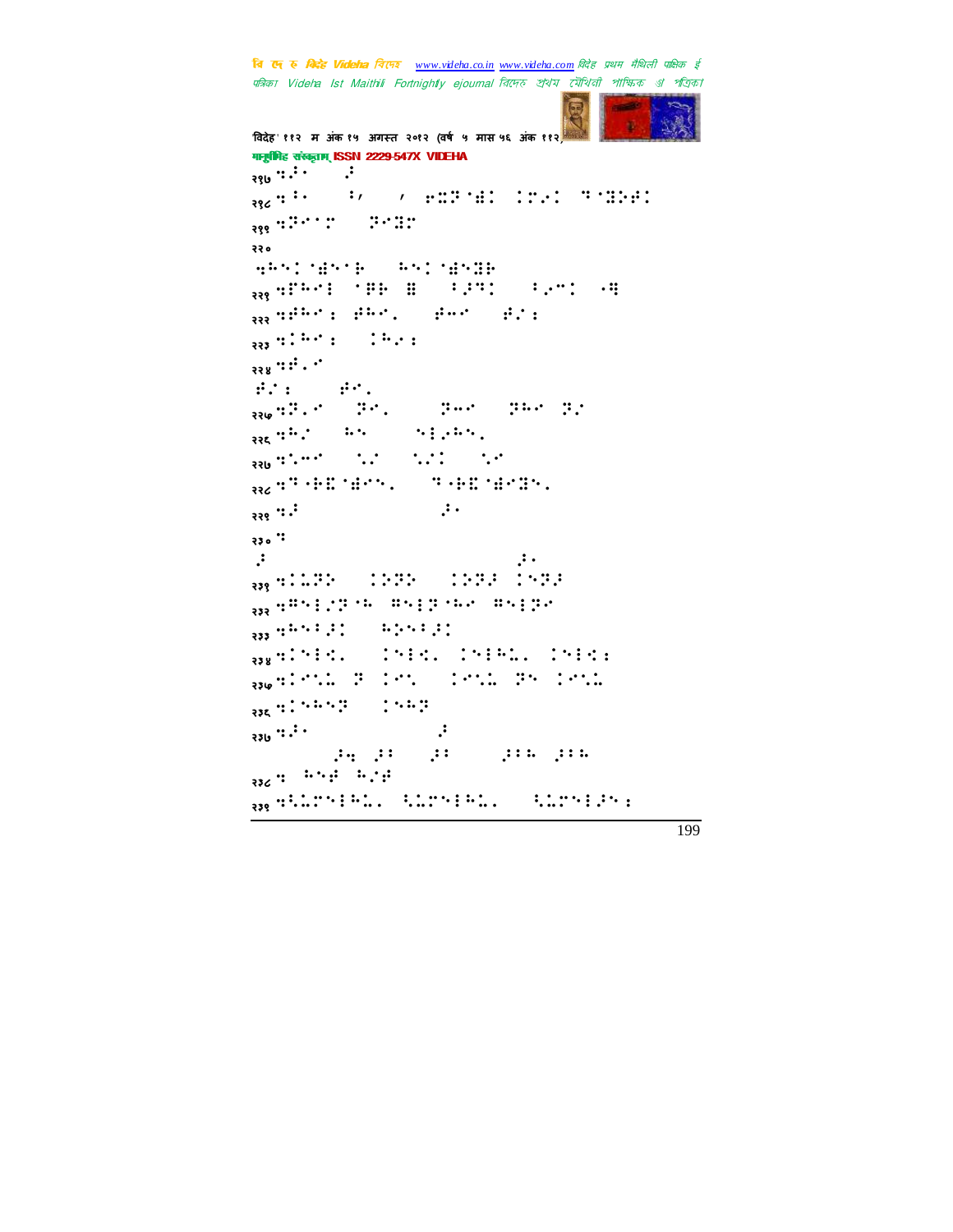२१७

२१८

२१९

२२०

२२१

२२२

२२३

२२४

२२५

२२६

२२७

२२८

२२९

२३०

२३१

२३२

२३३

२३४

२३५

२३६

२३७

२३८

२३९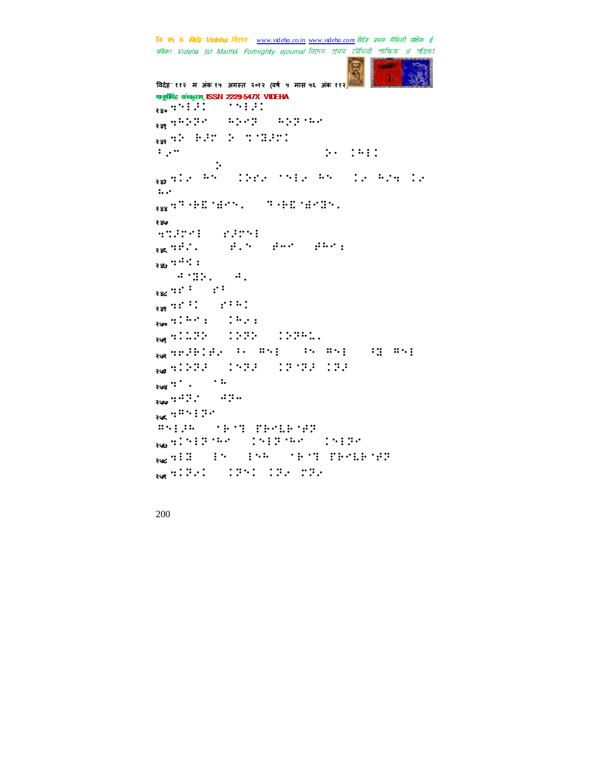मानुषीमिह संस्कृताम् ISSN 2229-547X VIDEHA

२४० ⠣⠑⠇⠼⠅ ⠁⠑⠇⠼⠅

२४१ ⠣⠓⠕⠝⠊ ⠓⠕⠊⠝ ⠓⠕⠝⠈⠓⠊

२४२ ⠣⠕ ⠗⠼⠉ ⠕ ⠹⠈⠻⠼⠉⠅

⠃⠔⠉ ⠕⠄ ⠅⠓⠇⠅ ⠕

२४३ ⠣⠅⠊ ⠓⠑ ⠅⠕⠎⠊ ⠁⠑⠇⠊ ⠓⠑ ⠅⠊ ⠓⠌⠣ ⠅⠊ ⠓⠊

२४४ ⠣⠙⠐⠗⠿⠈⠱⠊⠑⠄ ⠙⠐⠗⠿⠈⠱⠊⠻⠄

२४५ ⠣⠹⠼⠉⠊⠇ ⠎⠼⠉⠑⠇

२४६ ⠣⠱⠌⠄ ⠱⠄⠑ ⠱⠒⠊ ⠱⠓⠊⠆

२४७ ⠣⠩⠊⠅⠆ ⠩⠈⠻⠕⠄ ⠩⠄

२४८ ⠣⠎⠃ ⠎⠃

२४९ ⠣⠎⠃⠅ ⠎⠃⠓⠅

२५० ⠣⠅⠓⠊⠆ ⠅⠓⠔⠆

२५१ ⠣⠅⠧⠝⠕ ⠅⠕⠝⠕ ⠅⠕⠝⠓⠧⠄

२५२ ⠣⠎⠼⠗⠅⠱⠔ ⠃⠄ ⠻⠑⠇ ⠃⠑ ⠻⠑⠇ ⠃⠻ ⠻⠑⠇

२५३ ⠣⠅⠕⠝⠼ ⠅⠑⠝⠼ ⠅⠝⠈⠝⠼ ⠅⠝⠼

२५४ ⠣⠁⠄ ⠁⠓

२५५ ⠣⠩⠝⠌ ⠩⠝⠒

२५६ ⠣⠻⠑⠇⠝⠊ ⠻⠑⠇⠼⠓ ⠈⠗⠈⠹ ⠏⠗⠊⠧⠗⠈⠱⠝

२५७ ⠣⠅⠑⠇⠝⠈⠓⠊ ⠅⠑⠇⠝⠈⠓⠊ ⠅⠑⠇⠝⠊

२५८ ⠣⠇⠻ ⠇⠑ ⠇⠑⠓ ⠈⠗⠈⠹ ⠏⠗⠊⠧⠗⠈⠱⠝

२५९ ⠣⠅⠝⠔⠅ ⠅⠝⠑⠅ ⠅⠝⠔ ⠉⠝⠔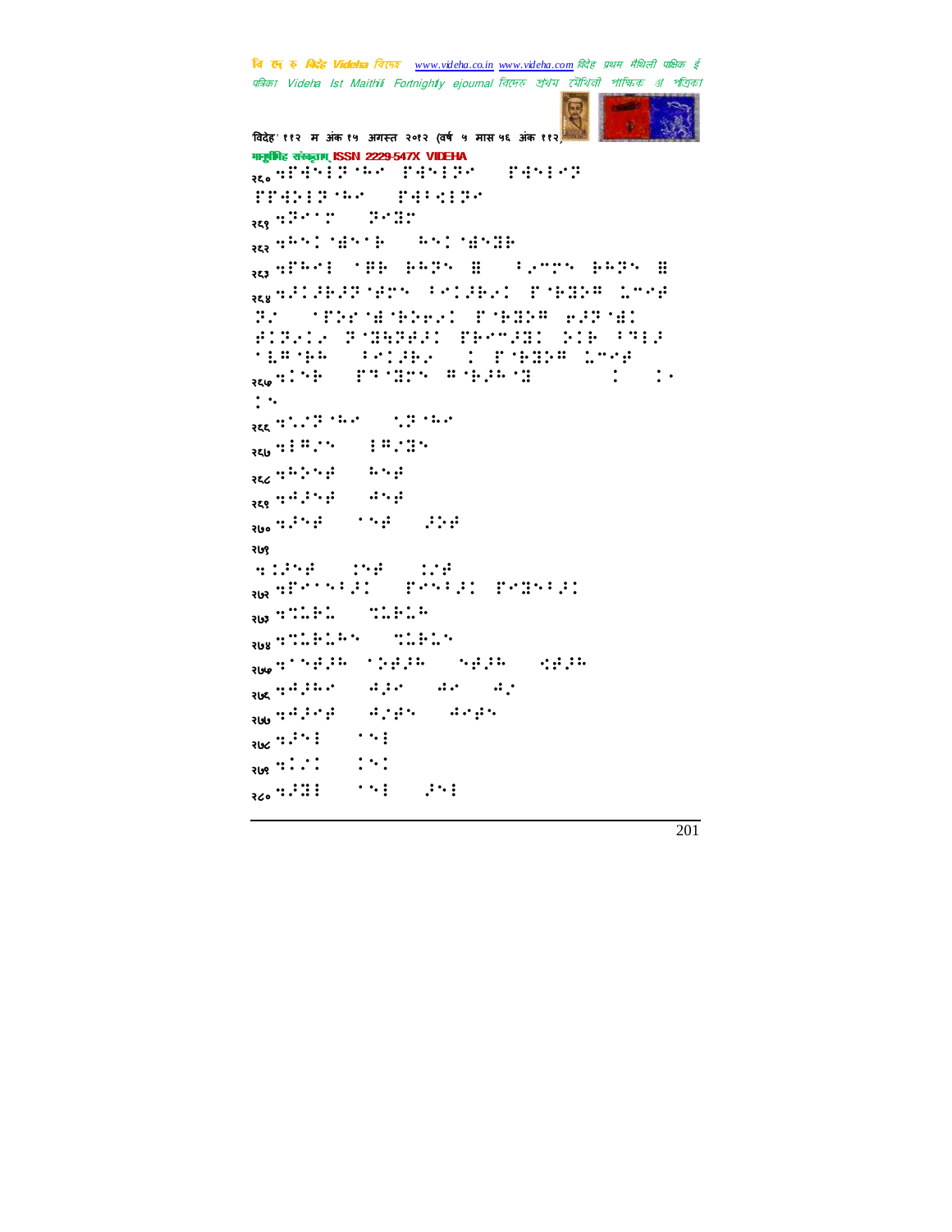२६० ⠻⠩⠻⠑⠇⠝⠊⠓⠑⠀⠩⠻⠑⠇⠝⠑⠀⠀⠩⠻⠑⠇⠑⠝
⠩⠩⠻⠵⠇⠝⠊⠓⠑⠀⠀⠩⠻⠃⠹⠇⠝⠑

२६१ ⠻⠝⠑⠁⠗⠀⠀⠝⠑⠽⠗

२६२ ⠻⠓⠑⠅⠈⠾⠑⠊⠗⠀⠀⠓⠑⠅⠈⠾⠑⠽⠗

२६३ ⠻⠩⠓⠑⠇⠀⠈⠝⠗⠀⠗⠓⠝⠑⠀⠿⠀⠀⠃⠢⠉⠗⠑⠀⠗⠓⠝⠑⠀⠿

२६४ ⠻⠜⠅⠜⠗⠜⠝⠈⠾⠗⠑⠀⠃⠑⠅⠜⠗⠢⠅⠀⠩⠈⠗⠽⠵⠏⠀⠥⠉⠑⠾
⠝⠂⠀⠀⠈⠩⠵⠗⠈⠾⠈⠗⠵⠗⠢⠅⠀⠩⠈⠗⠽⠵⠏⠀⠗⠜⠝⠈⠾⠅
⠾⠅⠝⠢⠅⠂⠀⠝⠈⠽⠓⠝⠾⠜⠅⠀⠩⠗⠑⠉⠜⠽⠅⠀⠵⠅⠗⠀⠃⠝⠇⠜
⠈⠥⠏⠈⠗⠓⠀⠀⠃⠑⠅⠜⠗⠢⠀⠀⠅⠀⠩⠈⠗⠽⠵⠏⠀⠥⠉⠑⠾

२६५ ⠻⠅⠑⠗⠀⠀⠩⠝⠈⠽⠗⠑⠀⠏⠈⠗⠜⠓⠈⠽⠀⠀⠀⠀⠀⠀⠅⠀⠀⠅⠄
⠅⠑

२६६ ⠻⠄⠂⠝⠈⠓⠑⠀⠀⠄⠝⠈⠓⠑

२६७ ⠻⠇⠏⠂⠑⠀⠀⠇⠏⠂⠽⠑

२६८ ⠻⠓⠵⠑⠾⠀⠀⠓⠑⠾

२६९ ⠻⠙⠜⠑⠾⠀⠀⠙⠑⠾

२७० ⠻⠜⠑⠾⠀⠀⠈⠑⠾⠀⠀⠜⠵⠾

२७१
⠻⠅⠜⠑⠾⠀⠀⠅⠑⠾⠀⠀⠅⠂⠾

२७२ ⠻⠩⠑⠁⠑⠃⠜⠅⠀⠀⠩⠑⠑⠃⠜⠅⠀⠩⠑⠽⠑⠃⠜⠅

२७३ ⠻⠹⠥⠗⠥⠀⠀⠹⠥⠗⠥⠓

२७४ ⠻⠹⠥⠗⠥⠓⠑⠀⠀⠹⠥⠗⠥⠑

२७५ ⠻⠈⠑⠾⠜⠓⠀⠈⠵⠾⠜⠓⠀⠀⠑⠾⠜⠓⠀⠀⠱⠾⠜⠓

२७६ ⠻⠙⠜⠓⠑⠀⠀⠙⠜⠑⠀⠀⠙⠑⠀⠀⠙⠂

२७७ ⠻⠙⠜⠑⠾⠀⠀⠙⠂⠾⠑⠀⠀⠙⠑⠾⠑

२७८ ⠻⠜⠑⠇⠀⠀⠈⠑⠇

२७९ ⠻⠅⠂⠅⠀⠀⠅⠑⠅

२८० ⠻⠜⠹⠇⠀⠀⠈⠑⠇⠀⠀⠜⠑⠇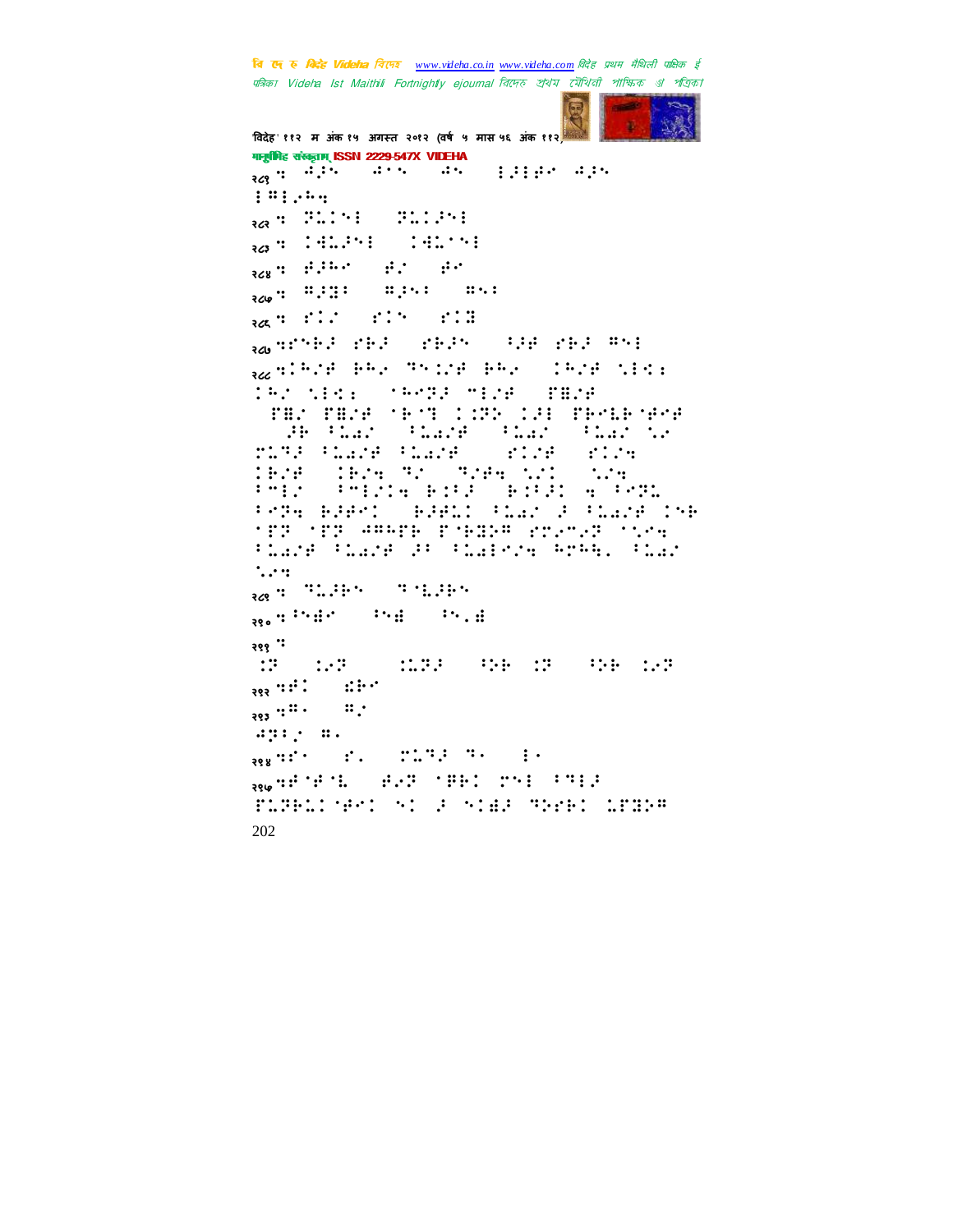२८१ :

२८२ :

२८३ :

२८४ :

२८५ :

२८६ :

२८७ :

२८८ :

२८९ :

२९० :

२९१ :

२९२ :

२९३ :

२९४ :

२९५ :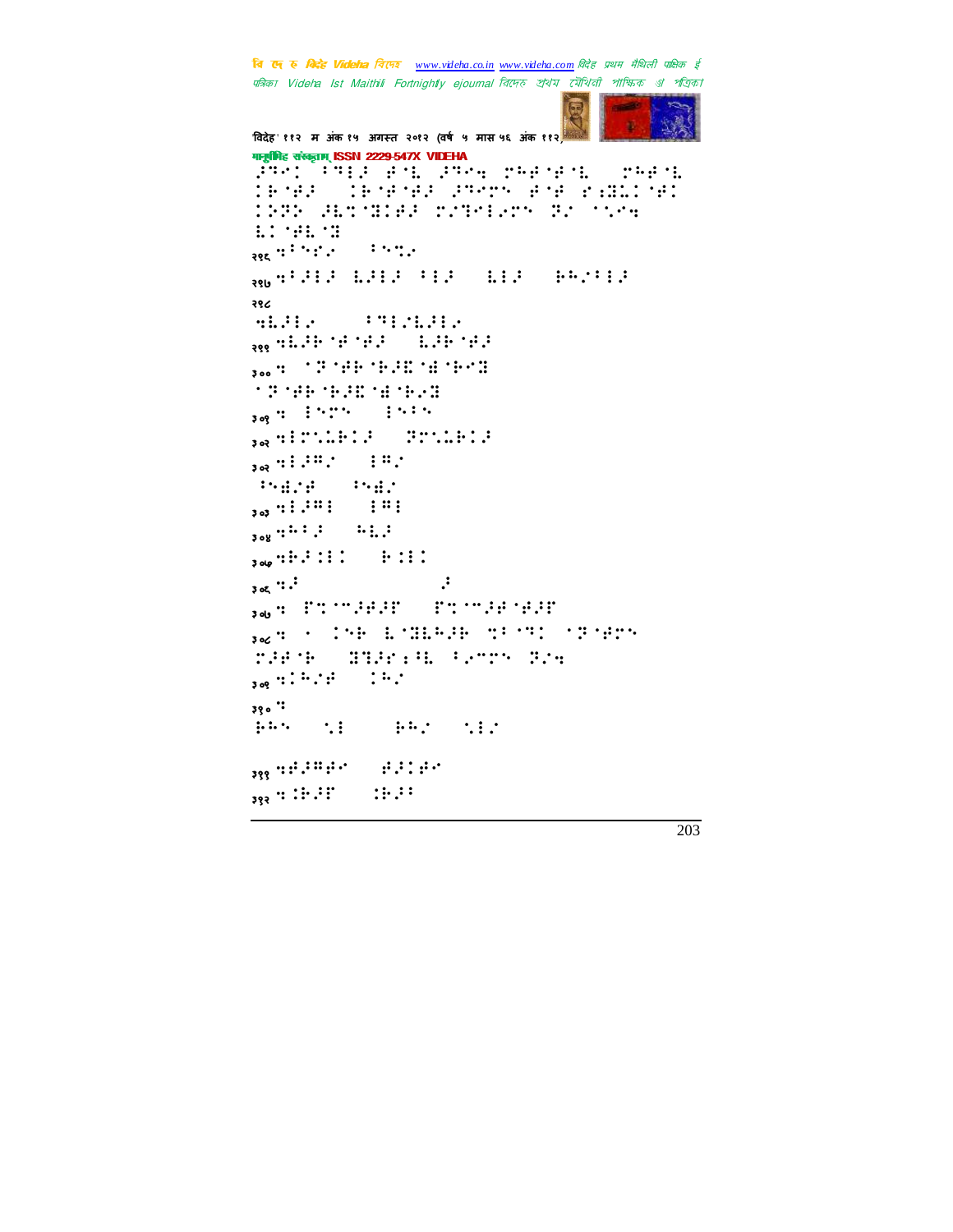२९६

२९७

२९८

२९९

३००

३०१

३०२

३०२

३०३

३०४

३०५

३०६

३०७

३०८

३०९

३१०

३११

३१२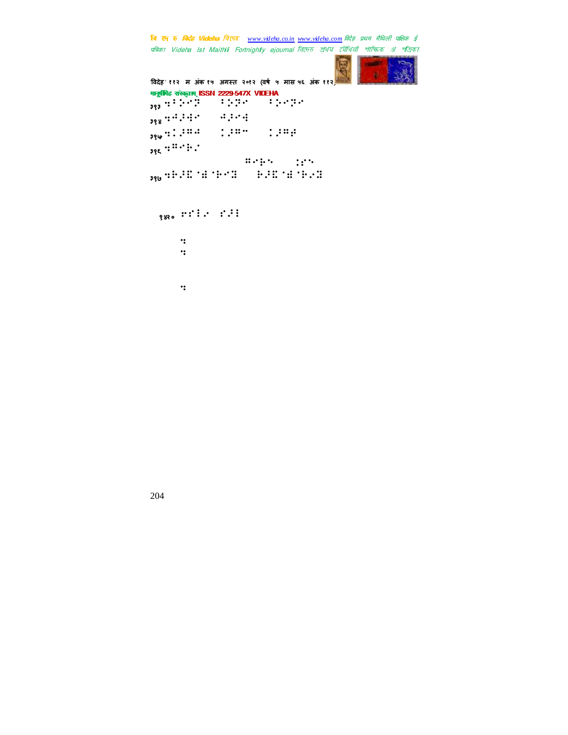३१३ ⠒⠃⠀⠀⠀

३१४ ⠒⠃⠀⠀

३१५ ⠒⠃⠀⠀⠀

३१६ ⠒⠃

३१७ ⠒⠃⠀⠀

१४२० ⠒⠃⠀⠀

⠒

⠒

⠒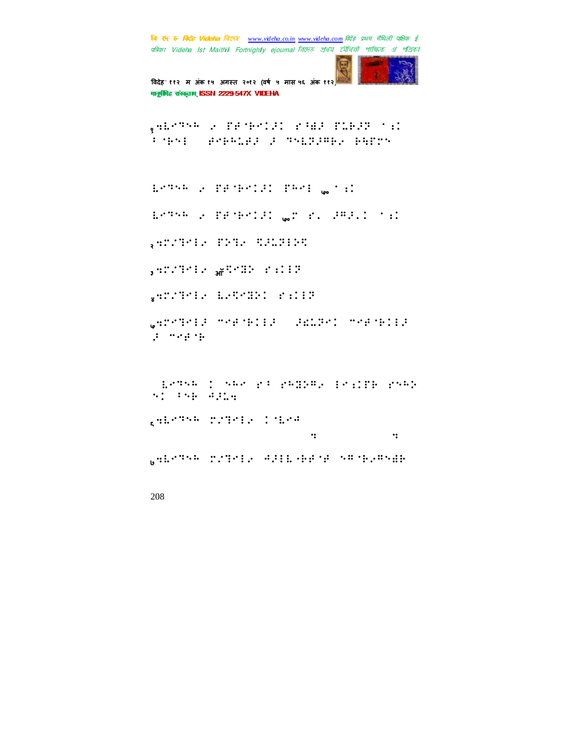१⣒⡳⠊⠙⠕⠓⠀⠆⠀⠏⠗⠀⠃⠊⠉⠅⠨⠅⠀⠎⠺⠩⠜⠀⠏⠥⠗⠨⠝⠀⠁⠪⠅⠀⠇⠈⠃⠕⠇⠀⠀⠀⠞⠊⠗⠓⠥⠞⠜⠀⠜⠀⠙⠕⠇⠽⠜⠛⠗⠆⠀⠗⠓⠋⠍⠕

⡳⠊⠙⠕⠓⠀⠆⠀⠏⠗⠀⠃⠊⠉⠅⠨⠅⠀⠏⠓⠊⠇⠀५०⠀⠁⠪⠅

⡳⠊⠙⠕⠓⠀⠆⠀⠏⠗⠀⠃⠊⠉⠅⠨⠅⠀५०⠍⠀⠎⠂⠀⠨⠛⠜⠂⠅⠀⠁⠪⠅

२⣒⠍⠅⠌⠙⠊⠇⠆⠀⠏⠕⠙⠆⠀⠫⠨⠥⠝⠇⠕⠫

३⣒⠍⠅⠌⠙⠊⠇⠆⠀ऑ⠫⠊⠽⠕⠀⠎⠪⠅⠇⠝

४⣒⠍⠅⠌⠙⠊⠇⠆⠀⡳⠆⠫⠊⠽⠕⠅⠀⠎⠪⠅⠇⠝

५⣒⠍⠊⠙⠊⠇⠜⠀⠉⠊⠗⠈⠃⠅⠇⠜⠀⠀⠨⠮⠥⠝⠊⠅⠀⠉⠊⠗⠈⠃⠅⠇⠜⠀⠜⠀⠉⠊⠗⠈⠃

⠀⡳⠊⠙⠕⠓⠀⠅⠀⠕⠓⠊⠀⠎⠃⠀⠎⠓⠽⠕⠛⠆⠀⠇⠊⠪⠏⠃⠀⠎⠕⠓⠕⠀⠕⠅⠀⠃⠕⠃⠀⠲⠜⠥⣒

६⣒⡳⠊⠙⠕⠓⠀⠍⠌⠙⠊⠇⠆⠀⠅⠈⡳⠊⠲ ⣒ ⣒

७⣒⡳⠊⠙⠕⠓⠀⠍⠌⠙⠊⠇⠆⠀⠲⠜⠇⠇⠠⠃⠗⠈⠗⠀⠕⠛⠈⠃⠆⠛⠕⠩⠃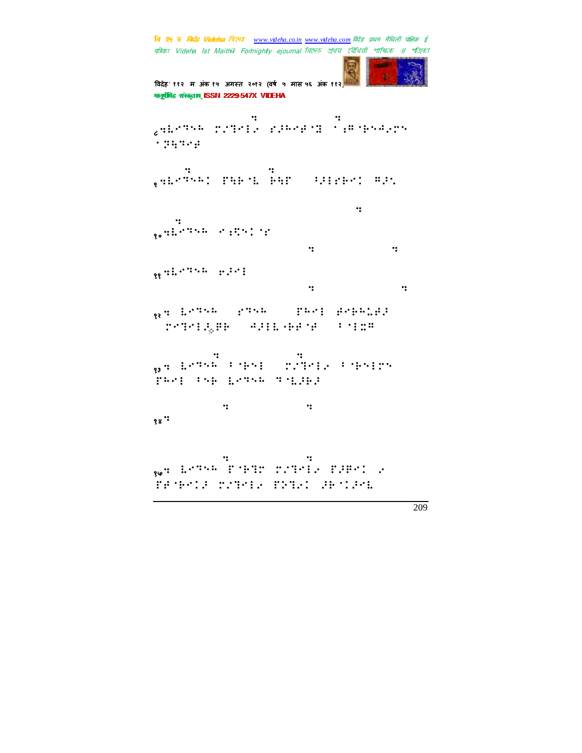८

९

१०

११

१२

१३

१४

१५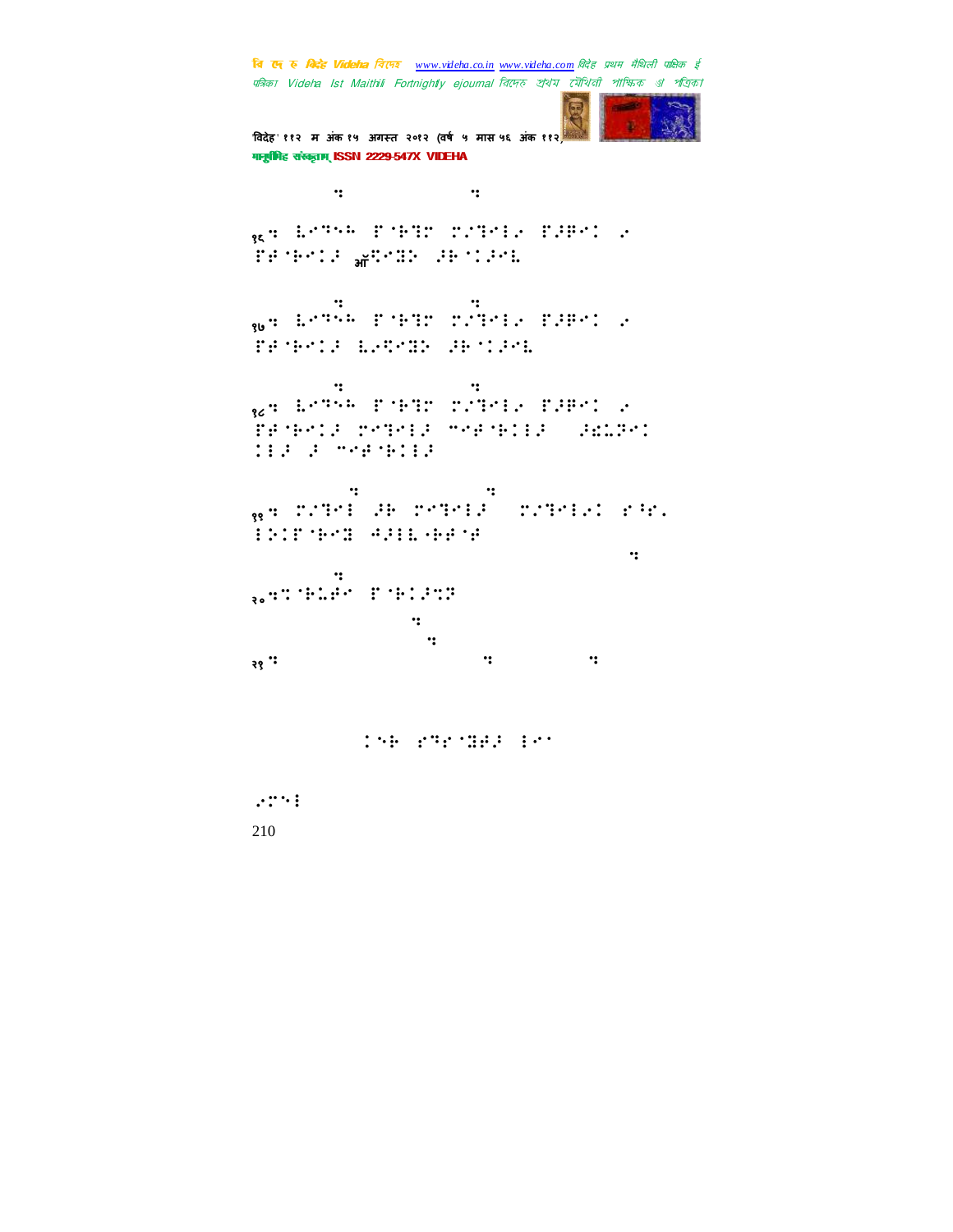१६ ...

१७ ...

१८ ...

१९ ...

२० ...

२१ ...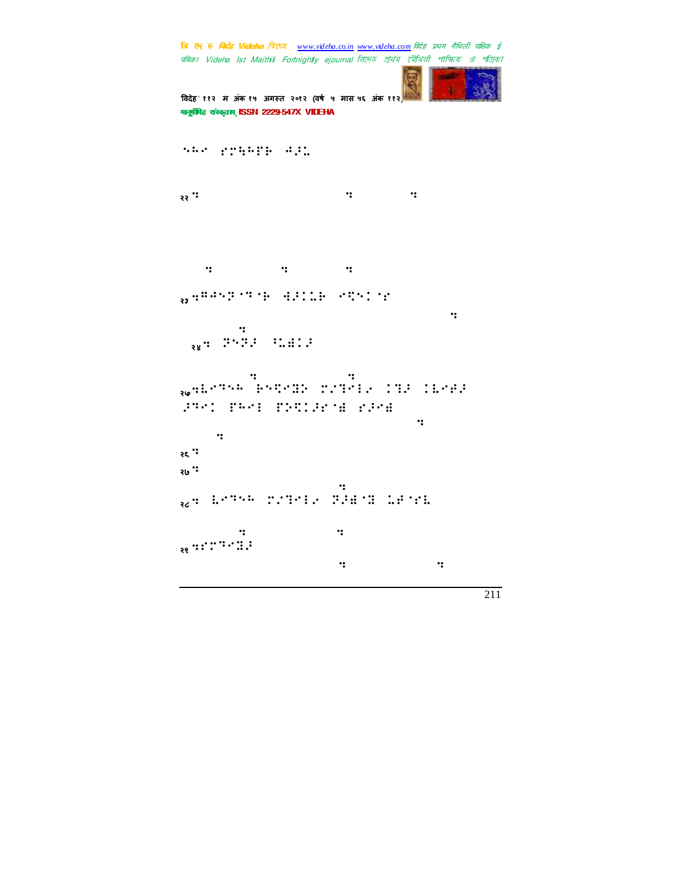⠑⠓⠊ ⠎⠝⠹⠓⠏⠗ ⠚⠼⠡

२२ ⠒ ⠒ ⠒

⠒ ⠒ ⠒

२३ ⠒⠛⠚⠑⠝⠁⠙⠁⠗ ⠛⠼⠅⠡⠗ ⠊⠻⠑⠅⠁⠎

⠒

⠒

२४ ⠒ ⠝⠑⠝⠼ ⠓⠡⠫⠅⠼

⠒ ⠒

२५ ⠒⠇⠊⠙⠑⠓ ⠗⠑⠻⠊⠿⠕ ⠍⠊⠙⠊⠇⠊ ⠅⠹⠼ ⠅⠇⠊⠋⠼ ⠼⠙⠊⠅ ⠏⠓⠊⠇ ⠏⠕⠻⠅⠼⠎⠁⠫ ⠎⠼⠊⠫

⠒

⠒

२६ ⠒

२७ ⠒

⠒

२८ ⠒ ⠇⠊⠙⠑⠓ ⠍⠊⠙⠊⠇⠊ ⠝⠼⠫⠁⠿ ⠡⠋⠁⠎⠇

⠒ ⠒

२९ ⠒⠎⠍⠙⠊⠿⠼

⠒ ⠒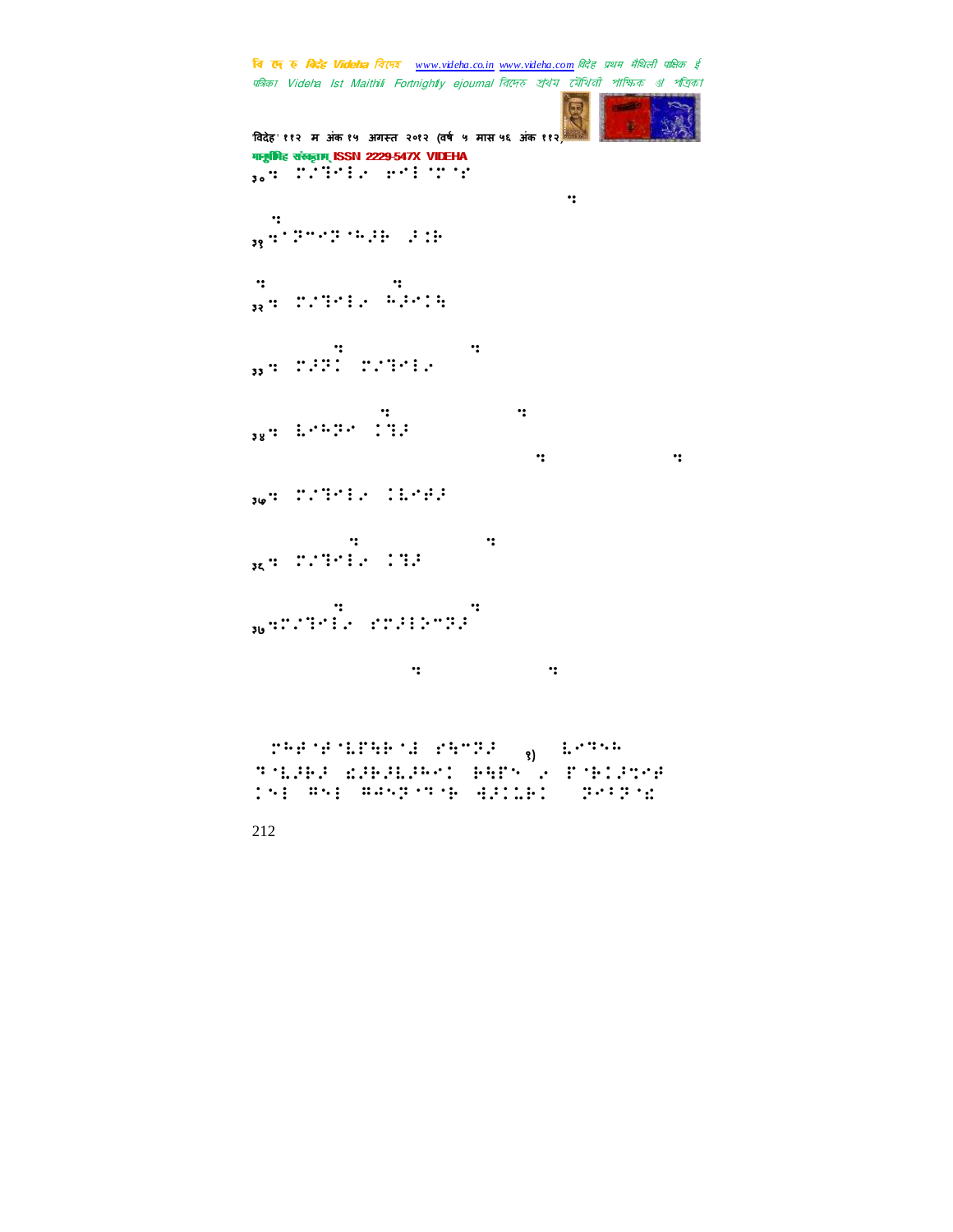३०ः ⠍⠡⠹⠊⠇�béः ⠎⠊⠇⠈⠍⠈⠗

ः

ः

३१ः⠈⠝⠉⠊⠝⠈⠓⠗⠃ ⠗⠇⠃

ः ः

३२ः ⠍⠡⠹⠊⠇⠡ ⠓⠗⠊⠅

ः ः

३३ः ⠍⠗⠝⠅ ⠍⠡⠹⠊⠇⠡

ः ः

३४ः ⠧⠊⠓⠝⠊ ⠅⠹⠗

ः ः

३५ः ⠍⠡⠹⠊⠇⠡ ⠅⠧⠊⠋⠗

ः ः

३६ः ⠍⠡⠹⠊⠇⠡ ⠅⠹⠗

ः ः

३७ः⠍⠡⠹⠊⠇⠡ ⠎⠍⠗⠇⠝⠉⠝⠗

ः ः

⠍⠓⠋⠈⠋⠈⠧⠏⠳⠃⠈⠇ ⠎⠳⠉⠝⠗ १) ⠧⠊⠙⠓⠓ ⠙⠈⠧⠗⠃⠗ ⠫⠗⠃⠗⠧⠗⠓⠊⠅ ⠃⠳⠏⠑ ⠡ ⠏⠈⠃⠅⠗⠙⠊⠋ ⠅⠑⠇ ⠛⠑⠇ ⠛⠛⠑⠝⠈⠙⠈⠃ ⠩⠗⠅⠥⠃⠅ ⠝⠊⠇⠝⠈⠫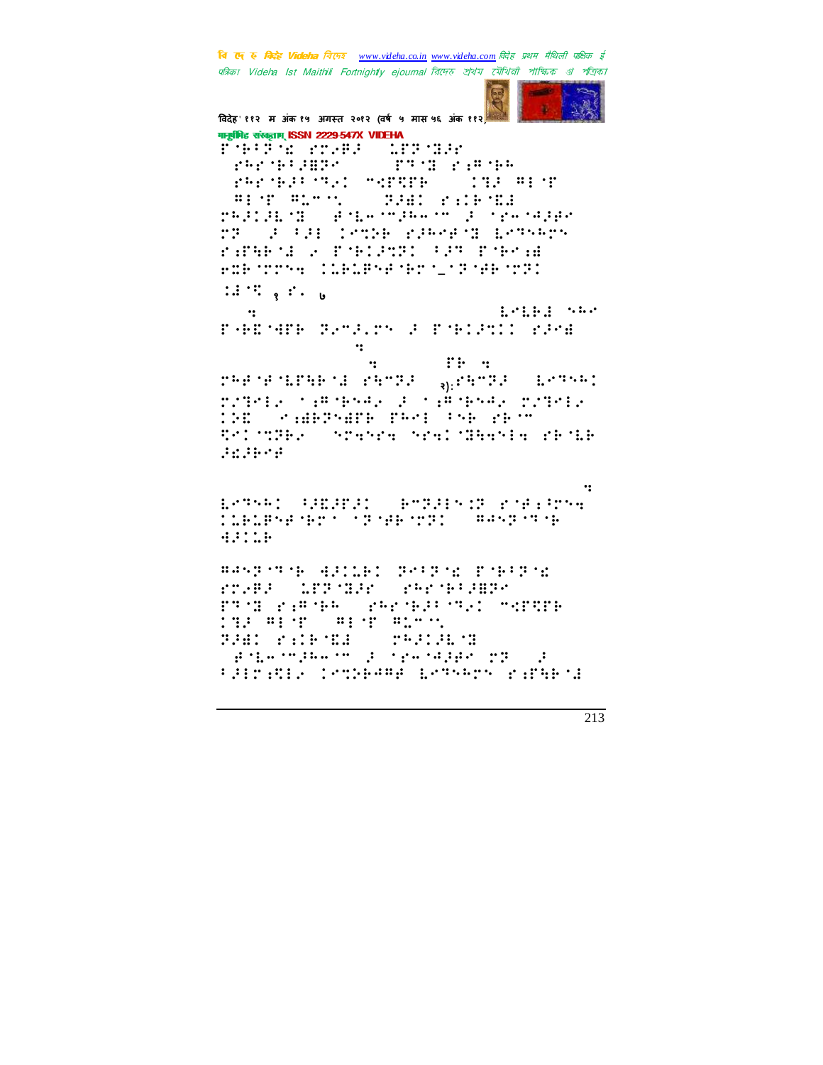मानुषीमिह संस्कृताम् ISSN 2229-547X VIDEHA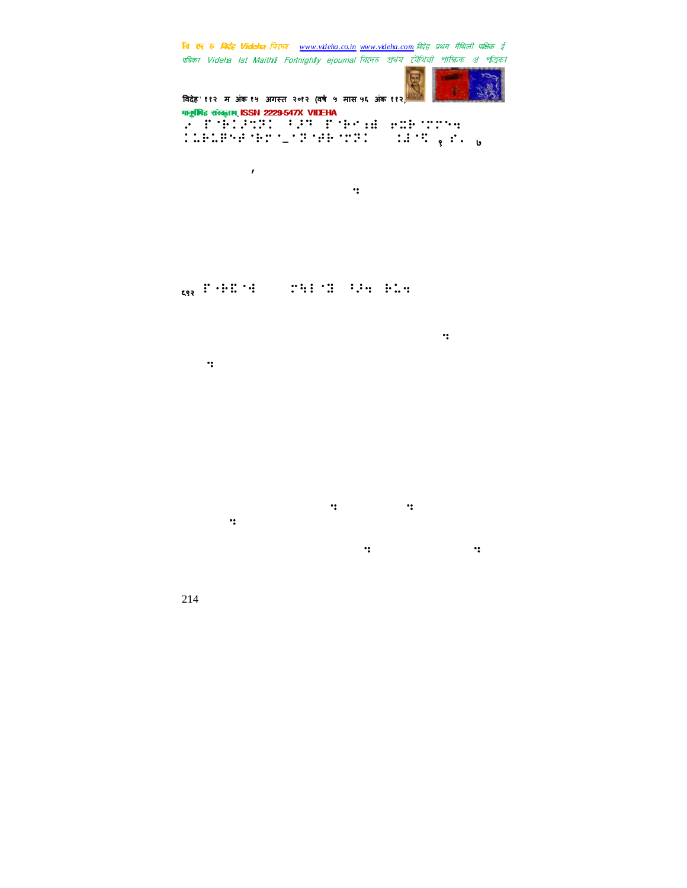⠠⠀⠏⠐⠗⠅⠜⠍⠝⠅⠀⠅⠜⠍⠀⠏⠐⠗⠊⠴⠀⠗⠝⠗⠐⠍⠍⠎
⠅⠥⠗⠥⠏⠎⠜⠐⠗⠍⠀⠤⠐⠝⠐⠜⠗⠍⠝⠅⠀⠀⠀⠅⠷⠐⠍ १ ⠜⠂ ७

,

⠎

६१२ ⠏⠐⠗⠝⠀⠐⠜⠀⠀⠀⠀⠉⠗⠅⠐⠝⠀⠅⠜⠎⠀⠗⠥⠎

⠎

⠎

⠎ ⠎

⠎

⠎ ⠎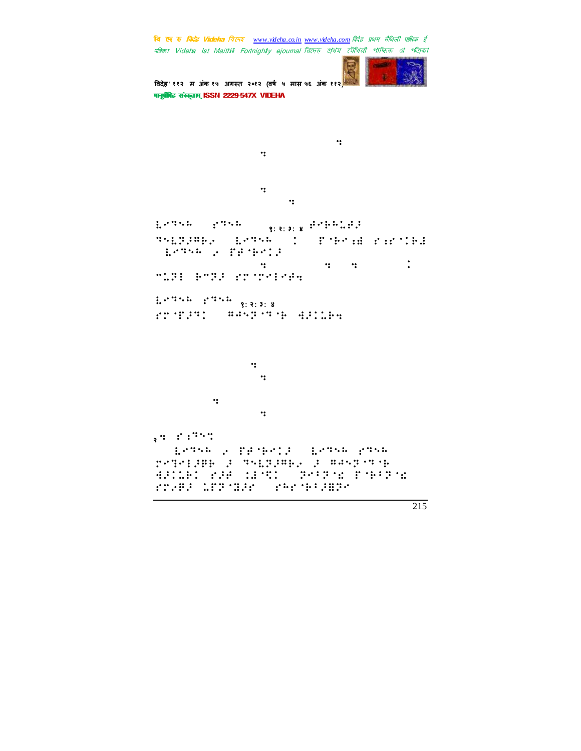१:२:३:४

१:२:३:४

२: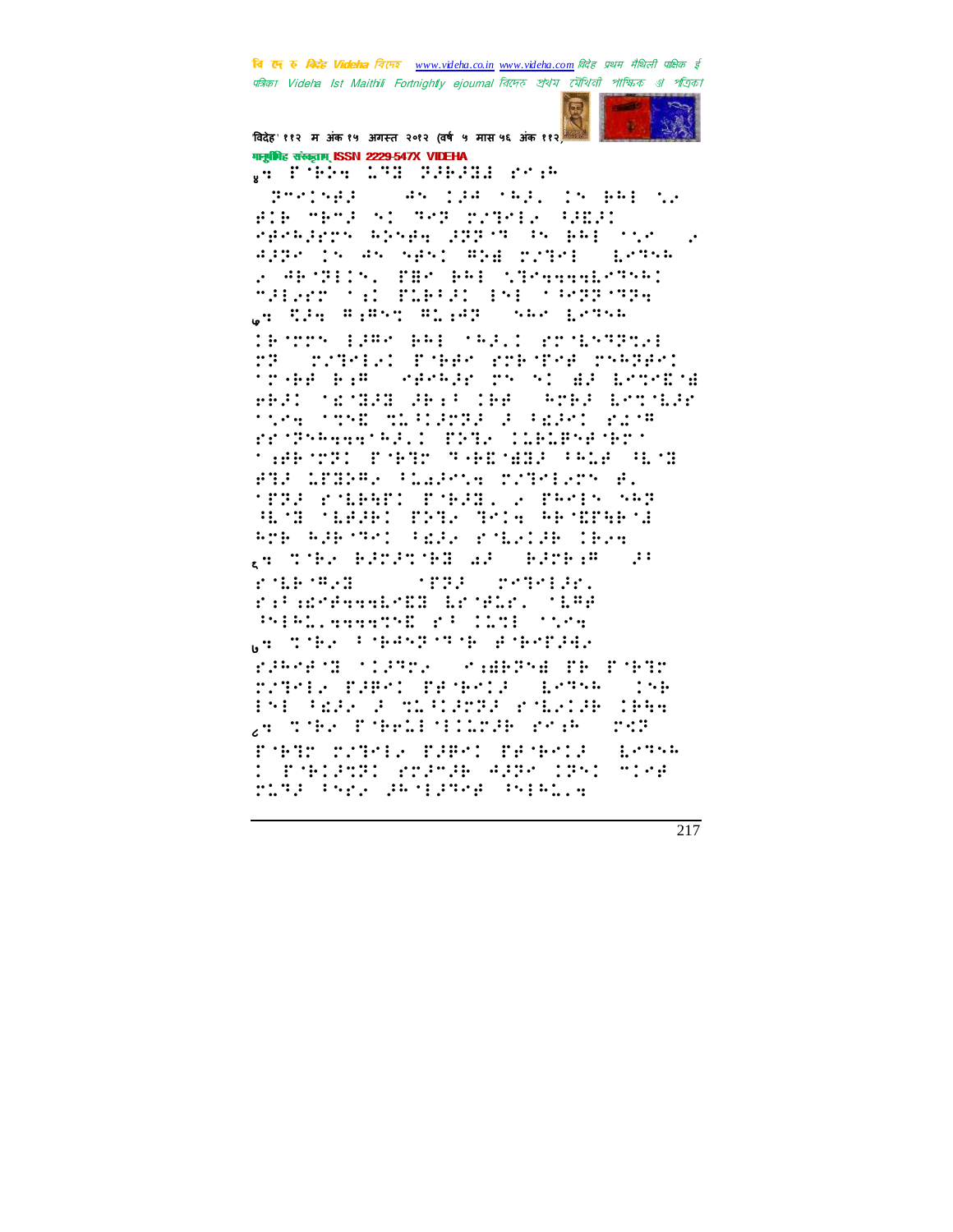४. [Braille text – not legible as print]

५. [Braille text – not legible as print]

६. [Braille text – not legible as print]

७. [Braille text – not legible as print]

८. [Braille text – not legible as print]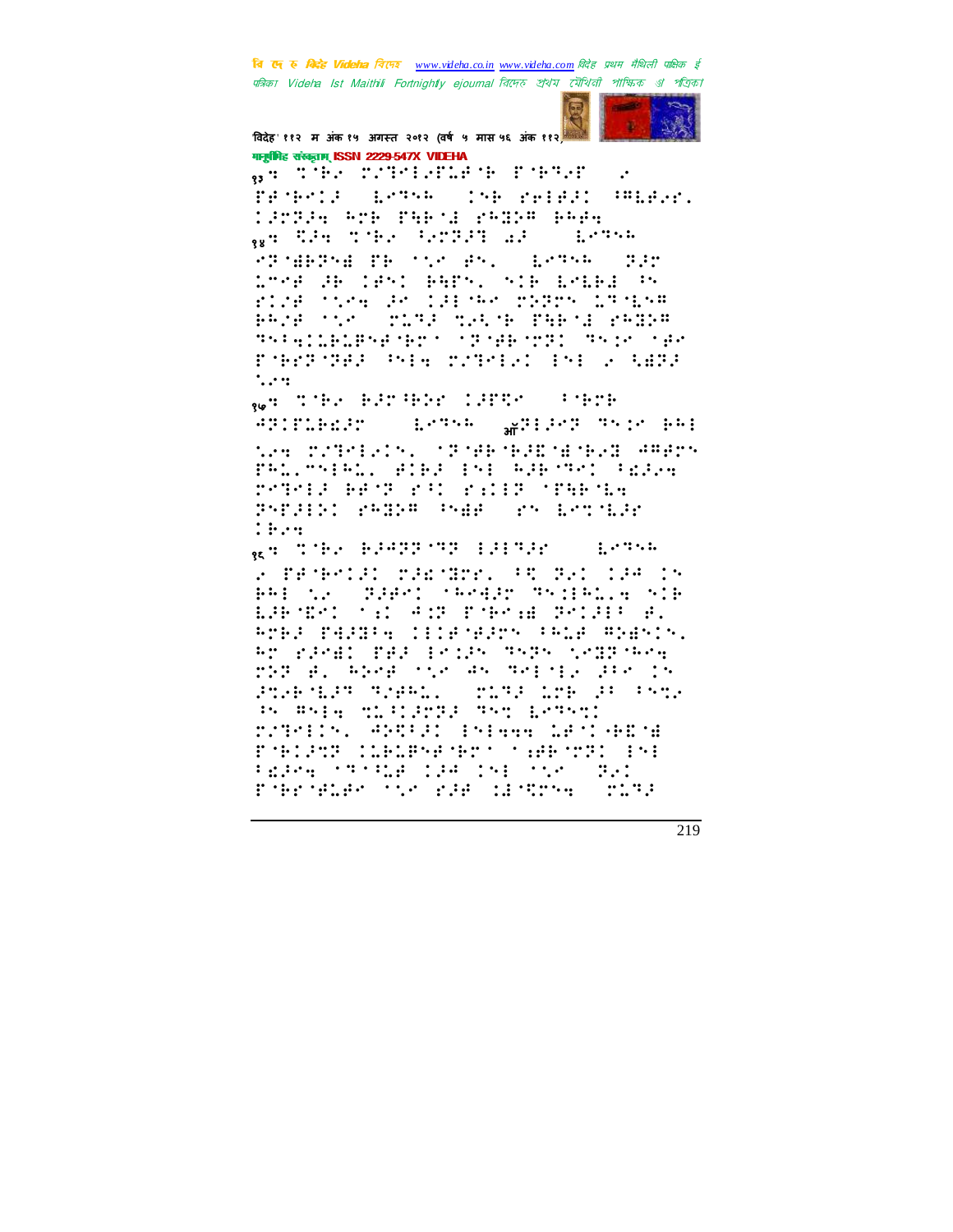१३. ⠀⠀⠀⠀⠀⠀⠀⠀

(Braille text — not legibly transcribable)

१४.

१७.

१८.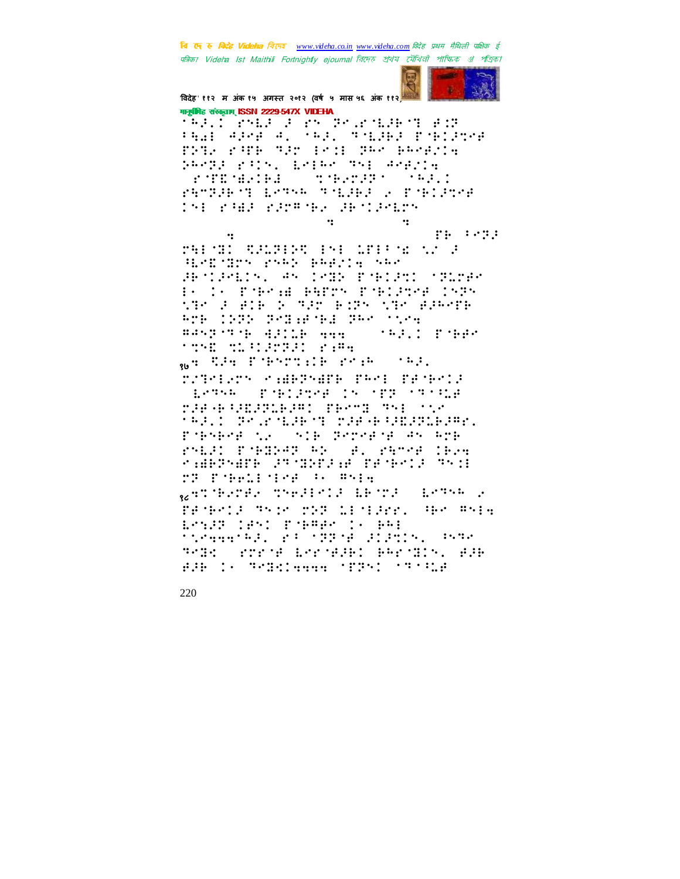मानुषीमिह संस्कृताम् ISSN 2229-547X VIDEHA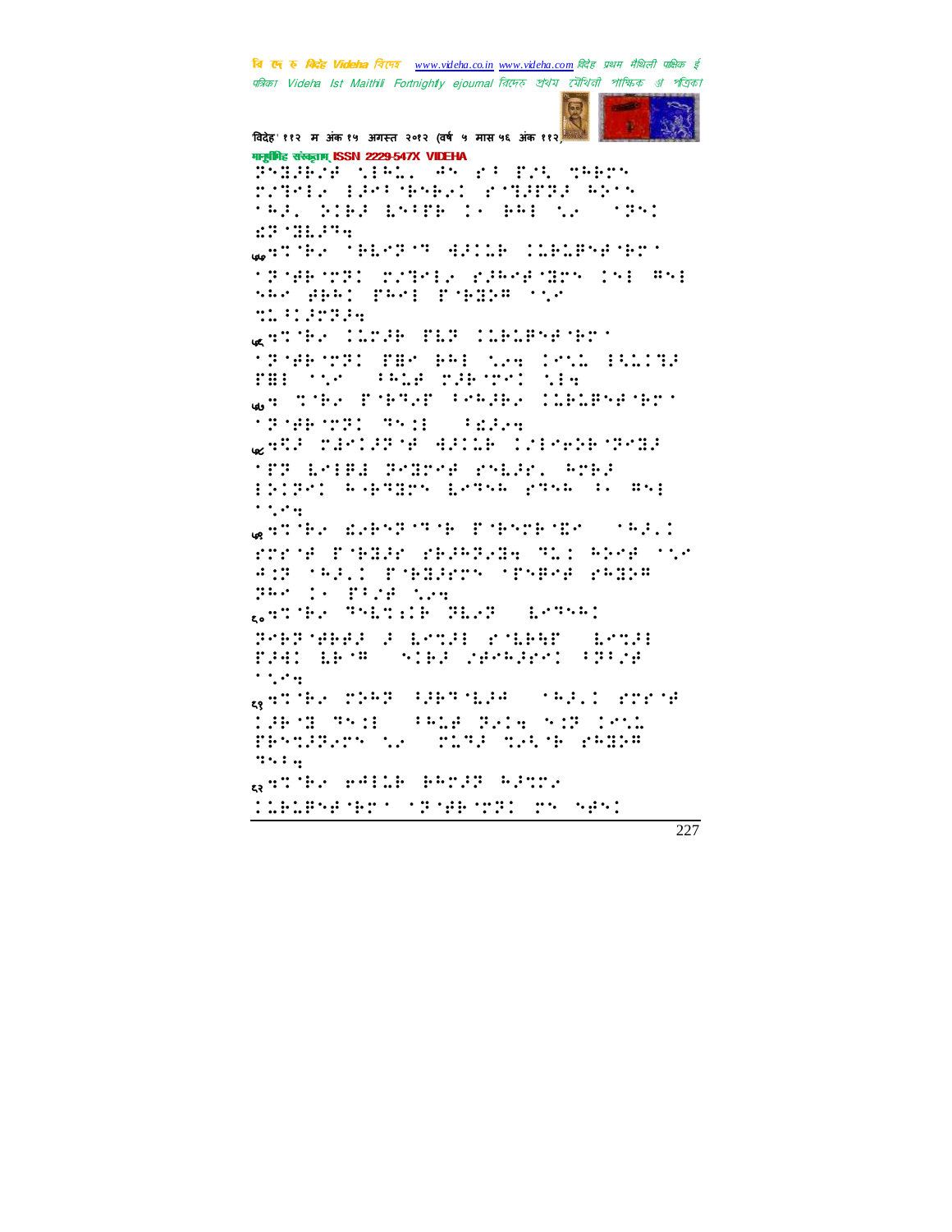विदेह' ११२ म अंक १५ अगस्त २०१२ (वर्ष ५ मास ५६ अंक ११२)

मानुषीमिह संस्कृताम् ISSN 2229-547X VIDEHA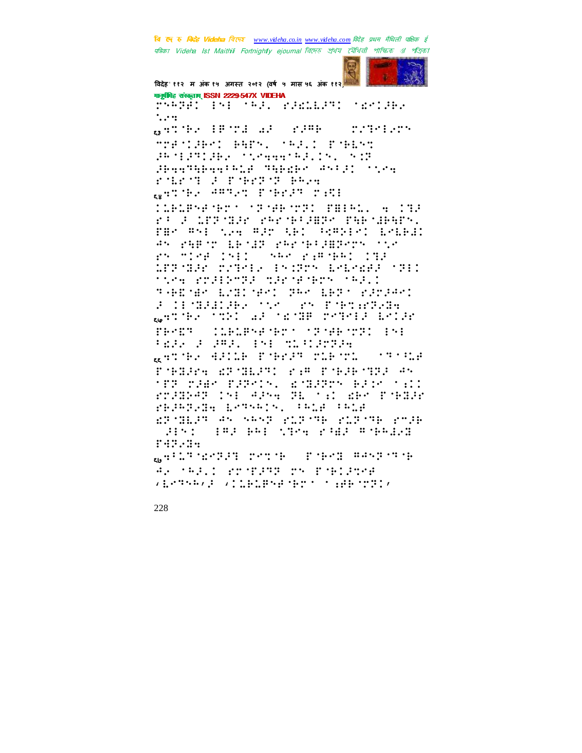मानुषीमिह संस्कृताम् ISSN 2229-547X VIDEHA

⠗⠒⠓⠕⠋⠅⠀⠔⠝⠀⠁⠓⠕⠂⠀⠗⠕⠩⠇⠇⠕⠙⠅⠀⠁⠩⠉⠅⠕⠓⠂

⠒⠂⠙

६३ ⠙⠅⠁⠓⠂⠀⠔⠋⠁⠙⠃⠀⠁⠕⠀⠀⠗⠕⠛⠓⠀⠀⠀⠀⠍⠒⠙⠉⠔⠂⠉⠝

⠍⠗⠋⠁⠅⠕⠓⠉⠅⠀⠓⠓⠏⠝⠂⠀⠁⠓⠕⠂⠅⠀⠏⠁⠓⠇⠝⠙

⠕⠓⠁⠔⠕⠙⠅⠕⠓⠂⠀⠁⠒⠉⠟⠟⠁⠓⠕⠂⠅⠝⠂⠀⠝⠅⠏

⠕⠓⠟⠟⠙⠓⠓⠟⠟⠈⠓⠇⠋⠀⠙⠓⠃⠩⠓⠉⠀⠙⠝⠈⠕⠅⠀⠁⠒⠉⠟

⠗⠁⠇⠗⠁⠙⠀⠕⠀⠏⠁⠓⠗⠏⠁⠏⠀⠓⠓⠂⠟

६४ ⠙⠅⠁⠓⠂⠀⠙⠛⠙⠂⠙⠀⠏⠁⠓⠗⠕⠙⠀⠍⠪⠹⠃

⠅⠇⠓⠇⠏⠝⠋⠁⠓⠗⠁⠀⠁⠏⠁⠋⠓⠁⠍⠏⠅⠀⠏⠃⠔⠓⠇⠂⠀⠲⠀⠅⠙⠕

⠗⠈⠀⠕⠀⠇⠋⠏⠁⠃⠕⠗⠀⠗⠓⠗⠁⠓⠈⠕⠃⠏⠉⠀⠏⠓⠓⠁⠃⠓⠓⠋⠝⠂

⠏⠃⠉⠀⠛⠝⠔⠀⠒⠂⠟⠀⠛⠕⠗⠀⠓⠓⠅⠀⠈⠩⠛⠕⠔⠉⠅⠀⠇⠉⠇⠓⠕⠅

⠙⠝⠀⠗⠓⠃⠁⠗⠀⠇⠓⠁⠃⠏⠀⠗⠓⠗⠁⠓⠈⠕⠃⠏⠗⠉⠝⠀⠁⠒⠉

⠗⠝⠀⠍⠅⠉⠋⠀⠅⠝⠔⠅⠀⠀⠝⠓⠉⠀⠗⠪⠛⠁⠓⠓⠅⠀⠅⠙⠕

⠇⠋⠏⠁⠃⠕⠗⠀⠍⠒⠙⠉⠔⠂⠀⠔⠝⠅⠏⠗⠝⠀⠇⠉⠇⠉⠩⠋⠕⠀⠁⠏⠔⠅

⠁⠒⠉⠟⠀⠗⠍⠕⠔⠅⠝⠍⠏⠕⠀⠹⠕⠗⠁⠋⠁⠓⠗⠝⠀⠁⠓⠕⠂⠅

⠙⠐⠓⠩⠁⠓⠉⠀⠇⠔⠙⠅⠁⠓⠉⠅⠀⠏⠓⠉⠀⠇⠓⠏⠈⠀⠗⠕⠏⠗⠕⠓⠉⠅

⠕⠀⠅⠔⠁⠙⠕⠕⠅⠕⠓⠂⠀⠁⠒⠉⠀⠀⠗⠝⠀⠏⠁⠓⠙⠅⠪⠗⠏⠂⠙⠟

६५ ⠙⠅⠁⠓⠂⠀⠁⠹⠅⠀⠁⠕⠀⠁⠩⠁⠙⠃⠀⠗⠉⠙⠉⠔⠕⠀⠇⠉⠅⠕⠗

⠏⠃⠉⠩⠙⠀⠀⠅⠇⠓⠇⠏⠝⠋⠁⠓⠗⠁⠀⠁⠏⠁⠋⠓⠁⠍⠏⠅⠀⠔⠝⠔

⠈⠩⠕⠂⠀⠕⠀⠕⠛⠕⠂⠀⠔⠝⠔⠀⠹⠇⠈⠅⠕⠗⠏⠕⠟

६६ ⠙⠅⠁⠓⠂⠀⠙⠕⠅⠇⠓⠀⠏⠁⠓⠗⠕⠙⠀⠍⠇⠓⠁⠍⠇⠀⠀⠁⠙⠁⠈⠇⠋

⠏⠁⠓⠙⠕⠗⠟⠀⠩⠏⠁⠙⠇⠕⠙⠅⠀⠗⠪⠛⠀⠏⠁⠓⠕⠓⠁⠙⠏⠕⠀⠙⠝

⠁⠋⠏⠀⠍⠕⠙⠉⠀⠏⠕⠏⠉⠅⠝⠂⠀⠩⠁⠙⠕⠏⠗⠝⠀⠓⠕⠔⠉⠀⠁⠪⠅⠅

⠗⠍⠕⠙⠕⠙⠏⠀⠅⠝⠔⠀⠙⠕⠝⠟⠀⠹⠇⠀⠁⠪⠅⠀⠩⠓⠉⠀⠏⠁⠓⠙⠕⠗

⠗⠓⠕⠓⠏⠂⠙⠟⠀⠇⠉⠙⠝⠓⠅⠝⠂⠀⠈⠓⠇⠋⠀⠈⠓⠇⠋

⠩⠏⠁⠙⠇⠕⠙⠀⠙⠝⠀⠝⠓⠝⠏⠀⠗⠇⠏⠁⠙⠓⠀⠗⠇⠏⠁⠙⠓⠀⠗⠍⠕⠓

⠀⠕⠔⠝⠅⠀⠀⠔⠛⠕⠀⠓⠓⠔⠀⠒⠙⠉⠟⠀⠗⠈⠙⠕⠀⠛⠁⠓⠓⠙⠂⠙

⠏⠙⠏⠂⠙⠟

६७ ⠙⠈⠇⠙⠁⠩⠗⠏⠕⠙⠀⠗⠉⠍⠁⠓⠀⠀⠏⠁⠓⠉⠙⠀⠛⠙⠝⠏⠁⠙⠁⠓

⠙⠂⠀⠁⠓⠕⠂⠅⠀⠗⠍⠁⠋⠕⠙⠏⠀⠍⠝⠀⠏⠁⠓⠅⠕⠍⠉⠋

⠠⠇⠉⠙⠝⠓⠠⠕⠀⠠⠅⠇⠓⠇⠏⠝⠋⠁⠓⠗⠁⠀⠁⠪⠋⠓⠁⠍⠏⠅⠠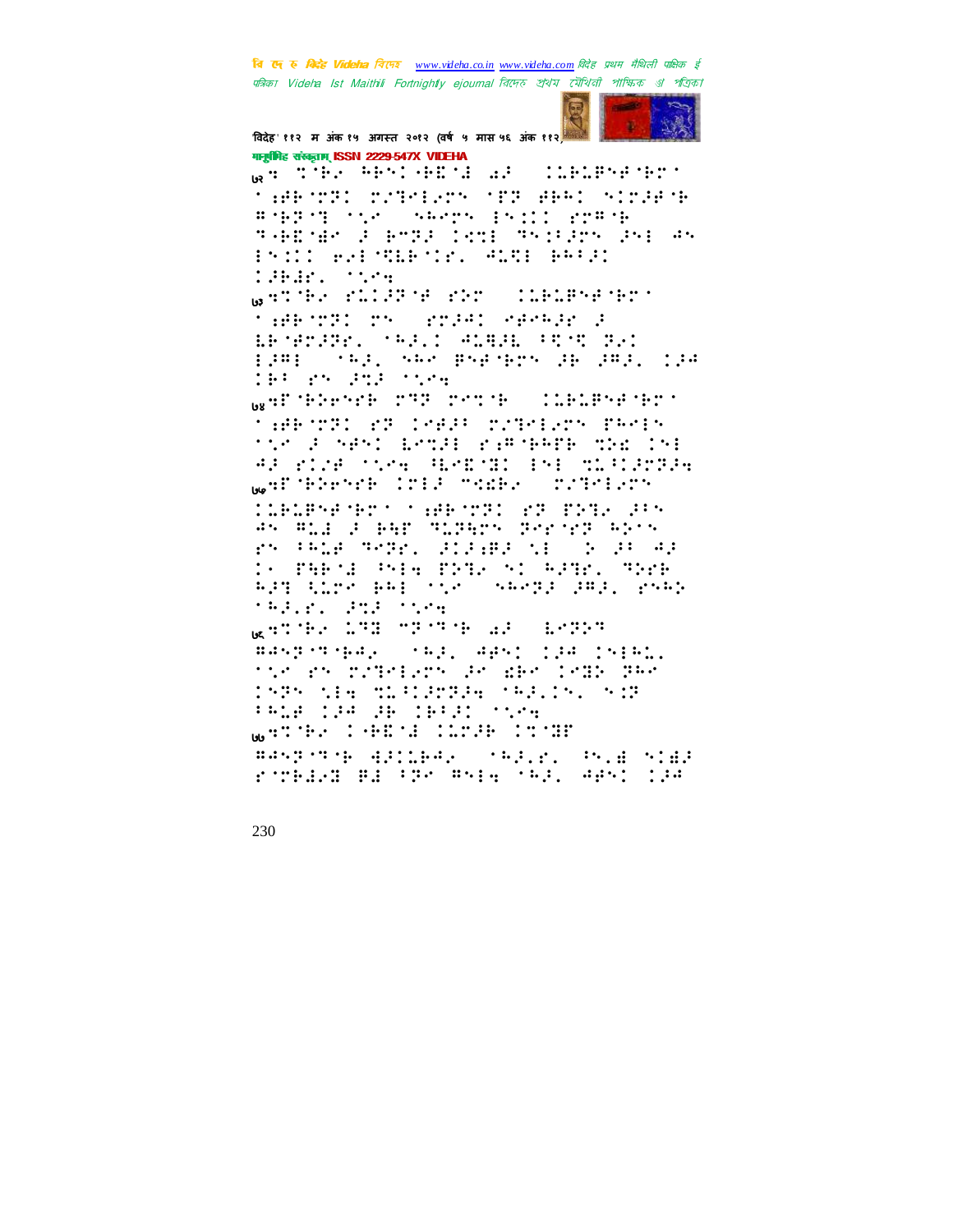७२ ः ः ः ः ः ः ः ः

७३ ः ः ः ः ः ः

७४ ः ः ः ः ः ः

७५ ः ः ः ः ः

७६ ः ः ः ः ः ः

७७ ः ः ः ः ः ः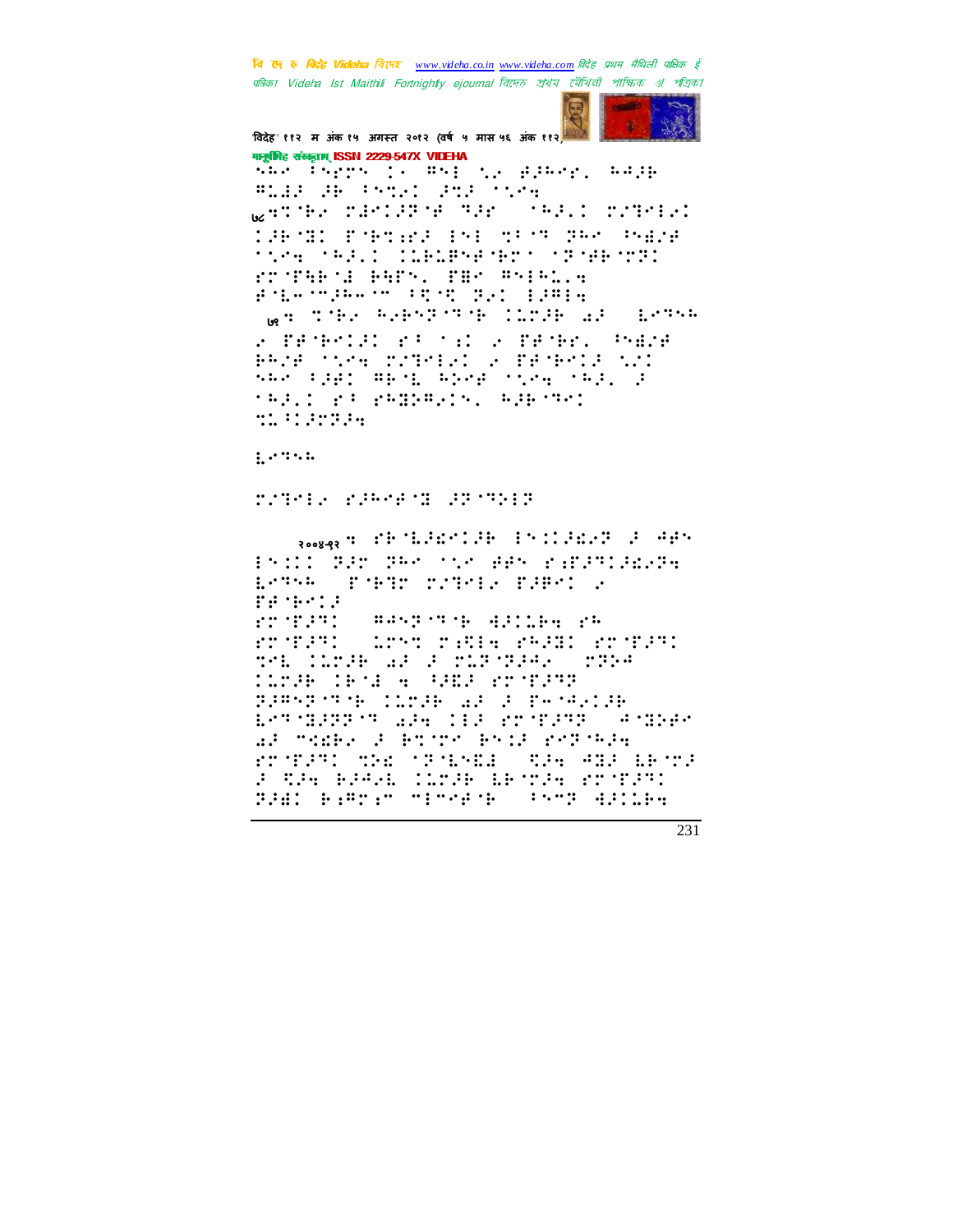⠝⠓⠑⠀⠟⠝⠗⠗⠝⠀⠇⠂⠀⠻⠝⠯⠀⠹⠢⠀⠗⠚⠓⠑⠗⠂⠀⠓⠗⠚⠓⠀⠻⠨⠼⠚⠀⠚⠓⠀⠟⠝⠹⠢⠇⠀⠚⠹⠚⠀⠁⠹⠑⠪

७८⠹⠞⠓⠢⠀⠍⠼⠑⠇⠚⠗⠊⠗⠀⠹⠚⠗⠀⠀⠁⠓⠚⠨⠇⠀⠍⠌⠹⠑⠯⠢⠇

⠇⠚⠓⠊⠹⠇⠀⠏⠊⠓⠹⠜⠗⠚⠀⠯⠝⠯⠀⠹⠟⠁⠹⠀⠗⠓⠑⠀⠟⠪⠼⠌⠗⠀⠁⠹⠑⠪⠀⠁⠓⠚⠨⠇⠀⠇⠇⠓⠇⠏⠝⠗⠊⠓⠗⠁⠀⠁⠗⠊⠗⠓⠊⠍⠗⠇⠀⠗⠍⠊⠏⠻⠓⠊⠼⠀⠓⠻⠏⠝⠂⠀⠏⠻⠑⠀⠻⠝⠯⠓⠨⠪⠀⠗⠊⠇⠤⠁⠍⠚⠓⠤⠁⠍⠀⠟⠹⠊⠹⠀⠗⠢⠇⠀⠯⠚⠻⠯⠪

७९⠹⠀⠹⠊⠓⠢⠀⠓⠢⠗⠓⠝⠗⠊⠹⠊⠗⠀⠇⠨⠍⠚⠓⠀⠼⠚⠀⠀⠨⠑⠹⠝⠓⠀⠢⠀⠏⠗⠊⠓⠑⠇⠚⠇⠀⠗⠟⠀⠁⠩⠇⠀⠢⠀⠏⠗⠊⠓⠗⠂⠀⠟⠪⠼⠌⠗⠀⠗⠓⠌⠗⠀⠁⠹⠑⠪⠀⠍⠌⠹⠑⠯⠢⠇⠀⠢⠀⠏⠗⠊⠓⠑⠇⠚⠀⠹⠌⠇⠀⠝⠓⠑⠀⠟⠚⠗⠇⠀⠻⠗⠊⠨⠀⠓⠚⠑⠗⠀⠁⠹⠑⠪⠀⠁⠓⠚⠂⠀⠚⠀⠁⠓⠚⠨⠇⠀⠗⠟⠀⠗⠓⠹⠗⠻⠢⠇⠝⠂⠀⠓⠚⠓⠊⠹⠑⠇⠀⠹⠨⠟⠇⠚⠑⠗⠚⠪

⠨⠑⠹⠝⠓

⠍⠌⠹⠑⠯⠢⠀⠗⠚⠓⠑⠗⠊⠹⠀⠚⠗⠊⠹⠗⠯⠗

२००४-१२⠹⠀⠗⠓⠊⠨⠚⠣⠑⠇⠚⠓⠀⠯⠝⠇⠇⠚⠣⠢⠗⠀⠚⠀⠙⠓⠝⠀⠯⠝⠇⠇⠀⠗⠚⠗⠀⠗⠓⠑⠀⠁⠹⠑⠀⠗⠓⠝⠀⠗⠜⠏⠚⠹⠇⠚⠣⠢⠗⠪⠀⠨⠑⠹⠝⠓⠀⠀⠏⠊⠓⠹⠗⠀⠍⠌⠹⠑⠯⠢⠀⠏⠚⠻⠑⠇⠀⠢⠀⠏⠗⠊⠓⠑⠇⠚⠀⠗⠍⠊⠏⠚⠹⠇⠀⠀⠻⠙⠝⠗⠊⠹⠊⠓⠀⠙⠚⠇⠇⠓⠪⠀⠗⠓⠀⠗⠍⠊⠏⠚⠹⠇⠀⠀⠨⠍⠝⠹⠀⠍⠜⠟⠯⠪⠀⠗⠓⠚⠫⠇⠀⠗⠍⠊⠏⠚⠹⠇⠀⠹⠑⠨⠀⠇⠇⠍⠚⠓⠀⠼⠚⠀⠚⠀⠍⠨⠗⠊⠗⠚⠙⠢⠀⠀⠍⠗⠕⠙⠀⠇⠇⠍⠚⠓⠀⠇⠓⠊⠼⠀⠪⠀⠳⠚⠻⠚⠀⠗⠍⠊⠏⠚⠹⠗⠀⠗⠚⠻⠝⠗⠊⠹⠊⠓⠀⠇⠇⠍⠚⠓⠀⠼⠚⠀⠚⠀⠏⠤⠁⠙⠢⠇⠚⠓⠀⠨⠑⠹⠊⠹⠚⠗⠗⠹⠀⠼⠚⠪⠀⠇⠇⠚⠀⠗⠍⠊⠏⠚⠹⠗⠀⠀⠙⠊⠹⠕⠗⠑⠀⠼⠚⠀⠐⠜⠫⠓⠢⠀⠚⠀⠓⠹⠊⠍⠑⠀⠓⠝⠇⠚⠀⠗⠑⠗⠊⠓⠚⠪⠀⠗⠍⠊⠏⠚⠹⠇⠀⠹⠕⠜⠀⠁⠗⠊⠨⠑⠫⠼⠀⠀⠻⠚⠪⠀⠙⠹⠚⠀⠨⠓⠊⠍⠚⠀⠚⠀⠻⠚⠪⠀⠓⠚⠙⠢⠨⠀⠇⠇⠍⠚⠓⠀⠨⠓⠊⠍⠚⠪⠀⠗⠍⠊⠏⠚⠹⠇⠀⠗⠚⠫⠇⠀⠓⠜⠻⠗⠜⠑⠀⠐⠯⠑⠗⠊⠓⠀⠀⠟⠝⠑⠗⠀⠙⠚⠇⠇⠓⠪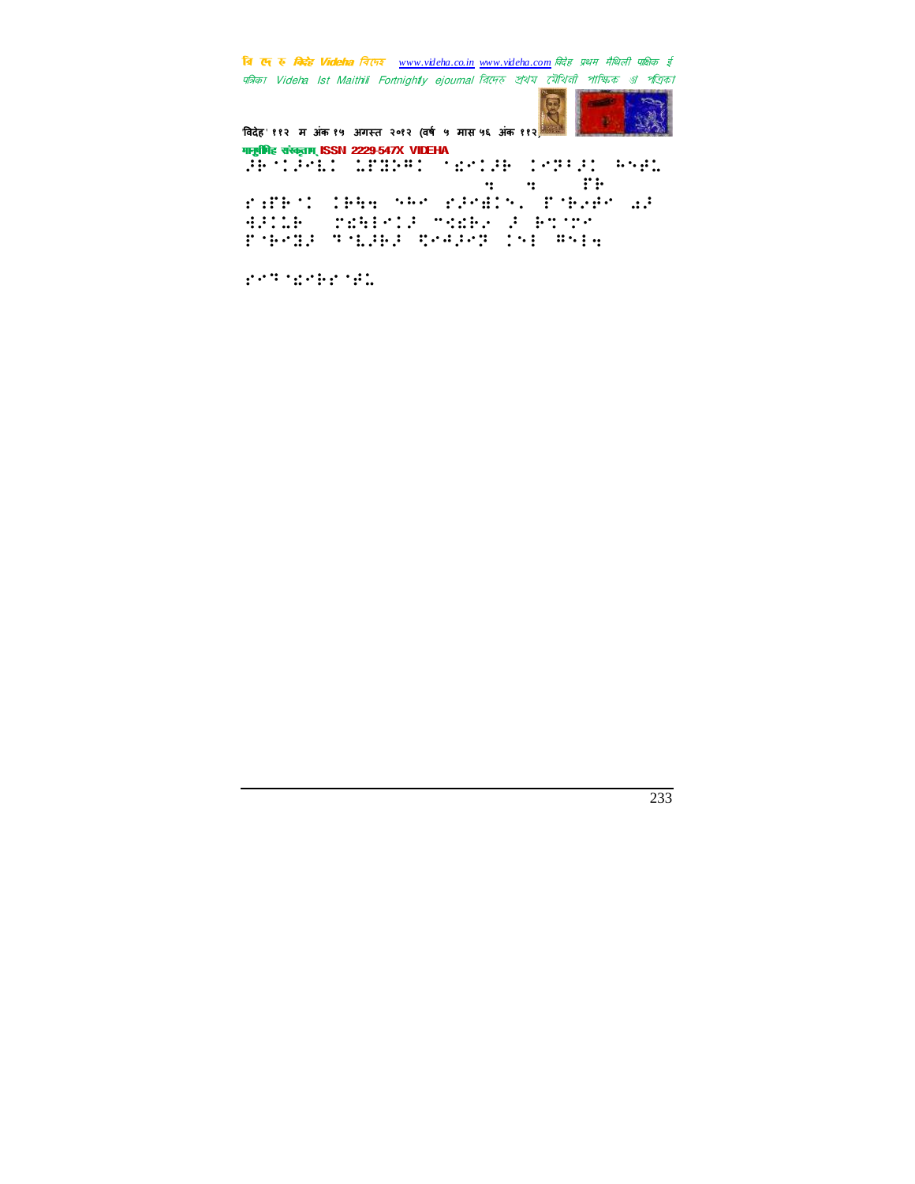मानुषीमिह संस्कृताम् ISSN 2229-547X VIDEHA

⠼⠗⠀⠁⠅⠼⠑⠇⠅⠀⠥⠏⠻⠕⠍⠅⠀⠁⠣⠑⠅⠼⠗⠀⠅⠑⠝⠃⠼⠅⠀⠓⠑⠖⠅

⠏⠗

⠎⠩⠏⠗⠁⠅⠀⠅⠓⠹⠀⠑⠓⠑⠀⠎⠼⠑⠻⠅⠑⠄⠀⠏⠁⠗⠄⠖⠑⠀⠥⠼

⠹⠼⠅⠥⠗⠀⠀⠍⠣⠹⠅⠑⠅⠼⠀⠉⠩⠣⠗⠄⠀⠼⠀⠗⠍⠁⠍⠑

⠏⠁⠗⠑⠻⠼⠀⠋⠁⠧⠼⠗⠼⠀⠻⠑⠲⠼⠑⠻⠀⠅⠑⠅⠀⠛⠑⠅⠹

⠎⠑⠙⠁⠣⠑⠗⠎⠁⠖⠅